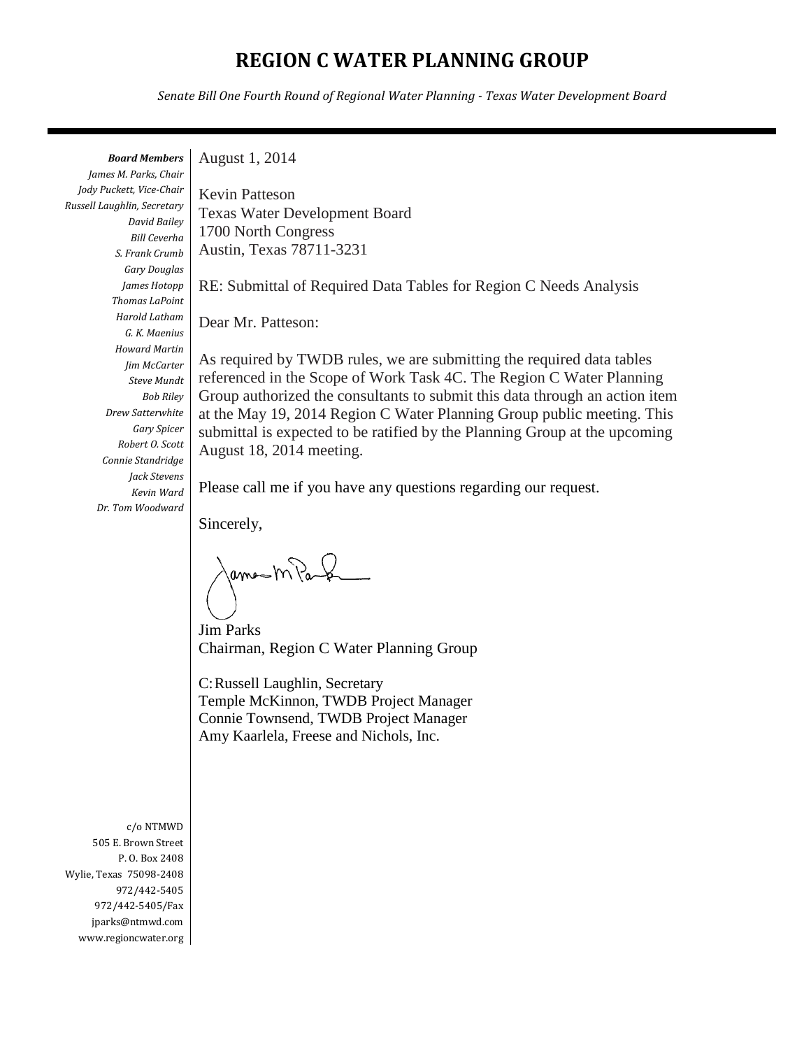# REGION C WATER PLANNING GROUP

*Senate Bill One Fourth Round of Regional Water Planning - Texas Water Development Board*

***Board Members***
*James M. Parks, Chair*
*Jody Puckett, Vice-Chair*
*Russell Laughlin, Secretary*
*David Bailey*
*Bill Ceverha*
*S. Frank Crumb*
*Gary Douglas*
*James Hotopp*
*Thomas LaPoint*
*Harold Latham*
*G. K. Maenius*
*Howard Martin*
*Jim McCarter*
*Steve Mundt*
*Bob Riley*
*Drew Satterwhite*
*Gary Spicer*
*Robert O. Scott*
*Connie Standridge*
*Jack Stevens*
*Kevin Ward*
*Dr. Tom Woodward*

August 1, 2014

Kevin Patteson
Texas Water Development Board
1700 North Congress
Austin, Texas 78711-3231

RE: Submittal of Required Data Tables for Region C Needs Analysis

Dear Mr. Patteson:

As required by TWDB rules, we are submitting the required data tables referenced in the Scope of Work Task 4C. The Region C Water Planning Group authorized the consultants to submit this data through an action item at the May 19, 2014 Region C Water Planning Group public meeting. This submittal is expected to be ratified by the Planning Group at the upcoming August 18, 2014 meeting.

Please call me if you have any questions regarding our request.

Sincerely,

Jim Parks
Chairman, Region C Water Planning Group

C: Russell Laughlin, Secretary
Temple McKinnon, TWDB Project Manager
Connie Townsend, TWDB Project Manager
Amy Kaarlela, Freese and Nichols, Inc.

c/o NTMWD
505 E. Brown Street
P. O. Box 2408
Wylie, Texas 75098-2408
972/442-5405
972/442-5405/Fax
jparks@ntmwd.com
www.regioncwater.org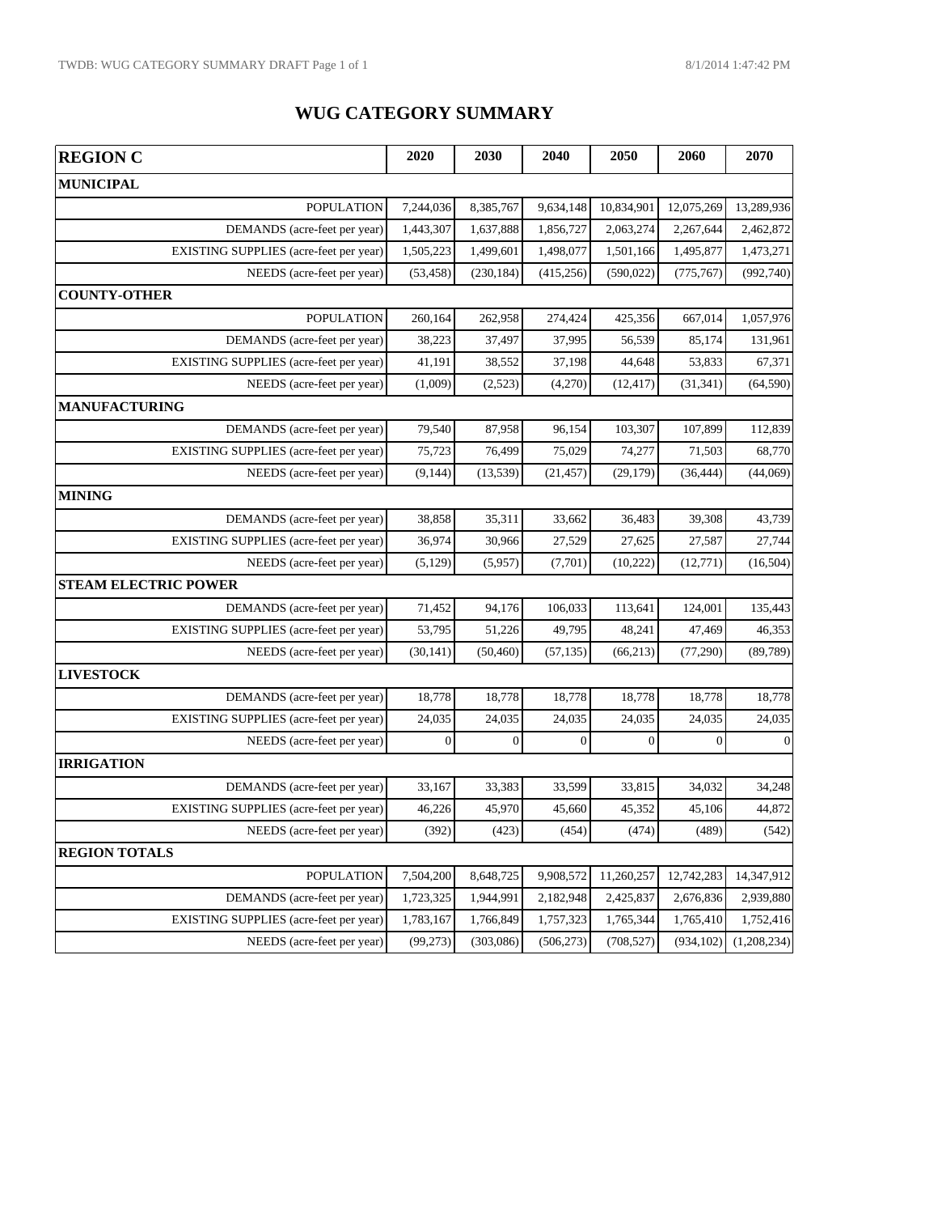# WUG CATEGORY SUMMARY

| REGION C | 2020 | 2030 | 2040 | 2050 | 2060 | 2070 |
|---|---|---|---|---|---|---|
| **MUNICIPAL** | | | | | | |
| POPULATION | 7,244,036 | 8,385,767 | 9,634,148 | 10,834,901 | 12,075,269 | 13,289,936 |
| DEMANDS (acre-feet per year) | 1,443,307 | 1,637,888 | 1,856,727 | 2,063,274 | 2,267,644 | 2,462,872 |
| EXISTING SUPPLIES (acre-feet per year) | 1,505,223 | 1,499,601 | 1,498,077 | 1,501,166 | 1,495,877 | 1,473,271 |
| NEEDS (acre-feet per year) | (53,458) | (230,184) | (415,256) | (590,022) | (775,767) | (992,740) |
| **COUNTY-OTHER** | | | | | | |
| POPULATION | 260,164 | 262,958 | 274,424 | 425,356 | 667,014 | 1,057,976 |
| DEMANDS (acre-feet per year) | 38,223 | 37,497 | 37,995 | 56,539 | 85,174 | 131,961 |
| EXISTING SUPPLIES (acre-feet per year) | 41,191 | 38,552 | 37,198 | 44,648 | 53,833 | 67,371 |
| NEEDS (acre-feet per year) | (1,009) | (2,523) | (4,270) | (12,417) | (31,341) | (64,590) |
| **MANUFACTURING** | | | | | | |
| DEMANDS (acre-feet per year) | 79,540 | 87,958 | 96,154 | 103,307 | 107,899 | 112,839 |
| EXISTING SUPPLIES (acre-feet per year) | 75,723 | 76,499 | 75,029 | 74,277 | 71,503 | 68,770 |
| NEEDS (acre-feet per year) | (9,144) | (13,539) | (21,457) | (29,179) | (36,444) | (44,069) |
| **MINING** | | | | | | |
| DEMANDS (acre-feet per year) | 38,858 | 35,311 | 33,662 | 36,483 | 39,308 | 43,739 |
| EXISTING SUPPLIES (acre-feet per year) | 36,974 | 30,966 | 27,529 | 27,625 | 27,587 | 27,744 |
| NEEDS (acre-feet per year) | (5,129) | (5,957) | (7,701) | (10,222) | (12,771) | (16,504) |
| **STEAM ELECTRIC POWER** | | | | | | |
| DEMANDS (acre-feet per year) | 71,452 | 94,176 | 106,033 | 113,641 | 124,001 | 135,443 |
| EXISTING SUPPLIES (acre-feet per year) | 53,795 | 51,226 | 49,795 | 48,241 | 47,469 | 46,353 |
| NEEDS (acre-feet per year) | (30,141) | (50,460) | (57,135) | (66,213) | (77,290) | (89,789) |
| **LIVESTOCK** | | | | | | |
| DEMANDS (acre-feet per year) | 18,778 | 18,778 | 18,778 | 18,778 | 18,778 | 18,778 |
| EXISTING SUPPLIES (acre-feet per year) | 24,035 | 24,035 | 24,035 | 24,035 | 24,035 | 24,035 |
| NEEDS (acre-feet per year) | 0 | 0 | 0 | 0 | 0 | 0 |
| **IRRIGATION** | | | | | | |
| DEMANDS (acre-feet per year) | 33,167 | 33,383 | 33,599 | 33,815 | 34,032 | 34,248 |
| EXISTING SUPPLIES (acre-feet per year) | 46,226 | 45,970 | 45,660 | 45,352 | 45,106 | 44,872 |
| NEEDS (acre-feet per year) | (392) | (423) | (454) | (474) | (489) | (542) |
| **REGION TOTALS** | | | | | | |
| POPULATION | 7,504,200 | 8,648,725 | 9,908,572 | 11,260,257 | 12,742,283 | 14,347,912 |
| DEMANDS (acre-feet per year) | 1,723,325 | 1,944,991 | 2,182,948 | 2,425,837 | 2,676,836 | 2,939,880 |
| EXISTING SUPPLIES (acre-feet per year) | 1,783,167 | 1,766,849 | 1,757,323 | 1,765,344 | 1,765,410 | 1,752,416 |
| NEEDS (acre-feet per year) | (99,273) | (303,086) | (506,273) | (708,527) | (934,102) | (1,208,234) |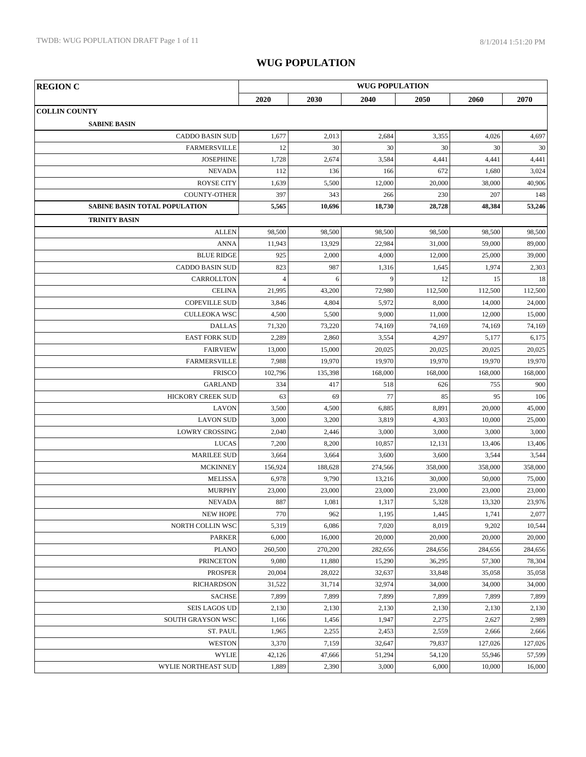# WUG POPULATION

| REGION C | WUG POPULATION | | | | | |
|---|---|---|---|---|---|---|
| | 2020 | 2030 | 2040 | 2050 | 2060 | 2070 |
| **COLLIN COUNTY** | | | | | | |
| **SABINE BASIN** | | | | | | |
| CADDO BASIN SUD | 1,677 | 2,013 | 2,684 | 3,355 | 4,026 | 4,697 |
| FARMERSVILLE | 12 | 30 | 30 | 30 | 30 | 30 |
| JOSEPHINE | 1,728 | 2,674 | 3,584 | 4,441 | 4,441 | 4,441 |
| NEVADA | 112 | 136 | 166 | 672 | 1,680 | 3,024 |
| ROYSE CITY | 1,639 | 5,500 | 12,000 | 20,000 | 38,000 | 40,906 |
| COUNTY-OTHER | 397 | 343 | 266 | 230 | 207 | 148 |
| **SABINE BASIN TOTAL POPULATION** | **5,565** | **10,696** | **18,730** | **28,728** | **48,384** | **53,246** |
| **TRINITY BASIN** | | | | | | |
| ALLEN | 98,500 | 98,500 | 98,500 | 98,500 | 98,500 | 98,500 |
| ANNA | 11,943 | 13,929 | 22,984 | 31,000 | 59,000 | 89,000 |
| BLUE RIDGE | 925 | 2,000 | 4,000 | 12,000 | 25,000 | 39,000 |
| CADDO BASIN SUD | 823 | 987 | 1,316 | 1,645 | 1,974 | 2,303 |
| CARROLLTON | 4 | 6 | 9 | 12 | 15 | 18 |
| CELINA | 21,995 | 43,200 | 72,980 | 112,500 | 112,500 | 112,500 |
| COPEVILLE SUD | 3,846 | 4,804 | 5,972 | 8,000 | 14,000 | 24,000 |
| CULLEOKA WSC | 4,500 | 5,500 | 9,000 | 11,000 | 12,000 | 15,000 |
| DALLAS | 71,320 | 73,220 | 74,169 | 74,169 | 74,169 | 74,169 |
| EAST FORK SUD | 2,289 | 2,860 | 3,554 | 4,297 | 5,177 | 6,175 |
| FAIRVIEW | 13,000 | 15,000 | 20,025 | 20,025 | 20,025 | 20,025 |
| FARMERSVILLE | 7,988 | 19,970 | 19,970 | 19,970 | 19,970 | 19,970 |
| FRISCO | 102,796 | 135,398 | 168,000 | 168,000 | 168,000 | 168,000 |
| GARLAND | 334 | 417 | 518 | 626 | 755 | 900 |
| HICKORY CREEK SUD | 63 | 69 | 77 | 85 | 95 | 106 |
| LAVON | 3,500 | 4,500 | 6,885 | 8,891 | 20,000 | 45,000 |
| LAVON SUD | 3,000 | 3,200 | 3,819 | 4,303 | 10,000 | 25,000 |
| LOWRY CROSSING | 2,040 | 2,446 | 3,000 | 3,000 | 3,000 | 3,000 |
| LUCAS | 7,200 | 8,200 | 10,857 | 12,131 | 13,406 | 13,406 |
| MARILEE SUD | 3,664 | 3,664 | 3,600 | 3,600 | 3,544 | 3,544 |
| MCKINNEY | 156,924 | 188,628 | 274,566 | 358,000 | 358,000 | 358,000 |
| MELISSA | 6,978 | 9,790 | 13,216 | 30,000 | 50,000 | 75,000 |
| MURPHY | 23,000 | 23,000 | 23,000 | 23,000 | 23,000 | 23,000 |
| NEVADA | 887 | 1,081 | 1,317 | 5,328 | 13,320 | 23,976 |
| NEW HOPE | 770 | 962 | 1,195 | 1,445 | 1,741 | 2,077 |
| NORTH COLLIN WSC | 5,319 | 6,086 | 7,020 | 8,019 | 9,202 | 10,544 |
| PARKER | 6,000 | 16,000 | 20,000 | 20,000 | 20,000 | 20,000 |
| PLANO | 260,500 | 270,200 | 282,656 | 284,656 | 284,656 | 284,656 |
| PRINCETON | 9,080 | 11,880 | 15,290 | 36,295 | 57,300 | 78,304 |
| PROSPER | 20,004 | 28,022 | 32,637 | 33,848 | 35,058 | 35,058 |
| RICHARDSON | 31,522 | 31,714 | 32,974 | 34,000 | 34,000 | 34,000 |
| SACHSE | 7,899 | 7,899 | 7,899 | 7,899 | 7,899 | 7,899 |
| SEIS LAGOS UD | 2,130 | 2,130 | 2,130 | 2,130 | 2,130 | 2,130 |
| SOUTH GRAYSON WSC | 1,166 | 1,456 | 1,947 | 2,275 | 2,627 | 2,989 |
| ST. PAUL | 1,965 | 2,255 | 2,453 | 2,559 | 2,666 | 2,666 |
| WESTON | 3,370 | 7,159 | 32,647 | 79,837 | 127,026 | 127,026 |
| WYLIE | 42,126 | 47,666 | 51,294 | 54,120 | 55,946 | 57,599 |
| WYLIE NORTHEAST SUD | 1,889 | 2,390 | 3,000 | 6,000 | 10,000 | 16,000 |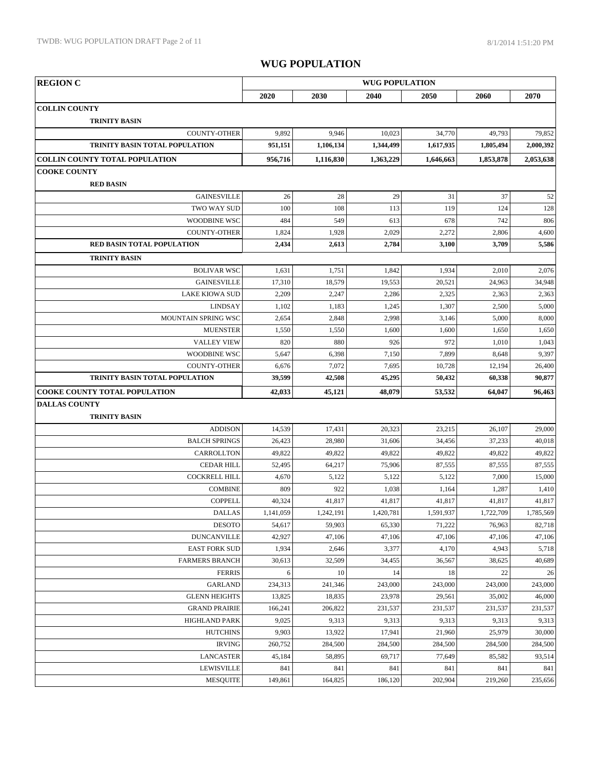# WUG POPULATION

| REGION C | WUG POPULATION | | | | | |
|---|---|---|---|---|---|---|
| | 2020 | 2030 | 2040 | 2050 | 2060 | 2070 |
| **COLLIN COUNTY** | | | | | | |
| **TRINITY BASIN** | | | | | | |
| COUNTY-OTHER | 9,892 | 9,946 | 10,023 | 34,770 | 49,793 | 79,852 |
| **TRINITY BASIN TOTAL POPULATION** | **951,151** | **1,106,134** | **1,344,499** | **1,617,935** | **1,805,494** | **2,000,392** |
| **COLLIN COUNTY TOTAL POPULATION** | **956,716** | **1,116,830** | **1,363,229** | **1,646,663** | **1,853,878** | **2,053,638** |
| **COOKE COUNTY** | | | | | | |
| **RED BASIN** | | | | | | |
| GAINESVILLE | 26 | 28 | 29 | 31 | 37 | 52 |
| TWO WAY SUD | 100 | 108 | 113 | 119 | 124 | 128 |
| WOODBINE WSC | 484 | 549 | 613 | 678 | 742 | 806 |
| COUNTY-OTHER | 1,824 | 1,928 | 2,029 | 2,272 | 2,806 | 4,600 |
| **RED BASIN TOTAL POPULATION** | **2,434** | **2,613** | **2,784** | **3,100** | **3,709** | **5,586** |
| **TRINITY BASIN** | | | | | | |
| BOLIVAR WSC | 1,631 | 1,751 | 1,842 | 1,934 | 2,010 | 2,076 |
| GAINESVILLE | 17,310 | 18,579 | 19,553 | 20,521 | 24,963 | 34,948 |
| LAKE KIOWA SUD | 2,209 | 2,247 | 2,286 | 2,325 | 2,363 | 2,363 |
| LINDSAY | 1,102 | 1,183 | 1,245 | 1,307 | 2,500 | 5,000 |
| MOUNTAIN SPRING WSC | 2,654 | 2,848 | 2,998 | 3,146 | 5,000 | 8,000 |
| MUENSTER | 1,550 | 1,550 | 1,600 | 1,600 | 1,650 | 1,650 |
| VALLEY VIEW | 820 | 880 | 926 | 972 | 1,010 | 1,043 |
| WOODBINE WSC | 5,647 | 6,398 | 7,150 | 7,899 | 8,648 | 9,397 |
| COUNTY-OTHER | 6,676 | 7,072 | 7,695 | 10,728 | 12,194 | 26,400 |
| **TRINITY BASIN TOTAL POPULATION** | **39,599** | **42,508** | **45,295** | **50,432** | **60,338** | **90,877** |
| **COOKE COUNTY TOTAL POPULATION** | **42,033** | **45,121** | **48,079** | **53,532** | **64,047** | **96,463** |
| **DALLAS COUNTY** | | | | | | |
| **TRINITY BASIN** | | | | | | |
| ADDISON | 14,539 | 17,431 | 20,323 | 23,215 | 26,107 | 29,000 |
| BALCH SPRINGS | 26,423 | 28,980 | 31,606 | 34,456 | 37,233 | 40,018 |
| CARROLLTON | 49,822 | 49,822 | 49,822 | 49,822 | 49,822 | 49,822 |
| CEDAR HILL | 52,495 | 64,217 | 75,906 | 87,555 | 87,555 | 87,555 |
| COCKRELL HILL | 4,670 | 5,122 | 5,122 | 5,122 | 7,000 | 15,000 |
| COMBINE | 809 | 922 | 1,038 | 1,164 | 1,287 | 1,410 |
| COPPELL | 40,324 | 41,817 | 41,817 | 41,817 | 41,817 | 41,817 |
| DALLAS | 1,141,059 | 1,242,191 | 1,420,781 | 1,591,937 | 1,722,709 | 1,785,569 |
| DESOTO | 54,617 | 59,903 | 65,330 | 71,222 | 76,963 | 82,718 |
| DUNCANVILLE | 42,927 | 47,106 | 47,106 | 47,106 | 47,106 | 47,106 |
| EAST FORK SUD | 1,934 | 2,646 | 3,377 | 4,170 | 4,943 | 5,718 |
| FARMERS BRANCH | 30,613 | 32,509 | 34,455 | 36,567 | 38,625 | 40,689 |
| FERRIS | 6 | 10 | 14 | 18 | 22 | 26 |
| GARLAND | 234,313 | 241,346 | 243,000 | 243,000 | 243,000 | 243,000 |
| GLENN HEIGHTS | 13,825 | 18,835 | 23,978 | 29,561 | 35,002 | 46,000 |
| GRAND PRAIRIE | 166,241 | 206,822 | 231,537 | 231,537 | 231,537 | 231,537 |
| HIGHLAND PARK | 9,025 | 9,313 | 9,313 | 9,313 | 9,313 | 9,313 |
| HUTCHINS | 9,903 | 13,922 | 17,941 | 21,960 | 25,979 | 30,000 |
| IRVING | 260,752 | 284,500 | 284,500 | 284,500 | 284,500 | 284,500 |
| LANCASTER | 45,184 | 58,895 | 69,717 | 77,649 | 85,582 | 93,514 |
| LEWISVILLE | 841 | 841 | 841 | 841 | 841 | 841 |
| MESQUITE | 149,861 | 164,825 | 186,120 | 202,904 | 219,260 | 235,656 |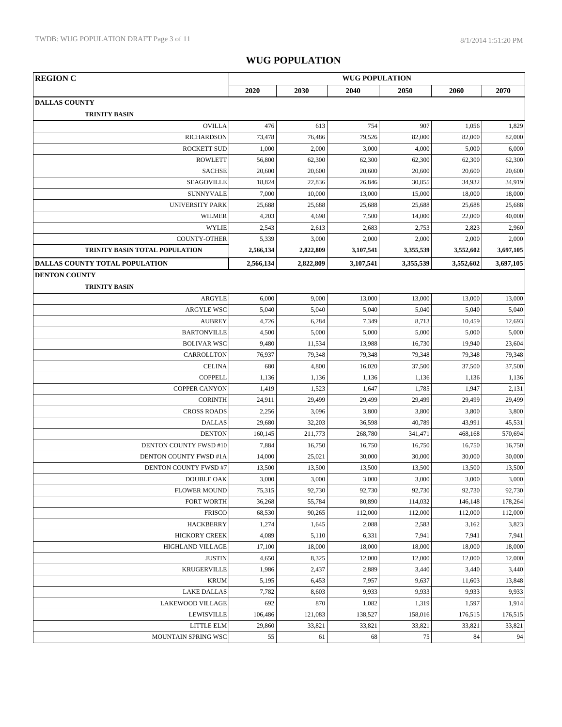# WUG POPULATION

| REGION C | WUG POPULATION | | | | | |
|---|---|---|---|---|---|---|
| | 2020 | 2030 | 2040 | 2050 | 2060 | 2070 |
| **DALLAS COUNTY** | | | | | | |
| **TRINITY BASIN** | | | | | | |
| OVILLA | 476 | 613 | 754 | 907 | 1,056 | 1,829 |
| RICHARDSON | 73,478 | 76,486 | 79,526 | 82,000 | 82,000 | 82,000 |
| ROCKETT SUD | 1,000 | 2,000 | 3,000 | 4,000 | 5,000 | 6,000 |
| ROWLETT | 56,800 | 62,300 | 62,300 | 62,300 | 62,300 | 62,300 |
| SACHSE | 20,600 | 20,600 | 20,600 | 20,600 | 20,600 | 20,600 |
| SEAGOVILLE | 18,824 | 22,836 | 26,846 | 30,855 | 34,932 | 34,919 |
| SUNNYVALE | 7,000 | 10,000 | 13,000 | 15,000 | 18,000 | 18,000 |
| UNIVERSITY PARK | 25,688 | 25,688 | 25,688 | 25,688 | 25,688 | 25,688 |
| WILMER | 4,203 | 4,698 | 7,500 | 14,000 | 22,000 | 40,000 |
| WYLIE | 2,543 | 2,613 | 2,683 | 2,753 | 2,823 | 2,960 |
| COUNTY-OTHER | 5,339 | 3,000 | 2,000 | 2,000 | 2,000 | 2,000 |
| **TRINITY BASIN TOTAL POPULATION** | **2,566,134** | **2,822,809** | **3,107,541** | **3,355,539** | **3,552,602** | **3,697,105** |
| **DALLAS COUNTY TOTAL POPULATION** | **2,566,134** | **2,822,809** | **3,107,541** | **3,355,539** | **3,552,602** | **3,697,105** |
| **DENTON COUNTY** | | | | | | |
| **TRINITY BASIN** | | | | | | |
| ARGYLE | 6,000 | 9,000 | 13,000 | 13,000 | 13,000 | 13,000 |
| ARGYLE WSC | 5,040 | 5,040 | 5,040 | 5,040 | 5,040 | 5,040 |
| AUBREY | 4,726 | 6,284 | 7,349 | 8,713 | 10,459 | 12,693 |
| BARTONVILLE | 4,500 | 5,000 | 5,000 | 5,000 | 5,000 | 5,000 |
| BOLIVAR WSC | 9,480 | 11,534 | 13,988 | 16,730 | 19,940 | 23,604 |
| CARROLLTON | 76,937 | 79,348 | 79,348 | 79,348 | 79,348 | 79,348 |
| CELINA | 680 | 4,800 | 16,020 | 37,500 | 37,500 | 37,500 |
| COPPELL | 1,136 | 1,136 | 1,136 | 1,136 | 1,136 | 1,136 |
| COPPER CANYON | 1,419 | 1,523 | 1,647 | 1,785 | 1,947 | 2,131 |
| CORINTH | 24,911 | 29,499 | 29,499 | 29,499 | 29,499 | 29,499 |
| CROSS ROADS | 2,256 | 3,096 | 3,800 | 3,800 | 3,800 | 3,800 |
| DALLAS | 29,680 | 32,203 | 36,598 | 40,789 | 43,991 | 45,531 |
| DENTON | 160,145 | 211,773 | 268,780 | 341,471 | 468,168 | 570,694 |
| DENTON COUNTY FWSD #10 | 7,884 | 16,750 | 16,750 | 16,750 | 16,750 | 16,750 |
| DENTON COUNTY FWSD #1A | 14,000 | 25,021 | 30,000 | 30,000 | 30,000 | 30,000 |
| DENTON COUNTY FWSD #7 | 13,500 | 13,500 | 13,500 | 13,500 | 13,500 | 13,500 |
| DOUBLE OAK | 3,000 | 3,000 | 3,000 | 3,000 | 3,000 | 3,000 |
| FLOWER MOUND | 75,315 | 92,730 | 92,730 | 92,730 | 92,730 | 92,730 |
| FORT WORTH | 36,268 | 55,784 | 80,890 | 114,032 | 146,148 | 178,264 |
| FRISCO | 68,530 | 90,265 | 112,000 | 112,000 | 112,000 | 112,000 |
| HACKBERRY | 1,274 | 1,645 | 2,088 | 2,583 | 3,162 | 3,823 |
| HICKORY CREEK | 4,089 | 5,110 | 6,331 | 7,941 | 7,941 | 7,941 |
| HIGHLAND VILLAGE | 17,100 | 18,000 | 18,000 | 18,000 | 18,000 | 18,000 |
| JUSTIN | 4,650 | 8,325 | 12,000 | 12,000 | 12,000 | 12,000 |
| KRUGERVILLE | 1,986 | 2,437 | 2,889 | 3,440 | 3,440 | 3,440 |
| KRUM | 5,195 | 6,453 | 7,957 | 9,637 | 11,603 | 13,848 |
| LAKE DALLAS | 7,782 | 8,603 | 9,933 | 9,933 | 9,933 | 9,933 |
| LAKEWOOD VILLAGE | 692 | 870 | 1,082 | 1,319 | 1,597 | 1,914 |
| LEWISVILLE | 106,486 | 121,083 | 138,527 | 158,016 | 176,515 | 176,515 |
| LITTLE ELM | 29,860 | 33,821 | 33,821 | 33,821 | 33,821 | 33,821 |
| MOUNTAIN SPRING WSC | 55 | 61 | 68 | 75 | 84 | 94 |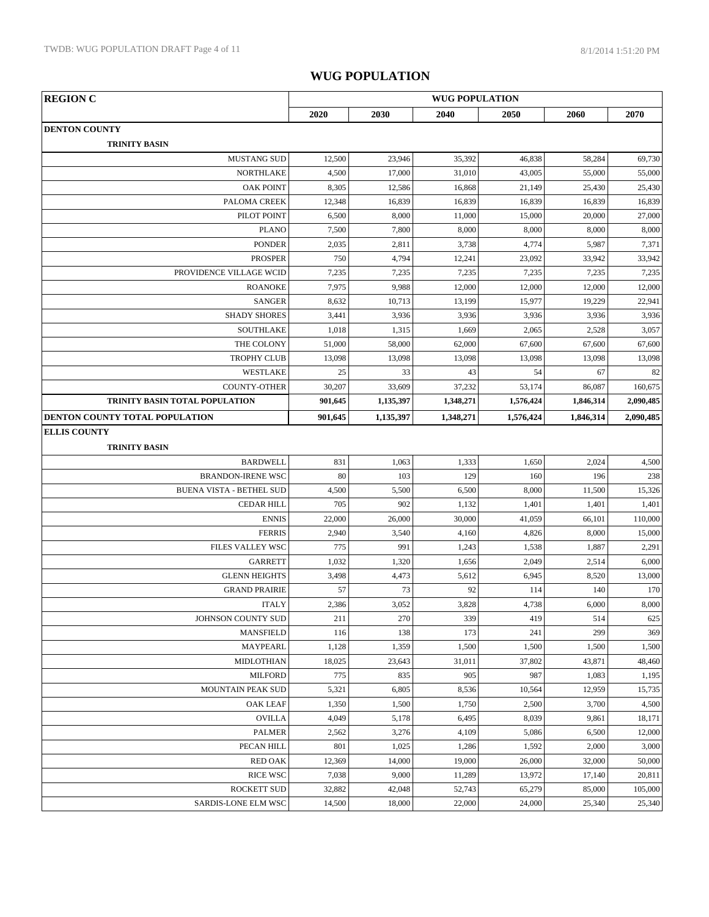# WUG POPULATION

| REGION C | WUG POPULATION | | | | | |
|---|---|---|---|---|---|---|
| | 2020 | 2030 | 2040 | 2050 | 2060 | 2070 |
| **DENTON COUNTY** | | | | | | |
| **TRINITY BASIN** | | | | | | |
| MUSTANG SUD | 12,500 | 23,946 | 35,392 | 46,838 | 58,284 | 69,730 |
| NORTHLAKE | 4,500 | 17,000 | 31,010 | 43,005 | 55,000 | 55,000 |
| OAK POINT | 8,305 | 12,586 | 16,868 | 21,149 | 25,430 | 25,430 |
| PALOMA CREEK | 12,348 | 16,839 | 16,839 | 16,839 | 16,839 | 16,839 |
| PILOT POINT | 6,500 | 8,000 | 11,000 | 15,000 | 20,000 | 27,000 |
| PLANO | 7,500 | 7,800 | 8,000 | 8,000 | 8,000 | 8,000 |
| PONDER | 2,035 | 2,811 | 3,738 | 4,774 | 5,987 | 7,371 |
| PROSPER | 750 | 4,794 | 12,241 | 23,092 | 33,942 | 33,942 |
| PROVIDENCE VILLAGE WCID | 7,235 | 7,235 | 7,235 | 7,235 | 7,235 | 7,235 |
| ROANOKE | 7,975 | 9,988 | 12,000 | 12,000 | 12,000 | 12,000 |
| SANGER | 8,632 | 10,713 | 13,199 | 15,977 | 19,229 | 22,941 |
| SHADY SHORES | 3,441 | 3,936 | 3,936 | 3,936 | 3,936 | 3,936 |
| SOUTHLAKE | 1,018 | 1,315 | 1,669 | 2,065 | 2,528 | 3,057 |
| THE COLONY | 51,000 | 58,000 | 62,000 | 67,600 | 67,600 | 67,600 |
| TROPHY CLUB | 13,098 | 13,098 | 13,098 | 13,098 | 13,098 | 13,098 |
| WESTLAKE | 25 | 33 | 43 | 54 | 67 | 82 |
| COUNTY-OTHER | 30,207 | 33,609 | 37,232 | 53,174 | 86,087 | 160,675 |
| **TRINITY BASIN TOTAL POPULATION** | **901,645** | **1,135,397** | **1,348,271** | **1,576,424** | **1,846,314** | **2,090,485** |
| **DENTON COUNTY TOTAL POPULATION** | **901,645** | **1,135,397** | **1,348,271** | **1,576,424** | **1,846,314** | **2,090,485** |
| **ELLIS COUNTY** | | | | | | |
| **TRINITY BASIN** | | | | | | |
| BARDWELL | 831 | 1,063 | 1,333 | 1,650 | 2,024 | 4,500 |
| BRANDON-IRENE WSC | 80 | 103 | 129 | 160 | 196 | 238 |
| BUENA VISTA - BETHEL SUD | 4,500 | 5,500 | 6,500 | 8,000 | 11,500 | 15,326 |
| CEDAR HILL | 705 | 902 | 1,132 | 1,401 | 1,401 | 1,401 |
| ENNIS | 22,000 | 26,000 | 30,000 | 41,059 | 66,101 | 110,000 |
| FERRIS | 2,940 | 3,540 | 4,160 | 4,826 | 8,000 | 15,000 |
| FILES VALLEY WSC | 775 | 991 | 1,243 | 1,538 | 1,887 | 2,291 |
| GARRETT | 1,032 | 1,320 | 1,656 | 2,049 | 2,514 | 6,000 |
| GLENN HEIGHTS | 3,498 | 4,473 | 5,612 | 6,945 | 8,520 | 13,000 |
| GRAND PRAIRIE | 57 | 73 | 92 | 114 | 140 | 170 |
| ITALY | 2,386 | 3,052 | 3,828 | 4,738 | 6,000 | 8,000 |
| JOHNSON COUNTY SUD | 211 | 270 | 339 | 419 | 514 | 625 |
| MANSFIELD | 116 | 138 | 173 | 241 | 299 | 369 |
| MAYPEARL | 1,128 | 1,359 | 1,500 | 1,500 | 1,500 | 1,500 |
| MIDLOTHIAN | 18,025 | 23,643 | 31,011 | 37,802 | 43,871 | 48,460 |
| MILFORD | 775 | 835 | 905 | 987 | 1,083 | 1,195 |
| MOUNTAIN PEAK SUD | 5,321 | 6,805 | 8,536 | 10,564 | 12,959 | 15,735 |
| OAK LEAF | 1,350 | 1,500 | 1,750 | 2,500 | 3,700 | 4,500 |
| OVILLA | 4,049 | 5,178 | 6,495 | 8,039 | 9,861 | 18,171 |
| PALMER | 2,562 | 3,276 | 4,109 | 5,086 | 6,500 | 12,000 |
| PECAN HILL | 801 | 1,025 | 1,286 | 1,592 | 2,000 | 3,000 |
| RED OAK | 12,369 | 14,000 | 19,000 | 26,000 | 32,000 | 50,000 |
| RICE WSC | 7,038 | 9,000 | 11,289 | 13,972 | 17,140 | 20,811 |
| ROCKETT SUD | 32,882 | 42,048 | 52,743 | 65,279 | 85,000 | 105,000 |
| SARDIS-LONE ELM WSC | 14,500 | 18,000 | 22,000 | 24,000 | 25,340 | 25,340 |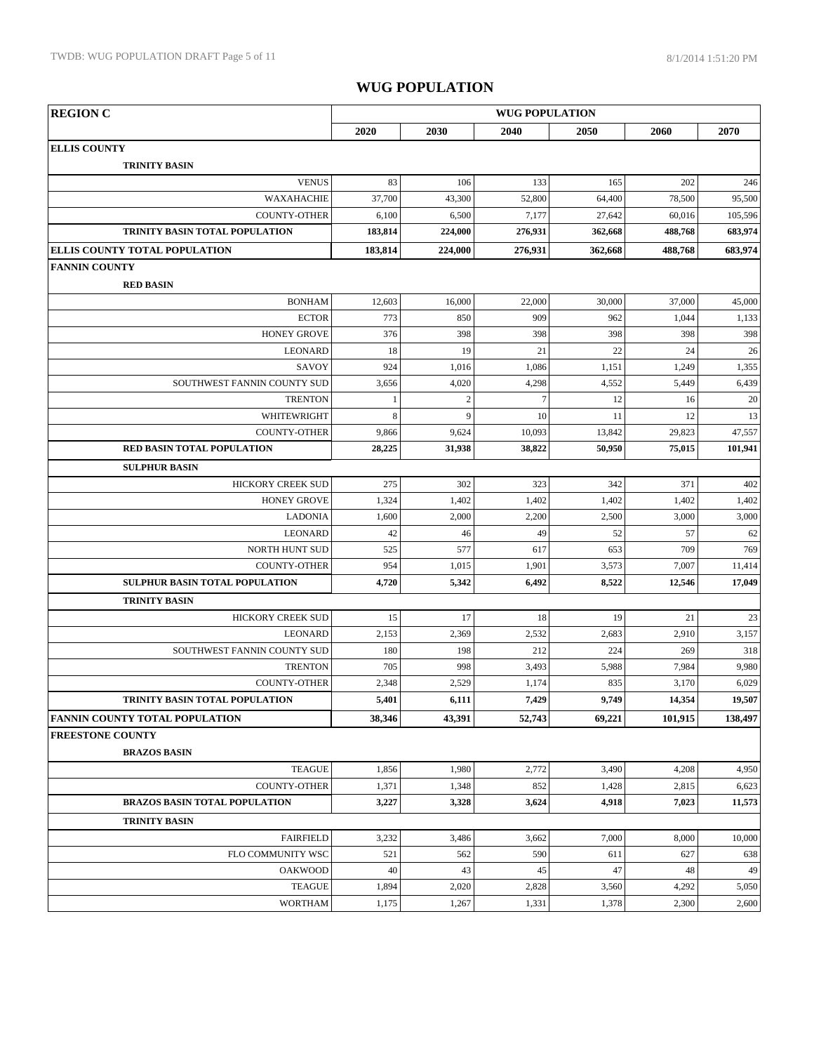## WUG POPULATION

| REGION C | WUG POPULATION | | | | | |
|---|---|---|---|---|---|---|
| | 2020 | 2030 | 2040 | 2050 | 2060 | 2070 |
| **ELLIS COUNTY** | | | | | | |
| **TRINITY BASIN** | | | | | | |
| VENUS | 83 | 106 | 133 | 165 | 202 | 246 |
| WAXAHACHIE | 37,700 | 43,300 | 52,800 | 64,400 | 78,500 | 95,500 |
| COUNTY-OTHER | 6,100 | 6,500 | 7,177 | 27,642 | 60,016 | 105,596 |
| **TRINITY BASIN TOTAL POPULATION** | **183,814** | **224,000** | **276,931** | **362,668** | **488,768** | **683,974** |
| **ELLIS COUNTY TOTAL POPULATION** | **183,814** | **224,000** | **276,931** | **362,668** | **488,768** | **683,974** |
| **FANNIN COUNTY** | | | | | | |
| **RED BASIN** | | | | | | |
| BONHAM | 12,603 | 16,000 | 22,000 | 30,000 | 37,000 | 45,000 |
| ECTOR | 773 | 850 | 909 | 962 | 1,044 | 1,133 |
| HONEY GROVE | 376 | 398 | 398 | 398 | 398 | 398 |
| LEONARD | 18 | 19 | 21 | 22 | 24 | 26 |
| SAVOY | 924 | 1,016 | 1,086 | 1,151 | 1,249 | 1,355 |
| SOUTHWEST FANNIN COUNTY SUD | 3,656 | 4,020 | 4,298 | 4,552 | 5,449 | 6,439 |
| TRENTON | 1 | 2 | 7 | 12 | 16 | 20 |
| WHITEWRIGHT | 8 | 9 | 10 | 11 | 12 | 13 |
| COUNTY-OTHER | 9,866 | 9,624 | 10,093 | 13,842 | 29,823 | 47,557 |
| **RED BASIN TOTAL POPULATION** | **28,225** | **31,938** | **38,822** | **50,950** | **75,015** | **101,941** |
| **SULPHUR BASIN** | | | | | | |
| HICKORY CREEK SUD | 275 | 302 | 323 | 342 | 371 | 402 |
| HONEY GROVE | 1,324 | 1,402 | 1,402 | 1,402 | 1,402 | 1,402 |
| LADONIA | 1,600 | 2,000 | 2,200 | 2,500 | 3,000 | 3,000 |
| LEONARD | 42 | 46 | 49 | 52 | 57 | 62 |
| NORTH HUNT SUD | 525 | 577 | 617 | 653 | 709 | 769 |
| COUNTY-OTHER | 954 | 1,015 | 1,901 | 3,573 | 7,007 | 11,414 |
| **SULPHUR BASIN TOTAL POPULATION** | **4,720** | **5,342** | **6,492** | **8,522** | **12,546** | **17,049** |
| **TRINITY BASIN** | | | | | | |
| HICKORY CREEK SUD | 15 | 17 | 18 | 19 | 21 | 23 |
| LEONARD | 2,153 | 2,369 | 2,532 | 2,683 | 2,910 | 3,157 |
| SOUTHWEST FANNIN COUNTY SUD | 180 | 198 | 212 | 224 | 269 | 318 |
| TRENTON | 705 | 998 | 3,493 | 5,988 | 7,984 | 9,980 |
| COUNTY-OTHER | 2,348 | 2,529 | 1,174 | 835 | 3,170 | 6,029 |
| **TRINITY BASIN TOTAL POPULATION** | **5,401** | **6,111** | **7,429** | **9,749** | **14,354** | **19,507** |
| **FANNIN COUNTY TOTAL POPULATION** | **38,346** | **43,391** | **52,743** | **69,221** | **101,915** | **138,497** |
| **FREESTONE COUNTY** | | | | | | |
| **BRAZOS BASIN** | | | | | | |
| TEAGUE | 1,856 | 1,980 | 2,772 | 3,490 | 4,208 | 4,950 |
| COUNTY-OTHER | 1,371 | 1,348 | 852 | 1,428 | 2,815 | 6,623 |
| **BRAZOS BASIN TOTAL POPULATION** | **3,227** | **3,328** | **3,624** | **4,918** | **7,023** | **11,573** |
| **TRINITY BASIN** | | | | | | |
| FAIRFIELD | 3,232 | 3,486 | 3,662 | 7,000 | 8,000 | 10,000 |
| FLO COMMUNITY WSC | 521 | 562 | 590 | 611 | 627 | 638 |
| OAKWOOD | 40 | 43 | 45 | 47 | 48 | 49 |
| TEAGUE | 1,894 | 2,020 | 2,828 | 3,560 | 4,292 | 5,050 |
| WORTHAM | 1,175 | 1,267 | 1,331 | 1,378 | 2,300 | 2,600 |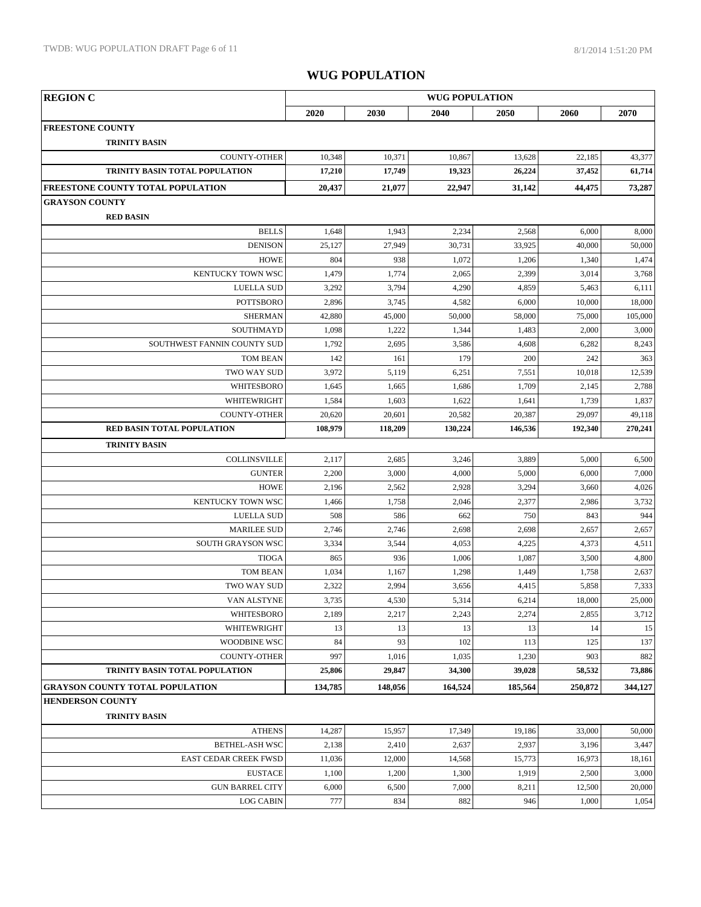## WUG POPULATION

| REGION C | WUG POPULATION | | | | | |
|---|---|---|---|---|---|---|
| | 2020 | 2030 | 2040 | 2050 | 2060 | 2070 |
| **FREESTONE COUNTY** | | | | | | |
| **TRINITY BASIN** | | | | | | |
| COUNTY-OTHER | 10,348 | 10,371 | 10,867 | 13,628 | 22,185 | 43,377 |
| **TRINITY BASIN TOTAL POPULATION** | **17,210** | **17,749** | **19,323** | **26,224** | **37,452** | **61,714** |
| **FREESTONE COUNTY TOTAL POPULATION** | **20,437** | **21,077** | **22,947** | **31,142** | **44,475** | **73,287** |
| **GRAYSON COUNTY** | | | | | | |
| **RED BASIN** | | | | | | |
| BELLS | 1,648 | 1,943 | 2,234 | 2,568 | 6,000 | 8,000 |
| DENISON | 25,127 | 27,949 | 30,731 | 33,925 | 40,000 | 50,000 |
| HOWE | 804 | 938 | 1,072 | 1,206 | 1,340 | 1,474 |
| KENTUCKY TOWN WSC | 1,479 | 1,774 | 2,065 | 2,399 | 3,014 | 3,768 |
| LUELLA SUD | 3,292 | 3,794 | 4,290 | 4,859 | 5,463 | 6,111 |
| POTTSBORO | 2,896 | 3,745 | 4,582 | 6,000 | 10,000 | 18,000 |
| SHERMAN | 42,880 | 45,000 | 50,000 | 58,000 | 75,000 | 105,000 |
| SOUTHMAYD | 1,098 | 1,222 | 1,344 | 1,483 | 2,000 | 3,000 |
| SOUTHWEST FANNIN COUNTY SUD | 1,792 | 2,695 | 3,586 | 4,608 | 6,282 | 8,243 |
| TOM BEAN | 142 | 161 | 179 | 200 | 242 | 363 |
| TWO WAY SUD | 3,972 | 5,119 | 6,251 | 7,551 | 10,018 | 12,539 |
| WHITESBORO | 1,645 | 1,665 | 1,686 | 1,709 | 2,145 | 2,788 |
| WHITEWRIGHT | 1,584 | 1,603 | 1,622 | 1,641 | 1,739 | 1,837 |
| COUNTY-OTHER | 20,620 | 20,601 | 20,582 | 20,387 | 29,097 | 49,118 |
| **RED BASIN TOTAL POPULATION** | **108,979** | **118,209** | **130,224** | **146,536** | **192,340** | **270,241** |
| **TRINITY BASIN** | | | | | | |
| COLLINSVILLE | 2,117 | 2,685 | 3,246 | 3,889 | 5,000 | 6,500 |
| GUNTER | 2,200 | 3,000 | 4,000 | 5,000 | 6,000 | 7,000 |
| HOWE | 2,196 | 2,562 | 2,928 | 3,294 | 3,660 | 4,026 |
| KENTUCKY TOWN WSC | 1,466 | 1,758 | 2,046 | 2,377 | 2,986 | 3,732 |
| LUELLA SUD | 508 | 586 | 662 | 750 | 843 | 944 |
| MARILEE SUD | 2,746 | 2,746 | 2,698 | 2,698 | 2,657 | 2,657 |
| SOUTH GRAYSON WSC | 3,334 | 3,544 | 4,053 | 4,225 | 4,373 | 4,511 |
| TIOGA | 865 | 936 | 1,006 | 1,087 | 3,500 | 4,800 |
| TOM BEAN | 1,034 | 1,167 | 1,298 | 1,449 | 1,758 | 2,637 |
| TWO WAY SUD | 2,322 | 2,994 | 3,656 | 4,415 | 5,858 | 7,333 |
| VAN ALSTYNE | 3,735 | 4,530 | 5,314 | 6,214 | 18,000 | 25,000 |
| WHITESBORO | 2,189 | 2,217 | 2,243 | 2,274 | 2,855 | 3,712 |
| WHITEWRIGHT | 13 | 13 | 13 | 13 | 14 | 15 |
| WOODBINE WSC | 84 | 93 | 102 | 113 | 125 | 137 |
| COUNTY-OTHER | 997 | 1,016 | 1,035 | 1,230 | 903 | 882 |
| **TRINITY BASIN TOTAL POPULATION** | **25,806** | **29,847** | **34,300** | **39,028** | **58,532** | **73,886** |
| **GRAYSON COUNTY TOTAL POPULATION** | **134,785** | **148,056** | **164,524** | **185,564** | **250,872** | **344,127** |
| **HENDERSON COUNTY** | | | | | | |
| **TRINITY BASIN** | | | | | | |
| ATHENS | 14,287 | 15,957 | 17,349 | 19,186 | 33,000 | 50,000 |
| BETHEL-ASH WSC | 2,138 | 2,410 | 2,637 | 2,937 | 3,196 | 3,447 |
| EAST CEDAR CREEK FWSD | 11,036 | 12,000 | 14,568 | 15,773 | 16,973 | 18,161 |
| EUSTACE | 1,100 | 1,200 | 1,300 | 1,919 | 2,500 | 3,000 |
| GUN BARREL CITY | 6,000 | 6,500 | 7,000 | 8,211 | 12,500 | 20,000 |
| LOG CABIN | 777 | 834 | 882 | 946 | 1,000 | 1,054 |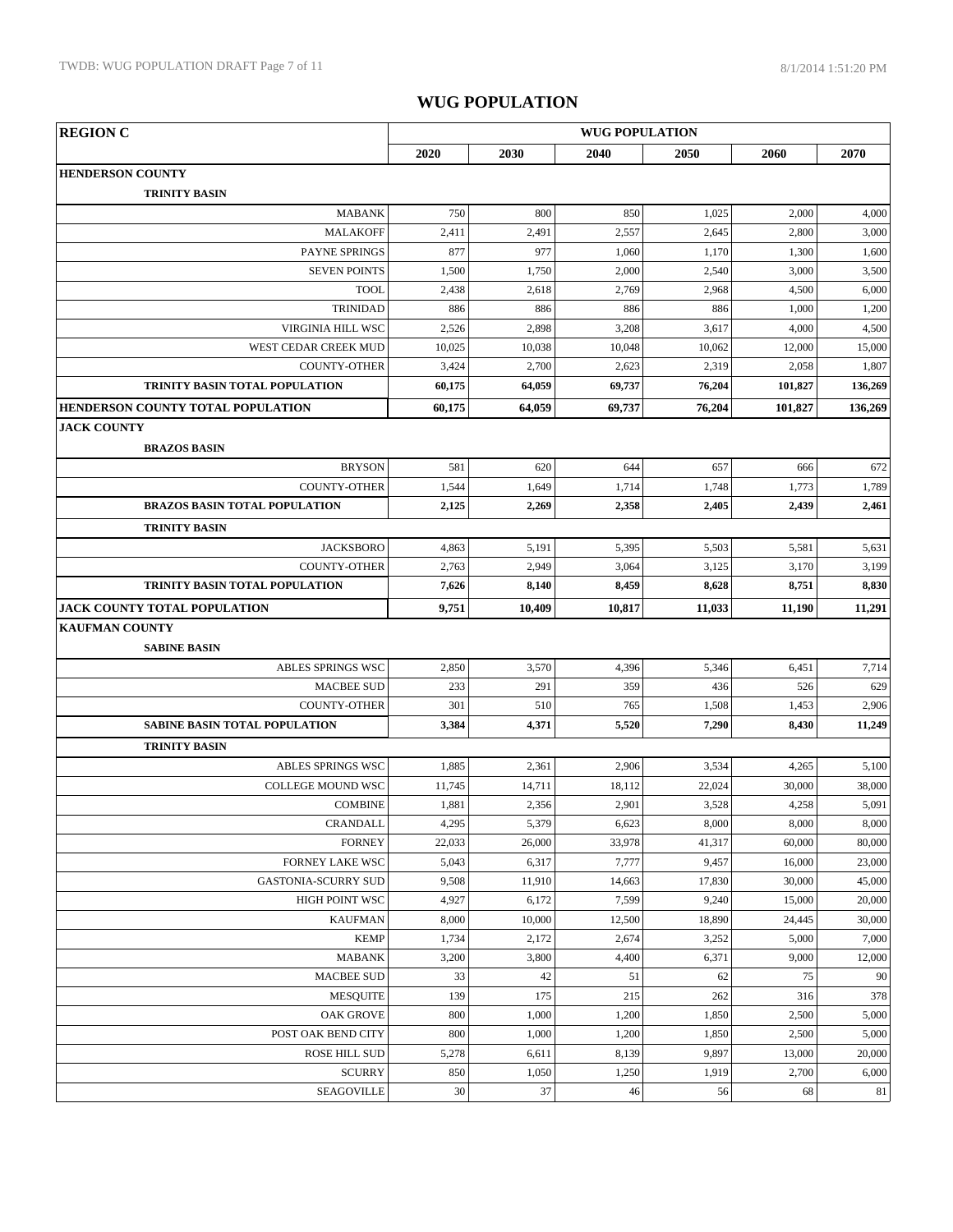# WUG POPULATION

| REGION C | WUG POPULATION | | | | | |
|---|---|---|---|---|---|---|
| | 2020 | 2030 | 2040 | 2050 | 2060 | 2070 |
| **HENDERSON COUNTY** | | | | | | |
| **TRINITY BASIN** | | | | | | |
| MABANK | 750 | 800 | 850 | 1,025 | 2,000 | 4,000 |
| MALAKOFF | 2,411 | 2,491 | 2,557 | 2,645 | 2,800 | 3,000 |
| PAYNE SPRINGS | 877 | 977 | 1,060 | 1,170 | 1,300 | 1,600 |
| SEVEN POINTS | 1,500 | 1,750 | 2,000 | 2,540 | 3,000 | 3,500 |
| TOOL | 2,438 | 2,618 | 2,769 | 2,968 | 4,500 | 6,000 |
| TRINIDAD | 886 | 886 | 886 | 886 | 1,000 | 1,200 |
| VIRGINIA HILL WSC | 2,526 | 2,898 | 3,208 | 3,617 | 4,000 | 4,500 |
| WEST CEDAR CREEK MUD | 10,025 | 10,038 | 10,048 | 10,062 | 12,000 | 15,000 |
| COUNTY-OTHER | 3,424 | 2,700 | 2,623 | 2,319 | 2,058 | 1,807 |
| **TRINITY BASIN TOTAL POPULATION** | **60,175** | **64,059** | **69,737** | **76,204** | **101,827** | **136,269** |
| **HENDERSON COUNTY TOTAL POPULATION** | **60,175** | **64,059** | **69,737** | **76,204** | **101,827** | **136,269** |
| **JACK COUNTY** | | | | | | |
| **BRAZOS BASIN** | | | | | | |
| BRYSON | 581 | 620 | 644 | 657 | 666 | 672 |
| COUNTY-OTHER | 1,544 | 1,649 | 1,714 | 1,748 | 1,773 | 1,789 |
| **BRAZOS BASIN TOTAL POPULATION** | **2,125** | **2,269** | **2,358** | **2,405** | **2,439** | **2,461** |
| **TRINITY BASIN** | | | | | | |
| JACKSBORO | 4,863 | 5,191 | 5,395 | 5,503 | 5,581 | 5,631 |
| COUNTY-OTHER | 2,763 | 2,949 | 3,064 | 3,125 | 3,170 | 3,199 |
| **TRINITY BASIN TOTAL POPULATION** | **7,626** | **8,140** | **8,459** | **8,628** | **8,751** | **8,830** |
| **JACK COUNTY TOTAL POPULATION** | **9,751** | **10,409** | **10,817** | **11,033** | **11,190** | **11,291** |
| **KAUFMAN COUNTY** | | | | | | |
| **SABINE BASIN** | | | | | | |
| ABLES SPRINGS WSC | 2,850 | 3,570 | 4,396 | 5,346 | 6,451 | 7,714 |
| MACBEE SUD | 233 | 291 | 359 | 436 | 526 | 629 |
| COUNTY-OTHER | 301 | 510 | 765 | 1,508 | 1,453 | 2,906 |
| **SABINE BASIN TOTAL POPULATION** | **3,384** | **4,371** | **5,520** | **7,290** | **8,430** | **11,249** |
| **TRINITY BASIN** | | | | | | |
| ABLES SPRINGS WSC | 1,885 | 2,361 | 2,906 | 3,534 | 4,265 | 5,100 |
| COLLEGE MOUND WSC | 11,745 | 14,711 | 18,112 | 22,024 | 30,000 | 38,000 |
| COMBINE | 1,881 | 2,356 | 2,901 | 3,528 | 4,258 | 5,091 |
| CRANDALL | 4,295 | 5,379 | 6,623 | 8,000 | 8,000 | 8,000 |
| FORNEY | 22,033 | 26,000 | 33,978 | 41,317 | 60,000 | 80,000 |
| FORNEY LAKE WSC | 5,043 | 6,317 | 7,777 | 9,457 | 16,000 | 23,000 |
| GASTONIA-SCURRY SUD | 9,508 | 11,910 | 14,663 | 17,830 | 30,000 | 45,000 |
| HIGH POINT WSC | 4,927 | 6,172 | 7,599 | 9,240 | 15,000 | 20,000 |
| KAUFMAN | 8,000 | 10,000 | 12,500 | 18,890 | 24,445 | 30,000 |
| KEMP | 1,734 | 2,172 | 2,674 | 3,252 | 5,000 | 7,000 |
| MABANK | 3,200 | 3,800 | 4,400 | 6,371 | 9,000 | 12,000 |
| MACBEE SUD | 33 | 42 | 51 | 62 | 75 | 90 |
| MESQUITE | 139 | 175 | 215 | 262 | 316 | 378 |
| OAK GROVE | 800 | 1,000 | 1,200 | 1,850 | 2,500 | 5,000 |
| POST OAK BEND CITY | 800 | 1,000 | 1,200 | 1,850 | 2,500 | 5,000 |
| ROSE HILL SUD | 5,278 | 6,611 | 8,139 | 9,897 | 13,000 | 20,000 |
| SCURRY | 850 | 1,050 | 1,250 | 1,919 | 2,700 | 6,000 |
| SEAGOVILLE | 30 | 37 | 46 | 56 | 68 | 81 |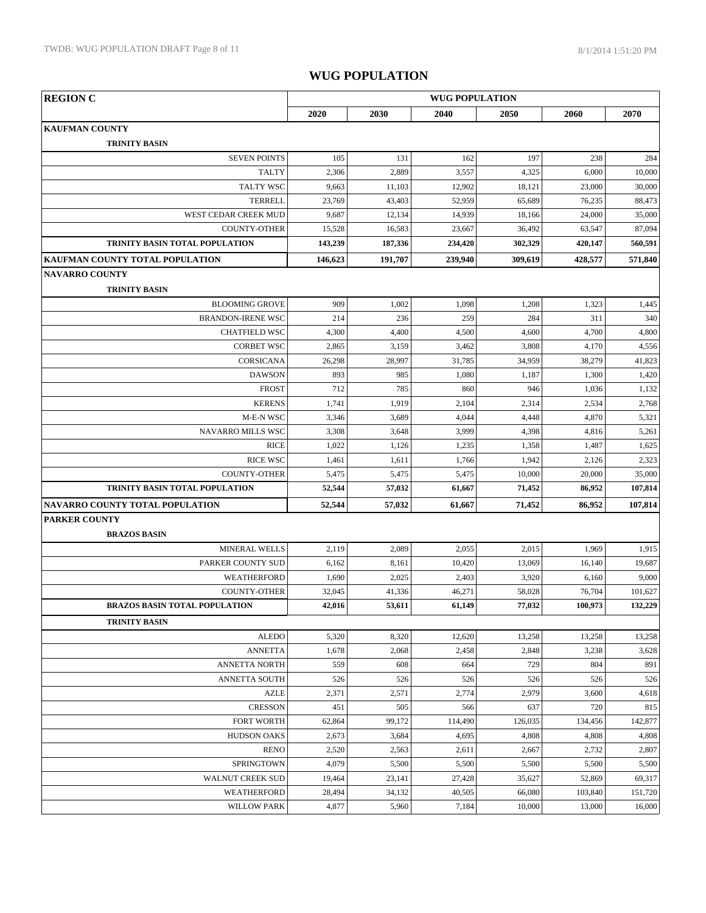# WUG POPULATION

| REGION C | WUG POPULATION | | | | | |
|---|---|---|---|---|---|---|
| | 2020 | 2030 | 2040 | 2050 | 2060 | 2070 |
| **KAUFMAN COUNTY** | | | | | | |
| **TRINITY BASIN** | | | | | | |
| SEVEN POINTS | 105 | 131 | 162 | 197 | 238 | 284 |
| TALTY | 2,306 | 2,889 | 3,557 | 4,325 | 6,000 | 10,000 |
| TALTY WSC | 9,663 | 11,103 | 12,902 | 18,121 | 23,000 | 30,000 |
| TERRELL | 23,769 | 43,403 | 52,959 | 65,689 | 76,235 | 88,473 |
| WEST CEDAR CREEK MUD | 9,687 | 12,134 | 14,939 | 18,166 | 24,000 | 35,000 |
| COUNTY-OTHER | 15,528 | 16,583 | 23,667 | 36,492 | 63,547 | 87,094 |
| **TRINITY BASIN TOTAL POPULATION** | **143,239** | **187,336** | **234,420** | **302,329** | **420,147** | **560,591** |
| **KAUFMAN COUNTY TOTAL POPULATION** | **146,623** | **191,707** | **239,940** | **309,619** | **428,577** | **571,840** |
| **NAVARRO COUNTY** | | | | | | |
| **TRINITY BASIN** | | | | | | |
| BLOOMING GROVE | 909 | 1,002 | 1,098 | 1,208 | 1,323 | 1,445 |
| BRANDON-IRENE WSC | 214 | 236 | 259 | 284 | 311 | 340 |
| CHATFIELD WSC | 4,300 | 4,400 | 4,500 | 4,600 | 4,700 | 4,800 |
| CORBET WSC | 2,865 | 3,159 | 3,462 | 3,808 | 4,170 | 4,556 |
| CORSICANA | 26,298 | 28,997 | 31,785 | 34,959 | 38,279 | 41,823 |
| DAWSON | 893 | 985 | 1,080 | 1,187 | 1,300 | 1,420 |
| FROST | 712 | 785 | 860 | 946 | 1,036 | 1,132 |
| KERENS | 1,741 | 1,919 | 2,104 | 2,314 | 2,534 | 2,768 |
| M-E-N WSC | 3,346 | 3,689 | 4,044 | 4,448 | 4,870 | 5,321 |
| NAVARRO MILLS WSC | 3,308 | 3,648 | 3,999 | 4,398 | 4,816 | 5,261 |
| RICE | 1,022 | 1,126 | 1,235 | 1,358 | 1,487 | 1,625 |
| RICE WSC | 1,461 | 1,611 | 1,766 | 1,942 | 2,126 | 2,323 |
| COUNTY-OTHER | 5,475 | 5,475 | 5,475 | 10,000 | 20,000 | 35,000 |
| **TRINITY BASIN TOTAL POPULATION** | **52,544** | **57,032** | **61,667** | **71,452** | **86,952** | **107,814** |
| **NAVARRO COUNTY TOTAL POPULATION** | **52,544** | **57,032** | **61,667** | **71,452** | **86,952** | **107,814** |
| **PARKER COUNTY** | | | | | | |
| **BRAZOS BASIN** | | | | | | |
| MINERAL WELLS | 2,119 | 2,089 | 2,055 | 2,015 | 1,969 | 1,915 |
| PARKER COUNTY SUD | 6,162 | 8,161 | 10,420 | 13,069 | 16,140 | 19,687 |
| WEATHERFORD | 1,690 | 2,025 | 2,403 | 3,920 | 6,160 | 9,000 |
| COUNTY-OTHER | 32,045 | 41,336 | 46,271 | 58,028 | 76,704 | 101,627 |
| **BRAZOS BASIN TOTAL POPULATION** | **42,016** | **53,611** | **61,149** | **77,032** | **100,973** | **132,229** |
| **TRINITY BASIN** | | | | | | |
| ALEDO | 5,320 | 8,320 | 12,620 | 13,258 | 13,258 | 13,258 |
| ANNETTA | 1,678 | 2,068 | 2,458 | 2,848 | 3,238 | 3,628 |
| ANNETTA NORTH | 559 | 608 | 664 | 729 | 804 | 891 |
| ANNETTA SOUTH | 526 | 526 | 526 | 526 | 526 | 526 |
| AZLE | 2,371 | 2,571 | 2,774 | 2,979 | 3,600 | 4,618 |
| CRESSON | 451 | 505 | 566 | 637 | 720 | 815 |
| FORT WORTH | 62,864 | 99,172 | 114,490 | 126,035 | 134,456 | 142,877 |
| HUDSON OAKS | 2,673 | 3,684 | 4,695 | 4,808 | 4,808 | 4,808 |
| RENO | 2,520 | 2,563 | 2,611 | 2,667 | 2,732 | 2,807 |
| SPRINGTOWN | 4,079 | 5,500 | 5,500 | 5,500 | 5,500 | 5,500 |
| WALNUT CREEK SUD | 19,464 | 23,141 | 27,428 | 35,627 | 52,869 | 69,317 |
| WEATHERFORD | 28,494 | 34,132 | 40,505 | 66,080 | 103,840 | 151,720 |
| WILLOW PARK | 4,877 | 5,960 | 7,184 | 10,000 | 13,000 | 16,000 |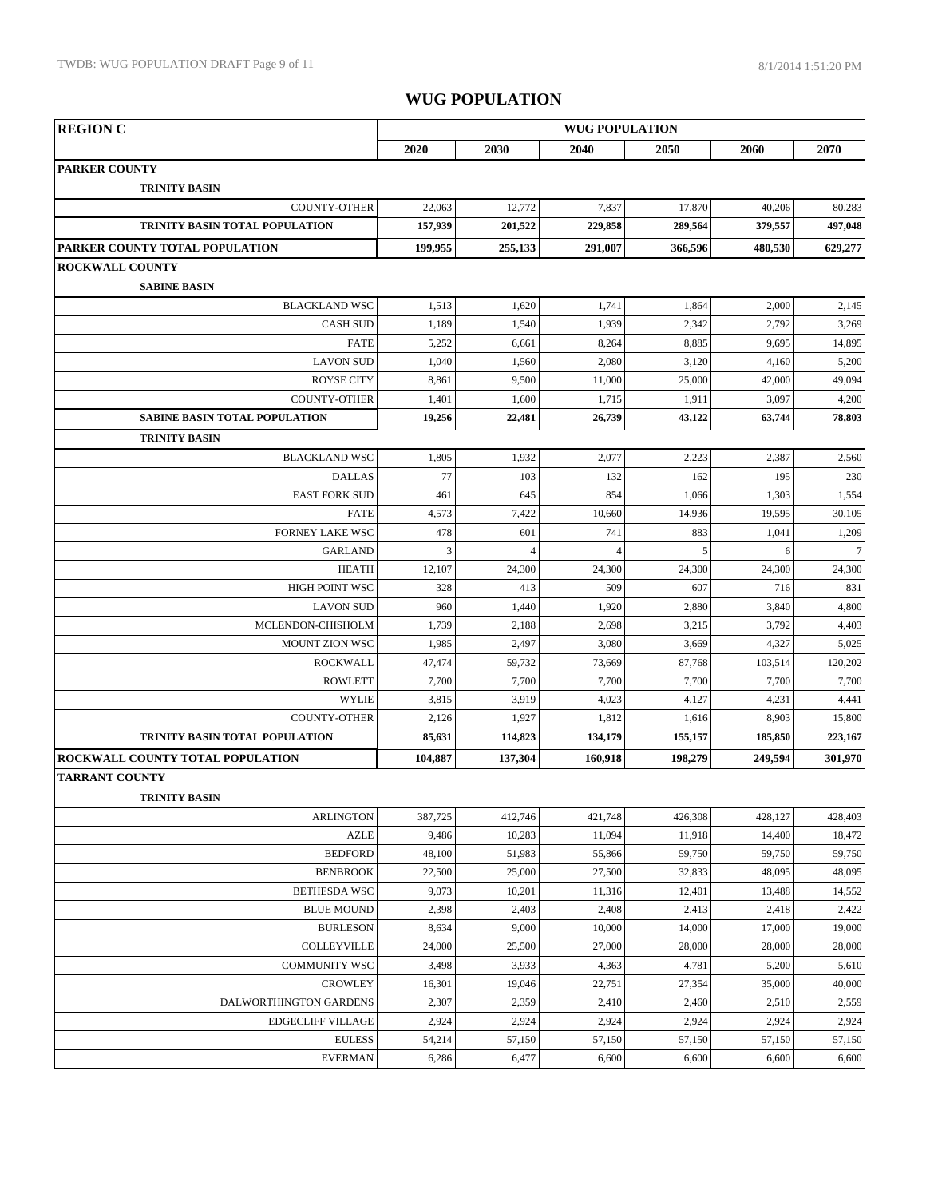# WUG POPULATION

| REGION C | WUG POPULATION | | | | | |
|---|---|---|---|---|---|---|
| | 2020 | 2030 | 2040 | 2050 | 2060 | 2070 |
| **PARKER COUNTY** | | | | | | |
| **TRINITY BASIN** | | | | | | |
| COUNTY-OTHER | 22,063 | 12,772 | 7,837 | 17,870 | 40,206 | 80,283 |
| **TRINITY BASIN TOTAL POPULATION** | **157,939** | **201,522** | **229,858** | **289,564** | **379,557** | **497,048** |
| **PARKER COUNTY TOTAL POPULATION** | **199,955** | **255,133** | **291,007** | **366,596** | **480,530** | **629,277** |
| **ROCKWALL COUNTY** | | | | | | |
| **SABINE BASIN** | | | | | | |
| BLACKLAND WSC | 1,513 | 1,620 | 1,741 | 1,864 | 2,000 | 2,145 |
| CASH SUD | 1,189 | 1,540 | 1,939 | 2,342 | 2,792 | 3,269 |
| FATE | 5,252 | 6,661 | 8,264 | 8,885 | 9,695 | 14,895 |
| LAVON SUD | 1,040 | 1,560 | 2,080 | 3,120 | 4,160 | 5,200 |
| ROYSE CITY | 8,861 | 9,500 | 11,000 | 25,000 | 42,000 | 49,094 |
| COUNTY-OTHER | 1,401 | 1,600 | 1,715 | 1,911 | 3,097 | 4,200 |
| **SABINE BASIN TOTAL POPULATION** | **19,256** | **22,481** | **26,739** | **43,122** | **63,744** | **78,803** |
| **TRINITY BASIN** | | | | | | |
| BLACKLAND WSC | 1,805 | 1,932 | 2,077 | 2,223 | 2,387 | 2,560 |
| DALLAS | 77 | 103 | 132 | 162 | 195 | 230 |
| EAST FORK SUD | 461 | 645 | 854 | 1,066 | 1,303 | 1,554 |
| FATE | 4,573 | 7,422 | 10,660 | 14,936 | 19,595 | 30,105 |
| FORNEY LAKE WSC | 478 | 601 | 741 | 883 | 1,041 | 1,209 |
| GARLAND | 3 | 4 | 4 | 5 | 6 | 7 |
| HEATH | 12,107 | 24,300 | 24,300 | 24,300 | 24,300 | 24,300 |
| HIGH POINT WSC | 328 | 413 | 509 | 607 | 716 | 831 |
| LAVON SUD | 960 | 1,440 | 1,920 | 2,880 | 3,840 | 4,800 |
| MCLENDON-CHISHOLM | 1,739 | 2,188 | 2,698 | 3,215 | 3,792 | 4,403 |
| MOUNT ZION WSC | 1,985 | 2,497 | 3,080 | 3,669 | 4,327 | 5,025 |
| ROCKWALL | 47,474 | 59,732 | 73,669 | 87,768 | 103,514 | 120,202 |
| ROWLETT | 7,700 | 7,700 | 7,700 | 7,700 | 7,700 | 7,700 |
| WYLIE | 3,815 | 3,919 | 4,023 | 4,127 | 4,231 | 4,441 |
| COUNTY-OTHER | 2,126 | 1,927 | 1,812 | 1,616 | 8,903 | 15,800 |
| **TRINITY BASIN TOTAL POPULATION** | **85,631** | **114,823** | **134,179** | **155,157** | **185,850** | **223,167** |
| **ROCKWALL COUNTY TOTAL POPULATION** | **104,887** | **137,304** | **160,918** | **198,279** | **249,594** | **301,970** |
| **TARRANT COUNTY** | | | | | | |
| **TRINITY BASIN** | | | | | | |
| ARLINGTON | 387,725 | 412,746 | 421,748 | 426,308 | 428,127 | 428,403 |
| AZLE | 9,486 | 10,283 | 11,094 | 11,918 | 14,400 | 18,472 |
| BEDFORD | 48,100 | 51,983 | 55,866 | 59,750 | 59,750 | 59,750 |
| BENBROOK | 22,500 | 25,000 | 27,500 | 32,833 | 48,095 | 48,095 |
| BETHESDA WSC | 9,073 | 10,201 | 11,316 | 12,401 | 13,488 | 14,552 |
| BLUE MOUND | 2,398 | 2,403 | 2,408 | 2,413 | 2,418 | 2,422 |
| BURLESON | 8,634 | 9,000 | 10,000 | 14,000 | 17,000 | 19,000 |
| COLLEYVILLE | 24,000 | 25,500 | 27,000 | 28,000 | 28,000 | 28,000 |
| COMMUNITY WSC | 3,498 | 3,933 | 4,363 | 4,781 | 5,200 | 5,610 |
| CROWLEY | 16,301 | 19,046 | 22,751 | 27,354 | 35,000 | 40,000 |
| DALWORTHINGTON GARDENS | 2,307 | 2,359 | 2,410 | 2,460 | 2,510 | 2,559 |
| EDGECLIFF VILLAGE | 2,924 | 2,924 | 2,924 | 2,924 | 2,924 | 2,924 |
| EULESS | 54,214 | 57,150 | 57,150 | 57,150 | 57,150 | 57,150 |
| EVERMAN | 6,286 | 6,477 | 6,600 | 6,600 | 6,600 | 6,600 |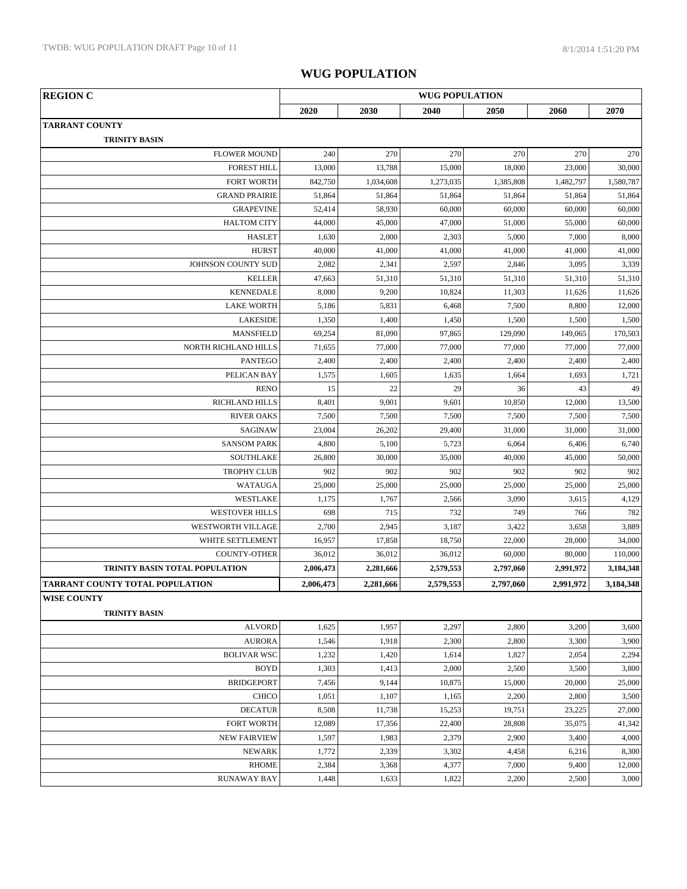# WUG POPULATION

| REGION C | WUG POPULATION | | | | | |
|---|---|---|---|---|---|---|
| | 2020 | 2030 | 2040 | 2050 | 2060 | 2070 |
| **TARRANT COUNTY** | | | | | | |
| **TRINITY BASIN** | | | | | | |
| FLOWER MOUND | 240 | 270 | 270 | 270 | 270 | 270 |
| FOREST HILL | 13,000 | 13,788 | 15,000 | 18,000 | 23,000 | 30,000 |
| FORT WORTH | 842,750 | 1,034,608 | 1,273,035 | 1,385,808 | 1,482,797 | 1,580,787 |
| GRAND PRAIRIE | 51,864 | 51,864 | 51,864 | 51,864 | 51,864 | 51,864 |
| GRAPEVINE | 52,414 | 58,930 | 60,000 | 60,000 | 60,000 | 60,000 |
| HALTOM CITY | 44,000 | 45,000 | 47,000 | 51,000 | 55,000 | 60,000 |
| HASLET | 1,630 | 2,000 | 2,303 | 5,000 | 7,000 | 8,000 |
| HURST | 40,000 | 41,000 | 41,000 | 41,000 | 41,000 | 41,000 |
| JOHNSON COUNTY SUD | 2,082 | 2,341 | 2,597 | 2,846 | 3,095 | 3,339 |
| KELLER | 47,663 | 51,310 | 51,310 | 51,310 | 51,310 | 51,310 |
| KENNEDALE | 8,000 | 9,200 | 10,824 | 11,303 | 11,626 | 11,626 |
| LAKE WORTH | 5,186 | 5,831 | 6,468 | 7,500 | 8,800 | 12,000 |
| LAKESIDE | 1,350 | 1,400 | 1,450 | 1,500 | 1,500 | 1,500 |
| MANSFIELD | 69,254 | 81,090 | 97,865 | 129,090 | 149,065 | 170,503 |
| NORTH RICHLAND HILLS | 71,655 | 77,000 | 77,000 | 77,000 | 77,000 | 77,000 |
| PANTEGO | 2,400 | 2,400 | 2,400 | 2,400 | 2,400 | 2,400 |
| PELICAN BAY | 1,575 | 1,605 | 1,635 | 1,664 | 1,693 | 1,721 |
| RENO | 15 | 22 | 29 | 36 | 43 | 49 |
| RICHLAND HILLS | 8,401 | 9,001 | 9,601 | 10,850 | 12,000 | 13,500 |
| RIVER OAKS | 7,500 | 7,500 | 7,500 | 7,500 | 7,500 | 7,500 |
| SAGINAW | 23,004 | 26,202 | 29,400 | 31,000 | 31,000 | 31,000 |
| SANSOM PARK | 4,800 | 5,100 | 5,723 | 6,064 | 6,406 | 6,740 |
| SOUTHLAKE | 26,800 | 30,000 | 35,000 | 40,000 | 45,000 | 50,000 |
| TROPHY CLUB | 902 | 902 | 902 | 902 | 902 | 902 |
| WATAUGA | 25,000 | 25,000 | 25,000 | 25,000 | 25,000 | 25,000 |
| WESTLAKE | 1,175 | 1,767 | 2,566 | 3,090 | 3,615 | 4,129 |
| WESTOVER HILLS | 698 | 715 | 732 | 749 | 766 | 782 |
| WESTWORTH VILLAGE | 2,700 | 2,945 | 3,187 | 3,422 | 3,658 | 3,889 |
| WHITE SETTLEMENT | 16,957 | 17,858 | 18,750 | 22,000 | 28,000 | 34,000 |
| COUNTY-OTHER | 36,012 | 36,012 | 36,012 | 60,000 | 80,000 | 110,000 |
| **TRINITY BASIN TOTAL POPULATION** | **2,006,473** | **2,281,666** | **2,579,553** | **2,797,060** | **2,991,972** | **3,184,348** |
| **TARRANT COUNTY TOTAL POPULATION** | **2,006,473** | **2,281,666** | **2,579,553** | **2,797,060** | **2,991,972** | **3,184,348** |
| **WISE COUNTY** | | | | | | |
| **TRINITY BASIN** | | | | | | |
| ALVORD | 1,625 | 1,957 | 2,297 | 2,800 | 3,200 | 3,600 |
| AURORA | 1,546 | 1,918 | 2,300 | 2,800 | 3,300 | 3,900 |
| BOLIVAR WSC | 1,232 | 1,420 | 1,614 | 1,827 | 2,054 | 2,294 |
| BOYD | 1,303 | 1,413 | 2,000 | 2,500 | 3,500 | 3,800 |
| BRIDGEPORT | 7,456 | 9,144 | 10,875 | 15,000 | 20,000 | 25,000 |
| CHICO | 1,051 | 1,107 | 1,165 | 2,200 | 2,800 | 3,500 |
| DECATUR | 8,508 | 11,738 | 15,253 | 19,751 | 23,225 | 27,000 |
| FORT WORTH | 12,089 | 17,356 | 22,400 | 28,808 | 35,075 | 41,342 |
| NEW FAIRVIEW | 1,597 | 1,983 | 2,379 | 2,900 | 3,400 | 4,000 |
| NEWARK | 1,772 | 2,339 | 3,302 | 4,458 | 6,216 | 8,300 |
| RHOME | 2,384 | 3,368 | 4,377 | 7,000 | 9,400 | 12,000 |
| RUNAWAY BAY | 1,448 | 1,633 | 1,822 | 2,200 | 2,500 | 3,000 |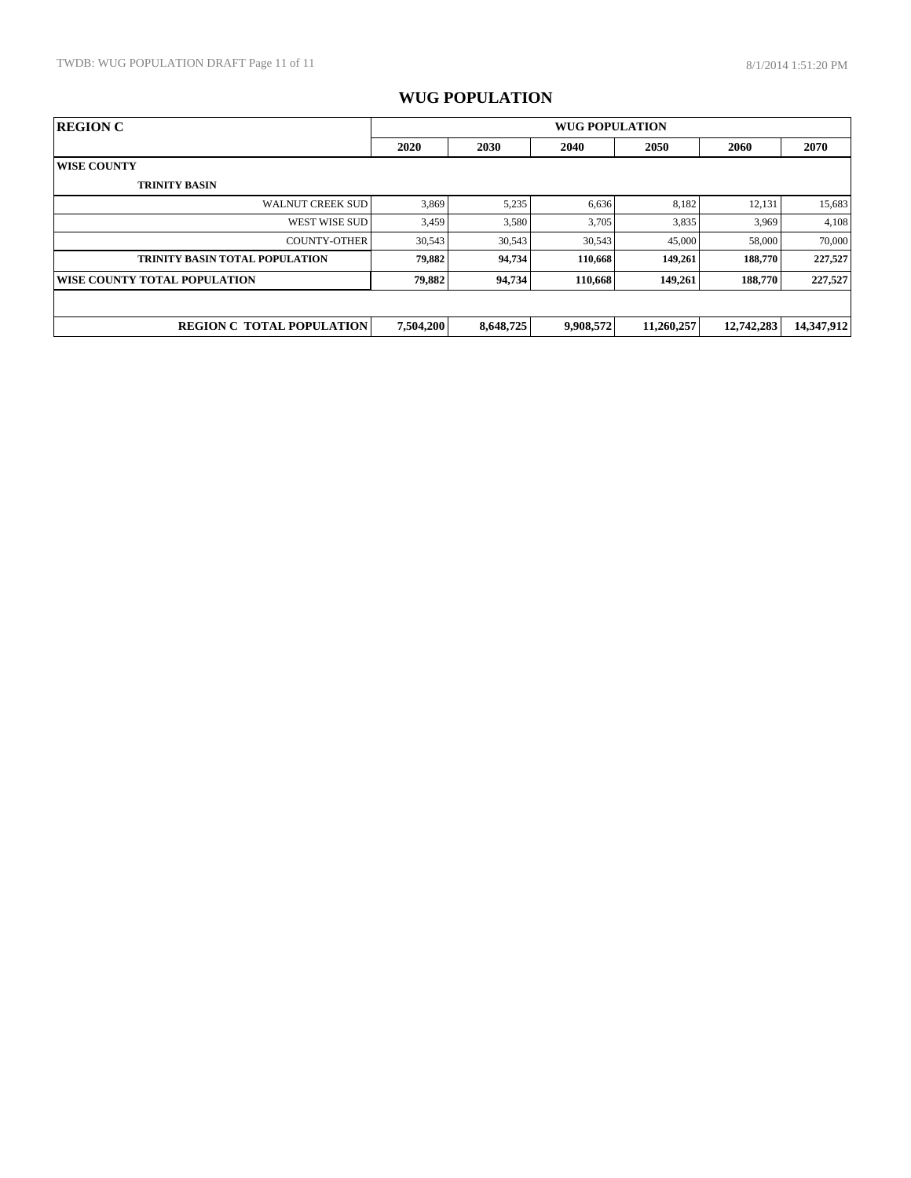## WUG POPULATION

| REGION C | WUG POPULATION | | | | | |
|---|---|---|---|---|---|---|
| | **2020** | **2030** | **2040** | **2050** | **2060** | **2070** |
| **WISE COUNTY** | | | | | | |
| **TRINITY BASIN** | | | | | | |
| WALNUT CREEK SUD | 3,869 | 5,235 | 6,636 | 8,182 | 12,131 | 15,683 |
| WEST WISE SUD | 3,459 | 3,580 | 3,705 | 3,835 | 3,969 | 4,108 |
| COUNTY-OTHER | 30,543 | 30,543 | 30,543 | 45,000 | 58,000 | 70,000 |
| **TRINITY BASIN TOTAL POPULATION** | **79,882** | **94,734** | **110,668** | **149,261** | **188,770** | **227,527** |
| **WISE COUNTY TOTAL POPULATION** | **79,882** | **94,734** | **110,668** | **149,261** | **188,770** | **227,527** |
| | | | | | | |
| **REGION C TOTAL POPULATION** | **7,504,200** | **8,648,725** | **9,908,572** | **11,260,257** | **12,742,283** | **14,347,912** |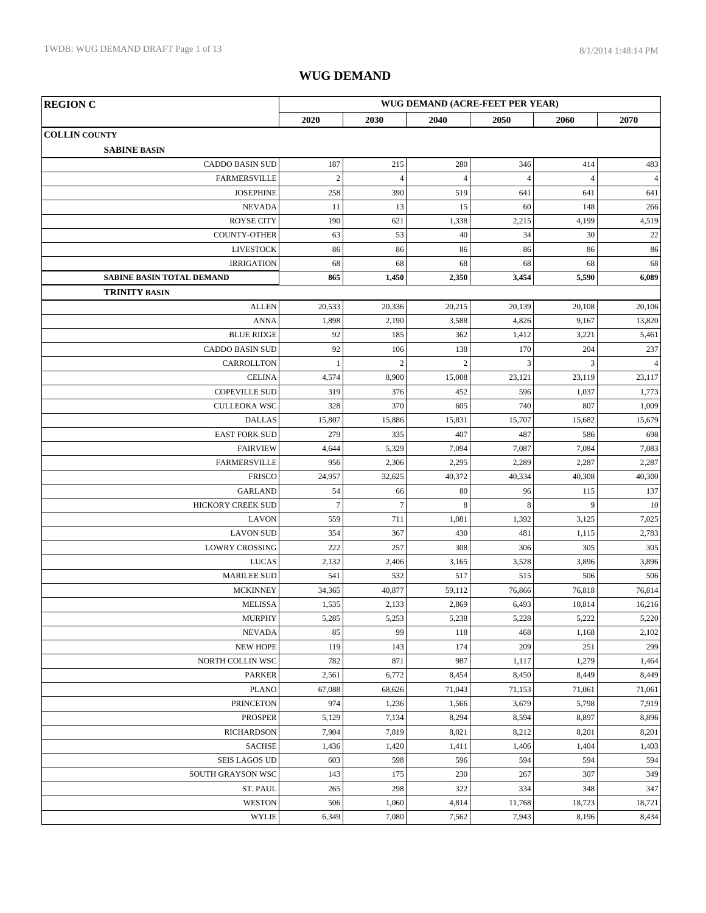# WUG DEMAND

| REGION C | WUG DEMAND (ACRE-FEET PER YEAR) | | | | | |
|---|---|---|---|---|---|---|
| | 2020 | 2030 | 2040 | 2050 | 2060 | 2070 |
| **COLLIN COUNTY** | | | | | | |
| **SABINE BASIN** | | | | | | |
| CADDO BASIN SUD | 187 | 215 | 280 | 346 | 414 | 483 |
| FARMERSVILLE | 2 | 4 | 4 | 4 | 4 | 4 |
| JOSEPHINE | 258 | 390 | 519 | 641 | 641 | 641 |
| NEVADA | 11 | 13 | 15 | 60 | 148 | 266 |
| ROYSE CITY | 190 | 621 | 1,338 | 2,215 | 4,199 | 4,519 |
| COUNTY-OTHER | 63 | 53 | 40 | 34 | 30 | 22 |
| LIVESTOCK | 86 | 86 | 86 | 86 | 86 | 86 |
| IRRIGATION | 68 | 68 | 68 | 68 | 68 | 68 |
| **SABINE BASIN TOTAL DEMAND** | **865** | **1,450** | **2,350** | **3,454** | **5,590** | **6,089** |
| **TRINITY BASIN** | | | | | | |
| ALLEN | 20,533 | 20,336 | 20,215 | 20,139 | 20,108 | 20,106 |
| ANNA | 1,898 | 2,190 | 3,588 | 4,826 | 9,167 | 13,820 |
| BLUE RIDGE | 92 | 185 | 362 | 1,412 | 3,221 | 5,461 |
| CADDO BASIN SUD | 92 | 106 | 138 | 170 | 204 | 237 |
| CARROLLTON | 1 | 2 | 2 | 3 | 3 | 4 |
| CELINA | 4,574 | 8,900 | 15,008 | 23,121 | 23,119 | 23,117 |
| COPEVILLE SUD | 319 | 376 | 452 | 596 | 1,037 | 1,773 |
| CULLEOKA WSC | 328 | 370 | 605 | 740 | 807 | 1,009 |
| DALLAS | 15,807 | 15,886 | 15,831 | 15,707 | 15,682 | 15,679 |
| EAST FORK SUD | 279 | 335 | 407 | 487 | 586 | 698 |
| FAIRVIEW | 4,644 | 5,329 | 7,094 | 7,087 | 7,084 | 7,083 |
| FARMERSVILLE | 956 | 2,306 | 2,295 | 2,289 | 2,287 | 2,287 |
| FRISCO | 24,957 | 32,625 | 40,372 | 40,334 | 40,308 | 40,300 |
| GARLAND | 54 | 66 | 80 | 96 | 115 | 137 |
| HICKORY CREEK SUD | 7 | 7 | 8 | 8 | 9 | 10 |
| LAVON | 559 | 711 | 1,081 | 1,392 | 3,125 | 7,025 |
| LAVON SUD | 354 | 367 | 430 | 481 | 1,115 | 2,783 |
| LOWRY CROSSING | 222 | 257 | 308 | 306 | 305 | 305 |
| LUCAS | 2,132 | 2,406 | 3,165 | 3,528 | 3,896 | 3,896 |
| MARILEE SUD | 541 | 532 | 517 | 515 | 506 | 506 |
| MCKINNEY | 34,365 | 40,877 | 59,112 | 76,866 | 76,818 | 76,814 |
| MELISSA | 1,535 | 2,133 | 2,869 | 6,493 | 10,814 | 16,216 |
| MURPHY | 5,285 | 5,253 | 5,238 | 5,228 | 5,222 | 5,220 |
| NEVADA | 85 | 99 | 118 | 468 | 1,168 | 2,102 |
| NEW HOPE | 119 | 143 | 174 | 209 | 251 | 299 |
| NORTH COLLIN WSC | 782 | 871 | 987 | 1,117 | 1,279 | 1,464 |
| PARKER | 2,561 | 6,772 | 8,454 | 8,450 | 8,449 | 8,449 |
| PLANO | 67,088 | 68,626 | 71,043 | 71,153 | 71,061 | 71,061 |
| PRINCETON | 974 | 1,236 | 1,566 | 3,679 | 5,798 | 7,919 |
| PROSPER | 5,129 | 7,134 | 8,294 | 8,594 | 8,897 | 8,896 |
| RICHARDSON | 7,904 | 7,819 | 8,021 | 8,212 | 8,201 | 8,201 |
| SACHSE | 1,436 | 1,420 | 1,411 | 1,406 | 1,404 | 1,403 |
| SEIS LAGOS UD | 603 | 598 | 596 | 594 | 594 | 594 |
| SOUTH GRAYSON WSC | 143 | 175 | 230 | 267 | 307 | 349 |
| ST. PAUL | 265 | 298 | 322 | 334 | 348 | 347 |
| WESTON | 506 | 1,060 | 4,814 | 11,768 | 18,723 | 18,721 |
| WYLIE | 6,349 | 7,080 | 7,562 | 7,943 | 8,196 | 8,434 |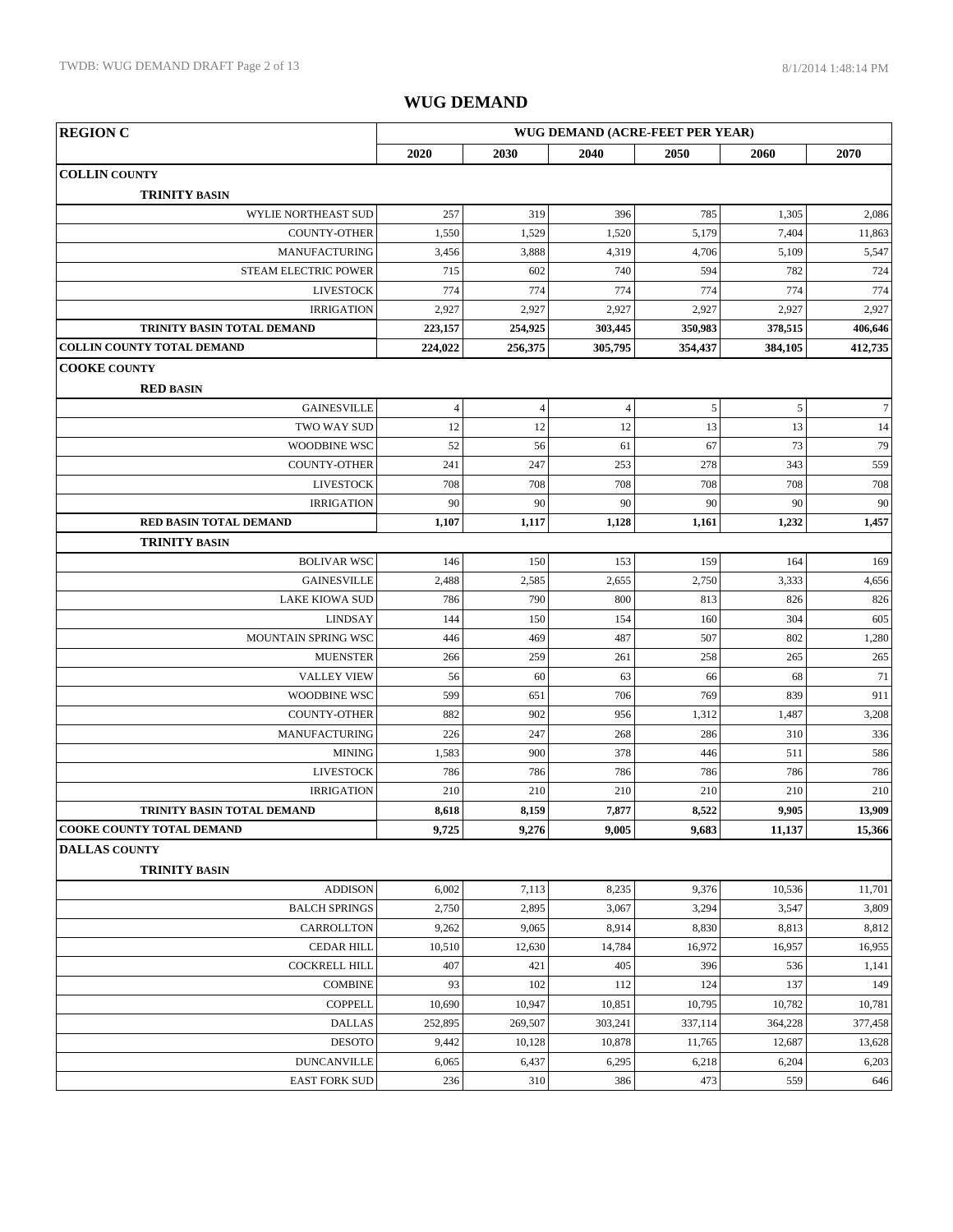## WUG DEMAND

| REGION C | WUG DEMAND (ACRE-FEET PER YEAR) | | | | | |
|---|---|---|---|---|---|---|
| | 2020 | 2030 | 2040 | 2050 | 2060 | 2070 |
| **COLLIN COUNTY** | | | | | | |
| **TRINITY BASIN** | | | | | | |
| WYLIE NORTHEAST SUD | 257 | 319 | 396 | 785 | 1,305 | 2,086 |
| COUNTY-OTHER | 1,550 | 1,529 | 1,520 | 5,179 | 7,404 | 11,863 |
| MANUFACTURING | 3,456 | 3,888 | 4,319 | 4,706 | 5,109 | 5,547 |
| STEAM ELECTRIC POWER | 715 | 602 | 740 | 594 | 782 | 724 |
| LIVESTOCK | 774 | 774 | 774 | 774 | 774 | 774 |
| IRRIGATION | 2,927 | 2,927 | 2,927 | 2,927 | 2,927 | 2,927 |
| **TRINITY BASIN TOTAL DEMAND** | **223,157** | **254,925** | **303,445** | **350,983** | **378,515** | **406,646** |
| **COLLIN COUNTY TOTAL DEMAND** | **224,022** | **256,375** | **305,795** | **354,437** | **384,105** | **412,735** |
| **COOKE COUNTY** | | | | | | |
| **RED BASIN** | | | | | | |
| GAINESVILLE | 4 | 4 | 4 | 5 | 5 | 7 |
| TWO WAY SUD | 12 | 12 | 12 | 13 | 13 | 14 |
| WOODBINE WSC | 52 | 56 | 61 | 67 | 73 | 79 |
| COUNTY-OTHER | 241 | 247 | 253 | 278 | 343 | 559 |
| LIVESTOCK | 708 | 708 | 708 | 708 | 708 | 708 |
| IRRIGATION | 90 | 90 | 90 | 90 | 90 | 90 |
| **RED BASIN TOTAL DEMAND** | **1,107** | **1,117** | **1,128** | **1,161** | **1,232** | **1,457** |
| **TRINITY BASIN** | | | | | | |
| BOLIVAR WSC | 146 | 150 | 153 | 159 | 164 | 169 |
| GAINESVILLE | 2,488 | 2,585 | 2,655 | 2,750 | 3,333 | 4,656 |
| LAKE KIOWA SUD | 786 | 790 | 800 | 813 | 826 | 826 |
| LINDSAY | 144 | 150 | 154 | 160 | 304 | 605 |
| MOUNTAIN SPRING WSC | 446 | 469 | 487 | 507 | 802 | 1,280 |
| MUENSTER | 266 | 259 | 261 | 258 | 265 | 265 |
| VALLEY VIEW | 56 | 60 | 63 | 66 | 68 | 71 |
| WOODBINE WSC | 599 | 651 | 706 | 769 | 839 | 911 |
| COUNTY-OTHER | 882 | 902 | 956 | 1,312 | 1,487 | 3,208 |
| MANUFACTURING | 226 | 247 | 268 | 286 | 310 | 336 |
| MINING | 1,583 | 900 | 378 | 446 | 511 | 586 |
| LIVESTOCK | 786 | 786 | 786 | 786 | 786 | 786 |
| IRRIGATION | 210 | 210 | 210 | 210 | 210 | 210 |
| **TRINITY BASIN TOTAL DEMAND** | **8,618** | **8,159** | **7,877** | **8,522** | **9,905** | **13,909** |
| **COOKE COUNTY TOTAL DEMAND** | **9,725** | **9,276** | **9,005** | **9,683** | **11,137** | **15,366** |
| **DALLAS COUNTY** | | | | | | |
| **TRINITY BASIN** | | | | | | |
| ADDISON | 6,002 | 7,113 | 8,235 | 9,376 | 10,536 | 11,701 |
| BALCH SPRINGS | 2,750 | 2,895 | 3,067 | 3,294 | 3,547 | 3,809 |
| CARROLLTON | 9,262 | 9,065 | 8,914 | 8,830 | 8,813 | 8,812 |
| CEDAR HILL | 10,510 | 12,630 | 14,784 | 16,972 | 16,957 | 16,955 |
| COCKRELL HILL | 407 | 421 | 405 | 396 | 536 | 1,141 |
| COMBINE | 93 | 102 | 112 | 124 | 137 | 149 |
| COPPELL | 10,690 | 10,947 | 10,851 | 10,795 | 10,782 | 10,781 |
| DALLAS | 252,895 | 269,507 | 303,241 | 337,114 | 364,228 | 377,458 |
| DESOTO | 9,442 | 10,128 | 10,878 | 11,765 | 12,687 | 13,628 |
| DUNCANVILLE | 6,065 | 6,437 | 6,295 | 6,218 | 6,204 | 6,203 |
| EAST FORK SUD | 236 | 310 | 386 | 473 | 559 | 646 |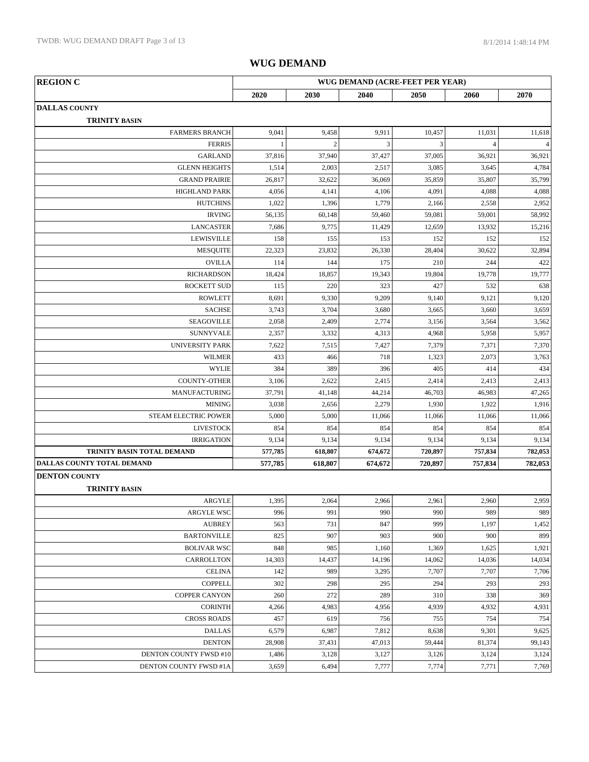# WUG DEMAND

| REGION C | WUG DEMAND (ACRE-FEET PER YEAR) | | | | | |
|---|---|---|---|---|---|---|
| | 2020 | 2030 | 2040 | 2050 | 2060 | 2070 |
| **DALLAS COUNTY** | | | | | | |
| **TRINITY BASIN** | | | | | | |
| FARMERS BRANCH | 9,041 | 9,458 | 9,911 | 10,457 | 11,031 | 11,618 |
| FERRIS | 1 | 2 | 3 | 3 | 4 | 4 |
| GARLAND | 37,816 | 37,940 | 37,427 | 37,005 | 36,921 | 36,921 |
| GLENN HEIGHTS | 1,514 | 2,003 | 2,517 | 3,085 | 3,645 | 4,784 |
| GRAND PRAIRIE | 26,817 | 32,622 | 36,069 | 35,859 | 35,807 | 35,799 |
| HIGHLAND PARK | 4,056 | 4,141 | 4,106 | 4,091 | 4,088 | 4,088 |
| HUTCHINS | 1,022 | 1,396 | 1,779 | 2,166 | 2,558 | 2,952 |
| IRVING | 56,135 | 60,148 | 59,460 | 59,081 | 59,001 | 58,992 |
| LANCASTER | 7,686 | 9,775 | 11,429 | 12,659 | 13,932 | 15,216 |
| LEWISVILLE | 158 | 155 | 153 | 152 | 152 | 152 |
| MESQUITE | 22,323 | 23,832 | 26,330 | 28,404 | 30,622 | 32,894 |
| OVILLA | 114 | 144 | 175 | 210 | 244 | 422 |
| RICHARDSON | 18,424 | 18,857 | 19,343 | 19,804 | 19,778 | 19,777 |
| ROCKETT SUD | 115 | 220 | 323 | 427 | 532 | 638 |
| ROWLETT | 8,691 | 9,330 | 9,209 | 9,140 | 9,121 | 9,120 |
| SACHSE | 3,743 | 3,704 | 3,680 | 3,665 | 3,660 | 3,659 |
| SEAGOVILLE | 2,058 | 2,409 | 2,774 | 3,156 | 3,564 | 3,562 |
| SUNNYVALE | 2,357 | 3,332 | 4,313 | 4,968 | 5,958 | 5,957 |
| UNIVERSITY PARK | 7,622 | 7,515 | 7,427 | 7,379 | 7,371 | 7,370 |
| WILMER | 433 | 466 | 718 | 1,323 | 2,073 | 3,763 |
| WYLIE | 384 | 389 | 396 | 405 | 414 | 434 |
| COUNTY-OTHER | 3,106 | 2,622 | 2,415 | 2,414 | 2,413 | 2,413 |
| MANUFACTURING | 37,791 | 41,148 | 44,214 | 46,703 | 46,983 | 47,265 |
| MINING | 3,038 | 2,656 | 2,279 | 1,930 | 1,922 | 1,916 |
| STEAM ELECTRIC POWER | 5,000 | 5,000 | 11,066 | 11,066 | 11,066 | 11,066 |
| LIVESTOCK | 854 | 854 | 854 | 854 | 854 | 854 |
| IRRIGATION | 9,134 | 9,134 | 9,134 | 9,134 | 9,134 | 9,134 |
| **TRINITY BASIN TOTAL DEMAND** | **577,785** | **618,807** | **674,672** | **720,897** | **757,834** | **782,053** |
| **DALLAS COUNTY TOTAL DEMAND** | **577,785** | **618,807** | **674,672** | **720,897** | **757,834** | **782,053** |
| **DENTON COUNTY** | | | | | | |
| **TRINITY BASIN** | | | | | | |
| ARGYLE | 1,395 | 2,064 | 2,966 | 2,961 | 2,960 | 2,959 |
| ARGYLE WSC | 996 | 991 | 990 | 990 | 989 | 989 |
| AUBREY | 563 | 731 | 847 | 999 | 1,197 | 1,452 |
| BARTONVILLE | 825 | 907 | 903 | 900 | 900 | 899 |
| BOLIVAR WSC | 848 | 985 | 1,160 | 1,369 | 1,625 | 1,921 |
| CARROLLTON | 14,303 | 14,437 | 14,196 | 14,062 | 14,036 | 14,034 |
| CELINA | 142 | 989 | 3,295 | 7,707 | 7,707 | 7,706 |
| COPPELL | 302 | 298 | 295 | 294 | 293 | 293 |
| COPPER CANYON | 260 | 272 | 289 | 310 | 338 | 369 |
| CORINTH | 4,266 | 4,983 | 4,956 | 4,939 | 4,932 | 4,931 |
| CROSS ROADS | 457 | 619 | 756 | 755 | 754 | 754 |
| DALLAS | 6,579 | 6,987 | 7,812 | 8,638 | 9,301 | 9,625 |
| DENTON | 28,908 | 37,431 | 47,013 | 59,444 | 81,374 | 99,143 |
| DENTON COUNTY FWSD #10 | 1,486 | 3,128 | 3,127 | 3,126 | 3,124 | 3,124 |
| DENTON COUNTY FWSD #1A | 3,659 | 6,494 | 7,777 | 7,774 | 7,771 | 7,769 |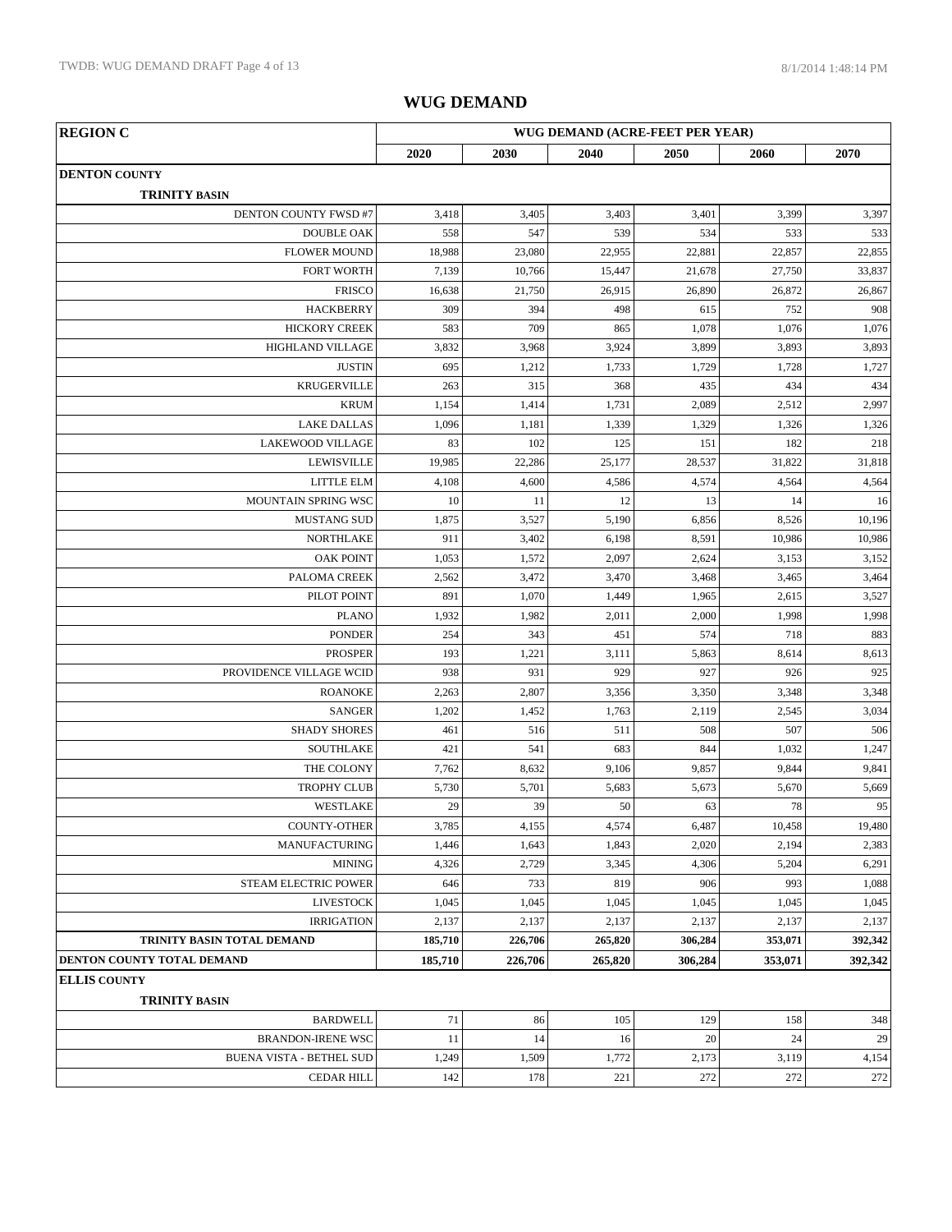## WUG DEMAND

| REGION C | WUG DEMAND (ACRE-FEET PER YEAR) | | | | | |
|---|---|---|---|---|---|---|
| | 2020 | 2030 | 2040 | 2050 | 2060 | 2070 |
| **DENTON COUNTY** | | | | | | |
| **TRINITY BASIN** | | | | | | |
| DENTON COUNTY FWSD #7 | 3,418 | 3,405 | 3,403 | 3,401 | 3,399 | 3,397 |
| DOUBLE OAK | 558 | 547 | 539 | 534 | 533 | 533 |
| FLOWER MOUND | 18,988 | 23,080 | 22,955 | 22,881 | 22,857 | 22,855 |
| FORT WORTH | 7,139 | 10,766 | 15,447 | 21,678 | 27,750 | 33,837 |
| FRISCO | 16,638 | 21,750 | 26,915 | 26,890 | 26,872 | 26,867 |
| HACKBERRY | 309 | 394 | 498 | 615 | 752 | 908 |
| HICKORY CREEK | 583 | 709 | 865 | 1,078 | 1,076 | 1,076 |
| HIGHLAND VILLAGE | 3,832 | 3,968 | 3,924 | 3,899 | 3,893 | 3,893 |
| JUSTIN | 695 | 1,212 | 1,733 | 1,729 | 1,728 | 1,727 |
| KRUGERVILLE | 263 | 315 | 368 | 435 | 434 | 434 |
| KRUM | 1,154 | 1,414 | 1,731 | 2,089 | 2,512 | 2,997 |
| LAKE DALLAS | 1,096 | 1,181 | 1,339 | 1,329 | 1,326 | 1,326 |
| LAKEWOOD VILLAGE | 83 | 102 | 125 | 151 | 182 | 218 |
| LEWISVILLE | 19,985 | 22,286 | 25,177 | 28,537 | 31,822 | 31,818 |
| LITTLE ELM | 4,108 | 4,600 | 4,586 | 4,574 | 4,564 | 4,564 |
| MOUNTAIN SPRING WSC | 10 | 11 | 12 | 13 | 14 | 16 |
| MUSTANG SUD | 1,875 | 3,527 | 5,190 | 6,856 | 8,526 | 10,196 |
| NORTHLAKE | 911 | 3,402 | 6,198 | 8,591 | 10,986 | 10,986 |
| OAK POINT | 1,053 | 1,572 | 2,097 | 2,624 | 3,153 | 3,152 |
| PALOMA CREEK | 2,562 | 3,472 | 3,470 | 3,468 | 3,465 | 3,464 |
| PILOT POINT | 891 | 1,070 | 1,449 | 1,965 | 2,615 | 3,527 |
| PLANO | 1,932 | 1,982 | 2,011 | 2,000 | 1,998 | 1,998 |
| PONDER | 254 | 343 | 451 | 574 | 718 | 883 |
| PROSPER | 193 | 1,221 | 3,111 | 5,863 | 8,614 | 8,613 |
| PROVIDENCE VILLAGE WCID | 938 | 931 | 929 | 927 | 926 | 925 |
| ROANOKE | 2,263 | 2,807 | 3,356 | 3,350 | 3,348 | 3,348 |
| SANGER | 1,202 | 1,452 | 1,763 | 2,119 | 2,545 | 3,034 |
| SHADY SHORES | 461 | 516 | 511 | 508 | 507 | 506 |
| SOUTHLAKE | 421 | 541 | 683 | 844 | 1,032 | 1,247 |
| THE COLONY | 7,762 | 8,632 | 9,106 | 9,857 | 9,844 | 9,841 |
| TROPHY CLUB | 5,730 | 5,701 | 5,683 | 5,673 | 5,670 | 5,669 |
| WESTLAKE | 29 | 39 | 50 | 63 | 78 | 95 |
| COUNTY-OTHER | 3,785 | 4,155 | 4,574 | 6,487 | 10,458 | 19,480 |
| MANUFACTURING | 1,446 | 1,643 | 1,843 | 2,020 | 2,194 | 2,383 |
| MINING | 4,326 | 2,729 | 3,345 | 4,306 | 5,204 | 6,291 |
| STEAM ELECTRIC POWER | 646 | 733 | 819 | 906 | 993 | 1,088 |
| LIVESTOCK | 1,045 | 1,045 | 1,045 | 1,045 | 1,045 | 1,045 |
| IRRIGATION | 2,137 | 2,137 | 2,137 | 2,137 | 2,137 | 2,137 |
| **TRINITY BASIN TOTAL DEMAND** | **185,710** | **226,706** | **265,820** | **306,284** | **353,071** | **392,342** |
| **DENTON COUNTY TOTAL DEMAND** | **185,710** | **226,706** | **265,820** | **306,284** | **353,071** | **392,342** |
| **ELLIS COUNTY** | | | | | | |
| **TRINITY BASIN** | | | | | | |
| BARDWELL | 71 | 86 | 105 | 129 | 158 | 348 |
| BRANDON-IRENE WSC | 11 | 14 | 16 | 20 | 24 | 29 |
| BUENA VISTA - BETHEL SUD | 1,249 | 1,509 | 1,772 | 2,173 | 3,119 | 4,154 |
| CEDAR HILL | 142 | 178 | 221 | 272 | 272 | 272 |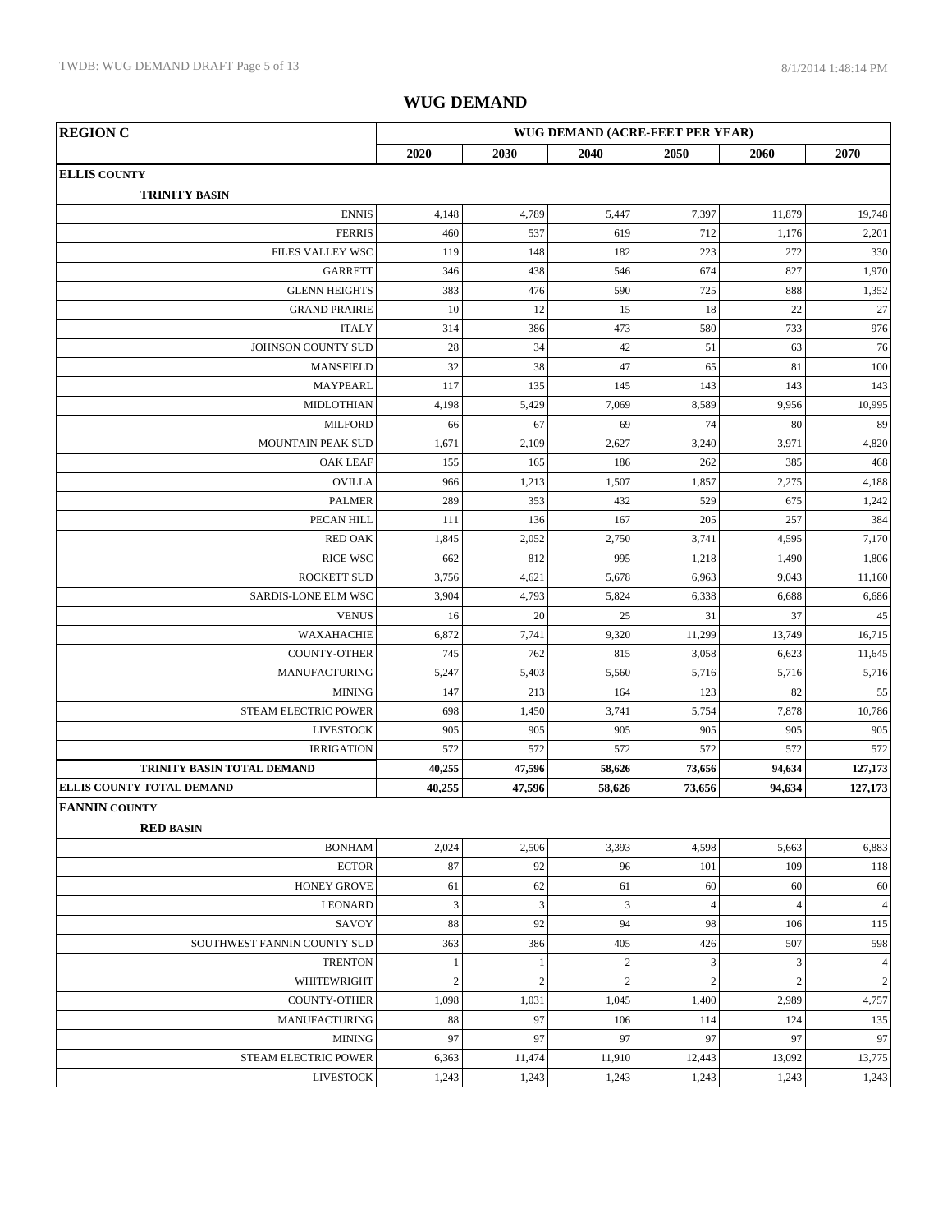# WUG DEMAND

| REGION C | WUG DEMAND (ACRE-FEET PER YEAR) | | | | | |
|---|---|---|---|---|---|---|
| | 2020 | 2030 | 2040 | 2050 | 2060 | 2070 |
| **ELLIS COUNTY** | | | | | | |
| **TRINITY BASIN** | | | | | | |
| ENNIS | 4,148 | 4,789 | 5,447 | 7,397 | 11,879 | 19,748 |
| FERRIS | 460 | 537 | 619 | 712 | 1,176 | 2,201 |
| FILES VALLEY WSC | 119 | 148 | 182 | 223 | 272 | 330 |
| GARRETT | 346 | 438 | 546 | 674 | 827 | 1,970 |
| GLENN HEIGHTS | 383 | 476 | 590 | 725 | 888 | 1,352 |
| GRAND PRAIRIE | 10 | 12 | 15 | 18 | 22 | 27 |
| ITALY | 314 | 386 | 473 | 580 | 733 | 976 |
| JOHNSON COUNTY SUD | 28 | 34 | 42 | 51 | 63 | 76 |
| MANSFIELD | 32 | 38 | 47 | 65 | 81 | 100 |
| MAYPEARL | 117 | 135 | 145 | 143 | 143 | 143 |
| MIDLOTHIAN | 4,198 | 5,429 | 7,069 | 8,589 | 9,956 | 10,995 |
| MILFORD | 66 | 67 | 69 | 74 | 80 | 89 |
| MOUNTAIN PEAK SUD | 1,671 | 2,109 | 2,627 | 3,240 | 3,971 | 4,820 |
| OAK LEAF | 155 | 165 | 186 | 262 | 385 | 468 |
| OVILLA | 966 | 1,213 | 1,507 | 1,857 | 2,275 | 4,188 |
| PALMER | 289 | 353 | 432 | 529 | 675 | 1,242 |
| PECAN HILL | 111 | 136 | 167 | 205 | 257 | 384 |
| RED OAK | 1,845 | 2,052 | 2,750 | 3,741 | 4,595 | 7,170 |
| RICE WSC | 662 | 812 | 995 | 1,218 | 1,490 | 1,806 |
| ROCKETT SUD | 3,756 | 4,621 | 5,678 | 6,963 | 9,043 | 11,160 |
| SARDIS-LONE ELM WSC | 3,904 | 4,793 | 5,824 | 6,338 | 6,688 | 6,686 |
| VENUS | 16 | 20 | 25 | 31 | 37 | 45 |
| WAXAHACHIE | 6,872 | 7,741 | 9,320 | 11,299 | 13,749 | 16,715 |
| COUNTY-OTHER | 745 | 762 | 815 | 3,058 | 6,623 | 11,645 |
| MANUFACTURING | 5,247 | 5,403 | 5,560 | 5,716 | 5,716 | 5,716 |
| MINING | 147 | 213 | 164 | 123 | 82 | 55 |
| STEAM ELECTRIC POWER | 698 | 1,450 | 3,741 | 5,754 | 7,878 | 10,786 |
| LIVESTOCK | 905 | 905 | 905 | 905 | 905 | 905 |
| IRRIGATION | 572 | 572 | 572 | 572 | 572 | 572 |
| **TRINITY BASIN TOTAL DEMAND** | **40,255** | **47,596** | **58,626** | **73,656** | **94,634** | **127,173** |
| **ELLIS COUNTY TOTAL DEMAND** | **40,255** | **47,596** | **58,626** | **73,656** | **94,634** | **127,173** |
| **FANNIN COUNTY** | | | | | | |
| **RED BASIN** | | | | | | |
| BONHAM | 2,024 | 2,506 | 3,393 | 4,598 | 5,663 | 6,883 |
| ECTOR | 87 | 92 | 96 | 101 | 109 | 118 |
| HONEY GROVE | 61 | 62 | 61 | 60 | 60 | 60 |
| LEONARD | 3 | 3 | 3 | 4 | 4 | 4 |
| SAVOY | 88 | 92 | 94 | 98 | 106 | 115 |
| SOUTHWEST FANNIN COUNTY SUD | 363 | 386 | 405 | 426 | 507 | 598 |
| TRENTON | 1 | 1 | 2 | 3 | 3 | 4 |
| WHITEWRIGHT | 2 | 2 | 2 | 2 | 2 | 2 |
| COUNTY-OTHER | 1,098 | 1,031 | 1,045 | 1,400 | 2,989 | 4,757 |
| MANUFACTURING | 88 | 97 | 106 | 114 | 124 | 135 |
| MINING | 97 | 97 | 97 | 97 | 97 | 97 |
| STEAM ELECTRIC POWER | 6,363 | 11,474 | 11,910 | 12,443 | 13,092 | 13,775 |
| LIVESTOCK | 1,243 | 1,243 | 1,243 | 1,243 | 1,243 | 1,243 |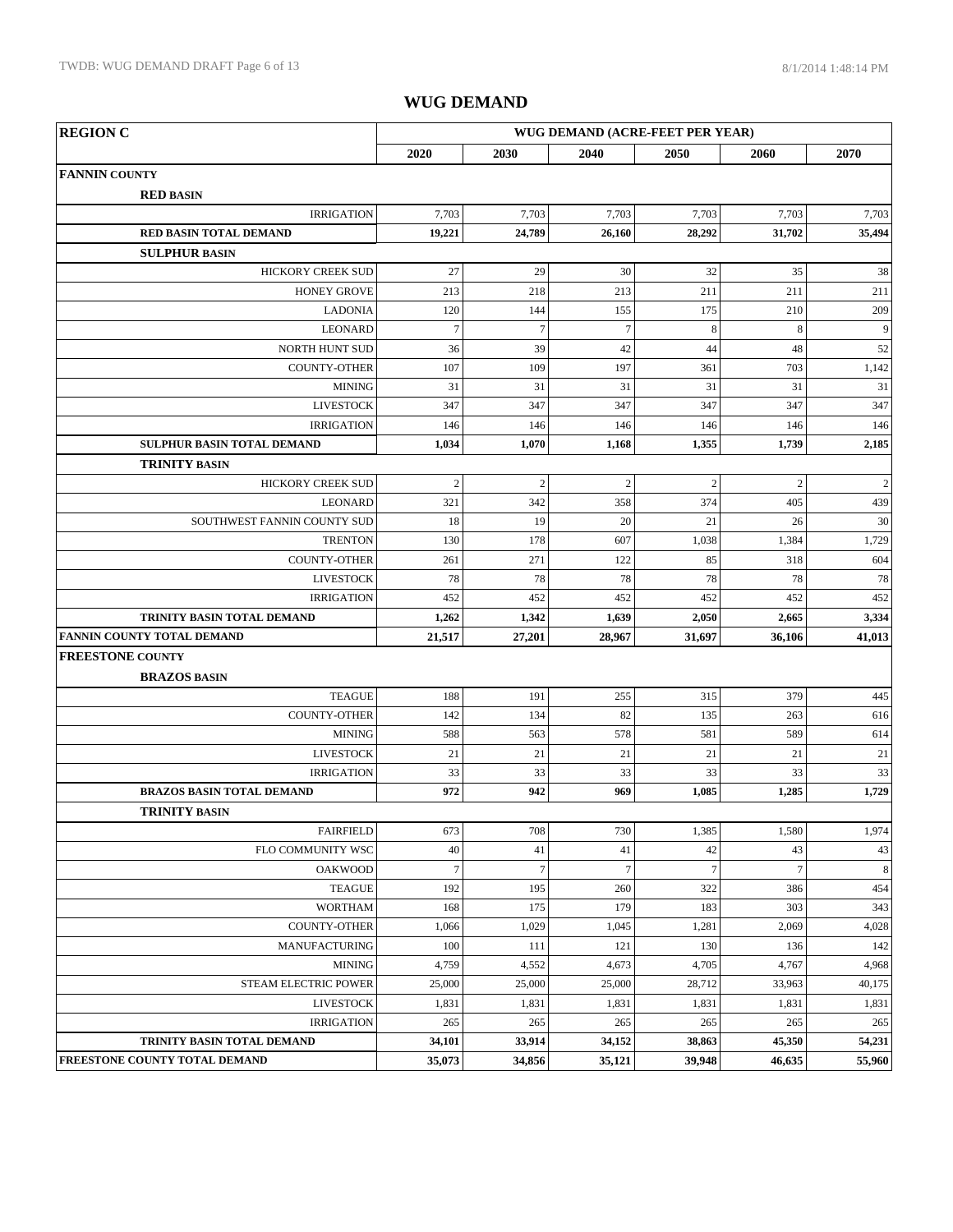## WUG DEMAND

| REGION C | WUG DEMAND (ACRE-FEET PER YEAR) | | | | | |
|---|---|---|---|---|---|---|
| | **2020** | **2030** | **2040** | **2050** | **2060** | **2070** |
| **FANNIN COUNTY** | | | | | | |
| **RED BASIN** | | | | | | |
| IRRIGATION | 7,703 | 7,703 | 7,703 | 7,703 | 7,703 | 7,703 |
| **RED BASIN TOTAL DEMAND** | **19,221** | **24,789** | **26,160** | **28,292** | **31,702** | **35,494** |
| **SULPHUR BASIN** | | | | | | |
| HICKORY CREEK SUD | 27 | 29 | 30 | 32 | 35 | 38 |
| HONEY GROVE | 213 | 218 | 213 | 211 | 211 | 211 |
| LADONIA | 120 | 144 | 155 | 175 | 210 | 209 |
| LEONARD | 7 | 7 | 7 | 8 | 8 | 9 |
| NORTH HUNT SUD | 36 | 39 | 42 | 44 | 48 | 52 |
| COUNTY-OTHER | 107 | 109 | 197 | 361 | 703 | 1,142 |
| MINING | 31 | 31 | 31 | 31 | 31 | 31 |
| LIVESTOCK | 347 | 347 | 347 | 347 | 347 | 347 |
| IRRIGATION | 146 | 146 | 146 | 146 | 146 | 146 |
| **SULPHUR BASIN TOTAL DEMAND** | **1,034** | **1,070** | **1,168** | **1,355** | **1,739** | **2,185** |
| **TRINITY BASIN** | | | | | | |
| HICKORY CREEK SUD | 2 | 2 | 2 | 2 | 2 | 2 |
| LEONARD | 321 | 342 | 358 | 374 | 405 | 439 |
| SOUTHWEST FANNIN COUNTY SUD | 18 | 19 | 20 | 21 | 26 | 30 |
| TRENTON | 130 | 178 | 607 | 1,038 | 1,384 | 1,729 |
| COUNTY-OTHER | 261 | 271 | 122 | 85 | 318 | 604 |
| LIVESTOCK | 78 | 78 | 78 | 78 | 78 | 78 |
| IRRIGATION | 452 | 452 | 452 | 452 | 452 | 452 |
| **TRINITY BASIN TOTAL DEMAND** | **1,262** | **1,342** | **1,639** | **2,050** | **2,665** | **3,334** |
| **FANNIN COUNTY TOTAL DEMAND** | **21,517** | **27,201** | **28,967** | **31,697** | **36,106** | **41,013** |
| **FREESTONE COUNTY** | | | | | | |
| **BRAZOS BASIN** | | | | | | |
| TEAGUE | 188 | 191 | 255 | 315 | 379 | 445 |
| COUNTY-OTHER | 142 | 134 | 82 | 135 | 263 | 616 |
| MINING | 588 | 563 | 578 | 581 | 589 | 614 |
| LIVESTOCK | 21 | 21 | 21 | 21 | 21 | 21 |
| IRRIGATION | 33 | 33 | 33 | 33 | 33 | 33 |
| **BRAZOS BASIN TOTAL DEMAND** | **972** | **942** | **969** | **1,085** | **1,285** | **1,729** |
| **TRINITY BASIN** | | | | | | |
| FAIRFIELD | 673 | 708 | 730 | 1,385 | 1,580 | 1,974 |
| FLO COMMUNITY WSC | 40 | 41 | 41 | 42 | 43 | 43 |
| OAKWOOD | 7 | 7 | 7 | 7 | 7 | 8 |
| TEAGUE | 192 | 195 | 260 | 322 | 386 | 454 |
| WORTHAM | 168 | 175 | 179 | 183 | 303 | 343 |
| COUNTY-OTHER | 1,066 | 1,029 | 1,045 | 1,281 | 2,069 | 4,028 |
| MANUFACTURING | 100 | 111 | 121 | 130 | 136 | 142 |
| MINING | 4,759 | 4,552 | 4,673 | 4,705 | 4,767 | 4,968 |
| STEAM ELECTRIC POWER | 25,000 | 25,000 | 25,000 | 28,712 | 33,963 | 40,175 |
| LIVESTOCK | 1,831 | 1,831 | 1,831 | 1,831 | 1,831 | 1,831 |
| IRRIGATION | 265 | 265 | 265 | 265 | 265 | 265 |
| **TRINITY BASIN TOTAL DEMAND** | **34,101** | **33,914** | **34,152** | **38,863** | **45,350** | **54,231** |
| **FREESTONE COUNTY TOTAL DEMAND** | **35,073** | **34,856** | **35,121** | **39,948** | **46,635** | **55,960** |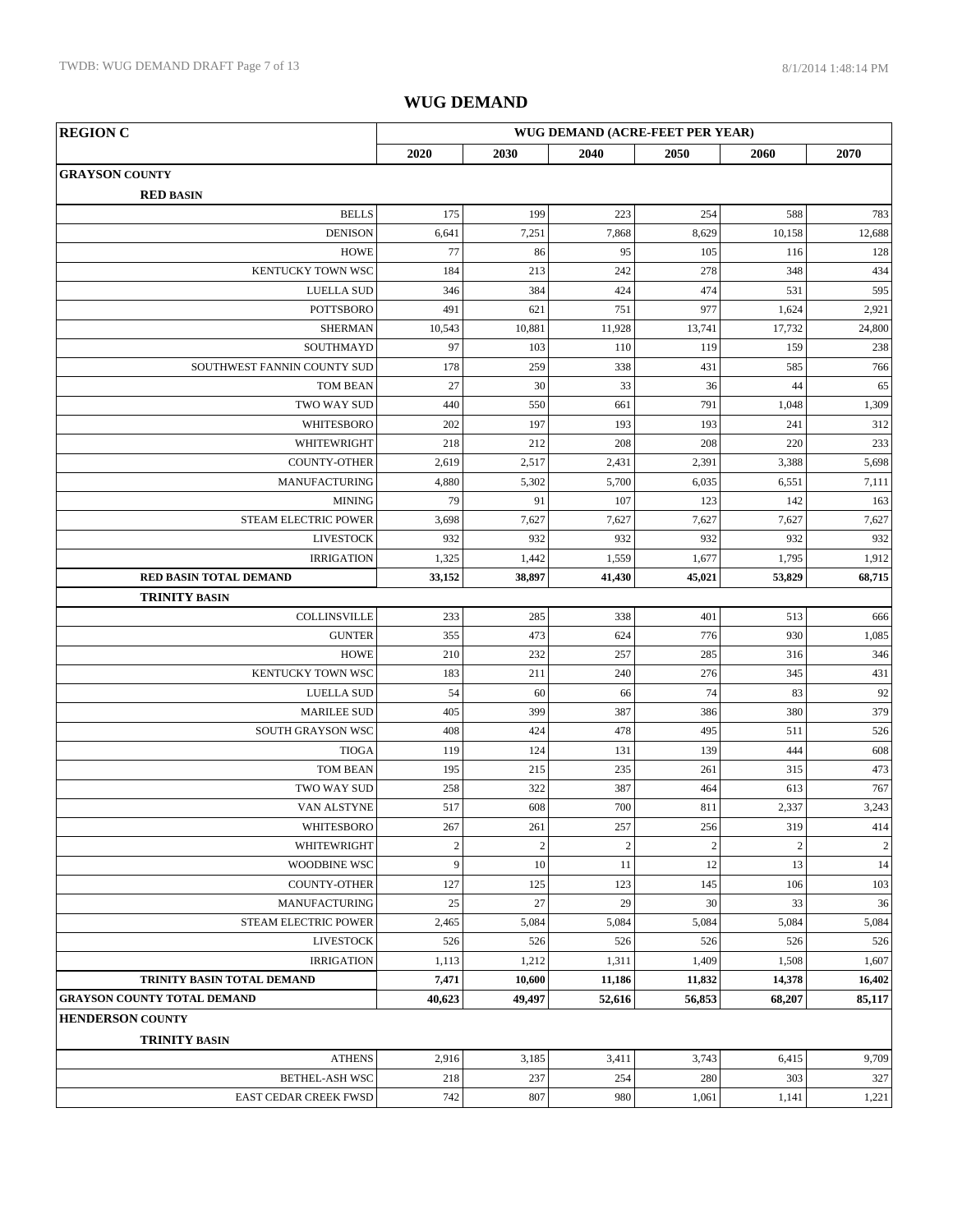# WUG DEMAND

| REGION C | WUG DEMAND (ACRE-FEET PER YEAR) | | | | | |
|---|---|---|---|---|---|---|
| | 2020 | 2030 | 2040 | 2050 | 2060 | 2070 |
| **GRAYSON COUNTY** | | | | | | |
| **RED BASIN** | | | | | | |
| BELLS | 175 | 199 | 223 | 254 | 588 | 783 |
| DENISON | 6,641 | 7,251 | 7,868 | 8,629 | 10,158 | 12,688 |
| HOWE | 77 | 86 | 95 | 105 | 116 | 128 |
| KENTUCKY TOWN WSC | 184 | 213 | 242 | 278 | 348 | 434 |
| LUELLA SUD | 346 | 384 | 424 | 474 | 531 | 595 |
| POTTSBORO | 491 | 621 | 751 | 977 | 1,624 | 2,921 |
| SHERMAN | 10,543 | 10,881 | 11,928 | 13,741 | 17,732 | 24,800 |
| SOUTHMAYD | 97 | 103 | 110 | 119 | 159 | 238 |
| SOUTHWEST FANNIN COUNTY SUD | 178 | 259 | 338 | 431 | 585 | 766 |
| TOM BEAN | 27 | 30 | 33 | 36 | 44 | 65 |
| TWO WAY SUD | 440 | 550 | 661 | 791 | 1,048 | 1,309 |
| WHITESBORO | 202 | 197 | 193 | 193 | 241 | 312 |
| WHITEWRIGHT | 218 | 212 | 208 | 208 | 220 | 233 |
| COUNTY-OTHER | 2,619 | 2,517 | 2,431 | 2,391 | 3,388 | 5,698 |
| MANUFACTURING | 4,880 | 5,302 | 5,700 | 6,035 | 6,551 | 7,111 |
| MINING | 79 | 91 | 107 | 123 | 142 | 163 |
| STEAM ELECTRIC POWER | 3,698 | 7,627 | 7,627 | 7,627 | 7,627 | 7,627 |
| LIVESTOCK | 932 | 932 | 932 | 932 | 932 | 932 |
| IRRIGATION | 1,325 | 1,442 | 1,559 | 1,677 | 1,795 | 1,912 |
| **RED BASIN TOTAL DEMAND** | **33,152** | **38,897** | **41,430** | **45,021** | **53,829** | **68,715** |
| **TRINITY BASIN** | | | | | | |
| COLLINSVILLE | 233 | 285 | 338 | 401 | 513 | 666 |
| GUNTER | 355 | 473 | 624 | 776 | 930 | 1,085 |
| HOWE | 210 | 232 | 257 | 285 | 316 | 346 |
| KENTUCKY TOWN WSC | 183 | 211 | 240 | 276 | 345 | 431 |
| LUELLA SUD | 54 | 60 | 66 | 74 | 83 | 92 |
| MARILEE SUD | 405 | 399 | 387 | 386 | 380 | 379 |
| SOUTH GRAYSON WSC | 408 | 424 | 478 | 495 | 511 | 526 |
| TIOGA | 119 | 124 | 131 | 139 | 444 | 608 |
| TOM BEAN | 195 | 215 | 235 | 261 | 315 | 473 |
| TWO WAY SUD | 258 | 322 | 387 | 464 | 613 | 767 |
| VAN ALSTYNE | 517 | 608 | 700 | 811 | 2,337 | 3,243 |
| WHITESBORO | 267 | 261 | 257 | 256 | 319 | 414 |
| WHITEWRIGHT | 2 | 2 | 2 | 2 | 2 | 2 |
| WOODBINE WSC | 9 | 10 | 11 | 12 | 13 | 14 |
| COUNTY-OTHER | 127 | 125 | 123 | 145 | 106 | 103 |
| MANUFACTURING | 25 | 27 | 29 | 30 | 33 | 36 |
| STEAM ELECTRIC POWER | 2,465 | 5,084 | 5,084 | 5,084 | 5,084 | 5,084 |
| LIVESTOCK | 526 | 526 | 526 | 526 | 526 | 526 |
| IRRIGATION | 1,113 | 1,212 | 1,311 | 1,409 | 1,508 | 1,607 |
| **TRINITY BASIN TOTAL DEMAND** | **7,471** | **10,600** | **11,186** | **11,832** | **14,378** | **16,402** |
| **GRAYSON COUNTY TOTAL DEMAND** | **40,623** | **49,497** | **52,616** | **56,853** | **68,207** | **85,117** |
| **HENDERSON COUNTY** | | | | | | |
| **TRINITY BASIN** | | | | | | |
| ATHENS | 2,916 | 3,185 | 3,411 | 3,743 | 6,415 | 9,709 |
| BETHEL-ASH WSC | 218 | 237 | 254 | 280 | 303 | 327 |
| EAST CEDAR CREEK FWSD | 742 | 807 | 980 | 1,061 | 1,141 | 1,221 |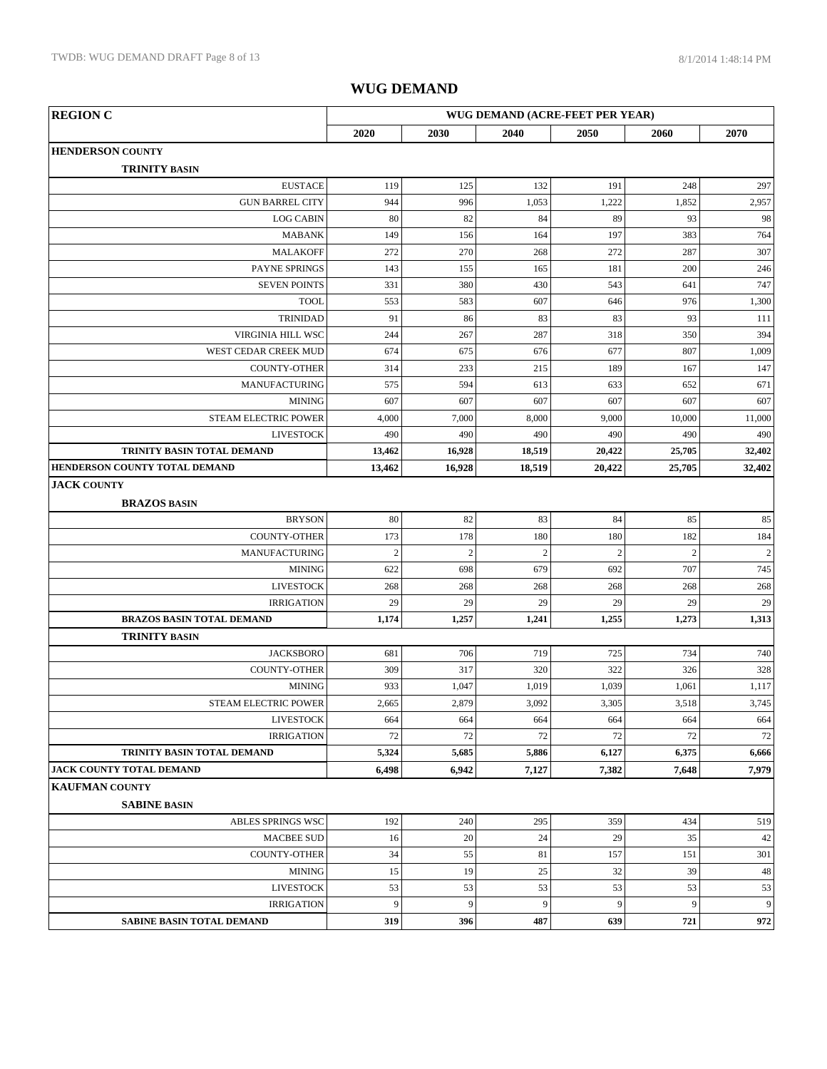## WUG DEMAND

| REGION C | WUG DEMAND (ACRE-FEET PER YEAR) | | | | | |
|---|---|---|---|---|---|---|
| | 2020 | 2030 | 2040 | 2050 | 2060 | 2070 |
| **HENDERSON COUNTY** | | | | | | |
| **TRINITY BASIN** | | | | | | |
| EUSTACE | 119 | 125 | 132 | 191 | 248 | 297 |
| GUN BARREL CITY | 944 | 996 | 1,053 | 1,222 | 1,852 | 2,957 |
| LOG CABIN | 80 | 82 | 84 | 89 | 93 | 98 |
| MABANK | 149 | 156 | 164 | 197 | 383 | 764 |
| MALAKOFF | 272 | 270 | 268 | 272 | 287 | 307 |
| PAYNE SPRINGS | 143 | 155 | 165 | 181 | 200 | 246 |
| SEVEN POINTS | 331 | 380 | 430 | 543 | 641 | 747 |
| TOOL | 553 | 583 | 607 | 646 | 976 | 1,300 |
| TRINIDAD | 91 | 86 | 83 | 83 | 93 | 111 |
| VIRGINIA HILL WSC | 244 | 267 | 287 | 318 | 350 | 394 |
| WEST CEDAR CREEK MUD | 674 | 675 | 676 | 677 | 807 | 1,009 |
| COUNTY-OTHER | 314 | 233 | 215 | 189 | 167 | 147 |
| MANUFACTURING | 575 | 594 | 613 | 633 | 652 | 671 |
| MINING | 607 | 607 | 607 | 607 | 607 | 607 |
| STEAM ELECTRIC POWER | 4,000 | 7,000 | 8,000 | 9,000 | 10,000 | 11,000 |
| LIVESTOCK | 490 | 490 | 490 | 490 | 490 | 490 |
| **TRINITY BASIN TOTAL DEMAND** | **13,462** | **16,928** | **18,519** | **20,422** | **25,705** | **32,402** |
| **HENDERSON COUNTY TOTAL DEMAND** | **13,462** | **16,928** | **18,519** | **20,422** | **25,705** | **32,402** |
| **JACK COUNTY** | | | | | | |
| **BRAZOS BASIN** | | | | | | |
| BRYSON | 80 | 82 | 83 | 84 | 85 | 85 |
| COUNTY-OTHER | 173 | 178 | 180 | 180 | 182 | 184 |
| MANUFACTURING | 2 | 2 | 2 | 2 | 2 | 2 |
| MINING | 622 | 698 | 679 | 692 | 707 | 745 |
| LIVESTOCK | 268 | 268 | 268 | 268 | 268 | 268 |
| IRRIGATION | 29 | 29 | 29 | 29 | 29 | 29 |
| **BRAZOS BASIN TOTAL DEMAND** | **1,174** | **1,257** | **1,241** | **1,255** | **1,273** | **1,313** |
| **TRINITY BASIN** | | | | | | |
| JACKSBORO | 681 | 706 | 719 | 725 | 734 | 740 |
| COUNTY-OTHER | 309 | 317 | 320 | 322 | 326 | 328 |
| MINING | 933 | 1,047 | 1,019 | 1,039 | 1,061 | 1,117 |
| STEAM ELECTRIC POWER | 2,665 | 2,879 | 3,092 | 3,305 | 3,518 | 3,745 |
| LIVESTOCK | 664 | 664 | 664 | 664 | 664 | 664 |
| IRRIGATION | 72 | 72 | 72 | 72 | 72 | 72 |
| **TRINITY BASIN TOTAL DEMAND** | **5,324** | **5,685** | **5,886** | **6,127** | **6,375** | **6,666** |
| **JACK COUNTY TOTAL DEMAND** | **6,498** | **6,942** | **7,127** | **7,382** | **7,648** | **7,979** |
| **KAUFMAN COUNTY** | | | | | | |
| **SABINE BASIN** | | | | | | |
| ABLES SPRINGS WSC | 192 | 240 | 295 | 359 | 434 | 519 |
| MACBEE SUD | 16 | 20 | 24 | 29 | 35 | 42 |
| COUNTY-OTHER | 34 | 55 | 81 | 157 | 151 | 301 |
| MINING | 15 | 19 | 25 | 32 | 39 | 48 |
| LIVESTOCK | 53 | 53 | 53 | 53 | 53 | 53 |
| IRRIGATION | 9 | 9 | 9 | 9 | 9 | 9 |
| **SABINE BASIN TOTAL DEMAND** | **319** | **396** | **487** | **639** | **721** | **972** |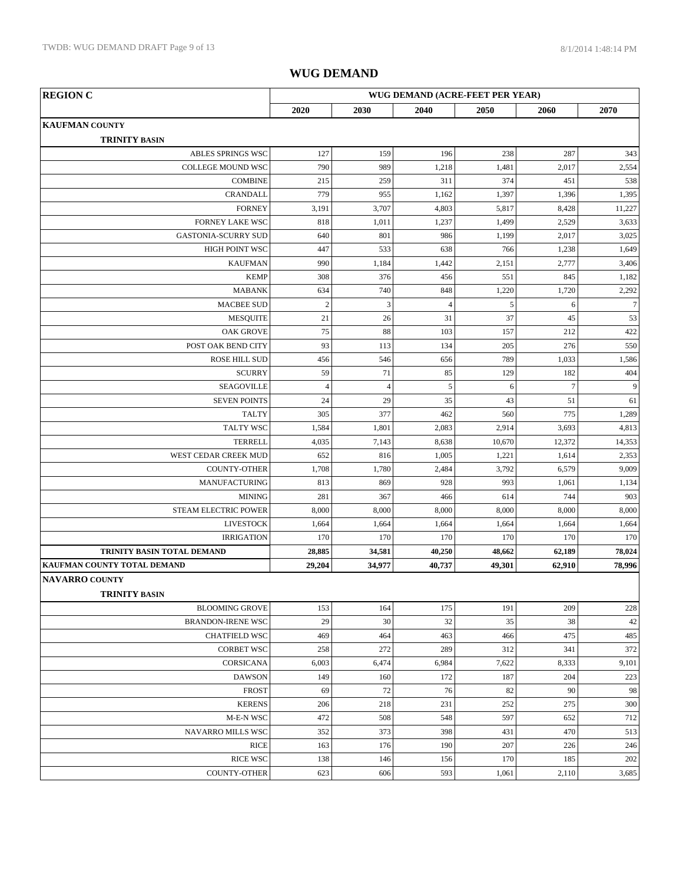# WUG DEMAND

| REGION C | WUG DEMAND (ACRE-FEET PER YEAR) | | | | | |
|---|---|---|---|---|---|---|
| | 2020 | 2030 | 2040 | 2050 | 2060 | 2070 |
| **KAUFMAN COUNTY** | | | | | | |
| **TRINITY BASIN** | | | | | | |
| ABLES SPRINGS WSC | 127 | 159 | 196 | 238 | 287 | 343 |
| COLLEGE MOUND WSC | 790 | 989 | 1,218 | 1,481 | 2,017 | 2,554 |
| COMBINE | 215 | 259 | 311 | 374 | 451 | 538 |
| CRANDALL | 779 | 955 | 1,162 | 1,397 | 1,396 | 1,395 |
| FORNEY | 3,191 | 3,707 | 4,803 | 5,817 | 8,428 | 11,227 |
| FORNEY LAKE WSC | 818 | 1,011 | 1,237 | 1,499 | 2,529 | 3,633 |
| GASTONIA-SCURRY SUD | 640 | 801 | 986 | 1,199 | 2,017 | 3,025 |
| HIGH POINT WSC | 447 | 533 | 638 | 766 | 1,238 | 1,649 |
| KAUFMAN | 990 | 1,184 | 1,442 | 2,151 | 2,777 | 3,406 |
| KEMP | 308 | 376 | 456 | 551 | 845 | 1,182 |
| MABANK | 634 | 740 | 848 | 1,220 | 1,720 | 2,292 |
| MACBEE SUD | 2 | 3 | 4 | 5 | 6 | 7 |
| MESQUITE | 21 | 26 | 31 | 37 | 45 | 53 |
| OAK GROVE | 75 | 88 | 103 | 157 | 212 | 422 |
| POST OAK BEND CITY | 93 | 113 | 134 | 205 | 276 | 550 |
| ROSE HILL SUD | 456 | 546 | 656 | 789 | 1,033 | 1,586 |
| SCURRY | 59 | 71 | 85 | 129 | 182 | 404 |
| SEAGOVILLE | 4 | 4 | 5 | 6 | 7 | 9 |
| SEVEN POINTS | 24 | 29 | 35 | 43 | 51 | 61 |
| TALTY | 305 | 377 | 462 | 560 | 775 | 1,289 |
| TALTY WSC | 1,584 | 1,801 | 2,083 | 2,914 | 3,693 | 4,813 |
| TERRELL | 4,035 | 7,143 | 8,638 | 10,670 | 12,372 | 14,353 |
| WEST CEDAR CREEK MUD | 652 | 816 | 1,005 | 1,221 | 1,614 | 2,353 |
| COUNTY-OTHER | 1,708 | 1,780 | 2,484 | 3,792 | 6,579 | 9,009 |
| MANUFACTURING | 813 | 869 | 928 | 993 | 1,061 | 1,134 |
| MINING | 281 | 367 | 466 | 614 | 744 | 903 |
| STEAM ELECTRIC POWER | 8,000 | 8,000 | 8,000 | 8,000 | 8,000 | 8,000 |
| LIVESTOCK | 1,664 | 1,664 | 1,664 | 1,664 | 1,664 | 1,664 |
| IRRIGATION | 170 | 170 | 170 | 170 | 170 | 170 |
| **TRINITY BASIN TOTAL DEMAND** | **28,885** | **34,581** | **40,250** | **48,662** | **62,189** | **78,024** |
| **KAUFMAN COUNTY TOTAL DEMAND** | **29,204** | **34,977** | **40,737** | **49,301** | **62,910** | **78,996** |
| **NAVARRO COUNTY** | | | | | | |
| **TRINITY BASIN** | | | | | | |
| BLOOMING GROVE | 153 | 164 | 175 | 191 | 209 | 228 |
| BRANDON-IRENE WSC | 29 | 30 | 32 | 35 | 38 | 42 |
| CHATFIELD WSC | 469 | 464 | 463 | 466 | 475 | 485 |
| CORBET WSC | 258 | 272 | 289 | 312 | 341 | 372 |
| CORSICANA | 6,003 | 6,474 | 6,984 | 7,622 | 8,333 | 9,101 |
| DAWSON | 149 | 160 | 172 | 187 | 204 | 223 |
| FROST | 69 | 72 | 76 | 82 | 90 | 98 |
| KERENS | 206 | 218 | 231 | 252 | 275 | 300 |
| M-E-N WSC | 472 | 508 | 548 | 597 | 652 | 712 |
| NAVARRO MILLS WSC | 352 | 373 | 398 | 431 | 470 | 513 |
| RICE | 163 | 176 | 190 | 207 | 226 | 246 |
| RICE WSC | 138 | 146 | 156 | 170 | 185 | 202 |
| COUNTY-OTHER | 623 | 606 | 593 | 1,061 | 2,110 | 3,685 |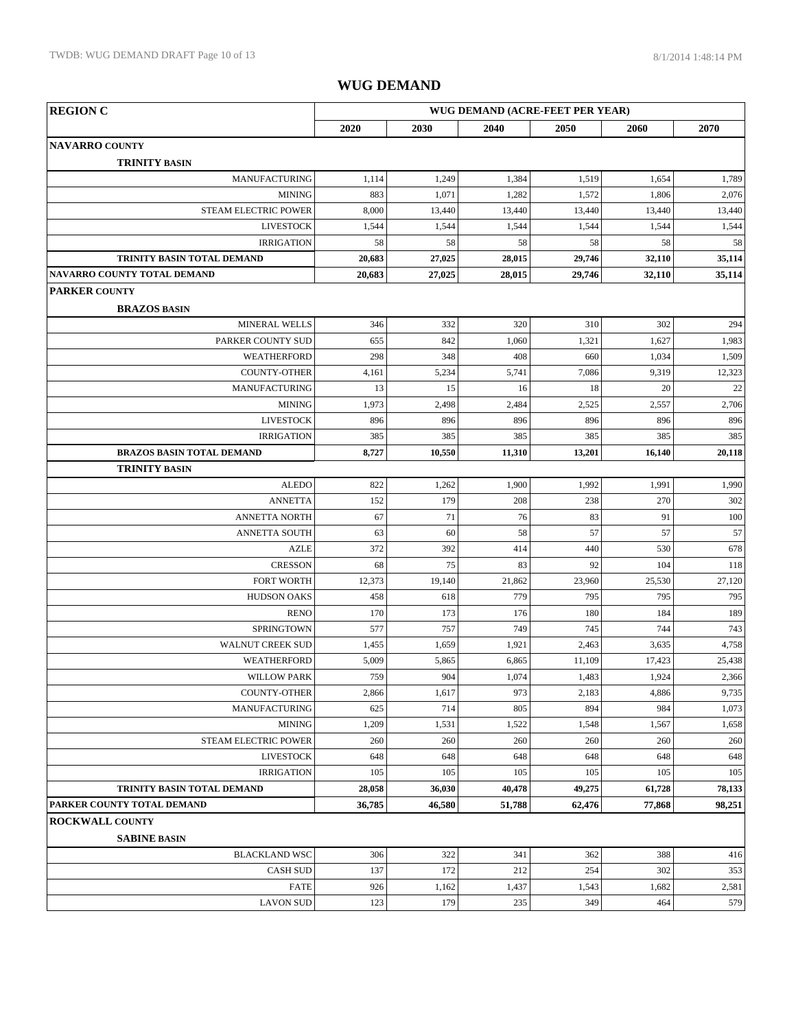# WUG DEMAND

| REGION C | WUG DEMAND (ACRE-FEET PER YEAR) | | | | | |
|---|---|---|---|---|---|---|
| | 2020 | 2030 | 2040 | 2050 | 2060 | 2070 |
| **NAVARRO COUNTY** | | | | | | |
| **TRINITY BASIN** | | | | | | |
| MANUFACTURING | 1,114 | 1,249 | 1,384 | 1,519 | 1,654 | 1,789 |
| MINING | 883 | 1,071 | 1,282 | 1,572 | 1,806 | 2,076 |
| STEAM ELECTRIC POWER | 8,000 | 13,440 | 13,440 | 13,440 | 13,440 | 13,440 |
| LIVESTOCK | 1,544 | 1,544 | 1,544 | 1,544 | 1,544 | 1,544 |
| IRRIGATION | 58 | 58 | 58 | 58 | 58 | 58 |
| **TRINITY BASIN TOTAL DEMAND** | **20,683** | **27,025** | **28,015** | **29,746** | **32,110** | **35,114** |
| **NAVARRO COUNTY TOTAL DEMAND** | **20,683** | **27,025** | **28,015** | **29,746** | **32,110** | **35,114** |
| **PARKER COUNTY** | | | | | | |
| **BRAZOS BASIN** | | | | | | |
| MINERAL WELLS | 346 | 332 | 320 | 310 | 302 | 294 |
| PARKER COUNTY SUD | 655 | 842 | 1,060 | 1,321 | 1,627 | 1,983 |
| WEATHERFORD | 298 | 348 | 408 | 660 | 1,034 | 1,509 |
| COUNTY-OTHER | 4,161 | 5,234 | 5,741 | 7,086 | 9,319 | 12,323 |
| MANUFACTURING | 13 | 15 | 16 | 18 | 20 | 22 |
| MINING | 1,973 | 2,498 | 2,484 | 2,525 | 2,557 | 2,706 |
| LIVESTOCK | 896 | 896 | 896 | 896 | 896 | 896 |
| IRRIGATION | 385 | 385 | 385 | 385 | 385 | 385 |
| **BRAZOS BASIN TOTAL DEMAND** | **8,727** | **10,550** | **11,310** | **13,201** | **16,140** | **20,118** |
| **TRINITY BASIN** | | | | | | |
| ALEDO | 822 | 1,262 | 1,900 | 1,992 | 1,991 | 1,990 |
| ANNETTA | 152 | 179 | 208 | 238 | 270 | 302 |
| ANNETTA NORTH | 67 | 71 | 76 | 83 | 91 | 100 |
| ANNETTA SOUTH | 63 | 60 | 58 | 57 | 57 | 57 |
| AZLE | 372 | 392 | 414 | 440 | 530 | 678 |
| CRESSON | 68 | 75 | 83 | 92 | 104 | 118 |
| FORT WORTH | 12,373 | 19,140 | 21,862 | 23,960 | 25,530 | 27,120 |
| HUDSON OAKS | 458 | 618 | 779 | 795 | 795 | 795 |
| RENO | 170 | 173 | 176 | 180 | 184 | 189 |
| SPRINGTOWN | 577 | 757 | 749 | 745 | 744 | 743 |
| WALNUT CREEK SUD | 1,455 | 1,659 | 1,921 | 2,463 | 3,635 | 4,758 |
| WEATHERFORD | 5,009 | 5,865 | 6,865 | 11,109 | 17,423 | 25,438 |
| WILLOW PARK | 759 | 904 | 1,074 | 1,483 | 1,924 | 2,366 |
| COUNTY-OTHER | 2,866 | 1,617 | 973 | 2,183 | 4,886 | 9,735 |
| MANUFACTURING | 625 | 714 | 805 | 894 | 984 | 1,073 |
| MINING | 1,209 | 1,531 | 1,522 | 1,548 | 1,567 | 1,658 |
| STEAM ELECTRIC POWER | 260 | 260 | 260 | 260 | 260 | 260 |
| LIVESTOCK | 648 | 648 | 648 | 648 | 648 | 648 |
| IRRIGATION | 105 | 105 | 105 | 105 | 105 | 105 |
| **TRINITY BASIN TOTAL DEMAND** | **28,058** | **36,030** | **40,478** | **49,275** | **61,728** | **78,133** |
| **PARKER COUNTY TOTAL DEMAND** | **36,785** | **46,580** | **51,788** | **62,476** | **77,868** | **98,251** |
| **ROCKWALL COUNTY** | | | | | | |
| **SABINE BASIN** | | | | | | |
| BLACKLAND WSC | 306 | 322 | 341 | 362 | 388 | 416 |
| CASH SUD | 137 | 172 | 212 | 254 | 302 | 353 |
| FATE | 926 | 1,162 | 1,437 | 1,543 | 1,682 | 2,581 |
| LAVON SUD | 123 | 179 | 235 | 349 | 464 | 579 |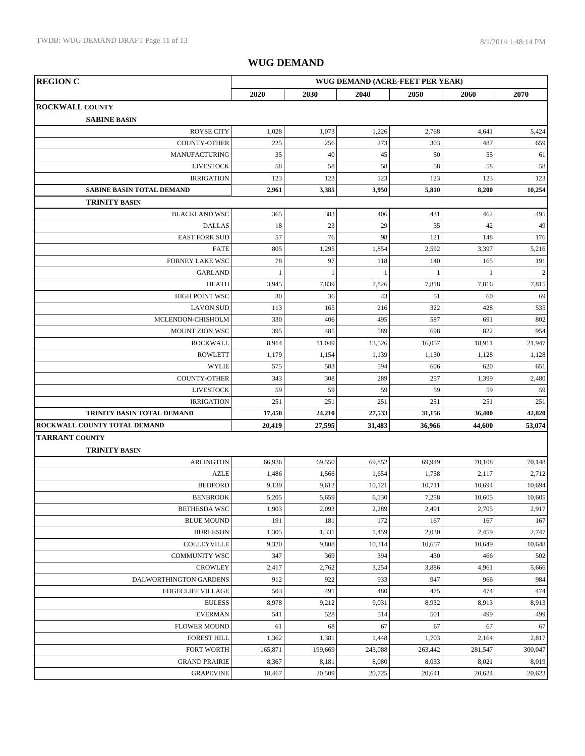## WUG DEMAND

| REGION C | WUG DEMAND (ACRE-FEET PER YEAR) | | | | | |
|---|---|---|---|---|---|---|
| | 2020 | 2030 | 2040 | 2050 | 2060 | 2070 |
| **ROCKWALL COUNTY** | | | | | | |
| **SABINE BASIN** | | | | | | |
| ROYSE CITY | 1,028 | 1,073 | 1,226 | 2,768 | 4,641 | 5,424 |
| COUNTY-OTHER | 225 | 256 | 273 | 303 | 487 | 659 |
| MANUFACTURING | 35 | 40 | 45 | 50 | 55 | 61 |
| LIVESTOCK | 58 | 58 | 58 | 58 | 58 | 58 |
| IRRIGATION | 123 | 123 | 123 | 123 | 123 | 123 |
| **SABINE BASIN TOTAL DEMAND** | **2,961** | **3,385** | **3,950** | **5,810** | **8,200** | **10,254** |
| **TRINITY BASIN** | | | | | | |
| BLACKLAND WSC | 365 | 383 | 406 | 431 | 462 | 495 |
| DALLAS | 18 | 23 | 29 | 35 | 42 | 49 |
| EAST FORK SUD | 57 | 76 | 98 | 121 | 148 | 176 |
| FATE | 805 | 1,295 | 1,854 | 2,592 | 3,397 | 5,216 |
| FORNEY LAKE WSC | 78 | 97 | 118 | 140 | 165 | 191 |
| GARLAND | 1 | 1 | 1 | 1 | 1 | 2 |
| HEATH | 3,945 | 7,839 | 7,826 | 7,818 | 7,816 | 7,815 |
| HIGH POINT WSC | 30 | 36 | 43 | 51 | 60 | 69 |
| LAVON SUD | 113 | 165 | 216 | 322 | 428 | 535 |
| MCLENDON-CHISHOLM | 330 | 406 | 495 | 587 | 691 | 802 |
| MOUNT ZION WSC | 395 | 485 | 589 | 698 | 822 | 954 |
| ROCKWALL | 8,914 | 11,049 | 13,526 | 16,057 | 18,911 | 21,947 |
| ROWLETT | 1,179 | 1,154 | 1,139 | 1,130 | 1,128 | 1,128 |
| WYLIE | 575 | 583 | 594 | 606 | 620 | 651 |
| COUNTY-OTHER | 343 | 308 | 289 | 257 | 1,399 | 2,480 |
| LIVESTOCK | 59 | 59 | 59 | 59 | 59 | 59 |
| IRRIGATION | 251 | 251 | 251 | 251 | 251 | 251 |
| **TRINITY BASIN TOTAL DEMAND** | **17,458** | **24,210** | **27,533** | **31,156** | **36,400** | **42,820** |
| **ROCKWALL COUNTY TOTAL DEMAND** | **20,419** | **27,595** | **31,483** | **36,966** | **44,600** | **53,074** |
| **TARRANT COUNTY** | | | | | | |
| **TRINITY BASIN** | | | | | | |
| ARLINGTON | 66,936 | 69,550 | 69,852 | 69,949 | 70,108 | 70,148 |
| AZLE | 1,486 | 1,566 | 1,654 | 1,758 | 2,117 | 2,712 |
| BEDFORD | 9,139 | 9,612 | 10,121 | 10,711 | 10,694 | 10,694 |
| BENBROOK | 5,205 | 5,659 | 6,130 | 7,258 | 10,605 | 10,605 |
| BETHESDA WSC | 1,903 | 2,093 | 2,289 | 2,491 | 2,705 | 2,917 |
| BLUE MOUND | 191 | 181 | 172 | 167 | 167 | 167 |
| BURLESON | 1,305 | 1,331 | 1,459 | 2,030 | 2,459 | 2,747 |
| COLLEYVILLE | 9,320 | 9,808 | 10,314 | 10,657 | 10,649 | 10,648 |
| COMMUNITY WSC | 347 | 369 | 394 | 430 | 466 | 502 |
| CROWLEY | 2,417 | 2,762 | 3,254 | 3,886 | 4,961 | 5,666 |
| DALWORTHINGTON GARDENS | 912 | 922 | 933 | 947 | 966 | 984 |
| EDGECLIFF VILLAGE | 503 | 491 | 480 | 475 | 474 | 474 |
| EULESS | 8,978 | 9,212 | 9,031 | 8,932 | 8,913 | 8,913 |
| EVERMAN | 541 | 528 | 514 | 501 | 499 | 499 |
| FLOWER MOUND | 61 | 68 | 67 | 67 | 67 | 67 |
| FOREST HILL | 1,362 | 1,381 | 1,448 | 1,703 | 2,164 | 2,817 |
| FORT WORTH | 165,871 | 199,669 | 243,088 | 263,442 | 281,547 | 300,047 |
| GRAND PRAIRIE | 8,367 | 8,181 | 8,080 | 8,033 | 8,021 | 8,019 |
| GRAPEVINE | 18,467 | 20,509 | 20,725 | 20,641 | 20,624 | 20,623 |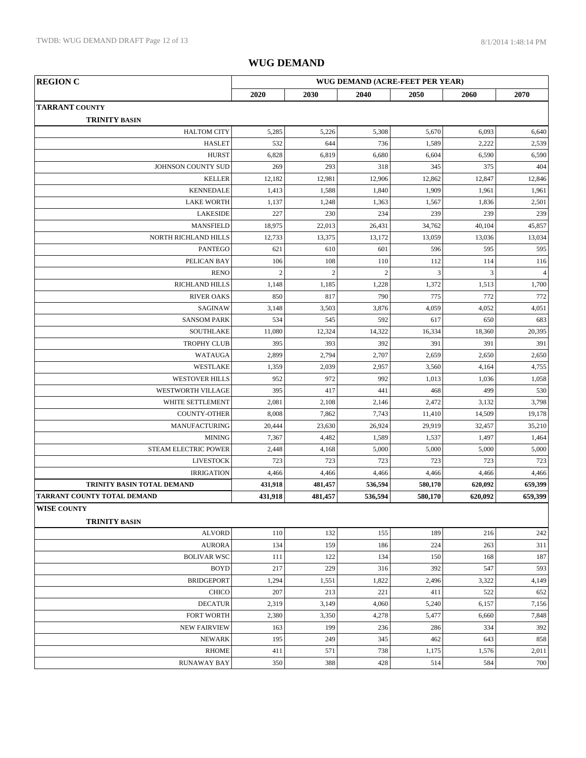# WUG DEMAND

| REGION C | WUG DEMAND (ACRE-FEET PER YEAR) | | | | | |
|---|---|---|---|---|---|---|
| | 2020 | 2030 | 2040 | 2050 | 2060 | 2070 |
| **TARRANT COUNTY** | | | | | | |
| **TRINITY BASIN** | | | | | | |
| HALTOM CITY | 5,285 | 5,226 | 5,308 | 5,670 | 6,093 | 6,640 |
| HASLET | 532 | 644 | 736 | 1,589 | 2,222 | 2,539 |
| HURST | 6,828 | 6,819 | 6,680 | 6,604 | 6,590 | 6,590 |
| JOHNSON COUNTY SUD | 269 | 293 | 318 | 345 | 375 | 404 |
| KELLER | 12,182 | 12,981 | 12,906 | 12,862 | 12,847 | 12,846 |
| KENNEDALE | 1,413 | 1,588 | 1,840 | 1,909 | 1,961 | 1,961 |
| LAKE WORTH | 1,137 | 1,248 | 1,363 | 1,567 | 1,836 | 2,501 |
| LAKESIDE | 227 | 230 | 234 | 239 | 239 | 239 |
| MANSFIELD | 18,975 | 22,013 | 26,431 | 34,762 | 40,104 | 45,857 |
| NORTH RICHLAND HILLS | 12,733 | 13,375 | 13,172 | 13,059 | 13,036 | 13,034 |
| PANTEGO | 621 | 610 | 601 | 596 | 595 | 595 |
| PELICAN BAY | 106 | 108 | 110 | 112 | 114 | 116 |
| RENO | 2 | 2 | 2 | 3 | 3 | 4 |
| RICHLAND HILLS | 1,148 | 1,185 | 1,228 | 1,372 | 1,513 | 1,700 |
| RIVER OAKS | 850 | 817 | 790 | 775 | 772 | 772 |
| SAGINAW | 3,148 | 3,503 | 3,876 | 4,059 | 4,052 | 4,051 |
| SANSOM PARK | 534 | 545 | 592 | 617 | 650 | 683 |
| SOUTHLAKE | 11,080 | 12,324 | 14,322 | 16,334 | 18,360 | 20,395 |
| TROPHY CLUB | 395 | 393 | 392 | 391 | 391 | 391 |
| WATAUGA | 2,899 | 2,794 | 2,707 | 2,659 | 2,650 | 2,650 |
| WESTLAKE | 1,359 | 2,039 | 2,957 | 3,560 | 4,164 | 4,755 |
| WESTOVER HILLS | 952 | 972 | 992 | 1,013 | 1,036 | 1,058 |
| WESTWORTH VILLAGE | 395 | 417 | 441 | 468 | 499 | 530 |
| WHITE SETTLEMENT | 2,081 | 2,108 | 2,146 | 2,472 | 3,132 | 3,798 |
| COUNTY-OTHER | 8,008 | 7,862 | 7,743 | 11,410 | 14,509 | 19,178 |
| MANUFACTURING | 20,444 | 23,630 | 26,924 | 29,919 | 32,457 | 35,210 |
| MINING | 7,367 | 4,482 | 1,589 | 1,537 | 1,497 | 1,464 |
| STEAM ELECTRIC POWER | 2,448 | 4,168 | 5,000 | 5,000 | 5,000 | 5,000 |
| LIVESTOCK | 723 | 723 | 723 | 723 | 723 | 723 |
| IRRIGATION | 4,466 | 4,466 | 4,466 | 4,466 | 4,466 | 4,466 |
| **TRINITY BASIN TOTAL DEMAND** | **431,918** | **481,457** | **536,594** | **580,170** | **620,092** | **659,399** |
| **TARRANT COUNTY TOTAL DEMAND** | **431,918** | **481,457** | **536,594** | **580,170** | **620,092** | **659,399** |
| **WISE COUNTY** | | | | | | |
| **TRINITY BASIN** | | | | | | |
| ALVORD | 110 | 132 | 155 | 189 | 216 | 242 |
| AURORA | 134 | 159 | 186 | 224 | 263 | 311 |
| BOLIVAR WSC | 111 | 122 | 134 | 150 | 168 | 187 |
| BOYD | 217 | 229 | 316 | 392 | 547 | 593 |
| BRIDGEPORT | 1,294 | 1,551 | 1,822 | 2,496 | 3,322 | 4,149 |
| CHICO | 207 | 213 | 221 | 411 | 522 | 652 |
| DECATUR | 2,319 | 3,149 | 4,060 | 5,240 | 6,157 | 7,156 |
| FORT WORTH | 2,380 | 3,350 | 4,278 | 5,477 | 6,660 | 7,848 |
| NEW FAIRVIEW | 163 | 199 | 236 | 286 | 334 | 392 |
| NEWARK | 195 | 249 | 345 | 462 | 643 | 858 |
| RHOME | 411 | 571 | 738 | 1,175 | 1,576 | 2,011 |
| RUNAWAY BAY | 350 | 388 | 428 | 514 | 584 | 700 |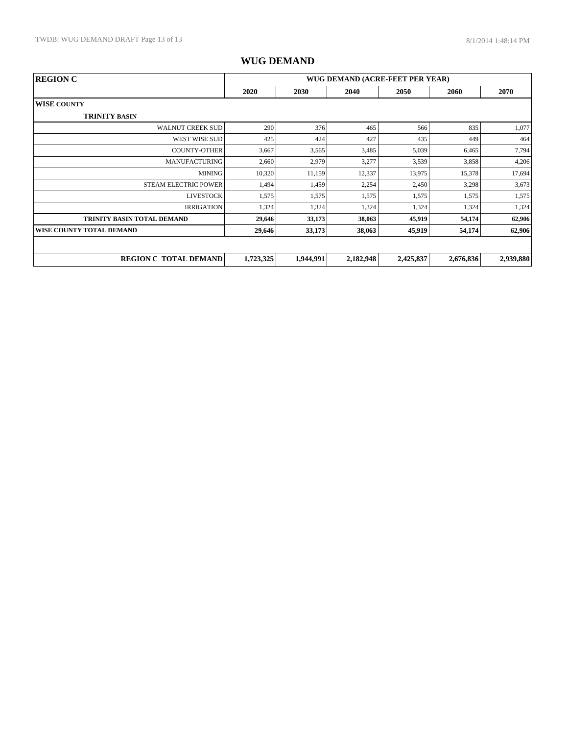# WUG DEMAND

| REGION C | WUG DEMAND (ACRE-FEET PER YEAR) | | | | | |
|---|---|---|---|---|---|---|
| | 2020 | 2030 | 2040 | 2050 | 2060 | 2070 |
| **WISE COUNTY** | | | | | | |
| **TRINITY BASIN** | | | | | | |
| WALNUT CREEK SUD | 290 | 376 | 465 | 566 | 835 | 1,077 |
| WEST WISE SUD | 425 | 424 | 427 | 435 | 449 | 464 |
| COUNTY-OTHER | 3,667 | 3,565 | 3,485 | 5,039 | 6,465 | 7,794 |
| MANUFACTURING | 2,660 | 2,979 | 3,277 | 3,539 | 3,858 | 4,206 |
| MINING | 10,320 | 11,159 | 12,337 | 13,975 | 15,378 | 17,694 |
| STEAM ELECTRIC POWER | 1,494 | 1,459 | 2,254 | 2,450 | 3,298 | 3,673 |
| LIVESTOCK | 1,575 | 1,575 | 1,575 | 1,575 | 1,575 | 1,575 |
| IRRIGATION | 1,324 | 1,324 | 1,324 | 1,324 | 1,324 | 1,324 |
| **TRINITY BASIN TOTAL DEMAND** | **29,646** | **33,173** | **38,063** | **45,919** | **54,174** | **62,906** |
| **WISE COUNTY TOTAL DEMAND** | **29,646** | **33,173** | **38,063** | **45,919** | **54,174** | **62,906** |
| | | | | | | |
| **REGION C TOTAL DEMAND** | **1,723,325** | **1,944,991** | **2,182,948** | **2,425,837** | **2,676,836** | **2,939,880** |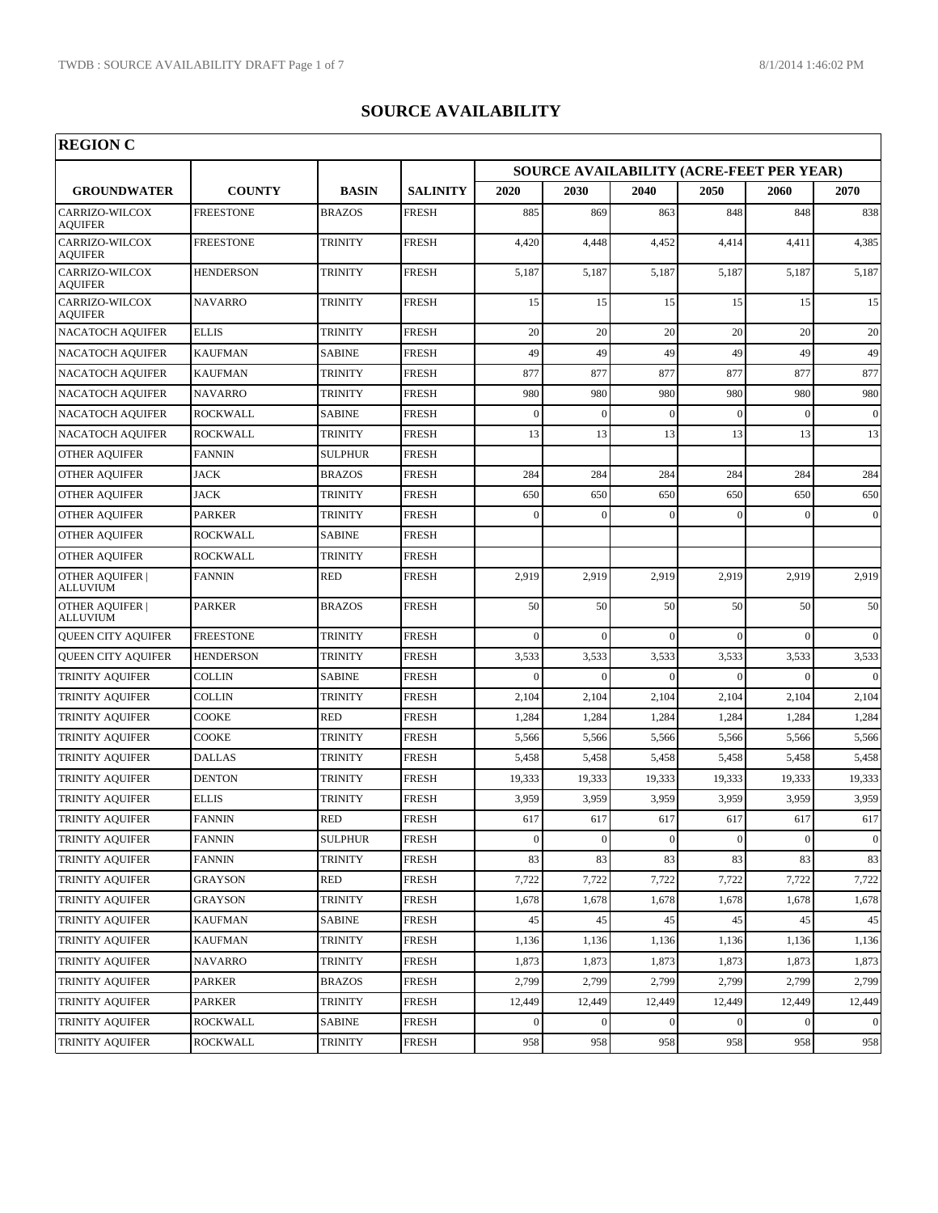# SOURCE AVAILABILITY

## REGION C

| | | | | SOURCE AVAILABILITY (ACRE-FEET PER YEAR) | | | | | |
|---|---|---|---|---|---|---|---|---|---|
| GROUNDWATER | COUNTY | BASIN | SALINITY | 2020 | 2030 | 2040 | 2050 | 2060 | 2070 |
| CARRIZO-WILCOX AQUIFER | FREESTONE | BRAZOS | FRESH | 885 | 869 | 863 | 848 | 848 | 838 |
| CARRIZO-WILCOX AQUIFER | FREESTONE | TRINITY | FRESH | 4,420 | 4,448 | 4,452 | 4,414 | 4,411 | 4,385 |
| CARRIZO-WILCOX AQUIFER | HENDERSON | TRINITY | FRESH | 5,187 | 5,187 | 5,187 | 5,187 | 5,187 | 5,187 |
| CARRIZO-WILCOX AQUIFER | NAVARRO | TRINITY | FRESH | 15 | 15 | 15 | 15 | 15 | 15 |
| NACATOCH AQUIFER | ELLIS | TRINITY | FRESH | 20 | 20 | 20 | 20 | 20 | 20 |
| NACATOCH AQUIFER | KAUFMAN | SABINE | FRESH | 49 | 49 | 49 | 49 | 49 | 49 |
| NACATOCH AQUIFER | KAUFMAN | TRINITY | FRESH | 877 | 877 | 877 | 877 | 877 | 877 |
| NACATOCH AQUIFER | NAVARRO | TRINITY | FRESH | 980 | 980 | 980 | 980 | 980 | 980 |
| NACATOCH AQUIFER | ROCKWALL | SABINE | FRESH | 0 | 0 | 0 | 0 | 0 | 0 |
| NACATOCH AQUIFER | ROCKWALL | TRINITY | FRESH | 13 | 13 | 13 | 13 | 13 | 13 |
| OTHER AQUIFER | FANNIN | SULPHUR | FRESH | | | | | | |
| OTHER AQUIFER | JACK | BRAZOS | FRESH | 284 | 284 | 284 | 284 | 284 | 284 |
| OTHER AQUIFER | JACK | TRINITY | FRESH | 650 | 650 | 650 | 650 | 650 | 650 |
| OTHER AQUIFER | PARKER | TRINITY | FRESH | 0 | 0 | 0 | 0 | 0 | 0 |
| OTHER AQUIFER | ROCKWALL | SABINE | FRESH | | | | | | |
| OTHER AQUIFER | ROCKWALL | TRINITY | FRESH | | | | | | |
| OTHER AQUIFER \| ALLUVIUM | FANNIN | RED | FRESH | 2,919 | 2,919 | 2,919 | 2,919 | 2,919 | 2,919 |
| OTHER AQUIFER \| ALLUVIUM | PARKER | BRAZOS | FRESH | 50 | 50 | 50 | 50 | 50 | 50 |
| QUEEN CITY AQUIFER | FREESTONE | TRINITY | FRESH | 0 | 0 | 0 | 0 | 0 | 0 |
| QUEEN CITY AQUIFER | HENDERSON | TRINITY | FRESH | 3,533 | 3,533 | 3,533 | 3,533 | 3,533 | 3,533 |
| TRINITY AQUIFER | COLLIN | SABINE | FRESH | 0 | 0 | 0 | 0 | 0 | 0 |
| TRINITY AQUIFER | COLLIN | TRINITY | FRESH | 2,104 | 2,104 | 2,104 | 2,104 | 2,104 | 2,104 |
| TRINITY AQUIFER | COOKE | RED | FRESH | 1,284 | 1,284 | 1,284 | 1,284 | 1,284 | 1,284 |
| TRINITY AQUIFER | COOKE | TRINITY | FRESH | 5,566 | 5,566 | 5,566 | 5,566 | 5,566 | 5,566 |
| TRINITY AQUIFER | DALLAS | TRINITY | FRESH | 5,458 | 5,458 | 5,458 | 5,458 | 5,458 | 5,458 |
| TRINITY AQUIFER | DENTON | TRINITY | FRESH | 19,333 | 19,333 | 19,333 | 19,333 | 19,333 | 19,333 |
| TRINITY AQUIFER | ELLIS | TRINITY | FRESH | 3,959 | 3,959 | 3,959 | 3,959 | 3,959 | 3,959 |
| TRINITY AQUIFER | FANNIN | RED | FRESH | 617 | 617 | 617 | 617 | 617 | 617 |
| TRINITY AQUIFER | FANNIN | SULPHUR | FRESH | 0 | 0 | 0 | 0 | 0 | 0 |
| TRINITY AQUIFER | FANNIN | TRINITY | FRESH | 83 | 83 | 83 | 83 | 83 | 83 |
| TRINITY AQUIFER | GRAYSON | RED | FRESH | 7,722 | 7,722 | 7,722 | 7,722 | 7,722 | 7,722 |
| TRINITY AQUIFER | GRAYSON | TRINITY | FRESH | 1,678 | 1,678 | 1,678 | 1,678 | 1,678 | 1,678 |
| TRINITY AQUIFER | KAUFMAN | SABINE | FRESH | 45 | 45 | 45 | 45 | 45 | 45 |
| TRINITY AQUIFER | KAUFMAN | TRINITY | FRESH | 1,136 | 1,136 | 1,136 | 1,136 | 1,136 | 1,136 |
| TRINITY AQUIFER | NAVARRO | TRINITY | FRESH | 1,873 | 1,873 | 1,873 | 1,873 | 1,873 | 1,873 |
| TRINITY AQUIFER | PARKER | BRAZOS | FRESH | 2,799 | 2,799 | 2,799 | 2,799 | 2,799 | 2,799 |
| TRINITY AQUIFER | PARKER | TRINITY | FRESH | 12,449 | 12,449 | 12,449 | 12,449 | 12,449 | 12,449 |
| TRINITY AQUIFER | ROCKWALL | SABINE | FRESH | 0 | 0 | 0 | 0 | 0 | 0 |
| TRINITY AQUIFER | ROCKWALL | TRINITY | FRESH | 958 | 958 | 958 | 958 | 958 | 958 |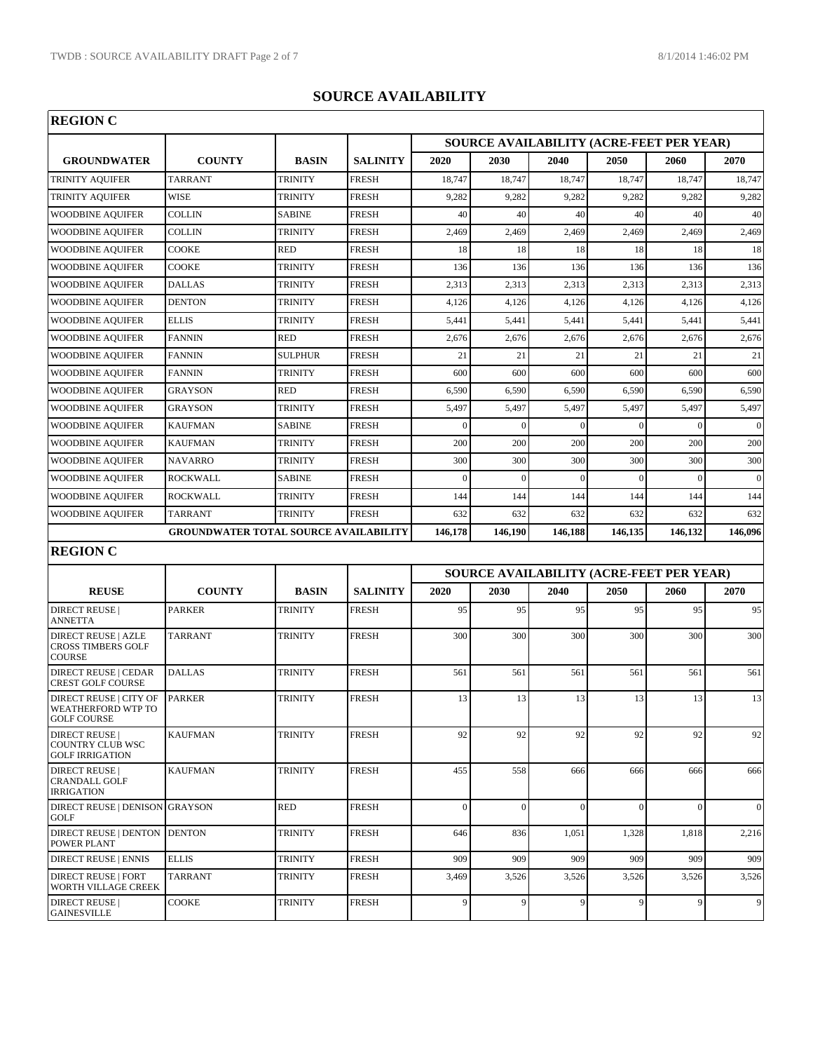# SOURCE AVAILABILITY

## REGION C

| GROUNDWATER | COUNTY | BASIN | SALINITY | SOURCE AVAILABILITY (ACRE-FEET PER YEAR) 2020 | 2030 | 2040 | 2050 | 2060 | 2070 |
|---|---|---|---|---|---|---|---|---|---|
| TRINITY AQUIFER | TARRANT | TRINITY | FRESH | 18,747 | 18,747 | 18,747 | 18,747 | 18,747 | 18,747 |
| TRINITY AQUIFER | WISE | TRINITY | FRESH | 9,282 | 9,282 | 9,282 | 9,282 | 9,282 | 9,282 |
| WOODBINE AQUIFER | COLLIN | SABINE | FRESH | 40 | 40 | 40 | 40 | 40 | 40 |
| WOODBINE AQUIFER | COLLIN | TRINITY | FRESH | 2,469 | 2,469 | 2,469 | 2,469 | 2,469 | 2,469 |
| WOODBINE AQUIFER | COOKE | RED | FRESH | 18 | 18 | 18 | 18 | 18 | 18 |
| WOODBINE AQUIFER | COOKE | TRINITY | FRESH | 136 | 136 | 136 | 136 | 136 | 136 |
| WOODBINE AQUIFER | DALLAS | TRINITY | FRESH | 2,313 | 2,313 | 2,313 | 2,313 | 2,313 | 2,313 |
| WOODBINE AQUIFER | DENTON | TRINITY | FRESH | 4,126 | 4,126 | 4,126 | 4,126 | 4,126 | 4,126 |
| WOODBINE AQUIFER | ELLIS | TRINITY | FRESH | 5,441 | 5,441 | 5,441 | 5,441 | 5,441 | 5,441 |
| WOODBINE AQUIFER | FANNIN | RED | FRESH | 2,676 | 2,676 | 2,676 | 2,676 | 2,676 | 2,676 |
| WOODBINE AQUIFER | FANNIN | SULPHUR | FRESH | 21 | 21 | 21 | 21 | 21 | 21 |
| WOODBINE AQUIFER | FANNIN | TRINITY | FRESH | 600 | 600 | 600 | 600 | 600 | 600 |
| WOODBINE AQUIFER | GRAYSON | RED | FRESH | 6,590 | 6,590 | 6,590 | 6,590 | 6,590 | 6,590 |
| WOODBINE AQUIFER | GRAYSON | TRINITY | FRESH | 5,497 | 5,497 | 5,497 | 5,497 | 5,497 | 5,497 |
| WOODBINE AQUIFER | KAUFMAN | SABINE | FRESH | 0 | 0 | 0 | 0 | 0 | 0 |
| WOODBINE AQUIFER | KAUFMAN | TRINITY | FRESH | 200 | 200 | 200 | 200 | 200 | 200 |
| WOODBINE AQUIFER | NAVARRO | TRINITY | FRESH | 300 | 300 | 300 | 300 | 300 | 300 |
| WOODBINE AQUIFER | ROCKWALL | SABINE | FRESH | 0 | 0 | 0 | 0 | 0 | 0 |
| WOODBINE AQUIFER | ROCKWALL | TRINITY | FRESH | 144 | 144 | 144 | 144 | 144 | 144 |
| WOODBINE AQUIFER | TARRANT | TRINITY | FRESH | 632 | 632 | 632 | 632 | 632 | 632 |
| | **GROUNDWATER TOTAL SOURCE AVAILABILITY** | | | **146,178** | **146,190** | **146,188** | **146,135** | **146,132** | **146,096** |

## REGION C

| REUSE | COUNTY | BASIN | SALINITY | SOURCE AVAILABILITY (ACRE-FEET PER YEAR) 2020 | 2030 | 2040 | 2050 | 2060 | 2070 |
|---|---|---|---|---|---|---|---|---|---|
| DIRECT REUSE \| ANNETTA | PARKER | TRINITY | FRESH | 95 | 95 | 95 | 95 | 95 | 95 |
| DIRECT REUSE \| AZLE CROSS TIMBERS GOLF COURSE | TARRANT | TRINITY | FRESH | 300 | 300 | 300 | 300 | 300 | 300 |
| DIRECT REUSE \| CEDAR CREST GOLF COURSE | DALLAS | TRINITY | FRESH | 561 | 561 | 561 | 561 | 561 | 561 |
| DIRECT REUSE \| CITY OF WEATHERFORD WTP TO GOLF COURSE | PARKER | TRINITY | FRESH | 13 | 13 | 13 | 13 | 13 | 13 |
| DIRECT REUSE \| COUNTRY CLUB WSC GOLF IRRIGATION | KAUFMAN | TRINITY | FRESH | 92 | 92 | 92 | 92 | 92 | 92 |
| DIRECT REUSE \| CRANDALL GOLF IRRIGATION | KAUFMAN | TRINITY | FRESH | 455 | 558 | 666 | 666 | 666 | 666 |
| DIRECT REUSE \| DENISON GOLF | GRAYSON | RED | FRESH | 0 | 0 | 0 | 0 | 0 | 0 |
| DIRECT REUSE \| DENTON POWER PLANT | DENTON | TRINITY | FRESH | 646 | 836 | 1,051 | 1,328 | 1,818 | 2,216 |
| DIRECT REUSE \| ENNIS | ELLIS | TRINITY | FRESH | 909 | 909 | 909 | 909 | 909 | 909 |
| DIRECT REUSE \| FORT WORTH VILLAGE CREEK | TARRANT | TRINITY | FRESH | 3,469 | 3,526 | 3,526 | 3,526 | 3,526 | 3,526 |
| DIRECT REUSE \| GAINESVILLE | COOKE | TRINITY | FRESH | 9 | 9 | 9 | 9 | 9 | 9 |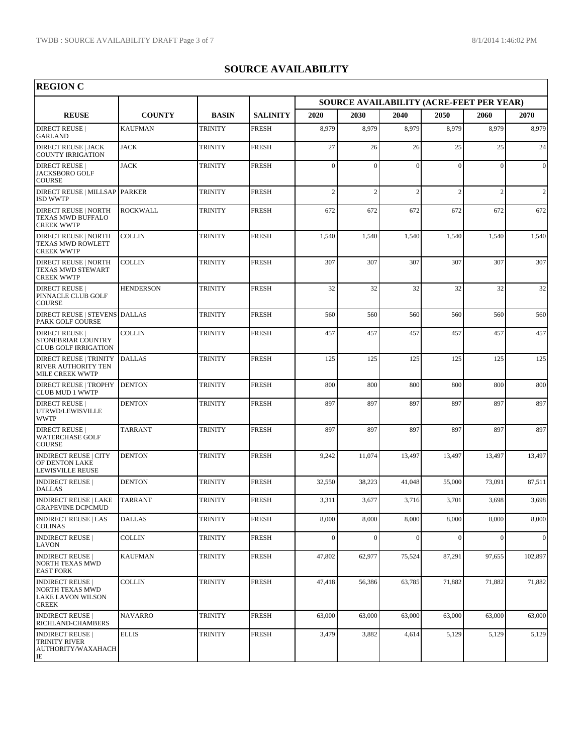# SOURCE AVAILABILITY

## REGION C

| REUSE | COUNTY | BASIN | SALINITY | SOURCE AVAILABILITY (ACRE-FEET PER YEAR) | | | | | |
|---|---|---|---|---|---|---|---|---|---|
| | | | | 2020 | 2030 | 2040 | 2050 | 2060 | 2070 |
| DIRECT REUSE \| GARLAND | KAUFMAN | TRINITY | FRESH | 8,979 | 8,979 | 8,979 | 8,979 | 8,979 | 8,979 |
| DIRECT REUSE \| JACK COUNTY IRRIGATION | JACK | TRINITY | FRESH | 27 | 26 | 26 | 25 | 25 | 24 |
| DIRECT REUSE \| JACKSBORO GOLF COURSE | JACK | TRINITY | FRESH | 0 | 0 | 0 | 0 | 0 | 0 |
| DIRECT REUSE \| MILLSAP ISD WWTP | PARKER | TRINITY | FRESH | 2 | 2 | 2 | 2 | 2 | 2 |
| DIRECT REUSE \| NORTH TEXAS MWD BUFFALO CREEK WWTP | ROCKWALL | TRINITY | FRESH | 672 | 672 | 672 | 672 | 672 | 672 |
| DIRECT REUSE \| NORTH TEXAS MWD ROWLETT CREEK WWTP | COLLIN | TRINITY | FRESH | 1,540 | 1,540 | 1,540 | 1,540 | 1,540 | 1,540 |
| DIRECT REUSE \| NORTH TEXAS MWD STEWART CREEK WWTP | COLLIN | TRINITY | FRESH | 307 | 307 | 307 | 307 | 307 | 307 |
| DIRECT REUSE \| PINNACLE CLUB GOLF COURSE | HENDERSON | TRINITY | FRESH | 32 | 32 | 32 | 32 | 32 | 32 |
| DIRECT REUSE \| STEVENS PARK GOLF COURSE | DALLAS | TRINITY | FRESH | 560 | 560 | 560 | 560 | 560 | 560 |
| DIRECT REUSE \| STONEBRIAR COUNTRY CLUB GOLF IRRIGATION | COLLIN | TRINITY | FRESH | 457 | 457 | 457 | 457 | 457 | 457 |
| DIRECT REUSE \| TRINITY RIVER AUTHORITY TEN MILE CREEK WWTP | DALLAS | TRINITY | FRESH | 125 | 125 | 125 | 125 | 125 | 125 |
| DIRECT REUSE \| TROPHY CLUB MUD 1 WWTP | DENTON | TRINITY | FRESH | 800 | 800 | 800 | 800 | 800 | 800 |
| DIRECT REUSE \| UTRWD/LEWISVILLE WWTP | DENTON | TRINITY | FRESH | 897 | 897 | 897 | 897 | 897 | 897 |
| DIRECT REUSE \| WATERCHASE GOLF COURSE | TARRANT | TRINITY | FRESH | 897 | 897 | 897 | 897 | 897 | 897 |
| INDIRECT REUSE \| CITY OF DENTON LAKE LEWISVILLE REUSE | DENTON | TRINITY | FRESH | 9,242 | 11,074 | 13,497 | 13,497 | 13,497 | 13,497 |
| INDIRECT REUSE \| DALLAS | DENTON | TRINITY | FRESH | 32,550 | 38,223 | 41,048 | 55,000 | 73,091 | 87,511 |
| INDIRECT REUSE \| LAKE GRAPEVINE DCPCMUD | TARRANT | TRINITY | FRESH | 3,311 | 3,677 | 3,716 | 3,701 | 3,698 | 3,698 |
| INDIRECT REUSE \| LAS COLINAS | DALLAS | TRINITY | FRESH | 8,000 | 8,000 | 8,000 | 8,000 | 8,000 | 8,000 |
| INDIRECT REUSE \| LAVON | COLLIN | TRINITY | FRESH | 0 | 0 | 0 | 0 | 0 | 0 |
| INDIRECT REUSE \| NORTH TEXAS MWD EAST FORK | KAUFMAN | TRINITY | FRESH | 47,802 | 62,977 | 75,524 | 87,291 | 97,655 | 102,897 |
| INDIRECT REUSE \| NORTH TEXAS MWD LAKE LAVON WILSON CREEK | COLLIN | TRINITY | FRESH | 47,418 | 56,386 | 63,785 | 71,882 | 71,882 | 71,882 |
| INDIRECT REUSE \| RICHLAND-CHAMBERS | NAVARRO | TRINITY | FRESH | 63,000 | 63,000 | 63,000 | 63,000 | 63,000 | 63,000 |
| INDIRECT REUSE \| TRINITY RIVER AUTHORITY/WAXAHACHIE | ELLIS | TRINITY | FRESH | 3,479 | 3,882 | 4,614 | 5,129 | 5,129 | 5,129 |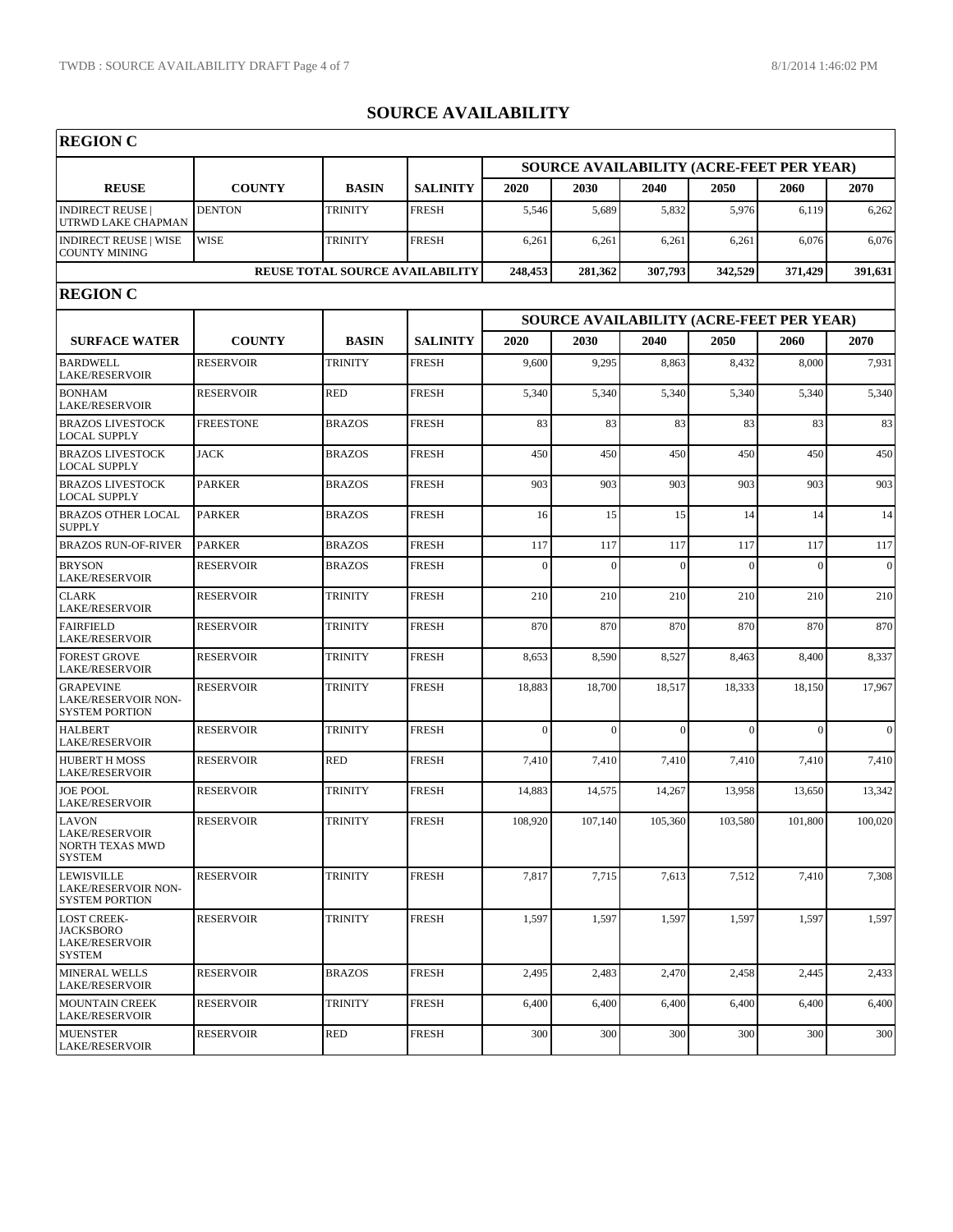# SOURCE AVAILABILITY

## REGION C

| | | | | SOURCE AVAILABILITY (ACRE-FEET PER YEAR) | | | | | |
|---|---|---|---|---|---|---|---|---|---|
| **REUSE** | **COUNTY** | **BASIN** | **SALINITY** | **2020** | **2030** | **2040** | **2050** | **2060** | **2070** |
| INDIRECT REUSE \| UTRWD LAKE CHAPMAN | DENTON | TRINITY | FRESH | 5,546 | 5,689 | 5,832 | 5,976 | 6,119 | 6,262 |
| INDIRECT REUSE \| WISE COUNTY MINING | WISE | TRINITY | FRESH | 6,261 | 6,261 | 6,261 | 6,261 | 6,076 | 6,076 |
| | | | **REUSE TOTAL SOURCE AVAILABILITY** | **248,453** | **281,362** | **307,793** | **342,529** | **371,429** | **391,631** |

## REGION C

| | | | | SOURCE AVAILABILITY (ACRE-FEET PER YEAR) | | | | | |
|---|---|---|---|---|---|---|---|---|---|
| **SURFACE WATER** | **COUNTY** | **BASIN** | **SALINITY** | **2020** | **2030** | **2040** | **2050** | **2060** | **2070** |
| BARDWELL LAKE/RESERVOIR | RESERVOIR | TRINITY | FRESH | 9,600 | 9,295 | 8,863 | 8,432 | 8,000 | 7,931 |
| BONHAM LAKE/RESERVOIR | RESERVOIR | RED | FRESH | 5,340 | 5,340 | 5,340 | 5,340 | 5,340 | 5,340 |
| BRAZOS LIVESTOCK LOCAL SUPPLY | FREESTONE | BRAZOS | FRESH | 83 | 83 | 83 | 83 | 83 | 83 |
| BRAZOS LIVESTOCK LOCAL SUPPLY | JACK | BRAZOS | FRESH | 450 | 450 | 450 | 450 | 450 | 450 |
| BRAZOS LIVESTOCK LOCAL SUPPLY | PARKER | BRAZOS | FRESH | 903 | 903 | 903 | 903 | 903 | 903 |
| BRAZOS OTHER LOCAL SUPPLY | PARKER | BRAZOS | FRESH | 16 | 15 | 15 | 14 | 14 | 14 |
| BRAZOS RUN-OF-RIVER | PARKER | BRAZOS | FRESH | 117 | 117 | 117 | 117 | 117 | 117 |
| BRYSON LAKE/RESERVOIR | RESERVOIR | BRAZOS | FRESH | 0 | 0 | 0 | 0 | 0 | 0 |
| CLARK LAKE/RESERVOIR | RESERVOIR | TRINITY | FRESH | 210 | 210 | 210 | 210 | 210 | 210 |
| FAIRFIELD LAKE/RESERVOIR | RESERVOIR | TRINITY | FRESH | 870 | 870 | 870 | 870 | 870 | 870 |
| FOREST GROVE LAKE/RESERVOIR | RESERVOIR | TRINITY | FRESH | 8,653 | 8,590 | 8,527 | 8,463 | 8,400 | 8,337 |
| GRAPEVINE LAKE/RESERVOIR NON-SYSTEM PORTION | RESERVOIR | TRINITY | FRESH | 18,883 | 18,700 | 18,517 | 18,333 | 18,150 | 17,967 |
| HALBERT LAKE/RESERVOIR | RESERVOIR | TRINITY | FRESH | 0 | 0 | 0 | 0 | 0 | 0 |
| HUBERT H MOSS LAKE/RESERVOIR | RESERVOIR | RED | FRESH | 7,410 | 7,410 | 7,410 | 7,410 | 7,410 | 7,410 |
| JOE POOL LAKE/RESERVOIR | RESERVOIR | TRINITY | FRESH | 14,883 | 14,575 | 14,267 | 13,958 | 13,650 | 13,342 |
| LAVON LAKE/RESERVOIR NORTH TEXAS MWD SYSTEM | RESERVOIR | TRINITY | FRESH | 108,920 | 107,140 | 105,360 | 103,580 | 101,800 | 100,020 |
| LEWISVILLE LAKE/RESERVOIR NON-SYSTEM PORTION | RESERVOIR | TRINITY | FRESH | 7,817 | 7,715 | 7,613 | 7,512 | 7,410 | 7,308 |
| LOST CREEK-JACKSBORO LAKE/RESERVOIR SYSTEM | RESERVOIR | TRINITY | FRESH | 1,597 | 1,597 | 1,597 | 1,597 | 1,597 | 1,597 |
| MINERAL WELLS LAKE/RESERVOIR | RESERVOIR | BRAZOS | FRESH | 2,495 | 2,483 | 2,470 | 2,458 | 2,445 | 2,433 |
| MOUNTAIN CREEK LAKE/RESERVOIR | RESERVOIR | TRINITY | FRESH | 6,400 | 6,400 | 6,400 | 6,400 | 6,400 | 6,400 |
| MUENSTER LAKE/RESERVOIR | RESERVOIR | RED | FRESH | 300 | 300 | 300 | 300 | 300 | 300 |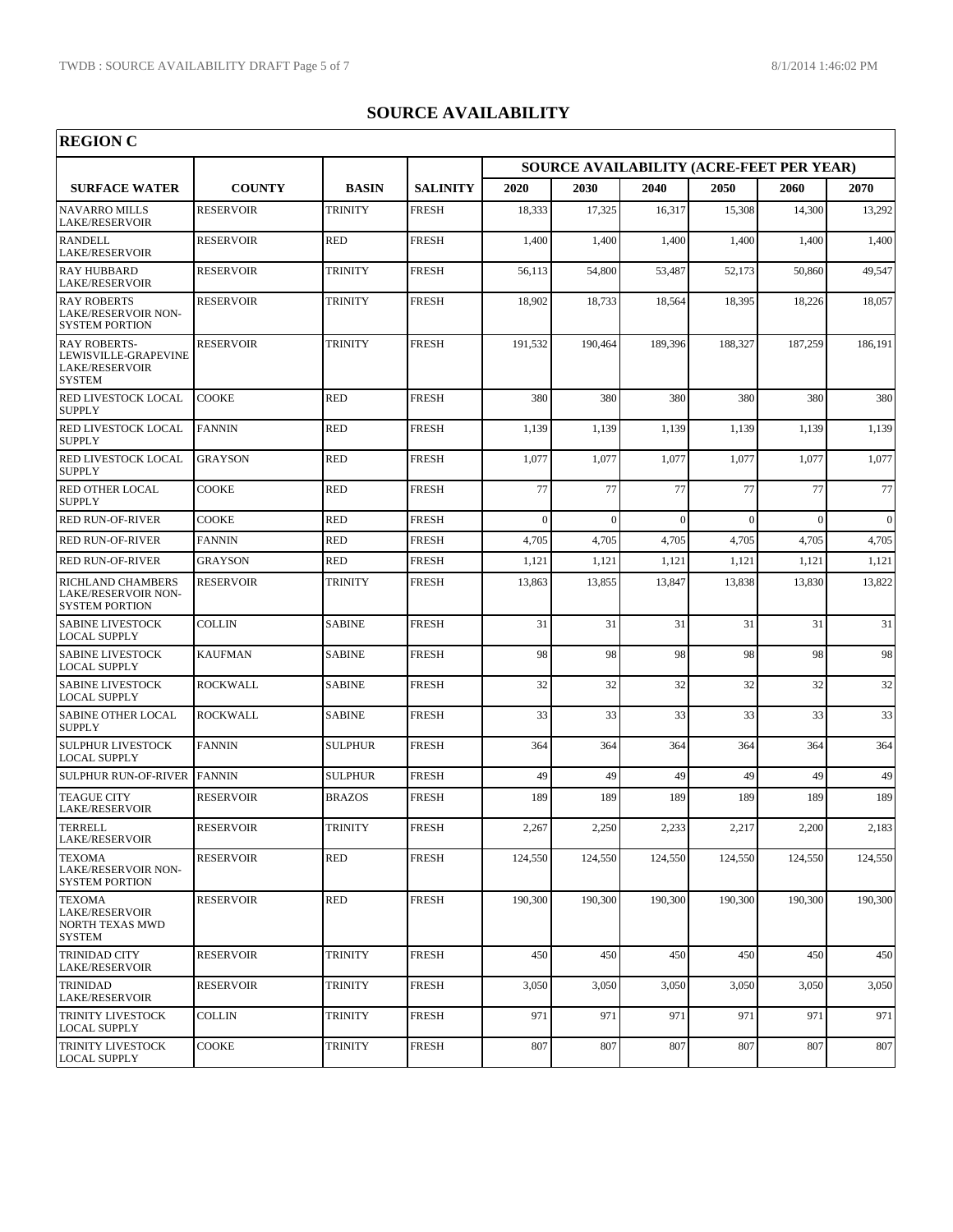# SOURCE AVAILABILITY

## REGION C

| SURFACE WATER | COUNTY | BASIN | SALINITY | SOURCE AVAILABILITY (ACRE-FEET PER YEAR) | | | | | |
|---|---|---|---|---|---|---|---|---|---|
| | | | | 2020 | 2030 | 2040 | 2050 | 2060 | 2070 |
| NAVARRO MILLS LAKE/RESERVOIR | RESERVOIR | TRINITY | FRESH | 18,333 | 17,325 | 16,317 | 15,308 | 14,300 | 13,292 |
| RANDELL LAKE/RESERVOIR | RESERVOIR | RED | FRESH | 1,400 | 1,400 | 1,400 | 1,400 | 1,400 | 1,400 |
| RAY HUBBARD LAKE/RESERVOIR | RESERVOIR | TRINITY | FRESH | 56,113 | 54,800 | 53,487 | 52,173 | 50,860 | 49,547 |
| RAY ROBERTS LAKE/RESERVOIR NON-SYSTEM PORTION | RESERVOIR | TRINITY | FRESH | 18,902 | 18,733 | 18,564 | 18,395 | 18,226 | 18,057 |
| RAY ROBERTS-LEWISVILLE-GRAPEVINE LAKE/RESERVOIR SYSTEM | RESERVOIR | TRINITY | FRESH | 191,532 | 190,464 | 189,396 | 188,327 | 187,259 | 186,191 |
| RED LIVESTOCK LOCAL SUPPLY | COOKE | RED | FRESH | 380 | 380 | 380 | 380 | 380 | 380 |
| RED LIVESTOCK LOCAL SUPPLY | FANNIN | RED | FRESH | 1,139 | 1,139 | 1,139 | 1,139 | 1,139 | 1,139 |
| RED LIVESTOCK LOCAL SUPPLY | GRAYSON | RED | FRESH | 1,077 | 1,077 | 1,077 | 1,077 | 1,077 | 1,077 |
| RED OTHER LOCAL SUPPLY | COOKE | RED | FRESH | 77 | 77 | 77 | 77 | 77 | 77 |
| RED RUN-OF-RIVER | COOKE | RED | FRESH | 0 | 0 | 0 | 0 | 0 | 0 |
| RED RUN-OF-RIVER | FANNIN | RED | FRESH | 4,705 | 4,705 | 4,705 | 4,705 | 4,705 | 4,705 |
| RED RUN-OF-RIVER | GRAYSON | RED | FRESH | 1,121 | 1,121 | 1,121 | 1,121 | 1,121 | 1,121 |
| RICHLAND CHAMBERS LAKE/RESERVOIR NON-SYSTEM PORTION | RESERVOIR | TRINITY | FRESH | 13,863 | 13,855 | 13,847 | 13,838 | 13,830 | 13,822 |
| SABINE LIVESTOCK LOCAL SUPPLY | COLLIN | SABINE | FRESH | 31 | 31 | 31 | 31 | 31 | 31 |
| SABINE LIVESTOCK LOCAL SUPPLY | KAUFMAN | SABINE | FRESH | 98 | 98 | 98 | 98 | 98 | 98 |
| SABINE LIVESTOCK LOCAL SUPPLY | ROCKWALL | SABINE | FRESH | 32 | 32 | 32 | 32 | 32 | 32 |
| SABINE OTHER LOCAL SUPPLY | ROCKWALL | SABINE | FRESH | 33 | 33 | 33 | 33 | 33 | 33 |
| SULPHUR LIVESTOCK LOCAL SUPPLY | FANNIN | SULPHUR | FRESH | 364 | 364 | 364 | 364 | 364 | 364 |
| SULPHUR RUN-OF-RIVER | FANNIN | SULPHUR | FRESH | 49 | 49 | 49 | 49 | 49 | 49 |
| TEAGUE CITY LAKE/RESERVOIR | RESERVOIR | BRAZOS | FRESH | 189 | 189 | 189 | 189 | 189 | 189 |
| TERRELL LAKE/RESERVOIR | RESERVOIR | TRINITY | FRESH | 2,267 | 2,250 | 2,233 | 2,217 | 2,200 | 2,183 |
| TEXOMA LAKE/RESERVOIR NON-SYSTEM PORTION | RESERVOIR | RED | FRESH | 124,550 | 124,550 | 124,550 | 124,550 | 124,550 | 124,550 |
| TEXOMA LAKE/RESERVOIR NORTH TEXAS MWD SYSTEM | RESERVOIR | RED | FRESH | 190,300 | 190,300 | 190,300 | 190,300 | 190,300 | 190,300 |
| TRINIDAD CITY LAKE/RESERVOIR | RESERVOIR | TRINITY | FRESH | 450 | 450 | 450 | 450 | 450 | 450 |
| TRINIDAD LAKE/RESERVOIR | RESERVOIR | TRINITY | FRESH | 3,050 | 3,050 | 3,050 | 3,050 | 3,050 | 3,050 |
| TRINITY LIVESTOCK LOCAL SUPPLY | COLLIN | TRINITY | FRESH | 971 | 971 | 971 | 971 | 971 | 971 |
| TRINITY LIVESTOCK LOCAL SUPPLY | COOKE | TRINITY | FRESH | 807 | 807 | 807 | 807 | 807 | 807 |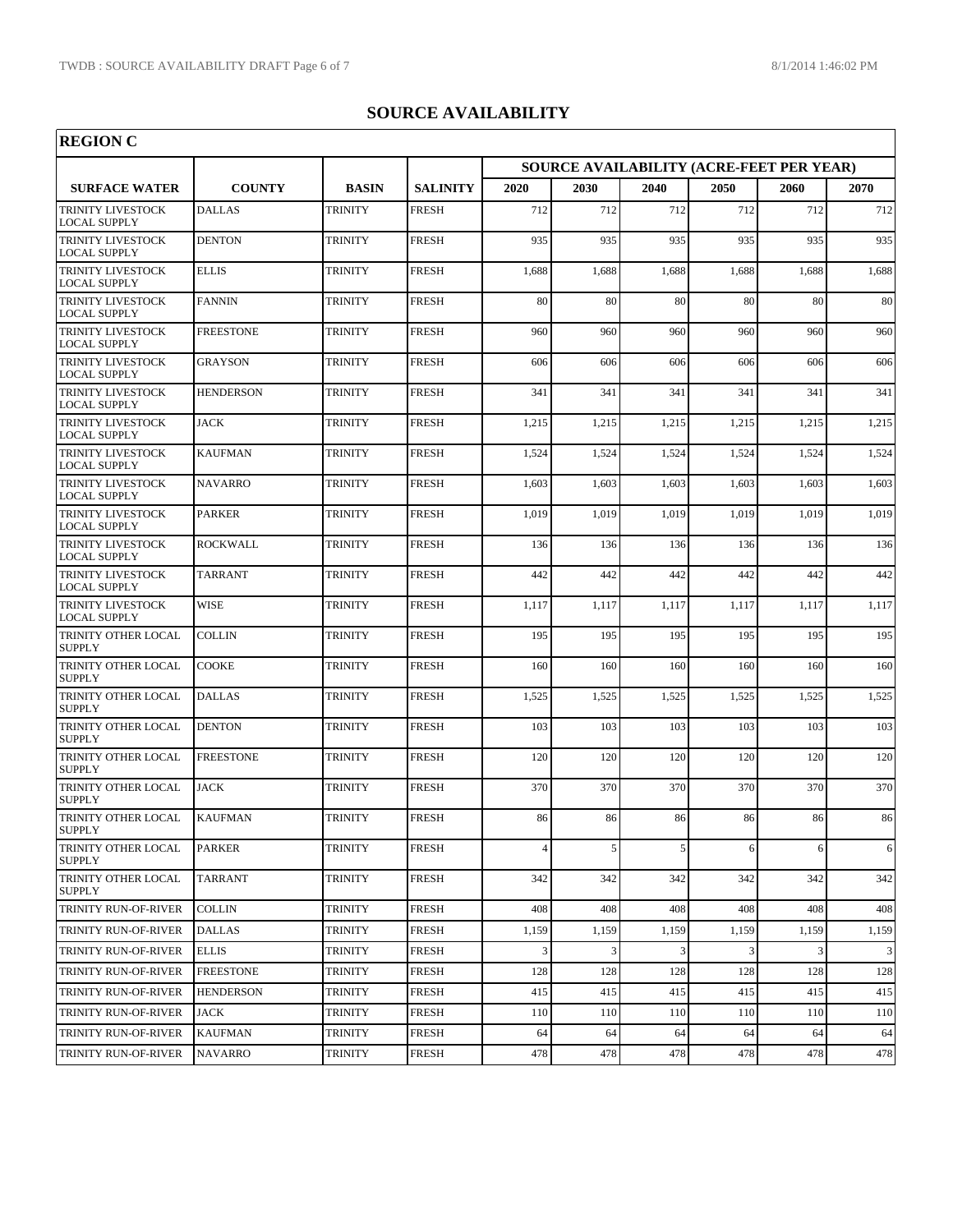# SOURCE AVAILABILITY

## REGION C

| SURFACE WATER | COUNTY | BASIN | SALINITY | SOURCE AVAILABILITY (ACRE-FEET PER YEAR) | | | | | |
|---|---|---|---|---|---|---|---|---|---|
| | | | | 2020 | 2030 | 2040 | 2050 | 2060 | 2070 |
| TRINITY LIVESTOCK LOCAL SUPPLY | DALLAS | TRINITY | FRESH | 712 | 712 | 712 | 712 | 712 | 712 |
| TRINITY LIVESTOCK LOCAL SUPPLY | DENTON | TRINITY | FRESH | 935 | 935 | 935 | 935 | 935 | 935 |
| TRINITY LIVESTOCK LOCAL SUPPLY | ELLIS | TRINITY | FRESH | 1,688 | 1,688 | 1,688 | 1,688 | 1,688 | 1,688 |
| TRINITY LIVESTOCK LOCAL SUPPLY | FANNIN | TRINITY | FRESH | 80 | 80 | 80 | 80 | 80 | 80 |
| TRINITY LIVESTOCK LOCAL SUPPLY | FREESTONE | TRINITY | FRESH | 960 | 960 | 960 | 960 | 960 | 960 |
| TRINITY LIVESTOCK LOCAL SUPPLY | GRAYSON | TRINITY | FRESH | 606 | 606 | 606 | 606 | 606 | 606 |
| TRINITY LIVESTOCK LOCAL SUPPLY | HENDERSON | TRINITY | FRESH | 341 | 341 | 341 | 341 | 341 | 341 |
| TRINITY LIVESTOCK LOCAL SUPPLY | JACK | TRINITY | FRESH | 1,215 | 1,215 | 1,215 | 1,215 | 1,215 | 1,215 |
| TRINITY LIVESTOCK LOCAL SUPPLY | KAUFMAN | TRINITY | FRESH | 1,524 | 1,524 | 1,524 | 1,524 | 1,524 | 1,524 |
| TRINITY LIVESTOCK LOCAL SUPPLY | NAVARRO | TRINITY | FRESH | 1,603 | 1,603 | 1,603 | 1,603 | 1,603 | 1,603 |
| TRINITY LIVESTOCK LOCAL SUPPLY | PARKER | TRINITY | FRESH | 1,019 | 1,019 | 1,019 | 1,019 | 1,019 | 1,019 |
| TRINITY LIVESTOCK LOCAL SUPPLY | ROCKWALL | TRINITY | FRESH | 136 | 136 | 136 | 136 | 136 | 136 |
| TRINITY LIVESTOCK LOCAL SUPPLY | TARRANT | TRINITY | FRESH | 442 | 442 | 442 | 442 | 442 | 442 |
| TRINITY LIVESTOCK LOCAL SUPPLY | WISE | TRINITY | FRESH | 1,117 | 1,117 | 1,117 | 1,117 | 1,117 | 1,117 |
| TRINITY OTHER LOCAL SUPPLY | COLLIN | TRINITY | FRESH | 195 | 195 | 195 | 195 | 195 | 195 |
| TRINITY OTHER LOCAL SUPPLY | COOKE | TRINITY | FRESH | 160 | 160 | 160 | 160 | 160 | 160 |
| TRINITY OTHER LOCAL SUPPLY | DALLAS | TRINITY | FRESH | 1,525 | 1,525 | 1,525 | 1,525 | 1,525 | 1,525 |
| TRINITY OTHER LOCAL SUPPLY | DENTON | TRINITY | FRESH | 103 | 103 | 103 | 103 | 103 | 103 |
| TRINITY OTHER LOCAL SUPPLY | FREESTONE | TRINITY | FRESH | 120 | 120 | 120 | 120 | 120 | 120 |
| TRINITY OTHER LOCAL SUPPLY | JACK | TRINITY | FRESH | 370 | 370 | 370 | 370 | 370 | 370 |
| TRINITY OTHER LOCAL SUPPLY | KAUFMAN | TRINITY | FRESH | 86 | 86 | 86 | 86 | 86 | 86 |
| TRINITY OTHER LOCAL SUPPLY | PARKER | TRINITY | FRESH | 4 | 5 | 5 | 6 | 6 | 6 |
| TRINITY OTHER LOCAL SUPPLY | TARRANT | TRINITY | FRESH | 342 | 342 | 342 | 342 | 342 | 342 |
| TRINITY RUN-OF-RIVER | COLLIN | TRINITY | FRESH | 408 | 408 | 408 | 408 | 408 | 408 |
| TRINITY RUN-OF-RIVER | DALLAS | TRINITY | FRESH | 1,159 | 1,159 | 1,159 | 1,159 | 1,159 | 1,159 |
| TRINITY RUN-OF-RIVER | ELLIS | TRINITY | FRESH | 3 | 3 | 3 | 3 | 3 | 3 |
| TRINITY RUN-OF-RIVER | FREESTONE | TRINITY | FRESH | 128 | 128 | 128 | 128 | 128 | 128 |
| TRINITY RUN-OF-RIVER | HENDERSON | TRINITY | FRESH | 415 | 415 | 415 | 415 | 415 | 415 |
| TRINITY RUN-OF-RIVER | JACK | TRINITY | FRESH | 110 | 110 | 110 | 110 | 110 | 110 |
| TRINITY RUN-OF-RIVER | KAUFMAN | TRINITY | FRESH | 64 | 64 | 64 | 64 | 64 | 64 |
| TRINITY RUN-OF-RIVER | NAVARRO | TRINITY | FRESH | 478 | 478 | 478 | 478 | 478 | 478 |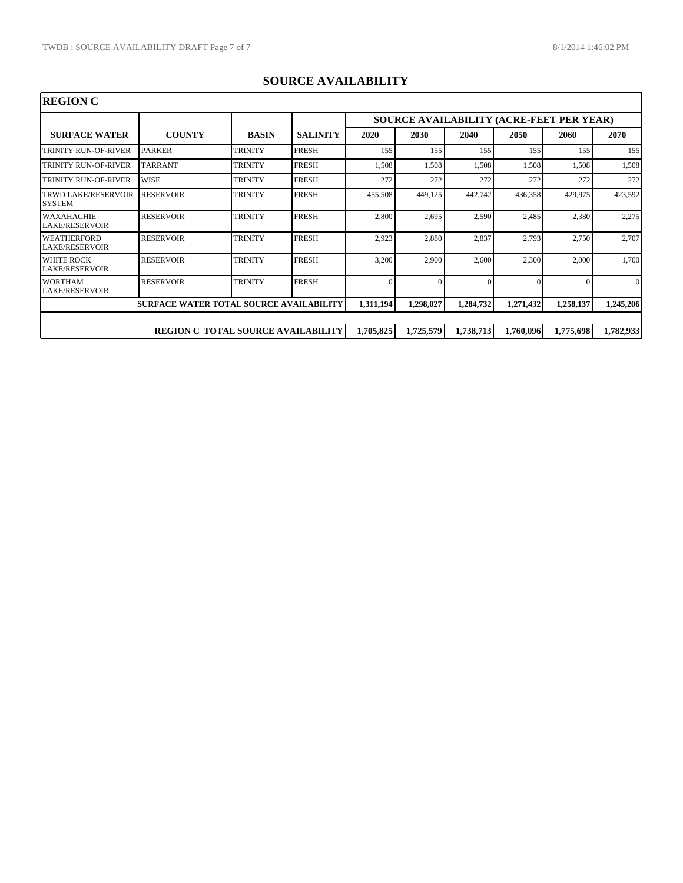# SOURCE AVAILABILITY

| REGION C | | | | | | | | | |
|---|---|---|---|---|---|---|---|---|---|
| | | | | SOURCE AVAILABILITY (ACRE-FEET PER YEAR) | | | | | |
| **SURFACE WATER** | **COUNTY** | **BASIN** | **SALINITY** | **2020** | **2030** | **2040** | **2050** | **2060** | **2070** |
| TRINITY RUN-OF-RIVER | PARKER | TRINITY | FRESH | 155 | 155 | 155 | 155 | 155 | 155 |
| TRINITY RUN-OF-RIVER | TARRANT | TRINITY | FRESH | 1,508 | 1,508 | 1,508 | 1,508 | 1,508 | 1,508 |
| TRINITY RUN-OF-RIVER | WISE | TRINITY | FRESH | 272 | 272 | 272 | 272 | 272 | 272 |
| TRWD LAKE/RESERVOIR SYSTEM | RESERVOIR | TRINITY | FRESH | 455,508 | 449,125 | 442,742 | 436,358 | 429,975 | 423,592 |
| WAXAHACHIE LAKE/RESERVOIR | RESERVOIR | TRINITY | FRESH | 2,800 | 2,695 | 2,590 | 2,485 | 2,380 | 2,275 |
| WEATHERFORD LAKE/RESERVOIR | RESERVOIR | TRINITY | FRESH | 2,923 | 2,880 | 2,837 | 2,793 | 2,750 | 2,707 |
| WHITE ROCK LAKE/RESERVOIR | RESERVOIR | TRINITY | FRESH | 3,200 | 2,900 | 2,600 | 2,300 | 2,000 | 1,700 |
| WORTHAM LAKE/RESERVOIR | RESERVOIR | TRINITY | FRESH | 0 | 0 | 0 | 0 | 0 | 0 |
| **SURFACE WATER TOTAL SOURCE AVAILABILITY** | | | | **1,311,194** | **1,298,027** | **1,284,732** | **1,271,432** | **1,258,137** | **1,245,206** |
| | | | | | | | | | |
| **REGION C TOTAL SOURCE AVAILABILITY** | | | | **1,705,825** | **1,725,579** | **1,738,713** | **1,760,096** | **1,775,698** | **1,782,933** |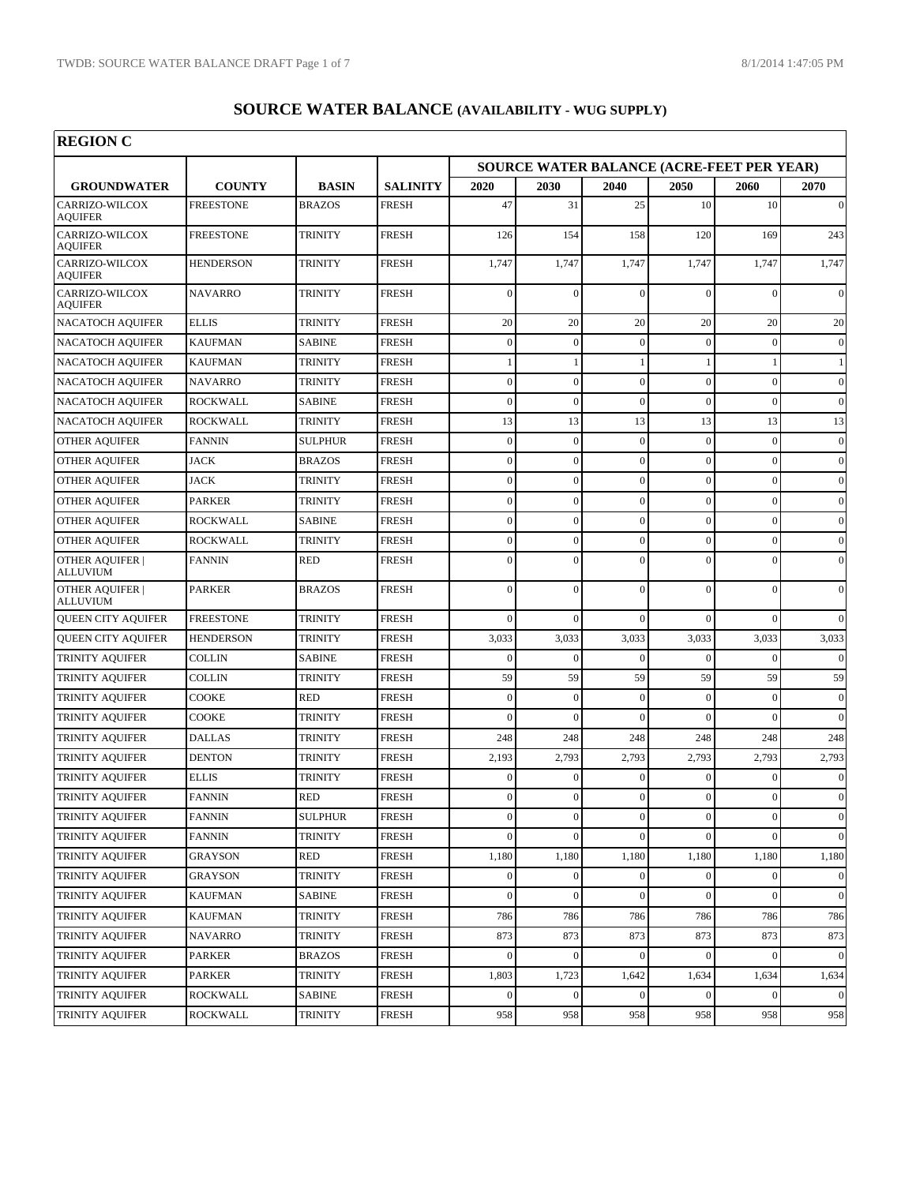# SOURCE WATER BALANCE (AVAILABILITY - WUG SUPPLY)

## REGION C

| GROUNDWATER | COUNTY | BASIN | SALINITY | SOURCE WATER BALANCE (ACRE-FEET PER YEAR) | | | | | |
|---|---|---|---|---|---|---|---|---|---|
| | | | | 2020 | 2030 | 2040 | 2050 | 2060 | 2070 |
| CARRIZO-WILCOX AQUIFER | FREESTONE | BRAZOS | FRESH | 47 | 31 | 25 | 10 | 10 | 0 |
| CARRIZO-WILCOX AQUIFER | FREESTONE | TRINITY | FRESH | 126 | 154 | 158 | 120 | 169 | 243 |
| CARRIZO-WILCOX AQUIFER | HENDERSON | TRINITY | FRESH | 1,747 | 1,747 | 1,747 | 1,747 | 1,747 | 1,747 |
| CARRIZO-WILCOX AQUIFER | NAVARRO | TRINITY | FRESH | 0 | 0 | 0 | 0 | 0 | 0 |
| NACATOCH AQUIFER | ELLIS | TRINITY | FRESH | 20 | 20 | 20 | 20 | 20 | 20 |
| NACATOCH AQUIFER | KAUFMAN | SABINE | FRESH | 0 | 0 | 0 | 0 | 0 | 0 |
| NACATOCH AQUIFER | KAUFMAN | TRINITY | FRESH | 1 | 1 | 1 | 1 | 1 | 1 |
| NACATOCH AQUIFER | NAVARRO | TRINITY | FRESH | 0 | 0 | 0 | 0 | 0 | 0 |
| NACATOCH AQUIFER | ROCKWALL | SABINE | FRESH | 0 | 0 | 0 | 0 | 0 | 0 |
| NACATOCH AQUIFER | ROCKWALL | TRINITY | FRESH | 13 | 13 | 13 | 13 | 13 | 13 |
| OTHER AQUIFER | FANNIN | SULPHUR | FRESH | 0 | 0 | 0 | 0 | 0 | 0 |
| OTHER AQUIFER | JACK | BRAZOS | FRESH | 0 | 0 | 0 | 0 | 0 | 0 |
| OTHER AQUIFER | JACK | TRINITY | FRESH | 0 | 0 | 0 | 0 | 0 | 0 |
| OTHER AQUIFER | PARKER | TRINITY | FRESH | 0 | 0 | 0 | 0 | 0 | 0 |
| OTHER AQUIFER | ROCKWALL | SABINE | FRESH | 0 | 0 | 0 | 0 | 0 | 0 |
| OTHER AQUIFER | ROCKWALL | TRINITY | FRESH | 0 | 0 | 0 | 0 | 0 | 0 |
| OTHER AQUIFER \| ALLUVIUM | FANNIN | RED | FRESH | 0 | 0 | 0 | 0 | 0 | 0 |
| OTHER AQUIFER \| ALLUVIUM | PARKER | BRAZOS | FRESH | 0 | 0 | 0 | 0 | 0 | 0 |
| QUEEN CITY AQUIFER | FREESTONE | TRINITY | FRESH | 0 | 0 | 0 | 0 | 0 | 0 |
| QUEEN CITY AQUIFER | HENDERSON | TRINITY | FRESH | 3,033 | 3,033 | 3,033 | 3,033 | 3,033 | 3,033 |
| TRINITY AQUIFER | COLLIN | SABINE | FRESH | 0 | 0 | 0 | 0 | 0 | 0 |
| TRINITY AQUIFER | COLLIN | TRINITY | FRESH | 59 | 59 | 59 | 59 | 59 | 59 |
| TRINITY AQUIFER | COOKE | RED | FRESH | 0 | 0 | 0 | 0 | 0 | 0 |
| TRINITY AQUIFER | COOKE | TRINITY | FRESH | 0 | 0 | 0 | 0 | 0 | 0 |
| TRINITY AQUIFER | DALLAS | TRINITY | FRESH | 248 | 248 | 248 | 248 | 248 | 248 |
| TRINITY AQUIFER | DENTON | TRINITY | FRESH | 2,193 | 2,793 | 2,793 | 2,793 | 2,793 | 2,793 |
| TRINITY AQUIFER | ELLIS | TRINITY | FRESH | 0 | 0 | 0 | 0 | 0 | 0 |
| TRINITY AQUIFER | FANNIN | RED | FRESH | 0 | 0 | 0 | 0 | 0 | 0 |
| TRINITY AQUIFER | FANNIN | SULPHUR | FRESH | 0 | 0 | 0 | 0 | 0 | 0 |
| TRINITY AQUIFER | FANNIN | TRINITY | FRESH | 0 | 0 | 0 | 0 | 0 | 0 |
| TRINITY AQUIFER | GRAYSON | RED | FRESH | 1,180 | 1,180 | 1,180 | 1,180 | 1,180 | 1,180 |
| TRINITY AQUIFER | GRAYSON | TRINITY | FRESH | 0 | 0 | 0 | 0 | 0 | 0 |
| TRINITY AQUIFER | KAUFMAN | SABINE | FRESH | 0 | 0 | 0 | 0 | 0 | 0 |
| TRINITY AQUIFER | KAUFMAN | TRINITY | FRESH | 786 | 786 | 786 | 786 | 786 | 786 |
| TRINITY AQUIFER | NAVARRO | TRINITY | FRESH | 873 | 873 | 873 | 873 | 873 | 873 |
| TRINITY AQUIFER | PARKER | BRAZOS | FRESH | 0 | 0 | 0 | 0 | 0 | 0 |
| TRINITY AQUIFER | PARKER | TRINITY | FRESH | 1,803 | 1,723 | 1,642 | 1,634 | 1,634 | 1,634 |
| TRINITY AQUIFER | ROCKWALL | SABINE | FRESH | 0 | 0 | 0 | 0 | 0 | 0 |
| TRINITY AQUIFER | ROCKWALL | TRINITY | FRESH | 958 | 958 | 958 | 958 | 958 | 958 |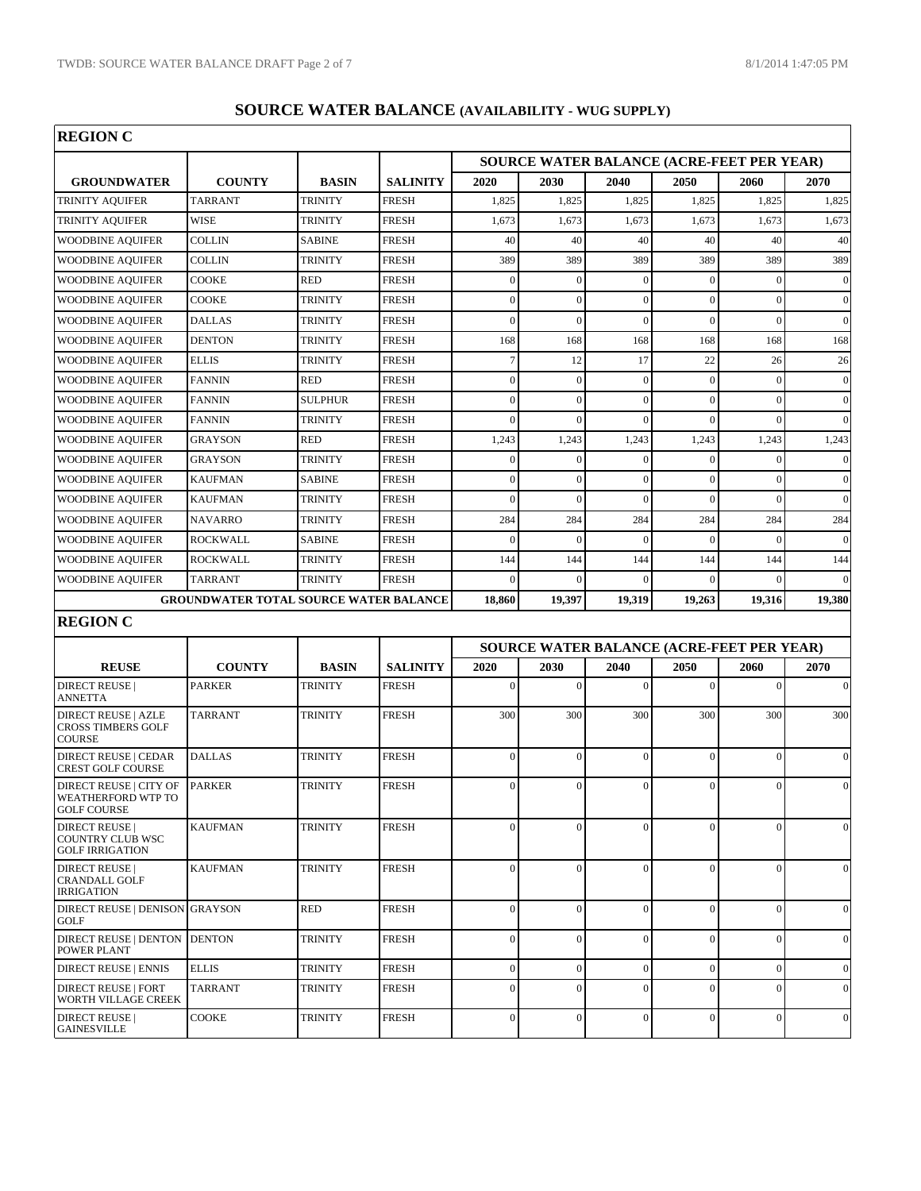# SOURCE WATER BALANCE (AVAILABILITY - WUG SUPPLY)

## REGION C

| GROUNDWATER | COUNTY | BASIN | SALINITY | SOURCE WATER BALANCE (ACRE-FEET PER YEAR) 2020 | 2030 | 2040 | 2050 | 2060 | 2070 |
|---|---|---|---|---|---|---|---|---|---|
| TRINITY AQUIFER | TARRANT | TRINITY | FRESH | 1,825 | 1,825 | 1,825 | 1,825 | 1,825 | 1,825 |
| TRINITY AQUIFER | WISE | TRINITY | FRESH | 1,673 | 1,673 | 1,673 | 1,673 | 1,673 | 1,673 |
| WOODBINE AQUIFER | COLLIN | SABINE | FRESH | 40 | 40 | 40 | 40 | 40 | 40 |
| WOODBINE AQUIFER | COLLIN | TRINITY | FRESH | 389 | 389 | 389 | 389 | 389 | 389 |
| WOODBINE AQUIFER | COOKE | RED | FRESH | 0 | 0 | 0 | 0 | 0 | 0 |
| WOODBINE AQUIFER | COOKE | TRINITY | FRESH | 0 | 0 | 0 | 0 | 0 | 0 |
| WOODBINE AQUIFER | DALLAS | TRINITY | FRESH | 0 | 0 | 0 | 0 | 0 | 0 |
| WOODBINE AQUIFER | DENTON | TRINITY | FRESH | 168 | 168 | 168 | 168 | 168 | 168 |
| WOODBINE AQUIFER | ELLIS | TRINITY | FRESH | 7 | 12 | 17 | 22 | 26 | 26 |
| WOODBINE AQUIFER | FANNIN | RED | FRESH | 0 | 0 | 0 | 0 | 0 | 0 |
| WOODBINE AQUIFER | FANNIN | SULPHUR | FRESH | 0 | 0 | 0 | 0 | 0 | 0 |
| WOODBINE AQUIFER | FANNIN | TRINITY | FRESH | 0 | 0 | 0 | 0 | 0 | 0 |
| WOODBINE AQUIFER | GRAYSON | RED | FRESH | 1,243 | 1,243 | 1,243 | 1,243 | 1,243 | 1,243 |
| WOODBINE AQUIFER | GRAYSON | TRINITY | FRESH | 0 | 0 | 0 | 0 | 0 | 0 |
| WOODBINE AQUIFER | KAUFMAN | SABINE | FRESH | 0 | 0 | 0 | 0 | 0 | 0 |
| WOODBINE AQUIFER | KAUFMAN | TRINITY | FRESH | 0 | 0 | 0 | 0 | 0 | 0 |
| WOODBINE AQUIFER | NAVARRO | TRINITY | FRESH | 284 | 284 | 284 | 284 | 284 | 284 |
| WOODBINE AQUIFER | ROCKWALL | SABINE | FRESH | 0 | 0 | 0 | 0 | 0 | 0 |
| WOODBINE AQUIFER | ROCKWALL | TRINITY | FRESH | 144 | 144 | 144 | 144 | 144 | 144 |
| WOODBINE AQUIFER | TARRANT | TRINITY | FRESH | 0 | 0 | 0 | 0 | 0 | 0 |
| **GROUNDWATER TOTAL SOURCE WATER BALANCE** | | | | **18,860** | **19,397** | **19,319** | **19,263** | **19,316** | **19,380** |

## REGION C

| REUSE | COUNTY | BASIN | SALINITY | SOURCE WATER BALANCE (ACRE-FEET PER YEAR) 2020 | 2030 | 2040 | 2050 | 2060 | 2070 |
|---|---|---|---|---|---|---|---|---|---|
| DIRECT REUSE \| ANNETTA | PARKER | TRINITY | FRESH | 0 | 0 | 0 | 0 | 0 | 0 |
| DIRECT REUSE \| AZLE CROSS TIMBERS GOLF COURSE | TARRANT | TRINITY | FRESH | 300 | 300 | 300 | 300 | 300 | 300 |
| DIRECT REUSE \| CEDAR CREST GOLF COURSE | DALLAS | TRINITY | FRESH | 0 | 0 | 0 | 0 | 0 | 0 |
| DIRECT REUSE \| CITY OF WEATHERFORD WTP TO GOLF COURSE | PARKER | TRINITY | FRESH | 0 | 0 | 0 | 0 | 0 | 0 |
| DIRECT REUSE \| COUNTRY CLUB WSC GOLF IRRIGATION | KAUFMAN | TRINITY | FRESH | 0 | 0 | 0 | 0 | 0 | 0 |
| DIRECT REUSE \| CRANDALL GOLF IRRIGATION | KAUFMAN | TRINITY | FRESH | 0 | 0 | 0 | 0 | 0 | 0 |
| DIRECT REUSE \| DENISON GOLF | GRAYSON | RED | FRESH | 0 | 0 | 0 | 0 | 0 | 0 |
| DIRECT REUSE \| DENTON POWER PLANT | DENTON | TRINITY | FRESH | 0 | 0 | 0 | 0 | 0 | 0 |
| DIRECT REUSE \| ENNIS | ELLIS | TRINITY | FRESH | 0 | 0 | 0 | 0 | 0 | 0 |
| DIRECT REUSE \| FORT WORTH VILLAGE CREEK | TARRANT | TRINITY | FRESH | 0 | 0 | 0 | 0 | 0 | 0 |
| DIRECT REUSE \| GAINESVILLE | COOKE | TRINITY | FRESH | 0 | 0 | 0 | 0 | 0 | 0 |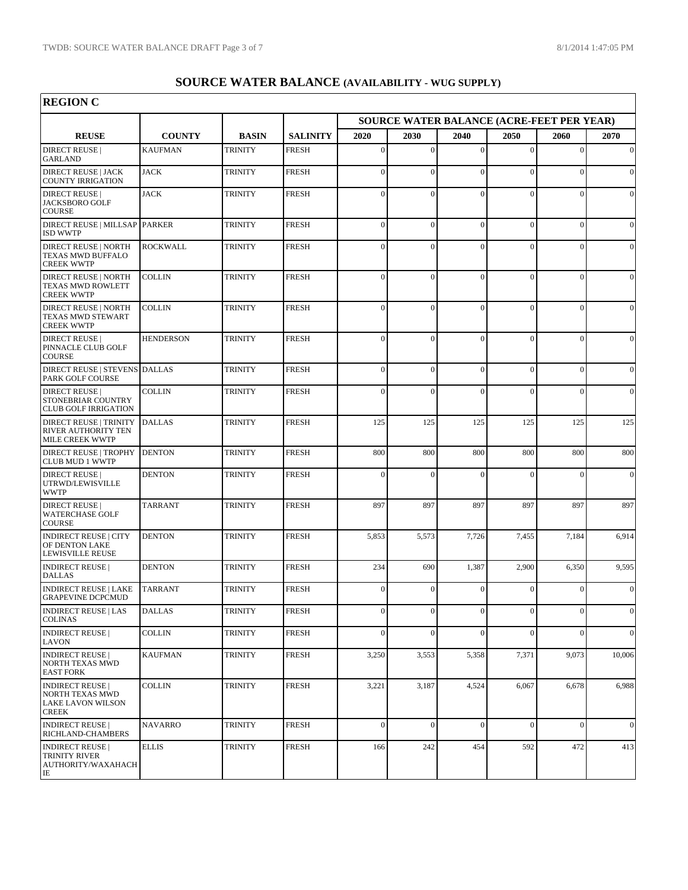# SOURCE WATER BALANCE (AVAILABILITY - WUG SUPPLY)

## REGION C

| | | | | SOURCE WATER BALANCE (ACRE-FEET PER YEAR) | | | | | |
|---|---|---|---|---|---|---|---|---|---|
| **REUSE** | **COUNTY** | **BASIN** | **SALINITY** | **2020** | **2030** | **2040** | **2050** | **2060** | **2070** |
| DIRECT REUSE \| GARLAND | KAUFMAN | TRINITY | FRESH | 0 | 0 | 0 | 0 | 0 | 0 |
| DIRECT REUSE \| JACK COUNTY IRRIGATION | JACK | TRINITY | FRESH | 0 | 0 | 0 | 0 | 0 | 0 |
| DIRECT REUSE \| JACKSBORO GOLF COURSE | JACK | TRINITY | FRESH | 0 | 0 | 0 | 0 | 0 | 0 |
| DIRECT REUSE \| MILLSAP ISD WWTP | PARKER | TRINITY | FRESH | 0 | 0 | 0 | 0 | 0 | 0 |
| DIRECT REUSE \| NORTH TEXAS MWD BUFFALO CREEK WWTP | ROCKWALL | TRINITY | FRESH | 0 | 0 | 0 | 0 | 0 | 0 |
| DIRECT REUSE \| NORTH TEXAS MWD ROWLETT CREEK WWTP | COLLIN | TRINITY | FRESH | 0 | 0 | 0 | 0 | 0 | 0 |
| DIRECT REUSE \| NORTH TEXAS MWD STEWART CREEK WWTP | COLLIN | TRINITY | FRESH | 0 | 0 | 0 | 0 | 0 | 0 |
| DIRECT REUSE \| PINNACLE CLUB GOLF COURSE | HENDERSON | TRINITY | FRESH | 0 | 0 | 0 | 0 | 0 | 0 |
| DIRECT REUSE \| STEVENS PARK GOLF COURSE | DALLAS | TRINITY | FRESH | 0 | 0 | 0 | 0 | 0 | 0 |
| DIRECT REUSE \| STONEBRIAR COUNTRY CLUB GOLF IRRIGATION | COLLIN | TRINITY | FRESH | 0 | 0 | 0 | 0 | 0 | 0 |
| DIRECT REUSE \| TRINITY RIVER AUTHORITY TEN MILE CREEK WWTP | DALLAS | TRINITY | FRESH | 125 | 125 | 125 | 125 | 125 | 125 |
| DIRECT REUSE \| TROPHY CLUB MUD 1 WWTP | DENTON | TRINITY | FRESH | 800 | 800 | 800 | 800 | 800 | 800 |
| DIRECT REUSE \| UTRWD/LEWISVILLE WWTP | DENTON | TRINITY | FRESH | 0 | 0 | 0 | 0 | 0 | 0 |
| DIRECT REUSE \| WATERCHASE GOLF COURSE | TARRANT | TRINITY | FRESH | 897 | 897 | 897 | 897 | 897 | 897 |
| INDIRECT REUSE \| CITY OF DENTON LAKE LEWISVILLE REUSE | DENTON | TRINITY | FRESH | 5,853 | 5,573 | 7,726 | 7,455 | 7,184 | 6,914 |
| INDIRECT REUSE \| DALLAS | DENTON | TRINITY | FRESH | 234 | 690 | 1,387 | 2,900 | 6,350 | 9,595 |
| INDIRECT REUSE \| LAKE GRAPEVINE DCPCMUD | TARRANT | TRINITY | FRESH | 0 | 0 | 0 | 0 | 0 | 0 |
| INDIRECT REUSE \| LAS COLINAS | DALLAS | TRINITY | FRESH | 0 | 0 | 0 | 0 | 0 | 0 |
| INDIRECT REUSE \| LAVON | COLLIN | TRINITY | FRESH | 0 | 0 | 0 | 0 | 0 | 0 |
| INDIRECT REUSE \| NORTH TEXAS MWD EAST FORK | KAUFMAN | TRINITY | FRESH | 3,250 | 3,553 | 5,358 | 7,371 | 9,073 | 10,006 |
| INDIRECT REUSE \| NORTH TEXAS MWD LAKE LAVON WILSON CREEK | COLLIN | TRINITY | FRESH | 3,221 | 3,187 | 4,524 | 6,067 | 6,678 | 6,988 |
| INDIRECT REUSE \| RICHLAND-CHAMBERS | NAVARRO | TRINITY | FRESH | 0 | 0 | 0 | 0 | 0 | 0 |
| INDIRECT REUSE \| TRINITY RIVER AUTHORITY/WAXAHACHIE | ELLIS | TRINITY | FRESH | 166 | 242 | 454 | 592 | 472 | 413 |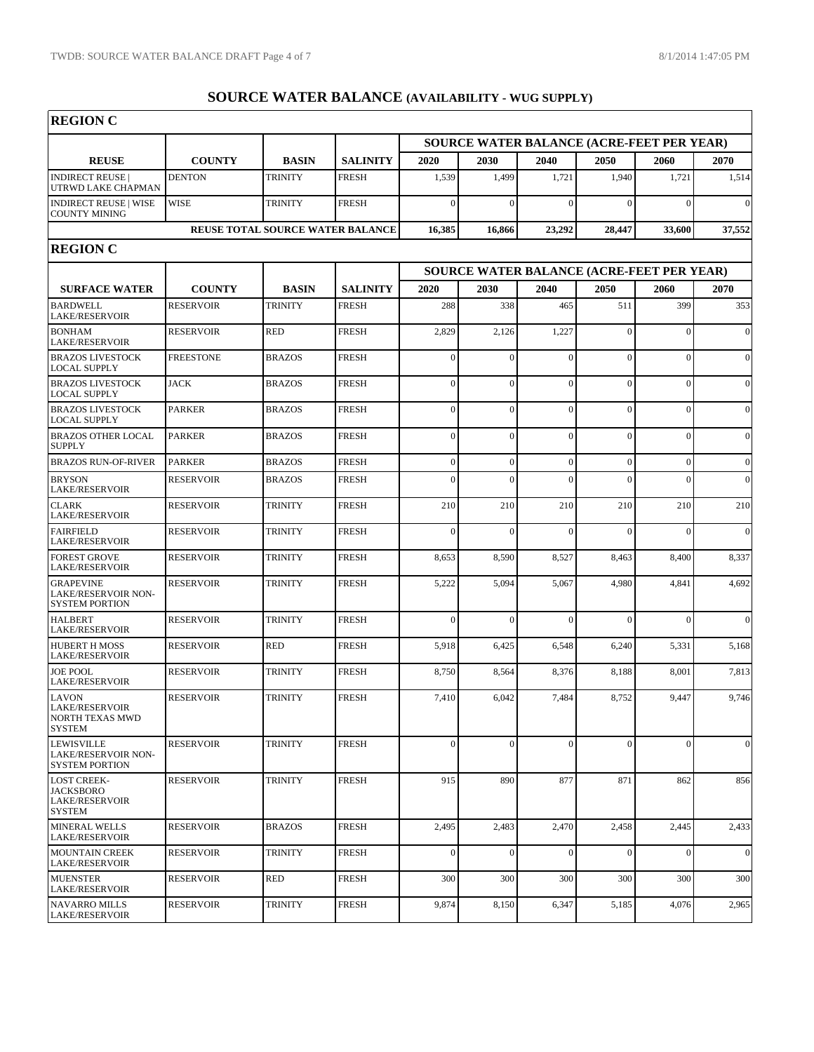# SOURCE WATER BALANCE (AVAILABILITY - WUG SUPPLY)

## REGION C

| REUSE | COUNTY | BASIN | SALINITY | SOURCE WATER BALANCE (ACRE-FEET PER YEAR) | | | | | |
|---|---|---|---|---|---|---|---|---|---|
| | | | | 2020 | 2030 | 2040 | 2050 | 2060 | 2070 |
| INDIRECT REUSE \| UTRWD LAKE CHAPMAN | DENTON | TRINITY | FRESH | 1,539 | 1,499 | 1,721 | 1,940 | 1,721 | 1,514 |
| INDIRECT REUSE \| WISE COUNTY MINING | WISE | TRINITY | FRESH | 0 | 0 | 0 | 0 | 0 | 0 |
| REUSE TOTAL SOURCE WATER BALANCE | | | | 16,385 | 16,866 | 23,292 | 28,447 | 33,600 | 37,552 |

## REGION C

| SURFACE WATER | COUNTY | BASIN | SALINITY | SOURCE WATER BALANCE (ACRE-FEET PER YEAR) | | | | | |
|---|---|---|---|---|---|---|---|---|---|
| | | | | 2020 | 2030 | 2040 | 2050 | 2060 | 2070 |
| BARDWELL LAKE/RESERVOIR | RESERVOIR | TRINITY | FRESH | 288 | 338 | 465 | 511 | 399 | 353 |
| BONHAM LAKE/RESERVOIR | RESERVOIR | RED | FRESH | 2,829 | 2,126 | 1,227 | 0 | 0 | 0 |
| BRAZOS LIVESTOCK LOCAL SUPPLY | FREESTONE | BRAZOS | FRESH | 0 | 0 | 0 | 0 | 0 | 0 |
| BRAZOS LIVESTOCK LOCAL SUPPLY | JACK | BRAZOS | FRESH | 0 | 0 | 0 | 0 | 0 | 0 |
| BRAZOS LIVESTOCK LOCAL SUPPLY | PARKER | BRAZOS | FRESH | 0 | 0 | 0 | 0 | 0 | 0 |
| BRAZOS OTHER LOCAL SUPPLY | PARKER | BRAZOS | FRESH | 0 | 0 | 0 | 0 | 0 | 0 |
| BRAZOS RUN-OF-RIVER | PARKER | BRAZOS | FRESH | 0 | 0 | 0 | 0 | 0 | 0 |
| BRYSON LAKE/RESERVOIR | RESERVOIR | BRAZOS | FRESH | 0 | 0 | 0 | 0 | 0 | 0 |
| CLARK LAKE/RESERVOIR | RESERVOIR | TRINITY | FRESH | 210 | 210 | 210 | 210 | 210 | 210 |
| FAIRFIELD LAKE/RESERVOIR | RESERVOIR | TRINITY | FRESH | 0 | 0 | 0 | 0 | 0 | 0 |
| FOREST GROVE LAKE/RESERVOIR | RESERVOIR | TRINITY | FRESH | 8,653 | 8,590 | 8,527 | 8,463 | 8,400 | 8,337 |
| GRAPEVINE LAKE/RESERVOIR NON-SYSTEM PORTION | RESERVOIR | TRINITY | FRESH | 5,222 | 5,094 | 5,067 | 4,980 | 4,841 | 4,692 |
| HALBERT LAKE/RESERVOIR | RESERVOIR | TRINITY | FRESH | 0 | 0 | 0 | 0 | 0 | 0 |
| HUBERT H MOSS LAKE/RESERVOIR | RESERVOIR | RED | FRESH | 5,918 | 6,425 | 6,548 | 6,240 | 5,331 | 5,168 |
| JOE POOL LAKE/RESERVOIR | RESERVOIR | TRINITY | FRESH | 8,750 | 8,564 | 8,376 | 8,188 | 8,001 | 7,813 |
| LAVON LAKE/RESERVOIR NORTH TEXAS MWD SYSTEM | RESERVOIR | TRINITY | FRESH | 7,410 | 6,042 | 7,484 | 8,752 | 9,447 | 9,746 |
| LEWISVILLE LAKE/RESERVOIR NON-SYSTEM PORTION | RESERVOIR | TRINITY | FRESH | 0 | 0 | 0 | 0 | 0 | 0 |
| LOST CREEK-JACKSBORO LAKE/RESERVOIR SYSTEM | RESERVOIR | TRINITY | FRESH | 915 | 890 | 877 | 871 | 862 | 856 |
| MINERAL WELLS LAKE/RESERVOIR | RESERVOIR | BRAZOS | FRESH | 2,495 | 2,483 | 2,470 | 2,458 | 2,445 | 2,433 |
| MOUNTAIN CREEK LAKE/RESERVOIR | RESERVOIR | TRINITY | FRESH | 0 | 0 | 0 | 0 | 0 | 0 |
| MUENSTER LAKE/RESERVOIR | RESERVOIR | RED | FRESH | 300 | 300 | 300 | 300 | 300 | 300 |
| NAVARRO MILLS LAKE/RESERVOIR | RESERVOIR | TRINITY | FRESH | 9,874 | 8,150 | 6,347 | 5,185 | 4,076 | 2,965 |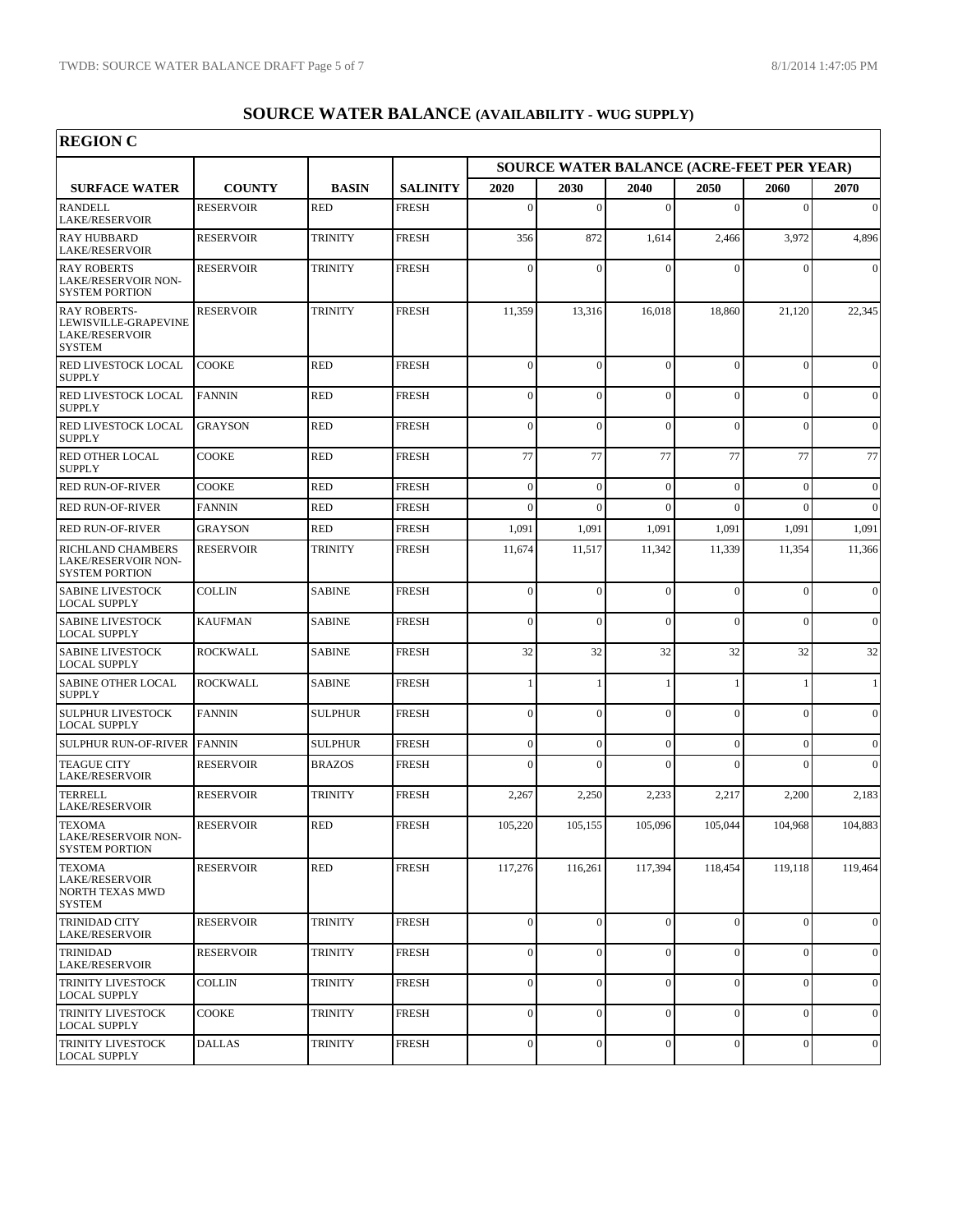# SOURCE WATER BALANCE (AVAILABILITY - WUG SUPPLY)

## REGION C

| SURFACE WATER | COUNTY | BASIN | SALINITY | SOURCE WATER BALANCE (ACRE-FEET PER YEAR) | | | | | |
|---|---|---|---|---|---|---|---|---|---|
| | | | | 2020 | 2030 | 2040 | 2050 | 2060 | 2070 |
| RANDELL LAKE/RESERVOIR | RESERVOIR | RED | FRESH | 0 | 0 | 0 | 0 | 0 | 0 |
| RAY HUBBARD LAKE/RESERVOIR | RESERVOIR | TRINITY | FRESH | 356 | 872 | 1,614 | 2,466 | 3,972 | 4,896 |
| RAY ROBERTS LAKE/RESERVOIR NON-SYSTEM PORTION | RESERVOIR | TRINITY | FRESH | 0 | 0 | 0 | 0 | 0 | 0 |
| RAY ROBERTS-LEWISVILLE-GRAPEVINE LAKE/RESERVOIR SYSTEM | RESERVOIR | TRINITY | FRESH | 11,359 | 13,316 | 16,018 | 18,860 | 21,120 | 22,345 |
| RED LIVESTOCK LOCAL SUPPLY | COOKE | RED | FRESH | 0 | 0 | 0 | 0 | 0 | 0 |
| RED LIVESTOCK LOCAL SUPPLY | FANNIN | RED | FRESH | 0 | 0 | 0 | 0 | 0 | 0 |
| RED LIVESTOCK LOCAL SUPPLY | GRAYSON | RED | FRESH | 0 | 0 | 0 | 0 | 0 | 0 |
| RED OTHER LOCAL SUPPLY | COOKE | RED | FRESH | 77 | 77 | 77 | 77 | 77 | 77 |
| RED RUN-OF-RIVER | COOKE | RED | FRESH | 0 | 0 | 0 | 0 | 0 | 0 |
| RED RUN-OF-RIVER | FANNIN | RED | FRESH | 0 | 0 | 0 | 0 | 0 | 0 |
| RED RUN-OF-RIVER | GRAYSON | RED | FRESH | 1,091 | 1,091 | 1,091 | 1,091 | 1,091 | 1,091 |
| RICHLAND CHAMBERS LAKE/RESERVOIR NON-SYSTEM PORTION | RESERVOIR | TRINITY | FRESH | 11,674 | 11,517 | 11,342 | 11,339 | 11,354 | 11,366 |
| SABINE LIVESTOCK LOCAL SUPPLY | COLLIN | SABINE | FRESH | 0 | 0 | 0 | 0 | 0 | 0 |
| SABINE LIVESTOCK LOCAL SUPPLY | KAUFMAN | SABINE | FRESH | 0 | 0 | 0 | 0 | 0 | 0 |
| SABINE LIVESTOCK LOCAL SUPPLY | ROCKWALL | SABINE | FRESH | 32 | 32 | 32 | 32 | 32 | 32 |
| SABINE OTHER LOCAL SUPPLY | ROCKWALL | SABINE | FRESH | 1 | 1 | 1 | 1 | 1 | 1 |
| SULPHUR LIVESTOCK LOCAL SUPPLY | FANNIN | SULPHUR | FRESH | 0 | 0 | 0 | 0 | 0 | 0 |
| SULPHUR RUN-OF-RIVER | FANNIN | SULPHUR | FRESH | 0 | 0 | 0 | 0 | 0 | 0 |
| TEAGUE CITY LAKE/RESERVOIR | RESERVOIR | BRAZOS | FRESH | 0 | 0 | 0 | 0 | 0 | 0 |
| TERRELL LAKE/RESERVOIR | RESERVOIR | TRINITY | FRESH | 2,267 | 2,250 | 2,233 | 2,217 | 2,200 | 2,183 |
| TEXOMA LAKE/RESERVOIR NON-SYSTEM PORTION | RESERVOIR | RED | FRESH | 105,220 | 105,155 | 105,096 | 105,044 | 104,968 | 104,883 |
| TEXOMA LAKE/RESERVOIR NORTH TEXAS MWD SYSTEM | RESERVOIR | RED | FRESH | 117,276 | 116,261 | 117,394 | 118,454 | 119,118 | 119,464 |
| TRINIDAD CITY LAKE/RESERVOIR | RESERVOIR | TRINITY | FRESH | 0 | 0 | 0 | 0 | 0 | 0 |
| TRINIDAD LAKE/RESERVOIR | RESERVOIR | TRINITY | FRESH | 0 | 0 | 0 | 0 | 0 | 0 |
| TRINITY LIVESTOCK LOCAL SUPPLY | COLLIN | TRINITY | FRESH | 0 | 0 | 0 | 0 | 0 | 0 |
| TRINITY LIVESTOCK LOCAL SUPPLY | COOKE | TRINITY | FRESH | 0 | 0 | 0 | 0 | 0 | 0 |
| TRINITY LIVESTOCK LOCAL SUPPLY | DALLAS | TRINITY | FRESH | 0 | 0 | 0 | 0 | 0 | 0 |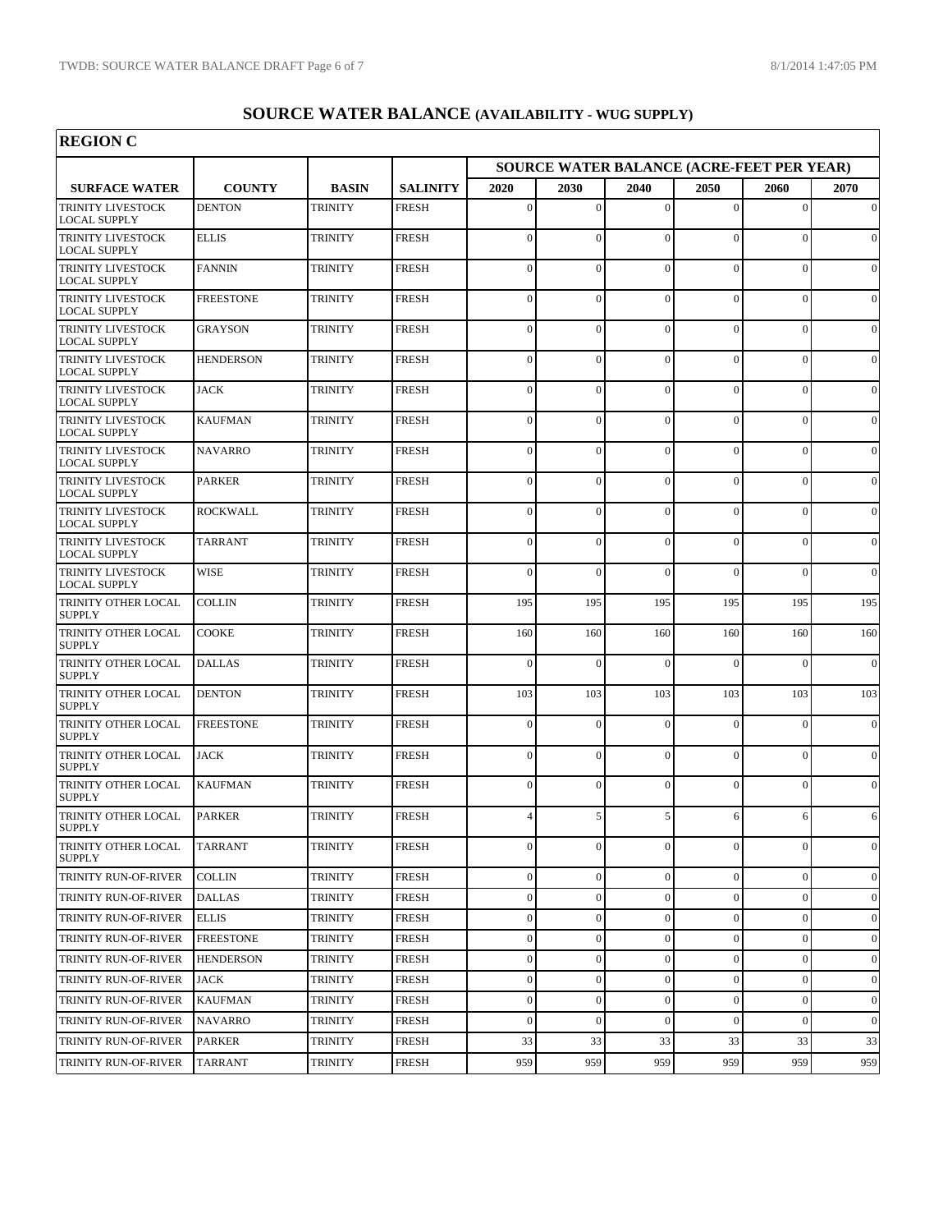# SOURCE WATER BALANCE (AVAILABILITY - WUG SUPPLY)

## REGION C

| SURFACE WATER | COUNTY | BASIN | SALINITY | SOURCE WATER BALANCE (ACRE-FEET PER YEAR) | | | | | |
|---|---|---|---|---|---|---|---|---|---|
| | | | | 2020 | 2030 | 2040 | 2050 | 2060 | 2070 |
| TRINITY LIVESTOCK LOCAL SUPPLY | DENTON | TRINITY | FRESH | 0 | 0 | 0 | 0 | 0 | 0 |
| TRINITY LIVESTOCK LOCAL SUPPLY | ELLIS | TRINITY | FRESH | 0 | 0 | 0 | 0 | 0 | 0 |
| TRINITY LIVESTOCK LOCAL SUPPLY | FANNIN | TRINITY | FRESH | 0 | 0 | 0 | 0 | 0 | 0 |
| TRINITY LIVESTOCK LOCAL SUPPLY | FREESTONE | TRINITY | FRESH | 0 | 0 | 0 | 0 | 0 | 0 |
| TRINITY LIVESTOCK LOCAL SUPPLY | GRAYSON | TRINITY | FRESH | 0 | 0 | 0 | 0 | 0 | 0 |
| TRINITY LIVESTOCK LOCAL SUPPLY | HENDERSON | TRINITY | FRESH | 0 | 0 | 0 | 0 | 0 | 0 |
| TRINITY LIVESTOCK LOCAL SUPPLY | JACK | TRINITY | FRESH | 0 | 0 | 0 | 0 | 0 | 0 |
| TRINITY LIVESTOCK LOCAL SUPPLY | KAUFMAN | TRINITY | FRESH | 0 | 0 | 0 | 0 | 0 | 0 |
| TRINITY LIVESTOCK LOCAL SUPPLY | NAVARRO | TRINITY | FRESH | 0 | 0 | 0 | 0 | 0 | 0 |
| TRINITY LIVESTOCK LOCAL SUPPLY | PARKER | TRINITY | FRESH | 0 | 0 | 0 | 0 | 0 | 0 |
| TRINITY LIVESTOCK LOCAL SUPPLY | ROCKWALL | TRINITY | FRESH | 0 | 0 | 0 | 0 | 0 | 0 |
| TRINITY LIVESTOCK LOCAL SUPPLY | TARRANT | TRINITY | FRESH | 0 | 0 | 0 | 0 | 0 | 0 |
| TRINITY LIVESTOCK LOCAL SUPPLY | WISE | TRINITY | FRESH | 0 | 0 | 0 | 0 | 0 | 0 |
| TRINITY OTHER LOCAL SUPPLY | COLLIN | TRINITY | FRESH | 195 | 195 | 195 | 195 | 195 | 195 |
| TRINITY OTHER LOCAL SUPPLY | COOKE | TRINITY | FRESH | 160 | 160 | 160 | 160 | 160 | 160 |
| TRINITY OTHER LOCAL SUPPLY | DALLAS | TRINITY | FRESH | 0 | 0 | 0 | 0 | 0 | 0 |
| TRINITY OTHER LOCAL SUPPLY | DENTON | TRINITY | FRESH | 103 | 103 | 103 | 103 | 103 | 103 |
| TRINITY OTHER LOCAL SUPPLY | FREESTONE | TRINITY | FRESH | 0 | 0 | 0 | 0 | 0 | 0 |
| TRINITY OTHER LOCAL SUPPLY | JACK | TRINITY | FRESH | 0 | 0 | 0 | 0 | 0 | 0 |
| TRINITY OTHER LOCAL SUPPLY | KAUFMAN | TRINITY | FRESH | 0 | 0 | 0 | 0 | 0 | 0 |
| TRINITY OTHER LOCAL SUPPLY | PARKER | TRINITY | FRESH | 4 | 5 | 5 | 6 | 6 | 6 |
| TRINITY OTHER LOCAL SUPPLY | TARRANT | TRINITY | FRESH | 0 | 0 | 0 | 0 | 0 | 0 |
| TRINITY RUN-OF-RIVER | COLLIN | TRINITY | FRESH | 0 | 0 | 0 | 0 | 0 | 0 |
| TRINITY RUN-OF-RIVER | DALLAS | TRINITY | FRESH | 0 | 0 | 0 | 0 | 0 | 0 |
| TRINITY RUN-OF-RIVER | ELLIS | TRINITY | FRESH | 0 | 0 | 0 | 0 | 0 | 0 |
| TRINITY RUN-OF-RIVER | FREESTONE | TRINITY | FRESH | 0 | 0 | 0 | 0 | 0 | 0 |
| TRINITY RUN-OF-RIVER | HENDERSON | TRINITY | FRESH | 0 | 0 | 0 | 0 | 0 | 0 |
| TRINITY RUN-OF-RIVER | JACK | TRINITY | FRESH | 0 | 0 | 0 | 0 | 0 | 0 |
| TRINITY RUN-OF-RIVER | KAUFMAN | TRINITY | FRESH | 0 | 0 | 0 | 0 | 0 | 0 |
| TRINITY RUN-OF-RIVER | NAVARRO | TRINITY | FRESH | 0 | 0 | 0 | 0 | 0 | 0 |
| TRINITY RUN-OF-RIVER | PARKER | TRINITY | FRESH | 33 | 33 | 33 | 33 | 33 | 33 |
| TRINITY RUN-OF-RIVER | TARRANT | TRINITY | FRESH | 959 | 959 | 959 | 959 | 959 | 959 |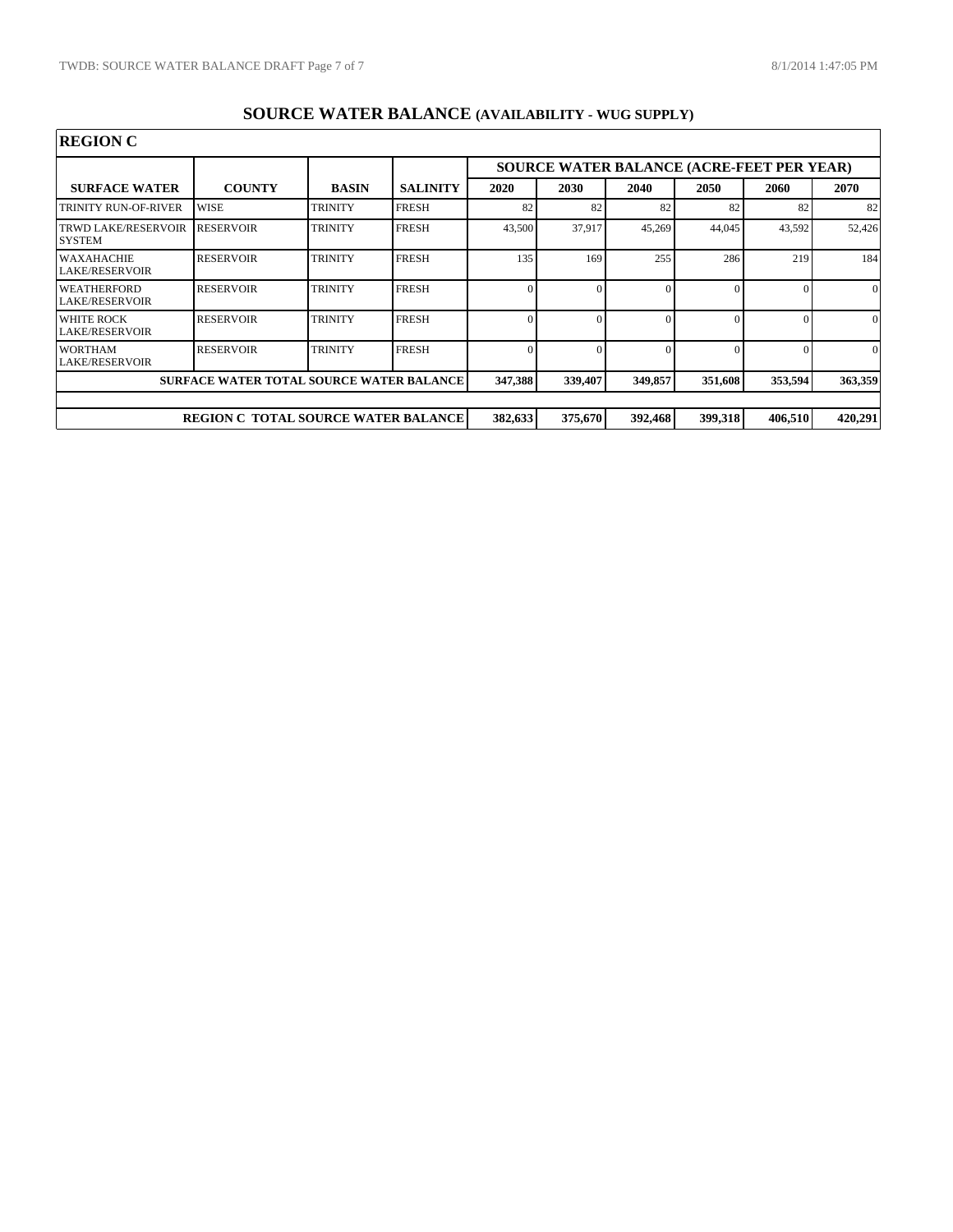# SOURCE WATER BALANCE (AVAILABILITY - WUG SUPPLY)

## REGION C

| | | | | SOURCE WATER BALANCE (ACRE-FEET PER YEAR) | | | | | |
|---|---|---|---|---|---|---|---|---|---|
| **SURFACE WATER** | **COUNTY** | **BASIN** | **SALINITY** | **2020** | **2030** | **2040** | **2050** | **2060** | **2070** |
| TRINITY RUN-OF-RIVER | WISE | TRINITY | FRESH | 82 | 82 | 82 | 82 | 82 | 82 |
| TRWD LAKE/RESERVOIR SYSTEM | RESERVOIR | TRINITY | FRESH | 43,500 | 37,917 | 45,269 | 44,045 | 43,592 | 52,426 |
| WAXAHACHIE LAKE/RESERVOIR | RESERVOIR | TRINITY | FRESH | 135 | 169 | 255 | 286 | 219 | 184 |
| WEATHERFORD LAKE/RESERVOIR | RESERVOIR | TRINITY | FRESH | 0 | 0 | 0 | 0 | 0 | 0 |
| WHITE ROCK LAKE/RESERVOIR | RESERVOIR | TRINITY | FRESH | 0 | 0 | 0 | 0 | 0 | 0 |
| WORTHAM LAKE/RESERVOIR | RESERVOIR | TRINITY | FRESH | 0 | 0 | 0 | 0 | 0 | 0 |
| **SURFACE WATER TOTAL SOURCE WATER BALANCE** | | | | **347,388** | **339,407** | **349,857** | **351,608** | **353,594** | **363,359** |
| | | | | | | | | | |
| **REGION C TOTAL SOURCE WATER BALANCE** | | | | **382,633** | **375,670** | **392,468** | **399,318** | **406,510** | **420,291** |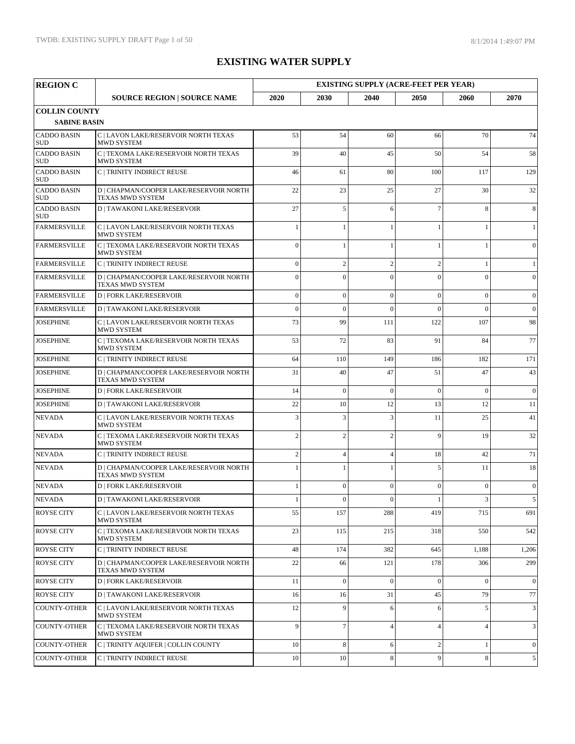# EXISTING WATER SUPPLY

| REGION C | | EXISTING SUPPLY (ACRE-FEET PER YEAR) | | | | | |
|---|---|---|---|---|---|---|---|
| | SOURCE REGION \| SOURCE NAME | 2020 | 2030 | 2040 | 2050 | 2060 | 2070 |
| **COLLIN COUNTY** | | | | | | | |
| **SABINE BASIN** | | | | | | | |
| CADDO BASIN SUD | C \| LAVON LAKE/RESERVOIR NORTH TEXAS MWD SYSTEM | 53 | 54 | 60 | 66 | 70 | 74 |
| CADDO BASIN SUD | C \| TEXOMA LAKE/RESERVOIR NORTH TEXAS MWD SYSTEM | 39 | 40 | 45 | 50 | 54 | 58 |
| CADDO BASIN SUD | C \| TRINITY INDIRECT REUSE | 46 | 61 | 80 | 100 | 117 | 129 |
| CADDO BASIN SUD | D \| CHAPMAN/COOPER LAKE/RESERVOIR NORTH TEXAS MWD SYSTEM | 22 | 23 | 25 | 27 | 30 | 32 |
| CADDO BASIN SUD | D \| TAWAKONI LAKE/RESERVOIR | 27 | 5 | 6 | 7 | 8 | 8 |
| FARMERSVILLE | C \| LAVON LAKE/RESERVOIR NORTH TEXAS MWD SYSTEM | 1 | 1 | 1 | 1 | 1 | 1 |
| FARMERSVILLE | C \| TEXOMA LAKE/RESERVOIR NORTH TEXAS MWD SYSTEM | 0 | 1 | 1 | 1 | 1 | 0 |
| FARMERSVILLE | C \| TRINITY INDIRECT REUSE | 0 | 2 | 2 | 2 | 1 | 1 |
| FARMERSVILLE | D \| CHAPMAN/COOPER LAKE/RESERVOIR NORTH TEXAS MWD SYSTEM | 0 | 0 | 0 | 0 | 0 | 0 |
| FARMERSVILLE | D \| FORK LAKE/RESERVOIR | 0 | 0 | 0 | 0 | 0 | 0 |
| FARMERSVILLE | D \| TAWAKONI LAKE/RESERVOIR | 0 | 0 | 0 | 0 | 0 | 0 |
| JOSEPHINE | C \| LAVON LAKE/RESERVOIR NORTH TEXAS MWD SYSTEM | 73 | 99 | 111 | 122 | 107 | 98 |
| JOSEPHINE | C \| TEXOMA LAKE/RESERVOIR NORTH TEXAS MWD SYSTEM | 53 | 72 | 83 | 91 | 84 | 77 |
| JOSEPHINE | C \| TRINITY INDIRECT REUSE | 64 | 110 | 149 | 186 | 182 | 171 |
| JOSEPHINE | D \| CHAPMAN/COOPER LAKE/RESERVOIR NORTH TEXAS MWD SYSTEM | 31 | 40 | 47 | 51 | 47 | 43 |
| JOSEPHINE | D \| FORK LAKE/RESERVOIR | 14 | 0 | 0 | 0 | 0 | 0 |
| JOSEPHINE | D \| TAWAKONI LAKE/RESERVOIR | 22 | 10 | 12 | 13 | 12 | 11 |
| NEVADA | C \| LAVON LAKE/RESERVOIR NORTH TEXAS MWD SYSTEM | 3 | 3 | 3 | 11 | 25 | 41 |
| NEVADA | C \| TEXOMA LAKE/RESERVOIR NORTH TEXAS MWD SYSTEM | 2 | 2 | 2 | 9 | 19 | 32 |
| NEVADA | C \| TRINITY INDIRECT REUSE | 2 | 4 | 4 | 18 | 42 | 71 |
| NEVADA | D \| CHAPMAN/COOPER LAKE/RESERVOIR NORTH TEXAS MWD SYSTEM | 1 | 1 | 1 | 5 | 11 | 18 |
| NEVADA | D \| FORK LAKE/RESERVOIR | 1 | 0 | 0 | 0 | 0 | 0 |
| NEVADA | D \| TAWAKONI LAKE/RESERVOIR | 1 | 0 | 0 | 1 | 3 | 5 |
| ROYSE CITY | C \| LAVON LAKE/RESERVOIR NORTH TEXAS MWD SYSTEM | 55 | 157 | 288 | 419 | 715 | 691 |
| ROYSE CITY | C \| TEXOMA LAKE/RESERVOIR NORTH TEXAS MWD SYSTEM | 23 | 115 | 215 | 318 | 550 | 542 |
| ROYSE CITY | C \| TRINITY INDIRECT REUSE | 48 | 174 | 382 | 645 | 1,188 | 1,206 |
| ROYSE CITY | D \| CHAPMAN/COOPER LAKE/RESERVOIR NORTH TEXAS MWD SYSTEM | 22 | 66 | 121 | 178 | 306 | 299 |
| ROYSE CITY | D \| FORK LAKE/RESERVOIR | 11 | 0 | 0 | 0 | 0 | 0 |
| ROYSE CITY | D \| TAWAKONI LAKE/RESERVOIR | 16 | 16 | 31 | 45 | 79 | 77 |
| COUNTY-OTHER | C \| LAVON LAKE/RESERVOIR NORTH TEXAS MWD SYSTEM | 12 | 9 | 6 | 6 | 5 | 3 |
| COUNTY-OTHER | C \| TEXOMA LAKE/RESERVOIR NORTH TEXAS MWD SYSTEM | 9 | 7 | 4 | 4 | 4 | 3 |
| COUNTY-OTHER | C \| TRINITY AQUIFER \| COLLIN COUNTY | 10 | 8 | 6 | 2 | 1 | 0 |
| COUNTY-OTHER | C \| TRINITY INDIRECT REUSE | 10 | 10 | 8 | 9 | 8 | 5 |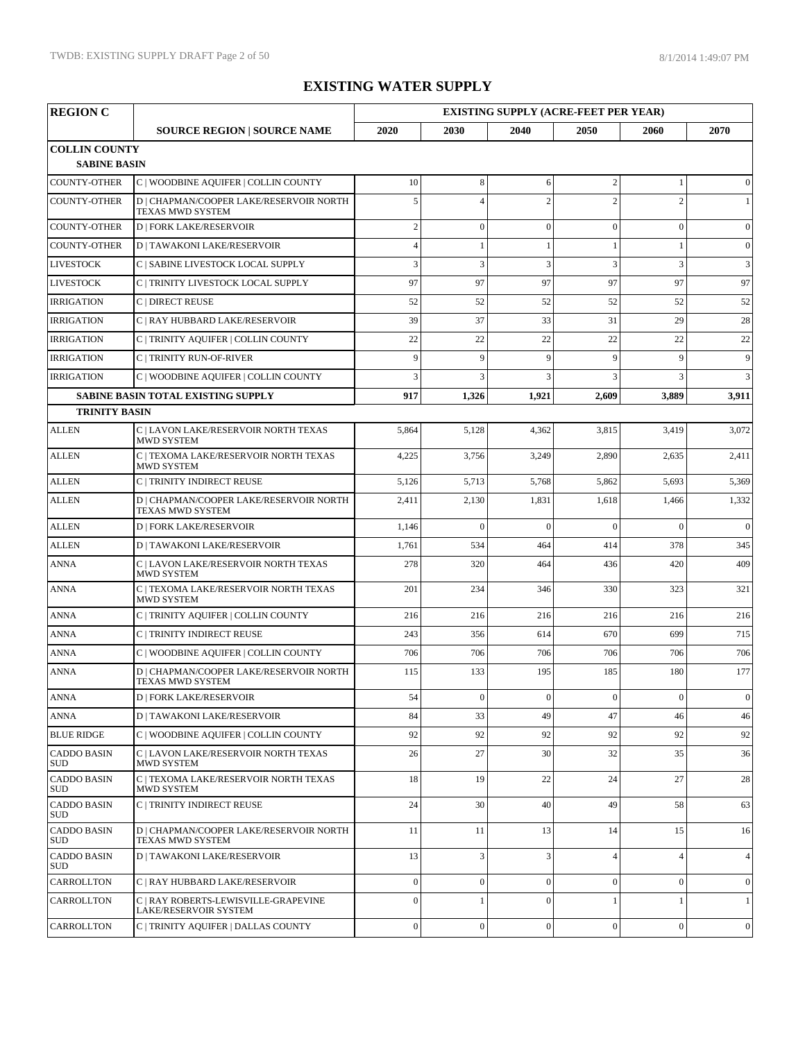# EXISTING WATER SUPPLY

| REGION C | | EXISTING SUPPLY (ACRE-FEET PER YEAR) | | | | | |
|---|---|---|---|---|---|---|---|
| | SOURCE REGION \| SOURCE NAME | 2020 | 2030 | 2040 | 2050 | 2060 | 2070 |
| **COLLIN COUNTY** | | | | | | | |
| **SABINE BASIN** | | | | | | | |
| COUNTY-OTHER | C \| WOODBINE AQUIFER \| COLLIN COUNTY | 10 | 8 | 6 | 2 | 1 | 0 |
| COUNTY-OTHER | D \| CHAPMAN/COOPER LAKE/RESERVOIR NORTH TEXAS MWD SYSTEM | 5 | 4 | 2 | 2 | 2 | 1 |
| COUNTY-OTHER | D \| FORK LAKE/RESERVOIR | 2 | 0 | 0 | 0 | 0 | 0 |
| COUNTY-OTHER | D \| TAWAKONI LAKE/RESERVOIR | 4 | 1 | 1 | 1 | 1 | 0 |
| LIVESTOCK | C \| SABINE LIVESTOCK LOCAL SUPPLY | 3 | 3 | 3 | 3 | 3 | 3 |
| LIVESTOCK | C \| TRINITY LIVESTOCK LOCAL SUPPLY | 97 | 97 | 97 | 97 | 97 | 97 |
| IRRIGATION | C \| DIRECT REUSE | 52 | 52 | 52 | 52 | 52 | 52 |
| IRRIGATION | C \| RAY HUBBARD LAKE/RESERVOIR | 39 | 37 | 33 | 31 | 29 | 28 |
| IRRIGATION | C \| TRINITY AQUIFER \| COLLIN COUNTY | 22 | 22 | 22 | 22 | 22 | 22 |
| IRRIGATION | C \| TRINITY RUN-OF-RIVER | 9 | 9 | 9 | 9 | 9 | 9 |
| IRRIGATION | C \| WOODBINE AQUIFER \| COLLIN COUNTY | 3 | 3 | 3 | 3 | 3 | 3 |
| | **SABINE BASIN TOTAL EXISTING SUPPLY** | **917** | **1,326** | **1,921** | **2,609** | **3,889** | **3,911** |
| **TRINITY BASIN** | | | | | | | |
| ALLEN | C \| LAVON LAKE/RESERVOIR NORTH TEXAS MWD SYSTEM | 5,864 | 5,128 | 4,362 | 3,815 | 3,419 | 3,072 |
| ALLEN | C \| TEXOMA LAKE/RESERVOIR NORTH TEXAS MWD SYSTEM | 4,225 | 3,756 | 3,249 | 2,890 | 2,635 | 2,411 |
| ALLEN | C \| TRINITY INDIRECT REUSE | 5,126 | 5,713 | 5,768 | 5,862 | 5,693 | 5,369 |
| ALLEN | D \| CHAPMAN/COOPER LAKE/RESERVOIR NORTH TEXAS MWD SYSTEM | 2,411 | 2,130 | 1,831 | 1,618 | 1,466 | 1,332 |
| ALLEN | D \| FORK LAKE/RESERVOIR | 1,146 | 0 | 0 | 0 | 0 | 0 |
| ALLEN | D \| TAWAKONI LAKE/RESERVOIR | 1,761 | 534 | 464 | 414 | 378 | 345 |
| ANNA | C \| LAVON LAKE/RESERVOIR NORTH TEXAS MWD SYSTEM | 278 | 320 | 464 | 436 | 420 | 409 |
| ANNA | C \| TEXOMA LAKE/RESERVOIR NORTH TEXAS MWD SYSTEM | 201 | 234 | 346 | 330 | 323 | 321 |
| ANNA | C \| TRINITY AQUIFER \| COLLIN COUNTY | 216 | 216 | 216 | 216 | 216 | 216 |
| ANNA | C \| TRINITY INDIRECT REUSE | 243 | 356 | 614 | 670 | 699 | 715 |
| ANNA | C \| WOODBINE AQUIFER \| COLLIN COUNTY | 706 | 706 | 706 | 706 | 706 | 706 |
| ANNA | D \| CHAPMAN/COOPER LAKE/RESERVOIR NORTH TEXAS MWD SYSTEM | 115 | 133 | 195 | 185 | 180 | 177 |
| ANNA | D \| FORK LAKE/RESERVOIR | 54 | 0 | 0 | 0 | 0 | 0 |
| ANNA | D \| TAWAKONI LAKE/RESERVOIR | 84 | 33 | 49 | 47 | 46 | 46 |
| BLUE RIDGE | C \| WOODBINE AQUIFER \| COLLIN COUNTY | 92 | 92 | 92 | 92 | 92 | 92 |
| CADDO BASIN SUD | C \| LAVON LAKE/RESERVOIR NORTH TEXAS MWD SYSTEM | 26 | 27 | 30 | 32 | 35 | 36 |
| CADDO BASIN SUD | C \| TEXOMA LAKE/RESERVOIR NORTH TEXAS MWD SYSTEM | 18 | 19 | 22 | 24 | 27 | 28 |
| CADDO BASIN SUD | C \| TRINITY INDIRECT REUSE | 24 | 30 | 40 | 49 | 58 | 63 |
| CADDO BASIN SUD | D \| CHAPMAN/COOPER LAKE/RESERVOIR NORTH TEXAS MWD SYSTEM | 11 | 11 | 13 | 14 | 15 | 16 |
| CADDO BASIN SUD | D \| TAWAKONI LAKE/RESERVOIR | 13 | 3 | 3 | 4 | 4 | 4 |
| CARROLLTON | C \| RAY HUBBARD LAKE/RESERVOIR | 0 | 0 | 0 | 0 | 0 | 0 |
| CARROLLTON | C \| RAY ROBERTS-LEWISVILLE-GRAPEVINE LAKE/RESERVOIR SYSTEM | 0 | 1 | 0 | 1 | 1 | 1 |
| CARROLLTON | C \| TRINITY AQUIFER \| DALLAS COUNTY | 0 | 0 | 0 | 0 | 0 | 0 |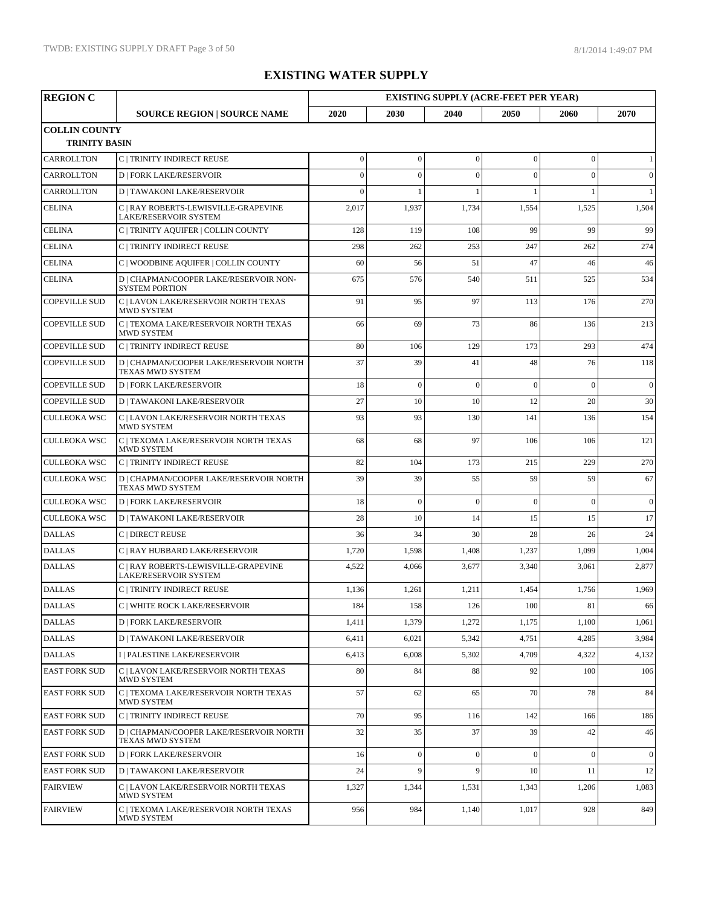# EXISTING WATER SUPPLY

| REGION C | SOURCE REGION \| SOURCE NAME | EXISTING SUPPLY (ACRE-FEET PER YEAR) | | | | | |
|---|---|---|---|---|---|---|---|
| | | 2020 | 2030 | 2040 | 2050 | 2060 | 2070 |
| **COLLIN COUNTY** | | | | | | | |
| **TRINITY BASIN** | | | | | | | |
| CARROLLTON | C \| TRINITY INDIRECT REUSE | 0 | 0 | 0 | 0 | 0 | 1 |
| CARROLLTON | D \| FORK LAKE/RESERVOIR | 0 | 0 | 0 | 0 | 0 | 0 |
| CARROLLTON | D \| TAWAKONI LAKE/RESERVOIR | 0 | 1 | 1 | 1 | 1 | 1 |
| CELINA | C \| RAY ROBERTS-LEWISVILLE-GRAPEVINE LAKE/RESERVOIR SYSTEM | 2,017 | 1,937 | 1,734 | 1,554 | 1,525 | 1,504 |
| CELINA | C \| TRINITY AQUIFER \| COLLIN COUNTY | 128 | 119 | 108 | 99 | 99 | 99 |
| CELINA | C \| TRINITY INDIRECT REUSE | 298 | 262 | 253 | 247 | 262 | 274 |
| CELINA | C \| WOODBINE AQUIFER \| COLLIN COUNTY | 60 | 56 | 51 | 47 | 46 | 46 |
| CELINA | D \| CHAPMAN/COOPER LAKE/RESERVOIR NON-SYSTEM PORTION | 675 | 576 | 540 | 511 | 525 | 534 |
| COPEVILLE SUD | C \| LAVON LAKE/RESERVOIR NORTH TEXAS MWD SYSTEM | 91 | 95 | 97 | 113 | 176 | 270 |
| COPEVILLE SUD | C \| TEXOMA LAKE/RESERVOIR NORTH TEXAS MWD SYSTEM | 66 | 69 | 73 | 86 | 136 | 213 |
| COPEVILLE SUD | C \| TRINITY INDIRECT REUSE | 80 | 106 | 129 | 173 | 293 | 474 |
| COPEVILLE SUD | D \| CHAPMAN/COOPER LAKE/RESERVOIR NORTH TEXAS MWD SYSTEM | 37 | 39 | 41 | 48 | 76 | 118 |
| COPEVILLE SUD | D \| FORK LAKE/RESERVOIR | 18 | 0 | 0 | 0 | 0 | 0 |
| COPEVILLE SUD | D \| TAWAKONI LAKE/RESERVOIR | 27 | 10 | 10 | 12 | 20 | 30 |
| CULLEOKA WSC | C \| LAVON LAKE/RESERVOIR NORTH TEXAS MWD SYSTEM | 93 | 93 | 130 | 141 | 136 | 154 |
| CULLEOKA WSC | C \| TEXOMA LAKE/RESERVOIR NORTH TEXAS MWD SYSTEM | 68 | 68 | 97 | 106 | 106 | 121 |
| CULLEOKA WSC | C \| TRINITY INDIRECT REUSE | 82 | 104 | 173 | 215 | 229 | 270 |
| CULLEOKA WSC | D \| CHAPMAN/COOPER LAKE/RESERVOIR NORTH TEXAS MWD SYSTEM | 39 | 39 | 55 | 59 | 59 | 67 |
| CULLEOKA WSC | D \| FORK LAKE/RESERVOIR | 18 | 0 | 0 | 0 | 0 | 0 |
| CULLEOKA WSC | D \| TAWAKONI LAKE/RESERVOIR | 28 | 10 | 14 | 15 | 15 | 17 |
| DALLAS | C \| DIRECT REUSE | 36 | 34 | 30 | 28 | 26 | 24 |
| DALLAS | C \| RAY HUBBARD LAKE/RESERVOIR | 1,720 | 1,598 | 1,408 | 1,237 | 1,099 | 1,004 |
| DALLAS | C \| RAY ROBERTS-LEWISVILLE-GRAPEVINE LAKE/RESERVOIR SYSTEM | 4,522 | 4,066 | 3,677 | 3,340 | 3,061 | 2,877 |
| DALLAS | C \| TRINITY INDIRECT REUSE | 1,136 | 1,261 | 1,211 | 1,454 | 1,756 | 1,969 |
| DALLAS | C \| WHITE ROCK LAKE/RESERVOIR | 184 | 158 | 126 | 100 | 81 | 66 |
| DALLAS | D \| FORK LAKE/RESERVOIR | 1,411 | 1,379 | 1,272 | 1,175 | 1,100 | 1,061 |
| DALLAS | D \| TAWAKONI LAKE/RESERVOIR | 6,411 | 6,021 | 5,342 | 4,751 | 4,285 | 3,984 |
| DALLAS | I \| PALESTINE LAKE/RESERVOIR | 6,413 | 6,008 | 5,302 | 4,709 | 4,322 | 4,132 |
| EAST FORK SUD | C \| LAVON LAKE/RESERVOIR NORTH TEXAS MWD SYSTEM | 80 | 84 | 88 | 92 | 100 | 106 |
| EAST FORK SUD | C \| TEXOMA LAKE/RESERVOIR NORTH TEXAS MWD SYSTEM | 57 | 62 | 65 | 70 | 78 | 84 |
| EAST FORK SUD | C \| TRINITY INDIRECT REUSE | 70 | 95 | 116 | 142 | 166 | 186 |
| EAST FORK SUD | D \| CHAPMAN/COOPER LAKE/RESERVOIR NORTH TEXAS MWD SYSTEM | 32 | 35 | 37 | 39 | 42 | 46 |
| EAST FORK SUD | D \| FORK LAKE/RESERVOIR | 16 | 0 | 0 | 0 | 0 | 0 |
| EAST FORK SUD | D \| TAWAKONI LAKE/RESERVOIR | 24 | 9 | 9 | 10 | 11 | 12 |
| FAIRVIEW | C \| LAVON LAKE/RESERVOIR NORTH TEXAS MWD SYSTEM | 1,327 | 1,344 | 1,531 | 1,343 | 1,206 | 1,083 |
| FAIRVIEW | C \| TEXOMA LAKE/RESERVOIR NORTH TEXAS MWD SYSTEM | 956 | 984 | 1,140 | 1,017 | 928 | 849 |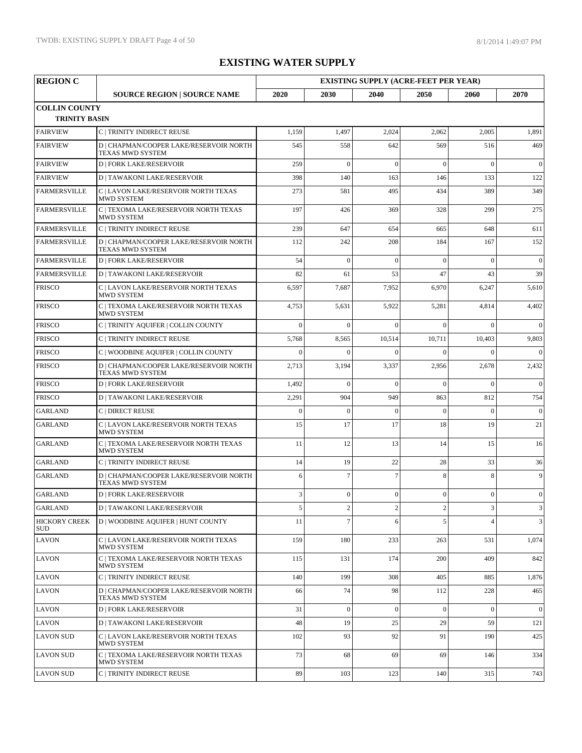# EXISTING WATER SUPPLY

| REGION C | | EXISTING SUPPLY (ACRE-FEET PER YEAR) | | | | | |
|---|---|---|---|---|---|---|---|
| | SOURCE REGION \| SOURCE NAME | 2020 | 2030 | 2040 | 2050 | 2060 | 2070 |
| **COLLIN COUNTY** | | | | | | | |
| **TRINITY BASIN** | | | | | | | |
| FAIRVIEW | C \| TRINITY INDIRECT REUSE | 1,159 | 1,497 | 2,024 | 2,062 | 2,005 | 1,891 |
| FAIRVIEW | D \| CHAPMAN/COOPER LAKE/RESERVOIR NORTH TEXAS MWD SYSTEM | 545 | 558 | 642 | 569 | 516 | 469 |
| FAIRVIEW | D \| FORK LAKE/RESERVOIR | 259 | 0 | 0 | 0 | 0 | 0 |
| FAIRVIEW | D \| TAWAKONI LAKE/RESERVOIR | 398 | 140 | 163 | 146 | 133 | 122 |
| FARMERSVILLE | C \| LAVON LAKE/RESERVOIR NORTH TEXAS MWD SYSTEM | 273 | 581 | 495 | 434 | 389 | 349 |
| FARMERSVILLE | C \| TEXOMA LAKE/RESERVOIR NORTH TEXAS MWD SYSTEM | 197 | 426 | 369 | 328 | 299 | 275 |
| FARMERSVILLE | C \| TRINITY INDIRECT REUSE | 239 | 647 | 654 | 665 | 648 | 611 |
| FARMERSVILLE | D \| CHAPMAN/COOPER LAKE/RESERVOIR NORTH TEXAS MWD SYSTEM | 112 | 242 | 208 | 184 | 167 | 152 |
| FARMERSVILLE | D \| FORK LAKE/RESERVOIR | 54 | 0 | 0 | 0 | 0 | 0 |
| FARMERSVILLE | D \| TAWAKONI LAKE/RESERVOIR | 82 | 61 | 53 | 47 | 43 | 39 |
| FRISCO | C \| LAVON LAKE/RESERVOIR NORTH TEXAS MWD SYSTEM | 6,597 | 7,687 | 7,952 | 6,970 | 6,247 | 5,610 |
| FRISCO | C \| TEXOMA LAKE/RESERVOIR NORTH TEXAS MWD SYSTEM | 4,753 | 5,631 | 5,922 | 5,281 | 4,814 | 4,402 |
| FRISCO | C \| TRINITY AQUIFER \| COLLIN COUNTY | 0 | 0 | 0 | 0 | 0 | 0 |
| FRISCO | C \| TRINITY INDIRECT REUSE | 5,768 | 8,565 | 10,514 | 10,711 | 10,403 | 9,803 |
| FRISCO | C \| WOODBINE AQUIFER \| COLLIN COUNTY | 0 | 0 | 0 | 0 | 0 | 0 |
| FRISCO | D \| CHAPMAN/COOPER LAKE/RESERVOIR NORTH TEXAS MWD SYSTEM | 2,713 | 3,194 | 3,337 | 2,956 | 2,678 | 2,432 |
| FRISCO | D \| FORK LAKE/RESERVOIR | 1,492 | 0 | 0 | 0 | 0 | 0 |
| FRISCO | D \| TAWAKONI LAKE/RESERVOIR | 2,291 | 904 | 949 | 863 | 812 | 754 |
| GARLAND | C \| DIRECT REUSE | 0 | 0 | 0 | 0 | 0 | 0 |
| GARLAND | C \| LAVON LAKE/RESERVOIR NORTH TEXAS MWD SYSTEM | 15 | 17 | 17 | 18 | 19 | 21 |
| GARLAND | C \| TEXOMA LAKE/RESERVOIR NORTH TEXAS MWD SYSTEM | 11 | 12 | 13 | 14 | 15 | 16 |
| GARLAND | C \| TRINITY INDIRECT REUSE | 14 | 19 | 22 | 28 | 33 | 36 |
| GARLAND | D \| CHAPMAN/COOPER LAKE/RESERVOIR NORTH TEXAS MWD SYSTEM | 6 | 7 | 7 | 8 | 8 | 9 |
| GARLAND | D \| FORK LAKE/RESERVOIR | 3 | 0 | 0 | 0 | 0 | 0 |
| GARLAND | D \| TAWAKONI LAKE/RESERVOIR | 5 | 2 | 2 | 2 | 3 | 3 |
| HICKORY CREEK SUD | D \| WOODBINE AQUIFER \| HUNT COUNTY | 11 | 7 | 6 | 5 | 4 | 3 |
| LAVON | C \| LAVON LAKE/RESERVOIR NORTH TEXAS MWD SYSTEM | 159 | 180 | 233 | 263 | 531 | 1,074 |
| LAVON | C \| TEXOMA LAKE/RESERVOIR NORTH TEXAS MWD SYSTEM | 115 | 131 | 174 | 200 | 409 | 842 |
| LAVON | C \| TRINITY INDIRECT REUSE | 140 | 199 | 308 | 405 | 885 | 1,876 |
| LAVON | D \| CHAPMAN/COOPER LAKE/RESERVOIR NORTH TEXAS MWD SYSTEM | 66 | 74 | 98 | 112 | 228 | 465 |
| LAVON | D \| FORK LAKE/RESERVOIR | 31 | 0 | 0 | 0 | 0 | 0 |
| LAVON | D \| TAWAKONI LAKE/RESERVOIR | 48 | 19 | 25 | 29 | 59 | 121 |
| LAVON SUD | C \| LAVON LAKE/RESERVOIR NORTH TEXAS MWD SYSTEM | 102 | 93 | 92 | 91 | 190 | 425 |
| LAVON SUD | C \| TEXOMA LAKE/RESERVOIR NORTH TEXAS MWD SYSTEM | 73 | 68 | 69 | 69 | 146 | 334 |
| LAVON SUD | C \| TRINITY INDIRECT REUSE | 89 | 103 | 123 | 140 | 315 | 743 |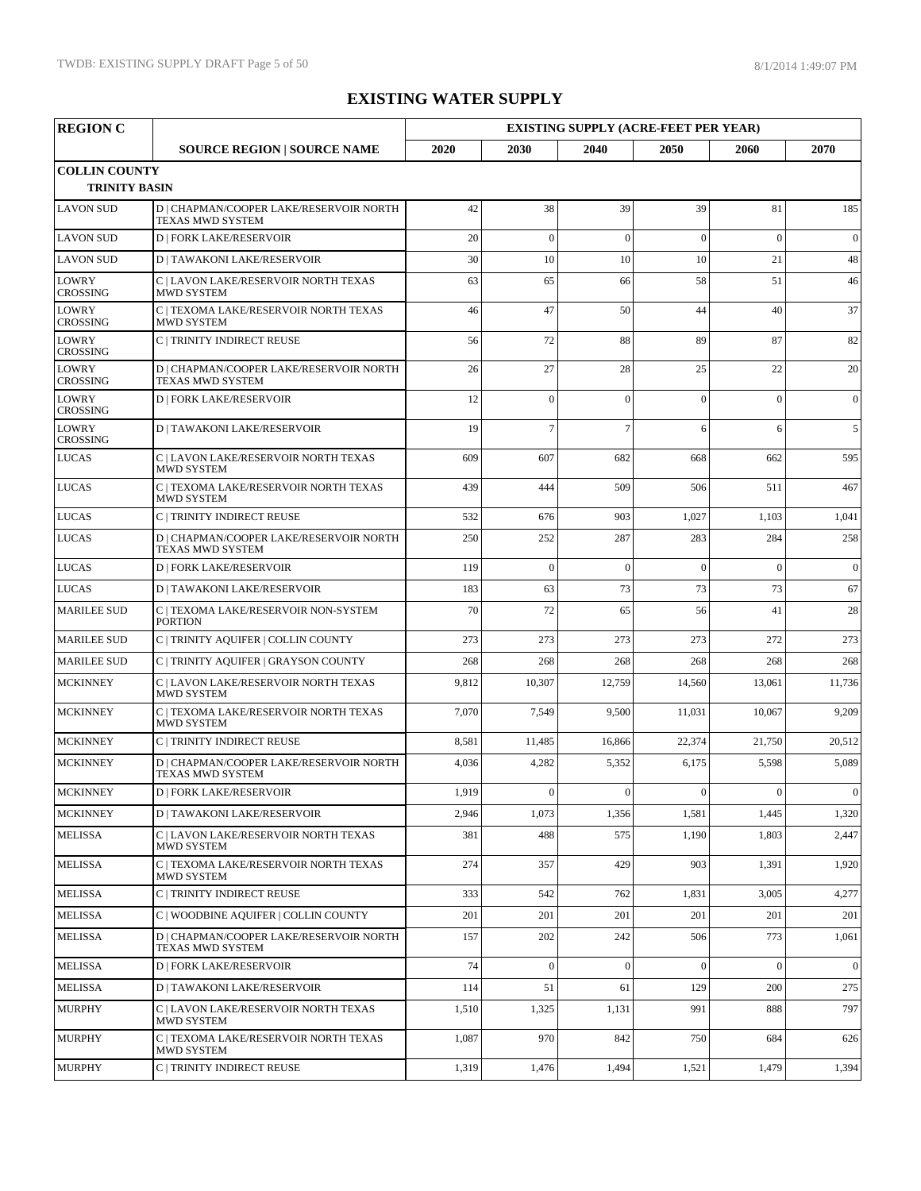# EXISTING WATER SUPPLY

| REGION C | | EXISTING SUPPLY (ACRE-FEET PER YEAR) | | | | | |
|---|---|---|---|---|---|---|---|
| | SOURCE REGION \| SOURCE NAME | 2020 | 2030 | 2040 | 2050 | 2060 | 2070 |
| **COLLIN COUNTY** | | | | | | | |
| **TRINITY BASIN** | | | | | | | |
| LAVON SUD | D \| CHAPMAN/COOPER LAKE/RESERVOIR NORTH TEXAS MWD SYSTEM | 42 | 38 | 39 | 39 | 81 | 185 |
| LAVON SUD | D \| FORK LAKE/RESERVOIR | 20 | 0 | 0 | 0 | 0 | 0 |
| LAVON SUD | D \| TAWAKONI LAKE/RESERVOIR | 30 | 10 | 10 | 10 | 21 | 48 |
| LOWRY CROSSING | C \| LAVON LAKE/RESERVOIR NORTH TEXAS MWD SYSTEM | 63 | 65 | 66 | 58 | 51 | 46 |
| LOWRY CROSSING | C \| TEXOMA LAKE/RESERVOIR NORTH TEXAS MWD SYSTEM | 46 | 47 | 50 | 44 | 40 | 37 |
| LOWRY CROSSING | C \| TRINITY INDIRECT REUSE | 56 | 72 | 88 | 89 | 87 | 82 |
| LOWRY CROSSING | D \| CHAPMAN/COOPER LAKE/RESERVOIR NORTH TEXAS MWD SYSTEM | 26 | 27 | 28 | 25 | 22 | 20 |
| LOWRY CROSSING | D \| FORK LAKE/RESERVOIR | 12 | 0 | 0 | 0 | 0 | 0 |
| LOWRY CROSSING | D \| TAWAKONI LAKE/RESERVOIR | 19 | 7 | 7 | 6 | 6 | 5 |
| LUCAS | C \| LAVON LAKE/RESERVOIR NORTH TEXAS MWD SYSTEM | 609 | 607 | 682 | 668 | 662 | 595 |
| LUCAS | C \| TEXOMA LAKE/RESERVOIR NORTH TEXAS MWD SYSTEM | 439 | 444 | 509 | 506 | 511 | 467 |
| LUCAS | C \| TRINITY INDIRECT REUSE | 532 | 676 | 903 | 1,027 | 1,103 | 1,041 |
| LUCAS | D \| CHAPMAN/COOPER LAKE/RESERVOIR NORTH TEXAS MWD SYSTEM | 250 | 252 | 287 | 283 | 284 | 258 |
| LUCAS | D \| FORK LAKE/RESERVOIR | 119 | 0 | 0 | 0 | 0 | 0 |
| LUCAS | D \| TAWAKONI LAKE/RESERVOIR | 183 | 63 | 73 | 73 | 73 | 67 |
| MARILEE SUD | C \| TEXOMA LAKE/RESERVOIR NON-SYSTEM PORTION | 70 | 72 | 65 | 56 | 41 | 28 |
| MARILEE SUD | C \| TRINITY AQUIFER \| COLLIN COUNTY | 273 | 273 | 273 | 273 | 272 | 273 |
| MARILEE SUD | C \| TRINITY AQUIFER \| GRAYSON COUNTY | 268 | 268 | 268 | 268 | 268 | 268 |
| MCKINNEY | C \| LAVON LAKE/RESERVOIR NORTH TEXAS MWD SYSTEM | 9,812 | 10,307 | 12,759 | 14,560 | 13,061 | 11,736 |
| MCKINNEY | C \| TEXOMA LAKE/RESERVOIR NORTH TEXAS MWD SYSTEM | 7,070 | 7,549 | 9,500 | 11,031 | 10,067 | 9,209 |
| MCKINNEY | C \| TRINITY INDIRECT REUSE | 8,581 | 11,485 | 16,866 | 22,374 | 21,750 | 20,512 |
| MCKINNEY | D \| CHAPMAN/COOPER LAKE/RESERVOIR NORTH TEXAS MWD SYSTEM | 4,036 | 4,282 | 5,352 | 6,175 | 5,598 | 5,089 |
| MCKINNEY | D \| FORK LAKE/RESERVOIR | 1,919 | 0 | 0 | 0 | 0 | 0 |
| MCKINNEY | D \| TAWAKONI LAKE/RESERVOIR | 2,946 | 1,073 | 1,356 | 1,581 | 1,445 | 1,320 |
| MELISSA | C \| LAVON LAKE/RESERVOIR NORTH TEXAS MWD SYSTEM | 381 | 488 | 575 | 1,190 | 1,803 | 2,447 |
| MELISSA | C \| TEXOMA LAKE/RESERVOIR NORTH TEXAS MWD SYSTEM | 274 | 357 | 429 | 903 | 1,391 | 1,920 |
| MELISSA | C \| TRINITY INDIRECT REUSE | 333 | 542 | 762 | 1,831 | 3,005 | 4,277 |
| MELISSA | C \| WOODBINE AQUIFER \| COLLIN COUNTY | 201 | 201 | 201 | 201 | 201 | 201 |
| MELISSA | D \| CHAPMAN/COOPER LAKE/RESERVOIR NORTH TEXAS MWD SYSTEM | 157 | 202 | 242 | 506 | 773 | 1,061 |
| MELISSA | D \| FORK LAKE/RESERVOIR | 74 | 0 | 0 | 0 | 0 | 0 |
| MELISSA | D \| TAWAKONI LAKE/RESERVOIR | 114 | 51 | 61 | 129 | 200 | 275 |
| MURPHY | C \| LAVON LAKE/RESERVOIR NORTH TEXAS MWD SYSTEM | 1,510 | 1,325 | 1,131 | 991 | 888 | 797 |
| MURPHY | C \| TEXOMA LAKE/RESERVOIR NORTH TEXAS MWD SYSTEM | 1,087 | 970 | 842 | 750 | 684 | 626 |
| MURPHY | C \| TRINITY INDIRECT REUSE | 1,319 | 1,476 | 1,494 | 1,521 | 1,479 | 1,394 |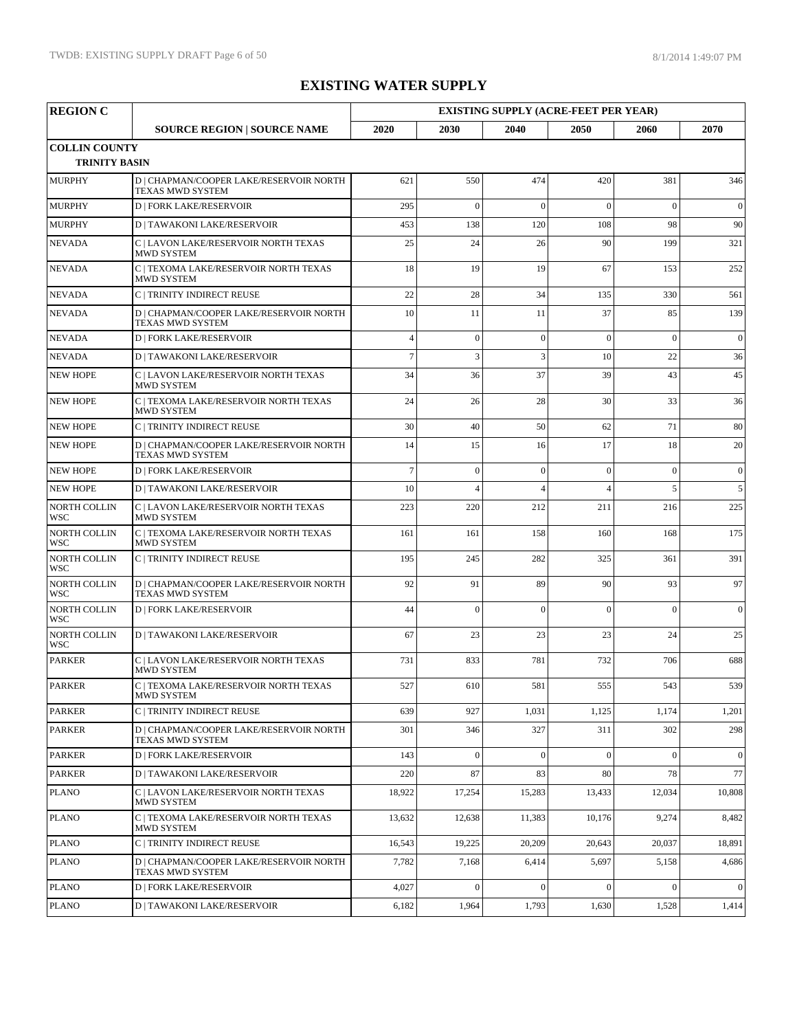# EXISTING WATER SUPPLY

| REGION C | | EXISTING SUPPLY (ACRE-FEET PER YEAR) | | | | | |
|---|---|---|---|---|---|---|---|
| | SOURCE REGION \| SOURCE NAME | 2020 | 2030 | 2040 | 2050 | 2060 | 2070 |
| **COLLIN COUNTY** | | | | | | | |
| **TRINITY BASIN** | | | | | | | |
| MURPHY | D \| CHAPMAN/COOPER LAKE/RESERVOIR NORTH TEXAS MWD SYSTEM | 621 | 550 | 474 | 420 | 381 | 346 |
| MURPHY | D \| FORK LAKE/RESERVOIR | 295 | 0 | 0 | 0 | 0 | 0 |
| MURPHY | D \| TAWAKONI LAKE/RESERVOIR | 453 | 138 | 120 | 108 | 98 | 90 |
| NEVADA | C \| LAVON LAKE/RESERVOIR NORTH TEXAS MWD SYSTEM | 25 | 24 | 26 | 90 | 199 | 321 |
| NEVADA | C \| TEXOMA LAKE/RESERVOIR NORTH TEXAS MWD SYSTEM | 18 | 19 | 19 | 67 | 153 | 252 |
| NEVADA | C \| TRINITY INDIRECT REUSE | 22 | 28 | 34 | 135 | 330 | 561 |
| NEVADA | D \| CHAPMAN/COOPER LAKE/RESERVOIR NORTH TEXAS MWD SYSTEM | 10 | 11 | 11 | 37 | 85 | 139 |
| NEVADA | D \| FORK LAKE/RESERVOIR | 4 | 0 | 0 | 0 | 0 | 0 |
| NEVADA | D \| TAWAKONI LAKE/RESERVOIR | 7 | 3 | 3 | 10 | 22 | 36 |
| NEW HOPE | C \| LAVON LAKE/RESERVOIR NORTH TEXAS MWD SYSTEM | 34 | 36 | 37 | 39 | 43 | 45 |
| NEW HOPE | C \| TEXOMA LAKE/RESERVOIR NORTH TEXAS MWD SYSTEM | 24 | 26 | 28 | 30 | 33 | 36 |
| NEW HOPE | C \| TRINITY INDIRECT REUSE | 30 | 40 | 50 | 62 | 71 | 80 |
| NEW HOPE | D \| CHAPMAN/COOPER LAKE/RESERVOIR NORTH TEXAS MWD SYSTEM | 14 | 15 | 16 | 17 | 18 | 20 |
| NEW HOPE | D \| FORK LAKE/RESERVOIR | 7 | 0 | 0 | 0 | 0 | 0 |
| NEW HOPE | D \| TAWAKONI LAKE/RESERVOIR | 10 | 4 | 4 | 4 | 5 | 5 |
| NORTH COLLIN WSC | C \| LAVON LAKE/RESERVOIR NORTH TEXAS MWD SYSTEM | 223 | 220 | 212 | 211 | 216 | 225 |
| NORTH COLLIN WSC | C \| TEXOMA LAKE/RESERVOIR NORTH TEXAS MWD SYSTEM | 161 | 161 | 158 | 160 | 168 | 175 |
| NORTH COLLIN WSC | C \| TRINITY INDIRECT REUSE | 195 | 245 | 282 | 325 | 361 | 391 |
| NORTH COLLIN WSC | D \| CHAPMAN/COOPER LAKE/RESERVOIR NORTH TEXAS MWD SYSTEM | 92 | 91 | 89 | 90 | 93 | 97 |
| NORTH COLLIN WSC | D \| FORK LAKE/RESERVOIR | 44 | 0 | 0 | 0 | 0 | 0 |
| NORTH COLLIN WSC | D \| TAWAKONI LAKE/RESERVOIR | 67 | 23 | 23 | 23 | 24 | 25 |
| PARKER | C \| LAVON LAKE/RESERVOIR NORTH TEXAS MWD SYSTEM | 731 | 833 | 781 | 732 | 706 | 688 |
| PARKER | C \| TEXOMA LAKE/RESERVOIR NORTH TEXAS MWD SYSTEM | 527 | 610 | 581 | 555 | 543 | 539 |
| PARKER | C \| TRINITY INDIRECT REUSE | 639 | 927 | 1,031 | 1,125 | 1,174 | 1,201 |
| PARKER | D \| CHAPMAN/COOPER LAKE/RESERVOIR NORTH TEXAS MWD SYSTEM | 301 | 346 | 327 | 311 | 302 | 298 |
| PARKER | D \| FORK LAKE/RESERVOIR | 143 | 0 | 0 | 0 | 0 | 0 |
| PARKER | D \| TAWAKONI LAKE/RESERVOIR | 220 | 87 | 83 | 80 | 78 | 77 |
| PLANO | C \| LAVON LAKE/RESERVOIR NORTH TEXAS MWD SYSTEM | 18,922 | 17,254 | 15,283 | 13,433 | 12,034 | 10,808 |
| PLANO | C \| TEXOMA LAKE/RESERVOIR NORTH TEXAS MWD SYSTEM | 13,632 | 12,638 | 11,383 | 10,176 | 9,274 | 8,482 |
| PLANO | C \| TRINITY INDIRECT REUSE | 16,543 | 19,225 | 20,209 | 20,643 | 20,037 | 18,891 |
| PLANO | D \| CHAPMAN/COOPER LAKE/RESERVOIR NORTH TEXAS MWD SYSTEM | 7,782 | 7,168 | 6,414 | 5,697 | 5,158 | 4,686 |
| PLANO | D \| FORK LAKE/RESERVOIR | 4,027 | 0 | 0 | 0 | 0 | 0 |
| PLANO | D \| TAWAKONI LAKE/RESERVOIR | 6,182 | 1,964 | 1,793 | 1,630 | 1,528 | 1,414 |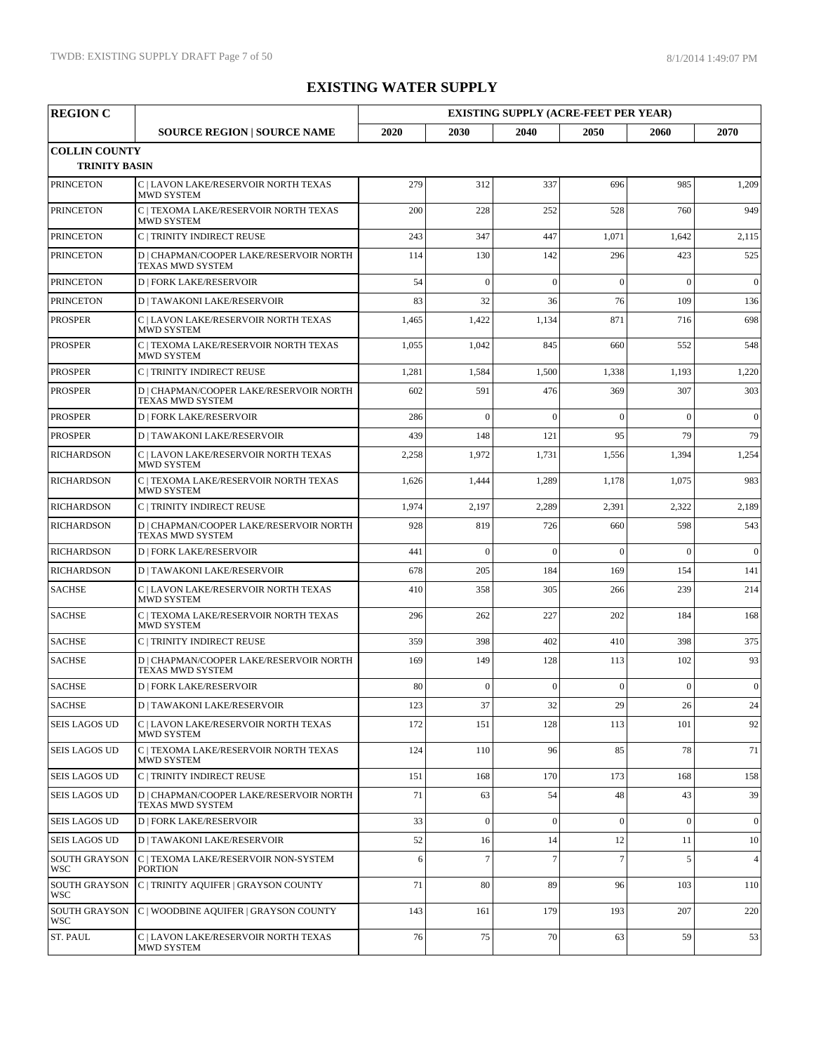# EXISTING WATER SUPPLY

| REGION C | | EXISTING SUPPLY (ACRE-FEET PER YEAR) | | | | | |
|---|---|---|---|---|---|---|---|
| | SOURCE REGION \| SOURCE NAME | 2020 | 2030 | 2040 | 2050 | 2060 | 2070 |
| **COLLIN COUNTY** | | | | | | | |
| **TRINITY BASIN** | | | | | | | |
| PRINCETON | C \| LAVON LAKE/RESERVOIR NORTH TEXAS MWD SYSTEM | 279 | 312 | 337 | 696 | 985 | 1,209 |
| PRINCETON | C \| TEXOMA LAKE/RESERVOIR NORTH TEXAS MWD SYSTEM | 200 | 228 | 252 | 528 | 760 | 949 |
| PRINCETON | C \| TRINITY INDIRECT REUSE | 243 | 347 | 447 | 1,071 | 1,642 | 2,115 |
| PRINCETON | D \| CHAPMAN/COOPER LAKE/RESERVOIR NORTH TEXAS MWD SYSTEM | 114 | 130 | 142 | 296 | 423 | 525 |
| PRINCETON | D \| FORK LAKE/RESERVOIR | 54 | 0 | 0 | 0 | 0 | 0 |
| PRINCETON | D \| TAWAKONI LAKE/RESERVOIR | 83 | 32 | 36 | 76 | 109 | 136 |
| PROSPER | C \| LAVON LAKE/RESERVOIR NORTH TEXAS MWD SYSTEM | 1,465 | 1,422 | 1,134 | 871 | 716 | 698 |
| PROSPER | C \| TEXOMA LAKE/RESERVOIR NORTH TEXAS MWD SYSTEM | 1,055 | 1,042 | 845 | 660 | 552 | 548 |
| PROSPER | C \| TRINITY INDIRECT REUSE | 1,281 | 1,584 | 1,500 | 1,338 | 1,193 | 1,220 |
| PROSPER | D \| CHAPMAN/COOPER LAKE/RESERVOIR NORTH TEXAS MWD SYSTEM | 602 | 591 | 476 | 369 | 307 | 303 |
| PROSPER | D \| FORK LAKE/RESERVOIR | 286 | 0 | 0 | 0 | 0 | 0 |
| PROSPER | D \| TAWAKONI LAKE/RESERVOIR | 439 | 148 | 121 | 95 | 79 | 79 |
| RICHARDSON | C \| LAVON LAKE/RESERVOIR NORTH TEXAS MWD SYSTEM | 2,258 | 1,972 | 1,731 | 1,556 | 1,394 | 1,254 |
| RICHARDSON | C \| TEXOMA LAKE/RESERVOIR NORTH TEXAS MWD SYSTEM | 1,626 | 1,444 | 1,289 | 1,178 | 1,075 | 983 |
| RICHARDSON | C \| TRINITY INDIRECT REUSE | 1,974 | 2,197 | 2,289 | 2,391 | 2,322 | 2,189 |
| RICHARDSON | D \| CHAPMAN/COOPER LAKE/RESERVOIR NORTH TEXAS MWD SYSTEM | 928 | 819 | 726 | 660 | 598 | 543 |
| RICHARDSON | D \| FORK LAKE/RESERVOIR | 441 | 0 | 0 | 0 | 0 | 0 |
| RICHARDSON | D \| TAWAKONI LAKE/RESERVOIR | 678 | 205 | 184 | 169 | 154 | 141 |
| SACHSE | C \| LAVON LAKE/RESERVOIR NORTH TEXAS MWD SYSTEM | 410 | 358 | 305 | 266 | 239 | 214 |
| SACHSE | C \| TEXOMA LAKE/RESERVOIR NORTH TEXAS MWD SYSTEM | 296 | 262 | 227 | 202 | 184 | 168 |
| SACHSE | C \| TRINITY INDIRECT REUSE | 359 | 398 | 402 | 410 | 398 | 375 |
| SACHSE | D \| CHAPMAN/COOPER LAKE/RESERVOIR NORTH TEXAS MWD SYSTEM | 169 | 149 | 128 | 113 | 102 | 93 |
| SACHSE | D \| FORK LAKE/RESERVOIR | 80 | 0 | 0 | 0 | 0 | 0 |
| SACHSE | D \| TAWAKONI LAKE/RESERVOIR | 123 | 37 | 32 | 29 | 26 | 24 |
| SEIS LAGOS UD | C \| LAVON LAKE/RESERVOIR NORTH TEXAS MWD SYSTEM | 172 | 151 | 128 | 113 | 101 | 92 |
| SEIS LAGOS UD | C \| TEXOMA LAKE/RESERVOIR NORTH TEXAS MWD SYSTEM | 124 | 110 | 96 | 85 | 78 | 71 |
| SEIS LAGOS UD | C \| TRINITY INDIRECT REUSE | 151 | 168 | 170 | 173 | 168 | 158 |
| SEIS LAGOS UD | D \| CHAPMAN/COOPER LAKE/RESERVOIR NORTH TEXAS MWD SYSTEM | 71 | 63 | 54 | 48 | 43 | 39 |
| SEIS LAGOS UD | D \| FORK LAKE/RESERVOIR | 33 | 0 | 0 | 0 | 0 | 0 |
| SEIS LAGOS UD | D \| TAWAKONI LAKE/RESERVOIR | 52 | 16 | 14 | 12 | 11 | 10 |
| SOUTH GRAYSON WSC | C \| TEXOMA LAKE/RESERVOIR NON-SYSTEM PORTION | 6 | 7 | 7 | 7 | 5 | 4 |
| SOUTH GRAYSON WSC | C \| TRINITY AQUIFER \| GRAYSON COUNTY | 71 | 80 | 89 | 96 | 103 | 110 |
| SOUTH GRAYSON WSC | C \| WOODBINE AQUIFER \| GRAYSON COUNTY | 143 | 161 | 179 | 193 | 207 | 220 |
| ST. PAUL | C \| LAVON LAKE/RESERVOIR NORTH TEXAS MWD SYSTEM | 76 | 75 | 70 | 63 | 59 | 53 |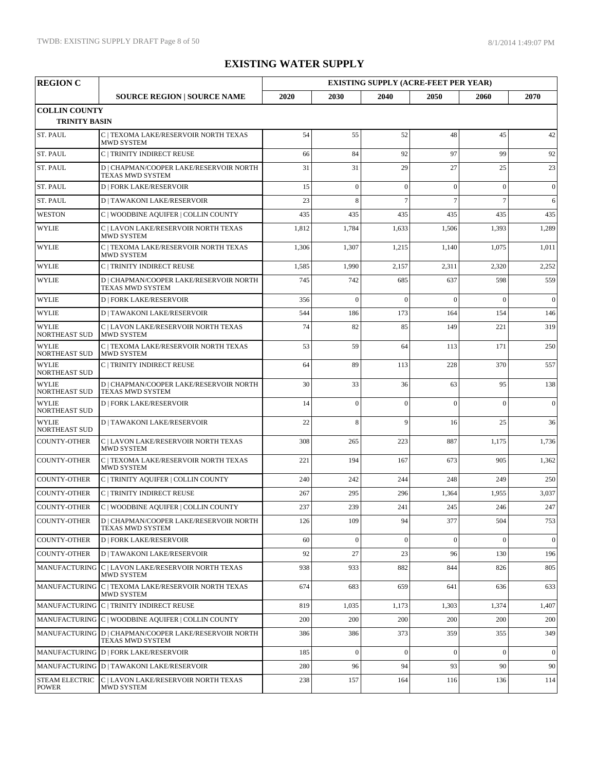# EXISTING WATER SUPPLY

| REGION C | | EXISTING SUPPLY (ACRE-FEET PER YEAR) | | | | | |
|---|---|---|---|---|---|---|---|
| | SOURCE REGION \| SOURCE NAME | 2020 | 2030 | 2040 | 2050 | 2060 | 2070 |
| **COLLIN COUNTY** | | | | | | | |
| **TRINITY BASIN** | | | | | | | |
| ST. PAUL | C \| TEXOMA LAKE/RESERVOIR NORTH TEXAS MWD SYSTEM | 54 | 55 | 52 | 48 | 45 | 42 |
| ST. PAUL | C \| TRINITY INDIRECT REUSE | 66 | 84 | 92 | 97 | 99 | 92 |
| ST. PAUL | D \| CHAPMAN/COOPER LAKE/RESERVOIR NORTH TEXAS MWD SYSTEM | 31 | 31 | 29 | 27 | 25 | 23 |
| ST. PAUL | D \| FORK LAKE/RESERVOIR | 15 | 0 | 0 | 0 | 0 | 0 |
| ST. PAUL | D \| TAWAKONI LAKE/RESERVOIR | 23 | 8 | 7 | 7 | 7 | 6 |
| WESTON | C \| WOODBINE AQUIFER \| COLLIN COUNTY | 435 | 435 | 435 | 435 | 435 | 435 |
| WYLIE | C \| LAVON LAKE/RESERVOIR NORTH TEXAS MWD SYSTEM | 1,812 | 1,784 | 1,633 | 1,506 | 1,393 | 1,289 |
| WYLIE | C \| TEXOMA LAKE/RESERVOIR NORTH TEXAS MWD SYSTEM | 1,306 | 1,307 | 1,215 | 1,140 | 1,075 | 1,011 |
| WYLIE | C \| TRINITY INDIRECT REUSE | 1,585 | 1,990 | 2,157 | 2,311 | 2,320 | 2,252 |
| WYLIE | D \| CHAPMAN/COOPER LAKE/RESERVOIR NORTH TEXAS MWD SYSTEM | 745 | 742 | 685 | 637 | 598 | 559 |
| WYLIE | D \| FORK LAKE/RESERVOIR | 356 | 0 | 0 | 0 | 0 | 0 |
| WYLIE | D \| TAWAKONI LAKE/RESERVOIR | 544 | 186 | 173 | 164 | 154 | 146 |
| WYLIE NORTHEAST SUD | C \| LAVON LAKE/RESERVOIR NORTH TEXAS MWD SYSTEM | 74 | 82 | 85 | 149 | 221 | 319 |
| WYLIE NORTHEAST SUD | C \| TEXOMA LAKE/RESERVOIR NORTH TEXAS MWD SYSTEM | 53 | 59 | 64 | 113 | 171 | 250 |
| WYLIE NORTHEAST SUD | C \| TRINITY INDIRECT REUSE | 64 | 89 | 113 | 228 | 370 | 557 |
| WYLIE NORTHEAST SUD | D \| CHAPMAN/COOPER LAKE/RESERVOIR NORTH TEXAS MWD SYSTEM | 30 | 33 | 36 | 63 | 95 | 138 |
| WYLIE NORTHEAST SUD | D \| FORK LAKE/RESERVOIR | 14 | 0 | 0 | 0 | 0 | 0 |
| WYLIE NORTHEAST SUD | D \| TAWAKONI LAKE/RESERVOIR | 22 | 8 | 9 | 16 | 25 | 36 |
| COUNTY-OTHER | C \| LAVON LAKE/RESERVOIR NORTH TEXAS MWD SYSTEM | 308 | 265 | 223 | 887 | 1,175 | 1,736 |
| COUNTY-OTHER | C \| TEXOMA LAKE/RESERVOIR NORTH TEXAS MWD SYSTEM | 221 | 194 | 167 | 673 | 905 | 1,362 |
| COUNTY-OTHER | C \| TRINITY AQUIFER \| COLLIN COUNTY | 240 | 242 | 244 | 248 | 249 | 250 |
| COUNTY-OTHER | C \| TRINITY INDIRECT REUSE | 267 | 295 | 296 | 1,364 | 1,955 | 3,037 |
| COUNTY-OTHER | C \| WOODBINE AQUIFER \| COLLIN COUNTY | 237 | 239 | 241 | 245 | 246 | 247 |
| COUNTY-OTHER | D \| CHAPMAN/COOPER LAKE/RESERVOIR NORTH TEXAS MWD SYSTEM | 126 | 109 | 94 | 377 | 504 | 753 |
| COUNTY-OTHER | D \| FORK LAKE/RESERVOIR | 60 | 0 | 0 | 0 | 0 | 0 |
| COUNTY-OTHER | D \| TAWAKONI LAKE/RESERVOIR | 92 | 27 | 23 | 96 | 130 | 196 |
| MANUFACTURING | C \| LAVON LAKE/RESERVOIR NORTH TEXAS MWD SYSTEM | 938 | 933 | 882 | 844 | 826 | 805 |
| MANUFACTURING | C \| TEXOMA LAKE/RESERVOIR NORTH TEXAS MWD SYSTEM | 674 | 683 | 659 | 641 | 636 | 633 |
| MANUFACTURING | C \| TRINITY INDIRECT REUSE | 819 | 1,035 | 1,173 | 1,303 | 1,374 | 1,407 |
| MANUFACTURING | C \| WOODBINE AQUIFER \| COLLIN COUNTY | 200 | 200 | 200 | 200 | 200 | 200 |
| MANUFACTURING | D \| CHAPMAN/COOPER LAKE/RESERVOIR NORTH TEXAS MWD SYSTEM | 386 | 386 | 373 | 359 | 355 | 349 |
| MANUFACTURING | D \| FORK LAKE/RESERVOIR | 185 | 0 | 0 | 0 | 0 | 0 |
| MANUFACTURING | D \| TAWAKONI LAKE/RESERVOIR | 280 | 96 | 94 | 93 | 90 | 90 |
| STEAM ELECTRIC POWER | C \| LAVON LAKE/RESERVOIR NORTH TEXAS MWD SYSTEM | 238 | 157 | 164 | 116 | 136 | 114 |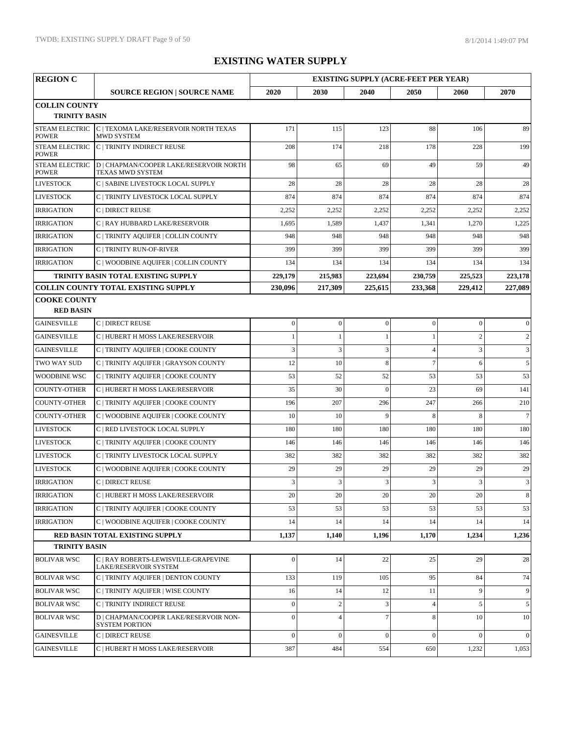# EXISTING WATER SUPPLY

| REGION C | | EXISTING SUPPLY (ACRE-FEET PER YEAR) | | | | | |
|---|---|---|---|---|---|---|---|
| | SOURCE REGION \| SOURCE NAME | 2020 | 2030 | 2040 | 2050 | 2060 | 2070 |
| **COLLIN COUNTY** | | | | | | | |
| **TRINITY BASIN** | | | | | | | |
| STEAM ELECTRIC POWER | C \| TEXOMA LAKE/RESERVOIR NORTH TEXAS MWD SYSTEM | 171 | 115 | 123 | 88 | 106 | 89 |
| STEAM ELECTRIC POWER | C \| TRINITY INDIRECT REUSE | 208 | 174 | 218 | 178 | 228 | 199 |
| STEAM ELECTRIC POWER | D \| CHAPMAN/COOPER LAKE/RESERVOIR NORTH TEXAS MWD SYSTEM | 98 | 65 | 69 | 49 | 59 | 49 |
| LIVESTOCK | C \| SABINE LIVESTOCK LOCAL SUPPLY | 28 | 28 | 28 | 28 | 28 | 28 |
| LIVESTOCK | C \| TRINITY LIVESTOCK LOCAL SUPPLY | 874 | 874 | 874 | 874 | 874 | 874 |
| IRRIGATION | C \| DIRECT REUSE | 2,252 | 2,252 | 2,252 | 2,252 | 2,252 | 2,252 |
| IRRIGATION | C \| RAY HUBBARD LAKE/RESERVOIR | 1,695 | 1,589 | 1,437 | 1,341 | 1,270 | 1,225 |
| IRRIGATION | C \| TRINITY AQUIFER \| COLLIN COUNTY | 948 | 948 | 948 | 948 | 948 | 948 |
| IRRIGATION | C \| TRINITY RUN-OF-RIVER | 399 | 399 | 399 | 399 | 399 | 399 |
| IRRIGATION | C \| WOODBINE AQUIFER \| COLLIN COUNTY | 134 | 134 | 134 | 134 | 134 | 134 |
| | **TRINITY BASIN TOTAL EXISTING SUPPLY** | **229,179** | **215,983** | **223,694** | **230,759** | **225,523** | **223,178** |
| **COLLIN COUNTY TOTAL EXISTING SUPPLY** | | **230,096** | **217,309** | **225,615** | **233,368** | **229,412** | **227,089** |
| **COOKE COUNTY** | | | | | | | |
| **RED BASIN** | | | | | | | |
| GAINESVILLE | C \| DIRECT REUSE | 0 | 0 | 0 | 0 | 0 | 0 |
| GAINESVILLE | C \| HUBERT H MOSS LAKE/RESERVOIR | 1 | 1 | 1 | 1 | 2 | 2 |
| GAINESVILLE | C \| TRINITY AQUIFER \| COOKE COUNTY | 3 | 3 | 3 | 4 | 3 | 3 |
| TWO WAY SUD | C \| TRINITY AQUIFER \| GRAYSON COUNTY | 12 | 10 | 8 | 7 | 6 | 5 |
| WOODBINE WSC | C \| TRINITY AQUIFER \| COOKE COUNTY | 53 | 52 | 52 | 53 | 53 | 53 |
| COUNTY-OTHER | C \| HUBERT H MOSS LAKE/RESERVOIR | 35 | 30 | 0 | 23 | 69 | 141 |
| COUNTY-OTHER | C \| TRINITY AQUIFER \| COOKE COUNTY | 196 | 207 | 296 | 247 | 266 | 210 |
| COUNTY-OTHER | C \| WOODBINE AQUIFER \| COOKE COUNTY | 10 | 10 | 9 | 8 | 8 | 7 |
| LIVESTOCK | C \| RED LIVESTOCK LOCAL SUPPLY | 180 | 180 | 180 | 180 | 180 | 180 |
| LIVESTOCK | C \| TRINITY AQUIFER \| COOKE COUNTY | 146 | 146 | 146 | 146 | 146 | 146 |
| LIVESTOCK | C \| TRINITY LIVESTOCK LOCAL SUPPLY | 382 | 382 | 382 | 382 | 382 | 382 |
| LIVESTOCK | C \| WOODBINE AQUIFER \| COOKE COUNTY | 29 | 29 | 29 | 29 | 29 | 29 |
| IRRIGATION | C \| DIRECT REUSE | 3 | 3 | 3 | 3 | 3 | 3 |
| IRRIGATION | C \| HUBERT H MOSS LAKE/RESERVOIR | 20 | 20 | 20 | 20 | 20 | 8 |
| IRRIGATION | C \| TRINITY AQUIFER \| COOKE COUNTY | 53 | 53 | 53 | 53 | 53 | 53 |
| IRRIGATION | C \| WOODBINE AQUIFER \| COOKE COUNTY | 14 | 14 | 14 | 14 | 14 | 14 |
| | **RED BASIN TOTAL EXISTING SUPPLY** | **1,137** | **1,140** | **1,196** | **1,170** | **1,234** | **1,236** |
| **TRINITY BASIN** | | | | | | | |
| BOLIVAR WSC | C \| RAY ROBERTS-LEWISVILLE-GRAPEVINE LAKE/RESERVOIR SYSTEM | 0 | 14 | 22 | 25 | 29 | 28 |
| BOLIVAR WSC | C \| TRINITY AQUIFER \| DENTON COUNTY | 133 | 119 | 105 | 95 | 84 | 74 |
| BOLIVAR WSC | C \| TRINITY AQUIFER \| WISE COUNTY | 16 | 14 | 12 | 11 | 9 | 9 |
| BOLIVAR WSC | C \| TRINITY INDIRECT REUSE | 0 | 2 | 3 | 4 | 5 | 5 |
| BOLIVAR WSC | D \| CHAPMAN/COOPER LAKE/RESERVOIR NON-SYSTEM PORTION | 0 | 4 | 7 | 8 | 10 | 10 |
| GAINESVILLE | C \| DIRECT REUSE | 0 | 0 | 0 | 0 | 0 | 0 |
| GAINESVILLE | C \| HUBERT H MOSS LAKE/RESERVOIR | 387 | 484 | 554 | 650 | 1,232 | 1,053 |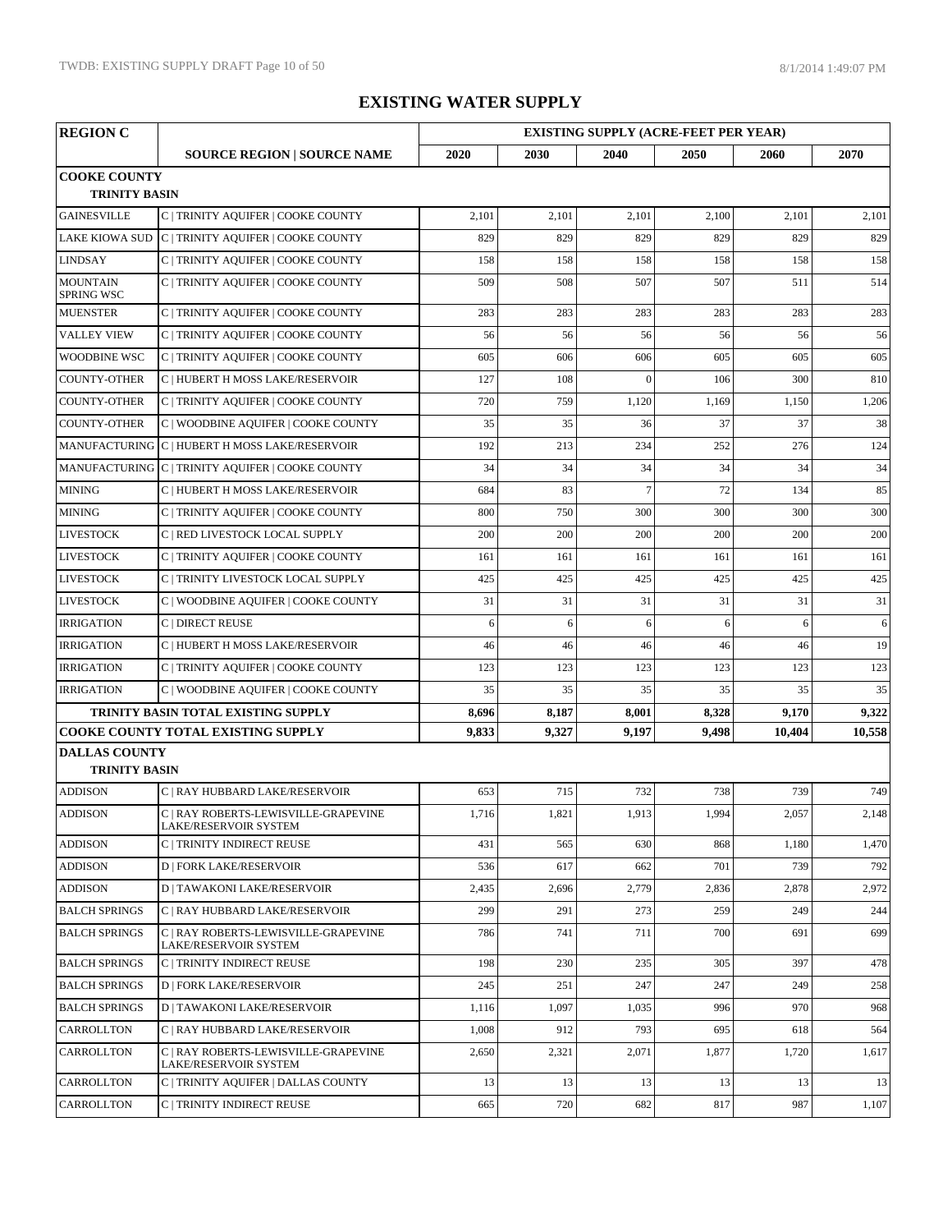# EXISTING WATER SUPPLY

| REGION C | | EXISTING SUPPLY (ACRE-FEET PER YEAR) | | | | | |
|---|---|---|---|---|---|---|---|
| | SOURCE REGION \| SOURCE NAME | 2020 | 2030 | 2040 | 2050 | 2060 | 2070 |
| **COOKE COUNTY** | | | | | | | |
| **TRINITY BASIN** | | | | | | | |
| GAINESVILLE | C \| TRINITY AQUIFER \| COOKE COUNTY | 2,101 | 2,101 | 2,101 | 2,100 | 2,101 | 2,101 |
| LAKE KIOWA SUD | C \| TRINITY AQUIFER \| COOKE COUNTY | 829 | 829 | 829 | 829 | 829 | 829 |
| LINDSAY | C \| TRINITY AQUIFER \| COOKE COUNTY | 158 | 158 | 158 | 158 | 158 | 158 |
| MOUNTAIN SPRING WSC | C \| TRINITY AQUIFER \| COOKE COUNTY | 509 | 508 | 507 | 507 | 511 | 514 |
| MUENSTER | C \| TRINITY AQUIFER \| COOKE COUNTY | 283 | 283 | 283 | 283 | 283 | 283 |
| VALLEY VIEW | C \| TRINITY AQUIFER \| COOKE COUNTY | 56 | 56 | 56 | 56 | 56 | 56 |
| WOODBINE WSC | C \| TRINITY AQUIFER \| COOKE COUNTY | 605 | 606 | 606 | 605 | 605 | 605 |
| COUNTY-OTHER | C \| HUBERT H MOSS LAKE/RESERVOIR | 127 | 108 | 0 | 106 | 300 | 810 |
| COUNTY-OTHER | C \| TRINITY AQUIFER \| COOKE COUNTY | 720 | 759 | 1,120 | 1,169 | 1,150 | 1,206 |
| COUNTY-OTHER | C \| WOODBINE AQUIFER \| COOKE COUNTY | 35 | 35 | 36 | 37 | 37 | 38 |
| MANUFACTURING | C \| HUBERT H MOSS LAKE/RESERVOIR | 192 | 213 | 234 | 252 | 276 | 124 |
| MANUFACTURING | C \| TRINITY AQUIFER \| COOKE COUNTY | 34 | 34 | 34 | 34 | 34 | 34 |
| MINING | C \| HUBERT H MOSS LAKE/RESERVOIR | 684 | 83 | 7 | 72 | 134 | 85 |
| MINING | C \| TRINITY AQUIFER \| COOKE COUNTY | 800 | 750 | 300 | 300 | 300 | 300 |
| LIVESTOCK | C \| RED LIVESTOCK LOCAL SUPPLY | 200 | 200 | 200 | 200 | 200 | 200 |
| LIVESTOCK | C \| TRINITY AQUIFER \| COOKE COUNTY | 161 | 161 | 161 | 161 | 161 | 161 |
| LIVESTOCK | C \| TRINITY LIVESTOCK LOCAL SUPPLY | 425 | 425 | 425 | 425 | 425 | 425 |
| LIVESTOCK | C \| WOODBINE AQUIFER \| COOKE COUNTY | 31 | 31 | 31 | 31 | 31 | 31 |
| IRRIGATION | C \| DIRECT REUSE | 6 | 6 | 6 | 6 | 6 | 6 |
| IRRIGATION | C \| HUBERT H MOSS LAKE/RESERVOIR | 46 | 46 | 46 | 46 | 46 | 19 |
| IRRIGATION | C \| TRINITY AQUIFER \| COOKE COUNTY | 123 | 123 | 123 | 123 | 123 | 123 |
| IRRIGATION | C \| WOODBINE AQUIFER \| COOKE COUNTY | 35 | 35 | 35 | 35 | 35 | 35 |
| | **TRINITY BASIN TOTAL EXISTING SUPPLY** | **8,696** | **8,187** | **8,001** | **8,328** | **9,170** | **9,322** |
| | **COOKE COUNTY TOTAL EXISTING SUPPLY** | **9,833** | **9,327** | **9,197** | **9,498** | **10,404** | **10,558** |
| **DALLAS COUNTY** | | | | | | | |
| **TRINITY BASIN** | | | | | | | |
| ADDISON | C \| RAY HUBBARD LAKE/RESERVOIR | 653 | 715 | 732 | 738 | 739 | 749 |
| ADDISON | C \| RAY ROBERTS-LEWISVILLE-GRAPEVINE LAKE/RESERVOIR SYSTEM | 1,716 | 1,821 | 1,913 | 1,994 | 2,057 | 2,148 |
| ADDISON | C \| TRINITY INDIRECT REUSE | 431 | 565 | 630 | 868 | 1,180 | 1,470 |
| ADDISON | D \| FORK LAKE/RESERVOIR | 536 | 617 | 662 | 701 | 739 | 792 |
| ADDISON | D \| TAWAKONI LAKE/RESERVOIR | 2,435 | 2,696 | 2,779 | 2,836 | 2,878 | 2,972 |
| BALCH SPRINGS | C \| RAY HUBBARD LAKE/RESERVOIR | 299 | 291 | 273 | 259 | 249 | 244 |
| BALCH SPRINGS | C \| RAY ROBERTS-LEWISVILLE-GRAPEVINE LAKE/RESERVOIR SYSTEM | 786 | 741 | 711 | 700 | 691 | 699 |
| BALCH SPRINGS | C \| TRINITY INDIRECT REUSE | 198 | 230 | 235 | 305 | 397 | 478 |
| BALCH SPRINGS | D \| FORK LAKE/RESERVOIR | 245 | 251 | 247 | 247 | 249 | 258 |
| BALCH SPRINGS | D \| TAWAKONI LAKE/RESERVOIR | 1,116 | 1,097 | 1,035 | 996 | 970 | 968 |
| CARROLLTON | C \| RAY HUBBARD LAKE/RESERVOIR | 1,008 | 912 | 793 | 695 | 618 | 564 |
| CARROLLTON | C \| RAY ROBERTS-LEWISVILLE-GRAPEVINE LAKE/RESERVOIR SYSTEM | 2,650 | 2,321 | 2,071 | 1,877 | 1,720 | 1,617 |
| CARROLLTON | C \| TRINITY AQUIFER \| DALLAS COUNTY | 13 | 13 | 13 | 13 | 13 | 13 |
| CARROLLTON | C \| TRINITY INDIRECT REUSE | 665 | 720 | 682 | 817 | 987 | 1,107 |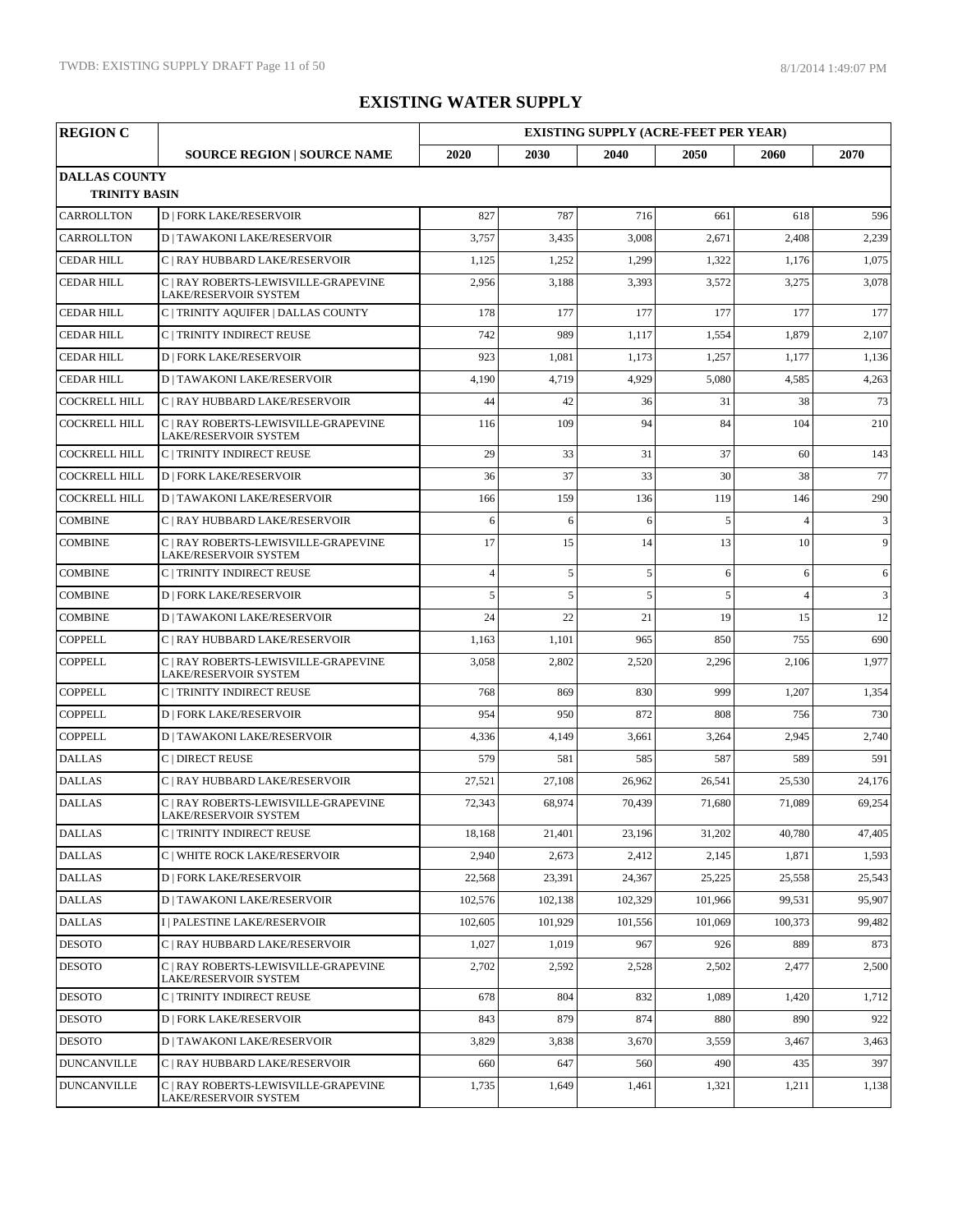# EXISTING WATER SUPPLY

| REGION C | | EXISTING SUPPLY (ACRE-FEET PER YEAR) | | | | | |
|---|---|---|---|---|---|---|---|
| | SOURCE REGION \| SOURCE NAME | 2020 | 2030 | 2040 | 2050 | 2060 | 2070 |
| **DALLAS COUNTY** | | | | | | | |
| **TRINITY BASIN** | | | | | | | |
| CARROLLTON | D \| FORK LAKE/RESERVOIR | 827 | 787 | 716 | 661 | 618 | 596 |
| CARROLLTON | D \| TAWAKONI LAKE/RESERVOIR | 3,757 | 3,435 | 3,008 | 2,671 | 2,408 | 2,239 |
| CEDAR HILL | C \| RAY HUBBARD LAKE/RESERVOIR | 1,125 | 1,252 | 1,299 | 1,322 | 1,176 | 1,075 |
| CEDAR HILL | C \| RAY ROBERTS-LEWISVILLE-GRAPEVINE LAKE/RESERVOIR SYSTEM | 2,956 | 3,188 | 3,393 | 3,572 | 3,275 | 3,078 |
| CEDAR HILL | C \| TRINITY AQUIFER \| DALLAS COUNTY | 178 | 177 | 177 | 177 | 177 | 177 |
| CEDAR HILL | C \| TRINITY INDIRECT REUSE | 742 | 989 | 1,117 | 1,554 | 1,879 | 2,107 |
| CEDAR HILL | D \| FORK LAKE/RESERVOIR | 923 | 1,081 | 1,173 | 1,257 | 1,177 | 1,136 |
| CEDAR HILL | D \| TAWAKONI LAKE/RESERVOIR | 4,190 | 4,719 | 4,929 | 5,080 | 4,585 | 4,263 |
| COCKRELL HILL | C \| RAY HUBBARD LAKE/RESERVOIR | 44 | 42 | 36 | 31 | 38 | 73 |
| COCKRELL HILL | C \| RAY ROBERTS-LEWISVILLE-GRAPEVINE LAKE/RESERVOIR SYSTEM | 116 | 109 | 94 | 84 | 104 | 210 |
| COCKRELL HILL | C \| TRINITY INDIRECT REUSE | 29 | 33 | 31 | 37 | 60 | 143 |
| COCKRELL HILL | D \| FORK LAKE/RESERVOIR | 36 | 37 | 33 | 30 | 38 | 77 |
| COCKRELL HILL | D \| TAWAKONI LAKE/RESERVOIR | 166 | 159 | 136 | 119 | 146 | 290 |
| COMBINE | C \| RAY HUBBARD LAKE/RESERVOIR | 6 | 6 | 6 | 5 | 4 | 3 |
| COMBINE | C \| RAY ROBERTS-LEWISVILLE-GRAPEVINE LAKE/RESERVOIR SYSTEM | 17 | 15 | 14 | 13 | 10 | 9 |
| COMBINE | C \| TRINITY INDIRECT REUSE | 4 | 5 | 5 | 6 | 6 | 6 |
| COMBINE | D \| FORK LAKE/RESERVOIR | 5 | 5 | 5 | 5 | 4 | 3 |
| COMBINE | D \| TAWAKONI LAKE/RESERVOIR | 24 | 22 | 21 | 19 | 15 | 12 |
| COPPELL | C \| RAY HUBBARD LAKE/RESERVOIR | 1,163 | 1,101 | 965 | 850 | 755 | 690 |
| COPPELL | C \| RAY ROBERTS-LEWISVILLE-GRAPEVINE LAKE/RESERVOIR SYSTEM | 3,058 | 2,802 | 2,520 | 2,296 | 2,106 | 1,977 |
| COPPELL | C \| TRINITY INDIRECT REUSE | 768 | 869 | 830 | 999 | 1,207 | 1,354 |
| COPPELL | D \| FORK LAKE/RESERVOIR | 954 | 950 | 872 | 808 | 756 | 730 |
| COPPELL | D \| TAWAKONI LAKE/RESERVOIR | 4,336 | 4,149 | 3,661 | 3,264 | 2,945 | 2,740 |
| DALLAS | C \| DIRECT REUSE | 579 | 581 | 585 | 587 | 589 | 591 |
| DALLAS | C \| RAY HUBBARD LAKE/RESERVOIR | 27,521 | 27,108 | 26,962 | 26,541 | 25,530 | 24,176 |
| DALLAS | C \| RAY ROBERTS-LEWISVILLE-GRAPEVINE LAKE/RESERVOIR SYSTEM | 72,343 | 68,974 | 70,439 | 71,680 | 71,089 | 69,254 |
| DALLAS | C \| TRINITY INDIRECT REUSE | 18,168 | 21,401 | 23,196 | 31,202 | 40,780 | 47,405 |
| DALLAS | C \| WHITE ROCK LAKE/RESERVOIR | 2,940 | 2,673 | 2,412 | 2,145 | 1,871 | 1,593 |
| DALLAS | D \| FORK LAKE/RESERVOIR | 22,568 | 23,391 | 24,367 | 25,225 | 25,558 | 25,543 |
| DALLAS | D \| TAWAKONI LAKE/RESERVOIR | 102,576 | 102,138 | 102,329 | 101,966 | 99,531 | 95,907 |
| DALLAS | I \| PALESTINE LAKE/RESERVOIR | 102,605 | 101,929 | 101,556 | 101,069 | 100,373 | 99,482 |
| DESOTO | C \| RAY HUBBARD LAKE/RESERVOIR | 1,027 | 1,019 | 967 | 926 | 889 | 873 |
| DESOTO | C \| RAY ROBERTS-LEWISVILLE-GRAPEVINE LAKE/RESERVOIR SYSTEM | 2,702 | 2,592 | 2,528 | 2,502 | 2,477 | 2,500 |
| DESOTO | C \| TRINITY INDIRECT REUSE | 678 | 804 | 832 | 1,089 | 1,420 | 1,712 |
| DESOTO | D \| FORK LAKE/RESERVOIR | 843 | 879 | 874 | 880 | 890 | 922 |
| DESOTO | D \| TAWAKONI LAKE/RESERVOIR | 3,829 | 3,838 | 3,670 | 3,559 | 3,467 | 3,463 |
| DUNCANVILLE | C \| RAY HUBBARD LAKE/RESERVOIR | 660 | 647 | 560 | 490 | 435 | 397 |
| DUNCANVILLE | C \| RAY ROBERTS-LEWISVILLE-GRAPEVINE LAKE/RESERVOIR SYSTEM | 1,735 | 1,649 | 1,461 | 1,321 | 1,211 | 1,138 |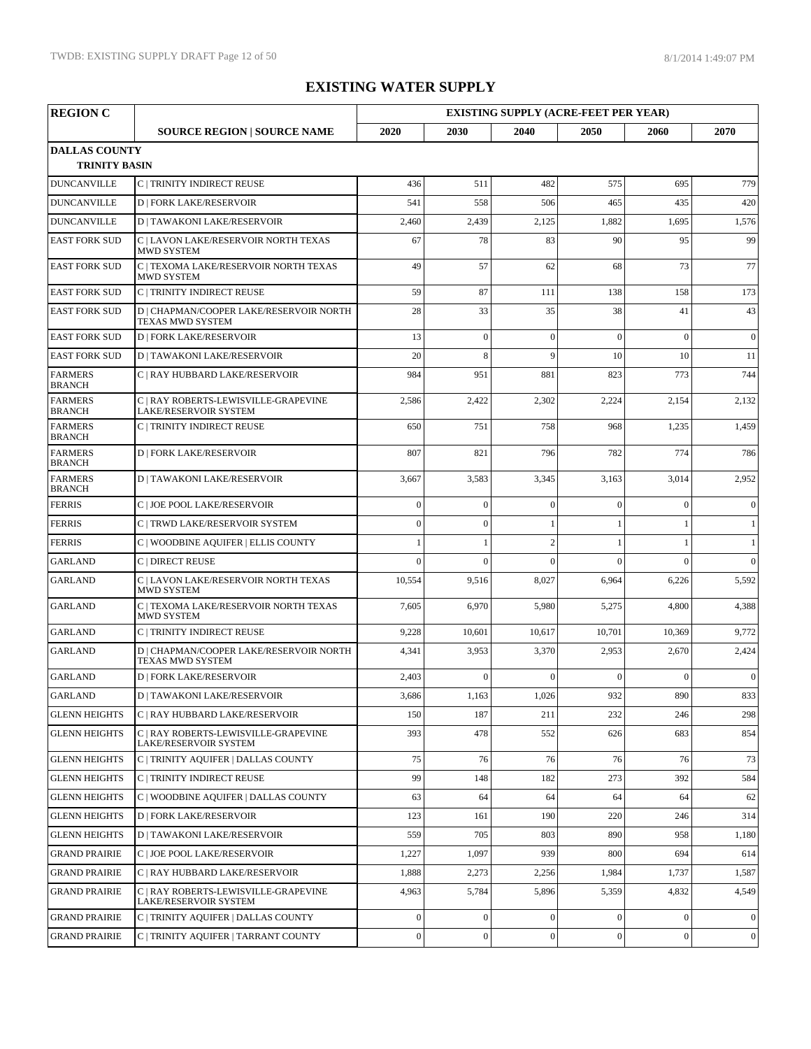# EXISTING WATER SUPPLY

| REGION C | | EXISTING SUPPLY (ACRE-FEET PER YEAR) | | | | | |
|---|---|---|---|---|---|---|---|
| | SOURCE REGION \| SOURCE NAME | 2020 | 2030 | 2040 | 2050 | 2060 | 2070 |
| **DALLAS COUNTY** | | | | | | | |
| **TRINITY BASIN** | | | | | | | |
| DUNCANVILLE | C \| TRINITY INDIRECT REUSE | 436 | 511 | 482 | 575 | 695 | 779 |
| DUNCANVILLE | D \| FORK LAKE/RESERVOIR | 541 | 558 | 506 | 465 | 435 | 420 |
| DUNCANVILLE | D \| TAWAKONI LAKE/RESERVOIR | 2,460 | 2,439 | 2,125 | 1,882 | 1,695 | 1,576 |
| EAST FORK SUD | C \| LAVON LAKE/RESERVOIR NORTH TEXAS MWD SYSTEM | 67 | 78 | 83 | 90 | 95 | 99 |
| EAST FORK SUD | C \| TEXOMA LAKE/RESERVOIR NORTH TEXAS MWD SYSTEM | 49 | 57 | 62 | 68 | 73 | 77 |
| EAST FORK SUD | C \| TRINITY INDIRECT REUSE | 59 | 87 | 111 | 138 | 158 | 173 |
| EAST FORK SUD | D \| CHAPMAN/COOPER LAKE/RESERVOIR NORTH TEXAS MWD SYSTEM | 28 | 33 | 35 | 38 | 41 | 43 |
| EAST FORK SUD | D \| FORK LAKE/RESERVOIR | 13 | 0 | 0 | 0 | 0 | 0 |
| EAST FORK SUD | D \| TAWAKONI LAKE/RESERVOIR | 20 | 8 | 9 | 10 | 10 | 11 |
| FARMERS BRANCH | C \| RAY HUBBARD LAKE/RESERVOIR | 984 | 951 | 881 | 823 | 773 | 744 |
| FARMERS BRANCH | C \| RAY ROBERTS-LEWISVILLE-GRAPEVINE LAKE/RESERVOIR SYSTEM | 2,586 | 2,422 | 2,302 | 2,224 | 2,154 | 2,132 |
| FARMERS BRANCH | C \| TRINITY INDIRECT REUSE | 650 | 751 | 758 | 968 | 1,235 | 1,459 |
| FARMERS BRANCH | D \| FORK LAKE/RESERVOIR | 807 | 821 | 796 | 782 | 774 | 786 |
| FARMERS BRANCH | D \| TAWAKONI LAKE/RESERVOIR | 3,667 | 3,583 | 3,345 | 3,163 | 3,014 | 2,952 |
| FERRIS | C \| JOE POOL LAKE/RESERVOIR | 0 | 0 | 0 | 0 | 0 | 0 |
| FERRIS | C \| TRWD LAKE/RESERVOIR SYSTEM | 0 | 0 | 1 | 1 | 1 | 1 |
| FERRIS | C \| WOODBINE AQUIFER \| ELLIS COUNTY | 1 | 1 | 2 | 1 | 1 | 1 |
| GARLAND | C \| DIRECT REUSE | 0 | 0 | 0 | 0 | 0 | 0 |
| GARLAND | C \| LAVON LAKE/RESERVOIR NORTH TEXAS MWD SYSTEM | 10,554 | 9,516 | 8,027 | 6,964 | 6,226 | 5,592 |
| GARLAND | C \| TEXOMA LAKE/RESERVOIR NORTH TEXAS MWD SYSTEM | 7,605 | 6,970 | 5,980 | 5,275 | 4,800 | 4,388 |
| GARLAND | C \| TRINITY INDIRECT REUSE | 9,228 | 10,601 | 10,617 | 10,701 | 10,369 | 9,772 |
| GARLAND | D \| CHAPMAN/COOPER LAKE/RESERVOIR NORTH TEXAS MWD SYSTEM | 4,341 | 3,953 | 3,370 | 2,953 | 2,670 | 2,424 |
| GARLAND | D \| FORK LAKE/RESERVOIR | 2,403 | 0 | 0 | 0 | 0 | 0 |
| GARLAND | D \| TAWAKONI LAKE/RESERVOIR | 3,686 | 1,163 | 1,026 | 932 | 890 | 833 |
| GLENN HEIGHTS | C \| RAY HUBBARD LAKE/RESERVOIR | 150 | 187 | 211 | 232 | 246 | 298 |
| GLENN HEIGHTS | C \| RAY ROBERTS-LEWISVILLE-GRAPEVINE LAKE/RESERVOIR SYSTEM | 393 | 478 | 552 | 626 | 683 | 854 |
| GLENN HEIGHTS | C \| TRINITY AQUIFER \| DALLAS COUNTY | 75 | 76 | 76 | 76 | 76 | 73 |
| GLENN HEIGHTS | C \| TRINITY INDIRECT REUSE | 99 | 148 | 182 | 273 | 392 | 584 |
| GLENN HEIGHTS | C \| WOODBINE AQUIFER \| DALLAS COUNTY | 63 | 64 | 64 | 64 | 64 | 62 |
| GLENN HEIGHTS | D \| FORK LAKE/RESERVOIR | 123 | 161 | 190 | 220 | 246 | 314 |
| GLENN HEIGHTS | D \| TAWAKONI LAKE/RESERVOIR | 559 | 705 | 803 | 890 | 958 | 1,180 |
| GRAND PRAIRIE | C \| JOE POOL LAKE/RESERVOIR | 1,227 | 1,097 | 939 | 800 | 694 | 614 |
| GRAND PRAIRIE | C \| RAY HUBBARD LAKE/RESERVOIR | 1,888 | 2,273 | 2,256 | 1,984 | 1,737 | 1,587 |
| GRAND PRAIRIE | C \| RAY ROBERTS-LEWISVILLE-GRAPEVINE LAKE/RESERVOIR SYSTEM | 4,963 | 5,784 | 5,896 | 5,359 | 4,832 | 4,549 |
| GRAND PRAIRIE | C \| TRINITY AQUIFER \| DALLAS COUNTY | 0 | 0 | 0 | 0 | 0 | 0 |
| GRAND PRAIRIE | C \| TRINITY AQUIFER \| TARRANT COUNTY | 0 | 0 | 0 | 0 | 0 | 0 |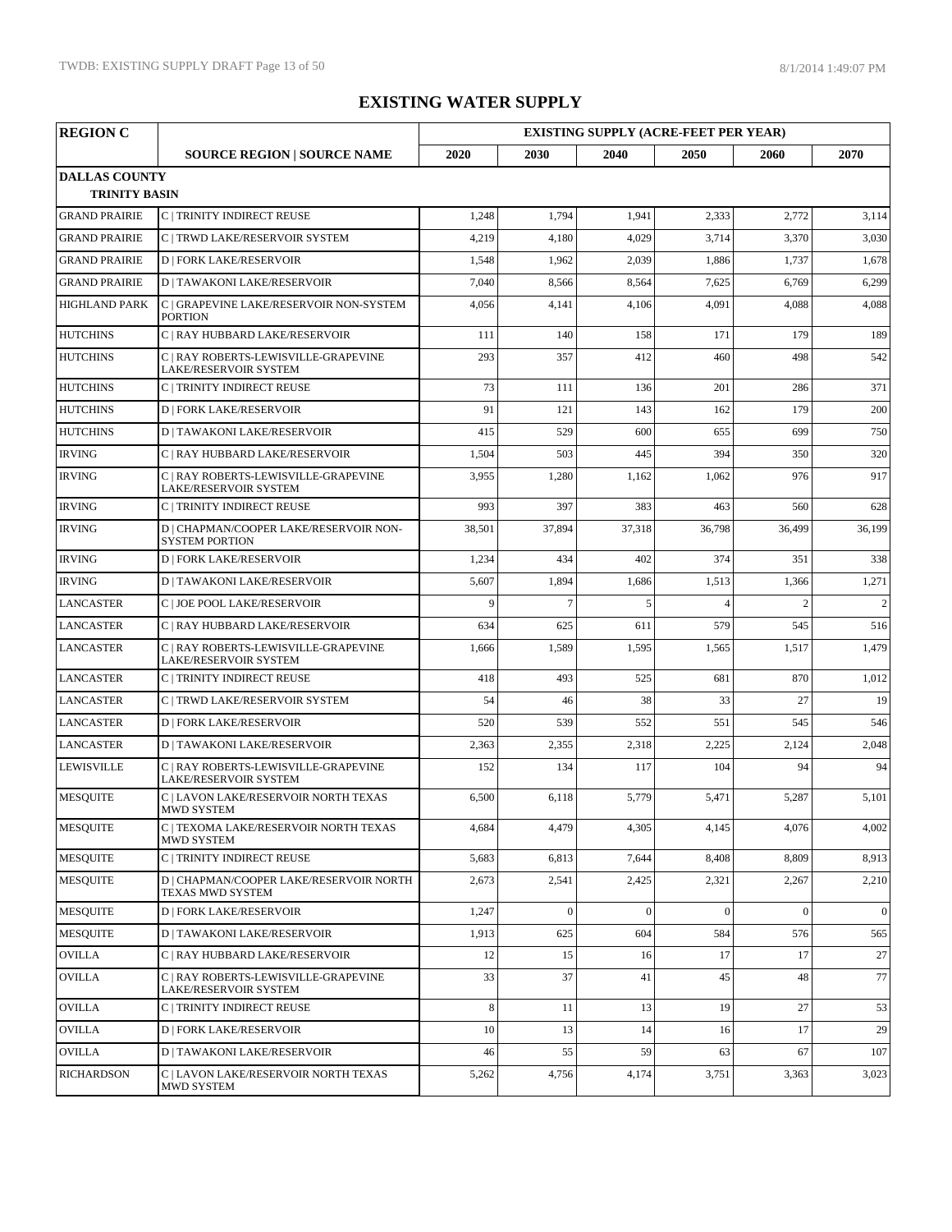# EXISTING WATER SUPPLY

| REGION C | | EXISTING SUPPLY (ACRE-FEET PER YEAR) | | | | | |
|---|---|---|---|---|---|---|---|
| | SOURCE REGION \| SOURCE NAME | 2020 | 2030 | 2040 | 2050 | 2060 | 2070 |
| **DALLAS COUNTY** | | | | | | | |
| **TRINITY BASIN** | | | | | | | |
| GRAND PRAIRIE | C \| TRINITY INDIRECT REUSE | 1,248 | 1,794 | 1,941 | 2,333 | 2,772 | 3,114 |
| GRAND PRAIRIE | C \| TRWD LAKE/RESERVOIR SYSTEM | 4,219 | 4,180 | 4,029 | 3,714 | 3,370 | 3,030 |
| GRAND PRAIRIE | D \| FORK LAKE/RESERVOIR | 1,548 | 1,962 | 2,039 | 1,886 | 1,737 | 1,678 |
| GRAND PRAIRIE | D \| TAWAKONI LAKE/RESERVOIR | 7,040 | 8,566 | 8,564 | 7,625 | 6,769 | 6,299 |
| HIGHLAND PARK | C \| GRAPEVINE LAKE/RESERVOIR NON-SYSTEM PORTION | 4,056 | 4,141 | 4,106 | 4,091 | 4,088 | 4,088 |
| HUTCHINS | C \| RAY HUBBARD LAKE/RESERVOIR | 111 | 140 | 158 | 171 | 179 | 189 |
| HUTCHINS | C \| RAY ROBERTS-LEWISVILLE-GRAPEVINE LAKE/RESERVOIR SYSTEM | 293 | 357 | 412 | 460 | 498 | 542 |
| HUTCHINS | C \| TRINITY INDIRECT REUSE | 73 | 111 | 136 | 201 | 286 | 371 |
| HUTCHINS | D \| FORK LAKE/RESERVOIR | 91 | 121 | 143 | 162 | 179 | 200 |
| HUTCHINS | D \| TAWAKONI LAKE/RESERVOIR | 415 | 529 | 600 | 655 | 699 | 750 |
| IRVING | C \| RAY HUBBARD LAKE/RESERVOIR | 1,504 | 503 | 445 | 394 | 350 | 320 |
| IRVING | C \| RAY ROBERTS-LEWISVILLE-GRAPEVINE LAKE/RESERVOIR SYSTEM | 3,955 | 1,280 | 1,162 | 1,062 | 976 | 917 |
| IRVING | C \| TRINITY INDIRECT REUSE | 993 | 397 | 383 | 463 | 560 | 628 |
| IRVING | D \| CHAPMAN/COOPER LAKE/RESERVOIR NON-SYSTEM PORTION | 38,501 | 37,894 | 37,318 | 36,798 | 36,499 | 36,199 |
| IRVING | D \| FORK LAKE/RESERVOIR | 1,234 | 434 | 402 | 374 | 351 | 338 |
| IRVING | D \| TAWAKONI LAKE/RESERVOIR | 5,607 | 1,894 | 1,686 | 1,513 | 1,366 | 1,271 |
| LANCASTER | C \| JOE POOL LAKE/RESERVOIR | 9 | 7 | 5 | 4 | 2 | 2 |
| LANCASTER | C \| RAY HUBBARD LAKE/RESERVOIR | 634 | 625 | 611 | 579 | 545 | 516 |
| LANCASTER | C \| RAY ROBERTS-LEWISVILLE-GRAPEVINE LAKE/RESERVOIR SYSTEM | 1,666 | 1,589 | 1,595 | 1,565 | 1,517 | 1,479 |
| LANCASTER | C \| TRINITY INDIRECT REUSE | 418 | 493 | 525 | 681 | 870 | 1,012 |
| LANCASTER | C \| TRWD LAKE/RESERVOIR SYSTEM | 54 | 46 | 38 | 33 | 27 | 19 |
| LANCASTER | D \| FORK LAKE/RESERVOIR | 520 | 539 | 552 | 551 | 545 | 546 |
| LANCASTER | D \| TAWAKONI LAKE/RESERVOIR | 2,363 | 2,355 | 2,318 | 2,225 | 2,124 | 2,048 |
| LEWISVILLE | C \| RAY ROBERTS-LEWISVILLE-GRAPEVINE LAKE/RESERVOIR SYSTEM | 152 | 134 | 117 | 104 | 94 | 94 |
| MESQUITE | C \| LAVON LAKE/RESERVOIR NORTH TEXAS MWD SYSTEM | 6,500 | 6,118 | 5,779 | 5,471 | 5,287 | 5,101 |
| MESQUITE | C \| TEXOMA LAKE/RESERVOIR NORTH TEXAS MWD SYSTEM | 4,684 | 4,479 | 4,305 | 4,145 | 4,076 | 4,002 |
| MESQUITE | C \| TRINITY INDIRECT REUSE | 5,683 | 6,813 | 7,644 | 8,408 | 8,809 | 8,913 |
| MESQUITE | D \| CHAPMAN/COOPER LAKE/RESERVOIR NORTH TEXAS MWD SYSTEM | 2,673 | 2,541 | 2,425 | 2,321 | 2,267 | 2,210 |
| MESQUITE | D \| FORK LAKE/RESERVOIR | 1,247 | 0 | 0 | 0 | 0 | 0 |
| MESQUITE | D \| TAWAKONI LAKE/RESERVOIR | 1,913 | 625 | 604 | 584 | 576 | 565 |
| OVILLA | C \| RAY HUBBARD LAKE/RESERVOIR | 12 | 15 | 16 | 17 | 17 | 27 |
| OVILLA | C \| RAY ROBERTS-LEWISVILLE-GRAPEVINE LAKE/RESERVOIR SYSTEM | 33 | 37 | 41 | 45 | 48 | 77 |
| OVILLA | C \| TRINITY INDIRECT REUSE | 8 | 11 | 13 | 19 | 27 | 53 |
| OVILLA | D \| FORK LAKE/RESERVOIR | 10 | 13 | 14 | 16 | 17 | 29 |
| OVILLA | D \| TAWAKONI LAKE/RESERVOIR | 46 | 55 | 59 | 63 | 67 | 107 |
| RICHARDSON | C \| LAVON LAKE/RESERVOIR NORTH TEXAS MWD SYSTEM | 5,262 | 4,756 | 4,174 | 3,751 | 3,363 | 3,023 |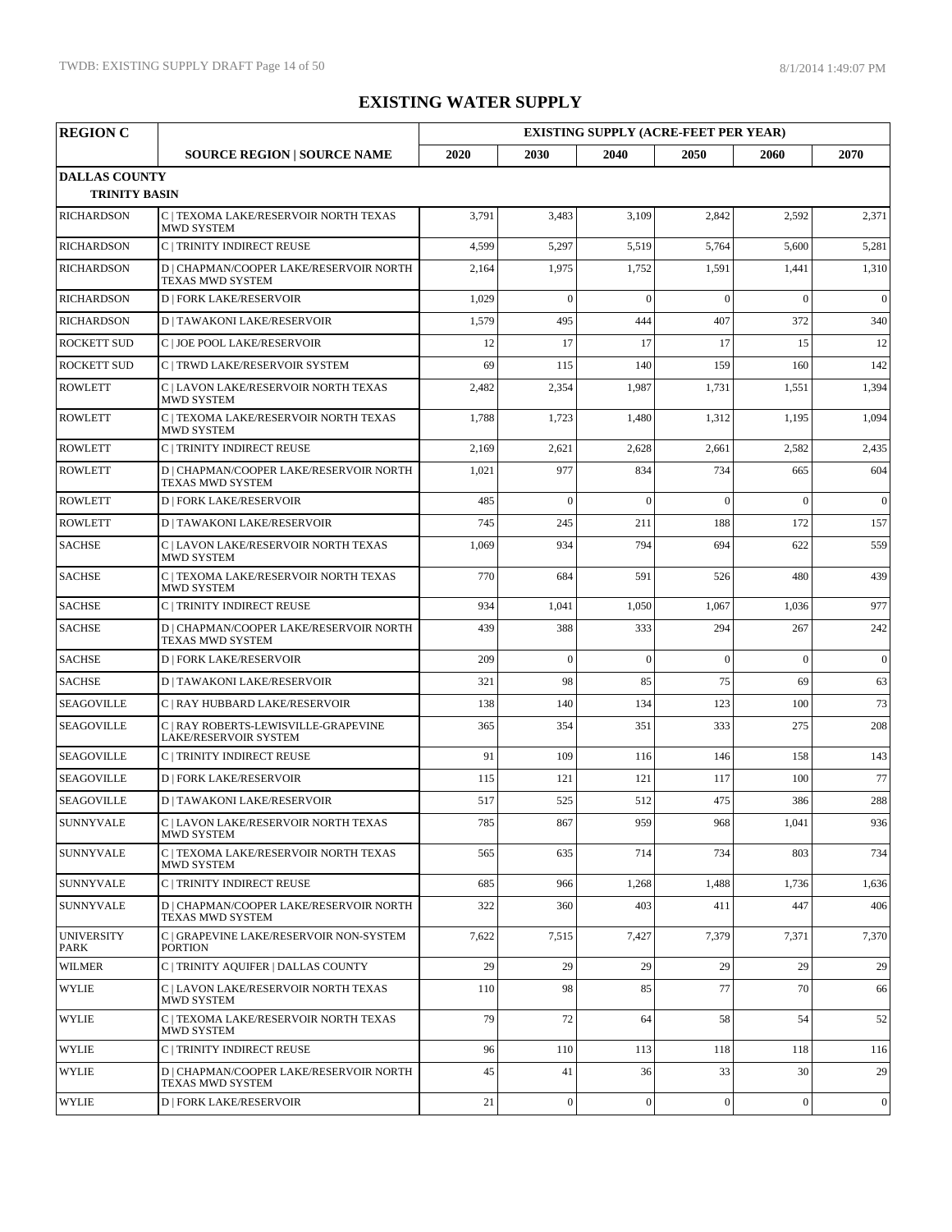# EXISTING WATER SUPPLY

| REGION C | | EXISTING SUPPLY (ACRE-FEET PER YEAR) | | | | | |
|---|---|---|---|---|---|---|---|
| | SOURCE REGION \| SOURCE NAME | 2020 | 2030 | 2040 | 2050 | 2060 | 2070 |
| **DALLAS COUNTY** | | | | | | | |
| **TRINITY BASIN** | | | | | | | |
| RICHARDSON | C \| TEXOMA LAKE/RESERVOIR NORTH TEXAS MWD SYSTEM | 3,791 | 3,483 | 3,109 | 2,842 | 2,592 | 2,371 |
| RICHARDSON | C \| TRINITY INDIRECT REUSE | 4,599 | 5,297 | 5,519 | 5,764 | 5,600 | 5,281 |
| RICHARDSON | D \| CHAPMAN/COOPER LAKE/RESERVOIR NORTH TEXAS MWD SYSTEM | 2,164 | 1,975 | 1,752 | 1,591 | 1,441 | 1,310 |
| RICHARDSON | D \| FORK LAKE/RESERVOIR | 1,029 | 0 | 0 | 0 | 0 | 0 |
| RICHARDSON | D \| TAWAKONI LAKE/RESERVOIR | 1,579 | 495 | 444 | 407 | 372 | 340 |
| ROCKETT SUD | C \| JOE POOL LAKE/RESERVOIR | 12 | 17 | 17 | 17 | 15 | 12 |
| ROCKETT SUD | C \| TRWD LAKE/RESERVOIR SYSTEM | 69 | 115 | 140 | 159 | 160 | 142 |
| ROWLETT | C \| LAVON LAKE/RESERVOIR NORTH TEXAS MWD SYSTEM | 2,482 | 2,354 | 1,987 | 1,731 | 1,551 | 1,394 |
| ROWLETT | C \| TEXOMA LAKE/RESERVOIR NORTH TEXAS MWD SYSTEM | 1,788 | 1,723 | 1,480 | 1,312 | 1,195 | 1,094 |
| ROWLETT | C \| TRINITY INDIRECT REUSE | 2,169 | 2,621 | 2,628 | 2,661 | 2,582 | 2,435 |
| ROWLETT | D \| CHAPMAN/COOPER LAKE/RESERVOIR NORTH TEXAS MWD SYSTEM | 1,021 | 977 | 834 | 734 | 665 | 604 |
| ROWLETT | D \| FORK LAKE/RESERVOIR | 485 | 0 | 0 | 0 | 0 | 0 |
| ROWLETT | D \| TAWAKONI LAKE/RESERVOIR | 745 | 245 | 211 | 188 | 172 | 157 |
| SACHSE | C \| LAVON LAKE/RESERVOIR NORTH TEXAS MWD SYSTEM | 1,069 | 934 | 794 | 694 | 622 | 559 |
| SACHSE | C \| TEXOMA LAKE/RESERVOIR NORTH TEXAS MWD SYSTEM | 770 | 684 | 591 | 526 | 480 | 439 |
| SACHSE | C \| TRINITY INDIRECT REUSE | 934 | 1,041 | 1,050 | 1,067 | 1,036 | 977 |
| SACHSE | D \| CHAPMAN/COOPER LAKE/RESERVOIR NORTH TEXAS MWD SYSTEM | 439 | 388 | 333 | 294 | 267 | 242 |
| SACHSE | D \| FORK LAKE/RESERVOIR | 209 | 0 | 0 | 0 | 0 | 0 |
| SACHSE | D \| TAWAKONI LAKE/RESERVOIR | 321 | 98 | 85 | 75 | 69 | 63 |
| SEAGOVILLE | C \| RAY HUBBARD LAKE/RESERVOIR | 138 | 140 | 134 | 123 | 100 | 73 |
| SEAGOVILLE | C \| RAY ROBERTS-LEWISVILLE-GRAPEVINE LAKE/RESERVOIR SYSTEM | 365 | 354 | 351 | 333 | 275 | 208 |
| SEAGOVILLE | C \| TRINITY INDIRECT REUSE | 91 | 109 | 116 | 146 | 158 | 143 |
| SEAGOVILLE | D \| FORK LAKE/RESERVOIR | 115 | 121 | 121 | 117 | 100 | 77 |
| SEAGOVILLE | D \| TAWAKONI LAKE/RESERVOIR | 517 | 525 | 512 | 475 | 386 | 288 |
| SUNNYVALE | C \| LAVON LAKE/RESERVOIR NORTH TEXAS MWD SYSTEM | 785 | 867 | 959 | 968 | 1,041 | 936 |
| SUNNYVALE | C \| TEXOMA LAKE/RESERVOIR NORTH TEXAS MWD SYSTEM | 565 | 635 | 714 | 734 | 803 | 734 |
| SUNNYVALE | C \| TRINITY INDIRECT REUSE | 685 | 966 | 1,268 | 1,488 | 1,736 | 1,636 |
| SUNNYVALE | D \| CHAPMAN/COOPER LAKE/RESERVOIR NORTH TEXAS MWD SYSTEM | 322 | 360 | 403 | 411 | 447 | 406 |
| UNIVERSITY PARK | C \| GRAPEVINE LAKE/RESERVOIR NON-SYSTEM PORTION | 7,622 | 7,515 | 7,427 | 7,379 | 7,371 | 7,370 |
| WILMER | C \| TRINITY AQUIFER \| DALLAS COUNTY | 29 | 29 | 29 | 29 | 29 | 29 |
| WYLIE | C \| LAVON LAKE/RESERVOIR NORTH TEXAS MWD SYSTEM | 110 | 98 | 85 | 77 | 70 | 66 |
| WYLIE | C \| TEXOMA LAKE/RESERVOIR NORTH TEXAS MWD SYSTEM | 79 | 72 | 64 | 58 | 54 | 52 |
| WYLIE | C \| TRINITY INDIRECT REUSE | 96 | 110 | 113 | 118 | 118 | 116 |
| WYLIE | D \| CHAPMAN/COOPER LAKE/RESERVOIR NORTH TEXAS MWD SYSTEM | 45 | 41 | 36 | 33 | 30 | 29 |
| WYLIE | D \| FORK LAKE/RESERVOIR | 21 | 0 | 0 | 0 | 0 | 0 |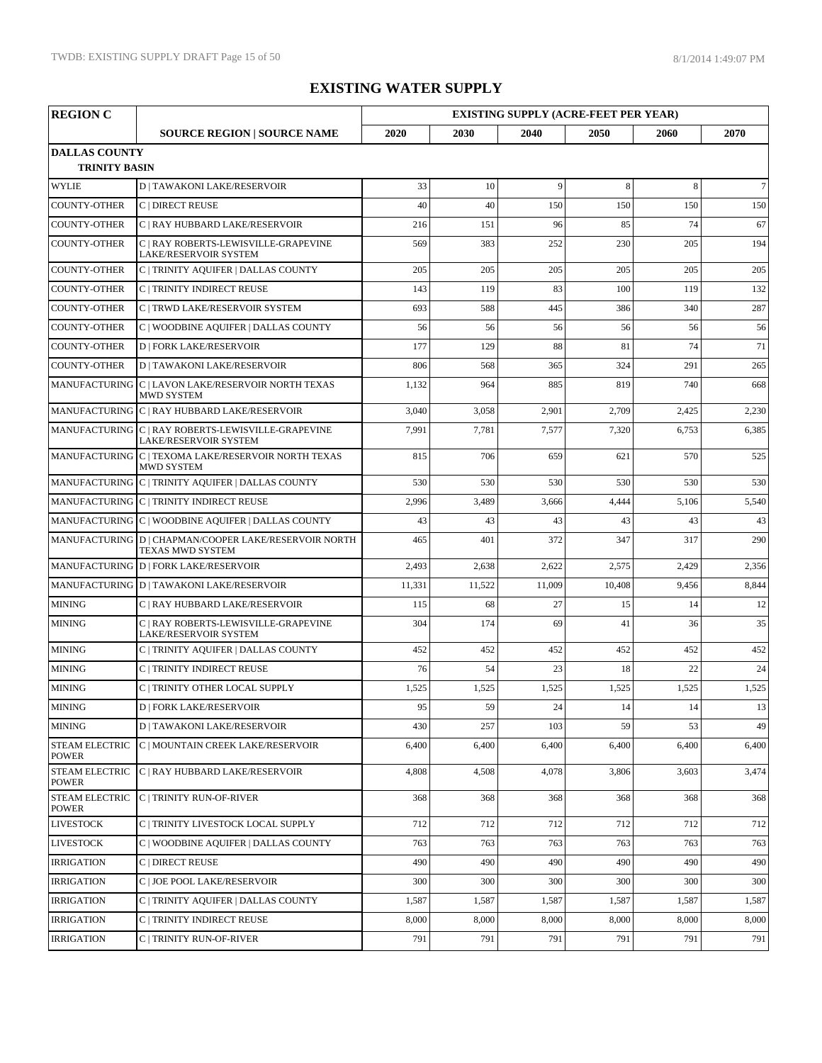# EXISTING WATER SUPPLY

| REGION C | | EXISTING SUPPLY (ACRE-FEET PER YEAR) | | | | | |
|---|---|---|---|---|---|---|---|
| | SOURCE REGION \| SOURCE NAME | 2020 | 2030 | 2040 | 2050 | 2060 | 2070 |
| **DALLAS COUNTY** | | | | | | | |
| **TRINITY BASIN** | | | | | | | |
| WYLIE | D \| TAWAKONI LAKE/RESERVOIR | 33 | 10 | 9 | 8 | 8 | 7 |
| COUNTY-OTHER | C \| DIRECT REUSE | 40 | 40 | 150 | 150 | 150 | 150 |
| COUNTY-OTHER | C \| RAY HUBBARD LAKE/RESERVOIR | 216 | 151 | 96 | 85 | 74 | 67 |
| COUNTY-OTHER | C \| RAY ROBERTS-LEWISVILLE-GRAPEVINE LAKE/RESERVOIR SYSTEM | 569 | 383 | 252 | 230 | 205 | 194 |
| COUNTY-OTHER | C \| TRINITY AQUIFER \| DALLAS COUNTY | 205 | 205 | 205 | 205 | 205 | 205 |
| COUNTY-OTHER | C \| TRINITY INDIRECT REUSE | 143 | 119 | 83 | 100 | 119 | 132 |
| COUNTY-OTHER | C \| TRWD LAKE/RESERVOIR SYSTEM | 693 | 588 | 445 | 386 | 340 | 287 |
| COUNTY-OTHER | C \| WOODBINE AQUIFER \| DALLAS COUNTY | 56 | 56 | 56 | 56 | 56 | 56 |
| COUNTY-OTHER | D \| FORK LAKE/RESERVOIR | 177 | 129 | 88 | 81 | 74 | 71 |
| COUNTY-OTHER | D \| TAWAKONI LAKE/RESERVOIR | 806 | 568 | 365 | 324 | 291 | 265 |
| MANUFACTURING | C \| LAVON LAKE/RESERVOIR NORTH TEXAS MWD SYSTEM | 1,132 | 964 | 885 | 819 | 740 | 668 |
| MANUFACTURING | C \| RAY HUBBARD LAKE/RESERVOIR | 3,040 | 3,058 | 2,901 | 2,709 | 2,425 | 2,230 |
| MANUFACTURING | C \| RAY ROBERTS-LEWISVILLE-GRAPEVINE LAKE/RESERVOIR SYSTEM | 7,991 | 7,781 | 7,577 | 7,320 | 6,753 | 6,385 |
| MANUFACTURING | C \| TEXOMA LAKE/RESERVOIR NORTH TEXAS MWD SYSTEM | 815 | 706 | 659 | 621 | 570 | 525 |
| MANUFACTURING | C \| TRINITY AQUIFER \| DALLAS COUNTY | 530 | 530 | 530 | 530 | 530 | 530 |
| MANUFACTURING | C \| TRINITY INDIRECT REUSE | 2,996 | 3,489 | 3,666 | 4,444 | 5,106 | 5,540 |
| MANUFACTURING | C \| WOODBINE AQUIFER \| DALLAS COUNTY | 43 | 43 | 43 | 43 | 43 | 43 |
| MANUFACTURING | D \| CHAPMAN/COOPER LAKE/RESERVOIR NORTH TEXAS MWD SYSTEM | 465 | 401 | 372 | 347 | 317 | 290 |
| MANUFACTURING | D \| FORK LAKE/RESERVOIR | 2,493 | 2,638 | 2,622 | 2,575 | 2,429 | 2,356 |
| MANUFACTURING | D \| TAWAKONI LAKE/RESERVOIR | 11,331 | 11,522 | 11,009 | 10,408 | 9,456 | 8,844 |
| MINING | C \| RAY HUBBARD LAKE/RESERVOIR | 115 | 68 | 27 | 15 | 14 | 12 |
| MINING | C \| RAY ROBERTS-LEWISVILLE-GRAPEVINE LAKE/RESERVOIR SYSTEM | 304 | 174 | 69 | 41 | 36 | 35 |
| MINING | C \| TRINITY AQUIFER \| DALLAS COUNTY | 452 | 452 | 452 | 452 | 452 | 452 |
| MINING | C \| TRINITY INDIRECT REUSE | 76 | 54 | 23 | 18 | 22 | 24 |
| MINING | C \| TRINITY OTHER LOCAL SUPPLY | 1,525 | 1,525 | 1,525 | 1,525 | 1,525 | 1,525 |
| MINING | D \| FORK LAKE/RESERVOIR | 95 | 59 | 24 | 14 | 14 | 13 |
| MINING | D \| TAWAKONI LAKE/RESERVOIR | 430 | 257 | 103 | 59 | 53 | 49 |
| STEAM ELECTRIC POWER | C \| MOUNTAIN CREEK LAKE/RESERVOIR | 6,400 | 6,400 | 6,400 | 6,400 | 6,400 | 6,400 |
| STEAM ELECTRIC POWER | C \| RAY HUBBARD LAKE/RESERVOIR | 4,808 | 4,508 | 4,078 | 3,806 | 3,603 | 3,474 |
| STEAM ELECTRIC POWER | C \| TRINITY RUN-OF-RIVER | 368 | 368 | 368 | 368 | 368 | 368 |
| LIVESTOCK | C \| TRINITY LIVESTOCK LOCAL SUPPLY | 712 | 712 | 712 | 712 | 712 | 712 |
| LIVESTOCK | C \| WOODBINE AQUIFER \| DALLAS COUNTY | 763 | 763 | 763 | 763 | 763 | 763 |
| IRRIGATION | C \| DIRECT REUSE | 490 | 490 | 490 | 490 | 490 | 490 |
| IRRIGATION | C \| JOE POOL LAKE/RESERVOIR | 300 | 300 | 300 | 300 | 300 | 300 |
| IRRIGATION | C \| TRINITY AQUIFER \| DALLAS COUNTY | 1,587 | 1,587 | 1,587 | 1,587 | 1,587 | 1,587 |
| IRRIGATION | C \| TRINITY INDIRECT REUSE | 8,000 | 8,000 | 8,000 | 8,000 | 8,000 | 8,000 |
| IRRIGATION | C \| TRINITY RUN-OF-RIVER | 791 | 791 | 791 | 791 | 791 | 791 |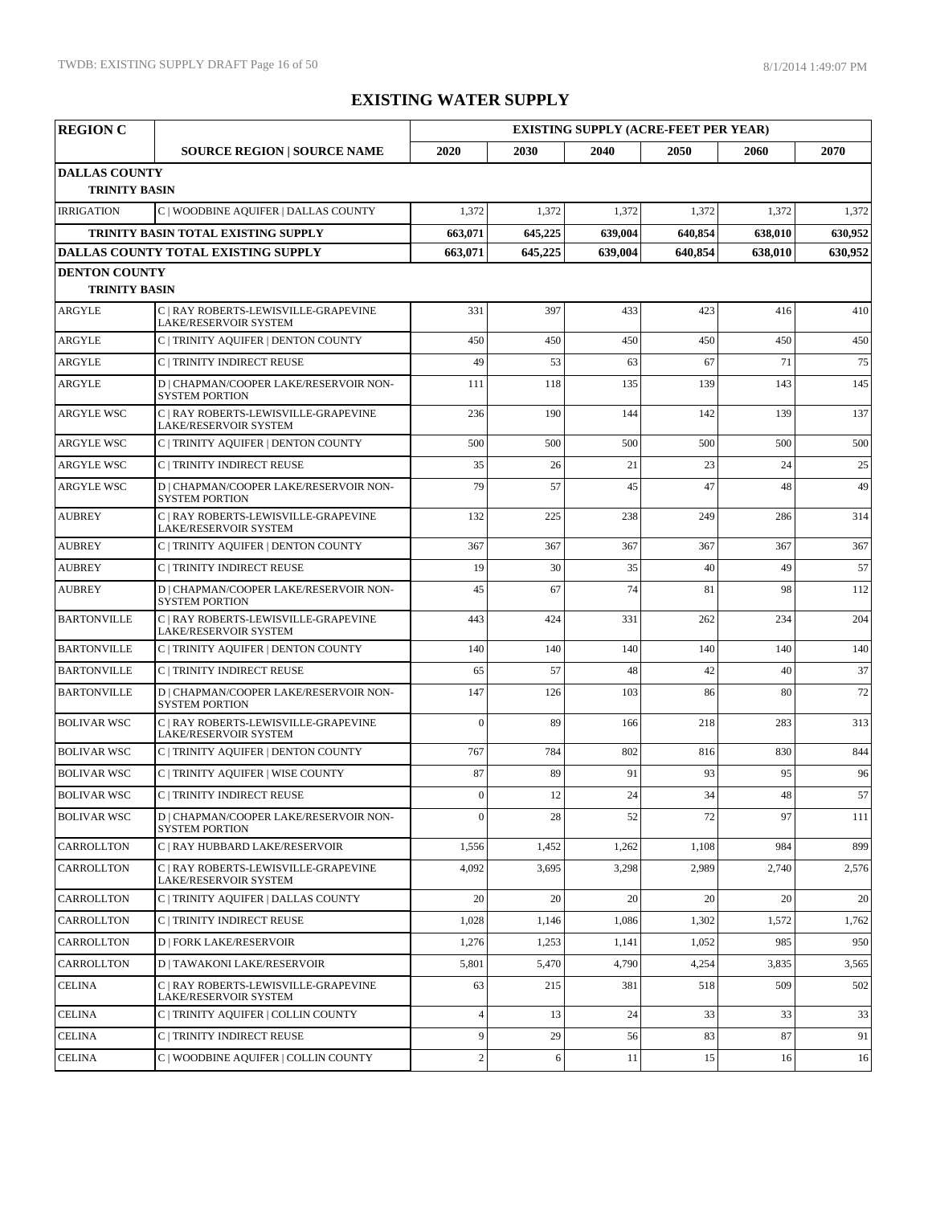# EXISTING WATER SUPPLY

| REGION C | | EXISTING SUPPLY (ACRE-FEET PER YEAR) | | | | | |
|---|---|---|---|---|---|---|---|
| | **SOURCE REGION \| SOURCE NAME** | **2020** | **2030** | **2040** | **2050** | **2060** | **2070** |
| **DALLAS COUNTY** | | | | | | | |
| **TRINITY BASIN** | | | | | | | |
| IRRIGATION | C \| WOODBINE AQUIFER \| DALLAS COUNTY | 1,372 | 1,372 | 1,372 | 1,372 | 1,372 | 1,372 |
| **TRINITY BASIN TOTAL EXISTING SUPPLY** | | **663,071** | **645,225** | **639,004** | **640,854** | **638,010** | **630,952** |
| **DALLAS COUNTY TOTAL EXISTING SUPPLY** | | **663,071** | **645,225** | **639,004** | **640,854** | **638,010** | **630,952** |
| **DENTON COUNTY** | | | | | | | |
| **TRINITY BASIN** | | | | | | | |
| ARGYLE | C \| RAY ROBERTS-LEWISVILLE-GRAPEVINE LAKE/RESERVOIR SYSTEM | 331 | 397 | 433 | 423 | 416 | 410 |
| ARGYLE | C \| TRINITY AQUIFER \| DENTON COUNTY | 450 | 450 | 450 | 450 | 450 | 450 |
| ARGYLE | C \| TRINITY INDIRECT REUSE | 49 | 53 | 63 | 67 | 71 | 75 |
| ARGYLE | D \| CHAPMAN/COOPER LAKE/RESERVOIR NON-SYSTEM PORTION | 111 | 118 | 135 | 139 | 143 | 145 |
| ARGYLE WSC | C \| RAY ROBERTS-LEWISVILLE-GRAPEVINE LAKE/RESERVOIR SYSTEM | 236 | 190 | 144 | 142 | 139 | 137 |
| ARGYLE WSC | C \| TRINITY AQUIFER \| DENTON COUNTY | 500 | 500 | 500 | 500 | 500 | 500 |
| ARGYLE WSC | C \| TRINITY INDIRECT REUSE | 35 | 26 | 21 | 23 | 24 | 25 |
| ARGYLE WSC | D \| CHAPMAN/COOPER LAKE/RESERVOIR NON-SYSTEM PORTION | 79 | 57 | 45 | 47 | 48 | 49 |
| AUBREY | C \| RAY ROBERTS-LEWISVILLE-GRAPEVINE LAKE/RESERVOIR SYSTEM | 132 | 225 | 238 | 249 | 286 | 314 |
| AUBREY | C \| TRINITY AQUIFER \| DENTON COUNTY | 367 | 367 | 367 | 367 | 367 | 367 |
| AUBREY | C \| TRINITY INDIRECT REUSE | 19 | 30 | 35 | 40 | 49 | 57 |
| AUBREY | D \| CHAPMAN/COOPER LAKE/RESERVOIR NON-SYSTEM PORTION | 45 | 67 | 74 | 81 | 98 | 112 |
| BARTONVILLE | C \| RAY ROBERTS-LEWISVILLE-GRAPEVINE LAKE/RESERVOIR SYSTEM | 443 | 424 | 331 | 262 | 234 | 204 |
| BARTONVILLE | C \| TRINITY AQUIFER \| DENTON COUNTY | 140 | 140 | 140 | 140 | 140 | 140 |
| BARTONVILLE | C \| TRINITY INDIRECT REUSE | 65 | 57 | 48 | 42 | 40 | 37 |
| BARTONVILLE | D \| CHAPMAN/COOPER LAKE/RESERVOIR NON-SYSTEM PORTION | 147 | 126 | 103 | 86 | 80 | 72 |
| BOLIVAR WSC | C \| RAY ROBERTS-LEWISVILLE-GRAPEVINE LAKE/RESERVOIR SYSTEM | 0 | 89 | 166 | 218 | 283 | 313 |
| BOLIVAR WSC | C \| TRINITY AQUIFER \| DENTON COUNTY | 767 | 784 | 802 | 816 | 830 | 844 |
| BOLIVAR WSC | C \| TRINITY AQUIFER \| WISE COUNTY | 87 | 89 | 91 | 93 | 95 | 96 |
| BOLIVAR WSC | C \| TRINITY INDIRECT REUSE | 0 | 12 | 24 | 34 | 48 | 57 |
| BOLIVAR WSC | D \| CHAPMAN/COOPER LAKE/RESERVOIR NON-SYSTEM PORTION | 0 | 28 | 52 | 72 | 97 | 111 |
| CARROLLTON | C \| RAY HUBBARD LAKE/RESERVOIR | 1,556 | 1,452 | 1,262 | 1,108 | 984 | 899 |
| CARROLLTON | C \| RAY ROBERTS-LEWISVILLE-GRAPEVINE LAKE/RESERVOIR SYSTEM | 4,092 | 3,695 | 3,298 | 2,989 | 2,740 | 2,576 |
| CARROLLTON | C \| TRINITY AQUIFER \| DALLAS COUNTY | 20 | 20 | 20 | 20 | 20 | 20 |
| CARROLLTON | C \| TRINITY INDIRECT REUSE | 1,028 | 1,146 | 1,086 | 1,302 | 1,572 | 1,762 |
| CARROLLTON | D \| FORK LAKE/RESERVOIR | 1,276 | 1,253 | 1,141 | 1,052 | 985 | 950 |
| CARROLLTON | D \| TAWAKONI LAKE/RESERVOIR | 5,801 | 5,470 | 4,790 | 4,254 | 3,835 | 3,565 |
| CELINA | C \| RAY ROBERTS-LEWISVILLE-GRAPEVINE LAKE/RESERVOIR SYSTEM | 63 | 215 | 381 | 518 | 509 | 502 |
| CELINA | C \| TRINITY AQUIFER \| COLLIN COUNTY | 4 | 13 | 24 | 33 | 33 | 33 |
| CELINA | C \| TRINITY INDIRECT REUSE | 9 | 29 | 56 | 83 | 87 | 91 |
| CELINA | C \| WOODBINE AQUIFER \| COLLIN COUNTY | 2 | 6 | 11 | 15 | 16 | 16 |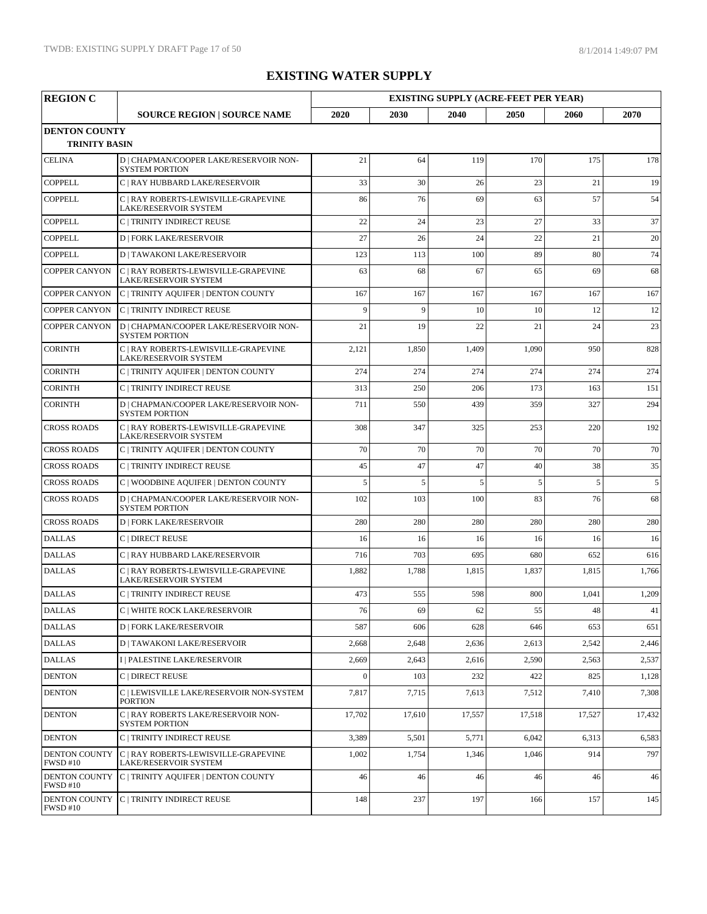# EXISTING WATER SUPPLY

| REGION C | | EXISTING SUPPLY (ACRE-FEET PER YEAR) | | | | | |
|---|---|---|---|---|---|---|---|
| | SOURCE REGION \| SOURCE NAME | 2020 | 2030 | 2040 | 2050 | 2060 | 2070 |
| **DENTON COUNTY** | | | | | | | |
| **TRINITY BASIN** | | | | | | | |
| CELINA | D \| CHAPMAN/COOPER LAKE/RESERVOIR NON-SYSTEM PORTION | 21 | 64 | 119 | 170 | 175 | 178 |
| COPPELL | C \| RAY HUBBARD LAKE/RESERVOIR | 33 | 30 | 26 | 23 | 21 | 19 |
| COPPELL | C \| RAY ROBERTS-LEWISVILLE-GRAPEVINE LAKE/RESERVOIR SYSTEM | 86 | 76 | 69 | 63 | 57 | 54 |
| COPPELL | C \| TRINITY INDIRECT REUSE | 22 | 24 | 23 | 27 | 33 | 37 |
| COPPELL | D \| FORK LAKE/RESERVOIR | 27 | 26 | 24 | 22 | 21 | 20 |
| COPPELL | D \| TAWAKONI LAKE/RESERVOIR | 123 | 113 | 100 | 89 | 80 | 74 |
| COPPER CANYON | C \| RAY ROBERTS-LEWISVILLE-GRAPEVINE LAKE/RESERVOIR SYSTEM | 63 | 68 | 67 | 65 | 69 | 68 |
| COPPER CANYON | C \| TRINITY AQUIFER \| DENTON COUNTY | 167 | 167 | 167 | 167 | 167 | 167 |
| COPPER CANYON | C \| TRINITY INDIRECT REUSE | 9 | 9 | 10 | 10 | 12 | 12 |
| COPPER CANYON | D \| CHAPMAN/COOPER LAKE/RESERVOIR NON-SYSTEM PORTION | 21 | 19 | 22 | 21 | 24 | 23 |
| CORINTH | C \| RAY ROBERTS-LEWISVILLE-GRAPEVINE LAKE/RESERVOIR SYSTEM | 2,121 | 1,850 | 1,409 | 1,090 | 950 | 828 |
| CORINTH | C \| TRINITY AQUIFER \| DENTON COUNTY | 274 | 274 | 274 | 274 | 274 | 274 |
| CORINTH | C \| TRINITY INDIRECT REUSE | 313 | 250 | 206 | 173 | 163 | 151 |
| CORINTH | D \| CHAPMAN/COOPER LAKE/RESERVOIR NON-SYSTEM PORTION | 711 | 550 | 439 | 359 | 327 | 294 |
| CROSS ROADS | C \| RAY ROBERTS-LEWISVILLE-GRAPEVINE LAKE/RESERVOIR SYSTEM | 308 | 347 | 325 | 253 | 220 | 192 |
| CROSS ROADS | C \| TRINITY AQUIFER \| DENTON COUNTY | 70 | 70 | 70 | 70 | 70 | 70 |
| CROSS ROADS | C \| TRINITY INDIRECT REUSE | 45 | 47 | 47 | 40 | 38 | 35 |
| CROSS ROADS | C \| WOODBINE AQUIFER \| DENTON COUNTY | 5 | 5 | 5 | 5 | 5 | 5 |
| CROSS ROADS | D \| CHAPMAN/COOPER LAKE/RESERVOIR NON-SYSTEM PORTION | 102 | 103 | 100 | 83 | 76 | 68 |
| CROSS ROADS | D \| FORK LAKE/RESERVOIR | 280 | 280 | 280 | 280 | 280 | 280 |
| DALLAS | C \| DIRECT REUSE | 16 | 16 | 16 | 16 | 16 | 16 |
| DALLAS | C \| RAY HUBBARD LAKE/RESERVOIR | 716 | 703 | 695 | 680 | 652 | 616 |
| DALLAS | C \| RAY ROBERTS-LEWISVILLE-GRAPEVINE LAKE/RESERVOIR SYSTEM | 1,882 | 1,788 | 1,815 | 1,837 | 1,815 | 1,766 |
| DALLAS | C \| TRINITY INDIRECT REUSE | 473 | 555 | 598 | 800 | 1,041 | 1,209 |
| DALLAS | C \| WHITE ROCK LAKE/RESERVOIR | 76 | 69 | 62 | 55 | 48 | 41 |
| DALLAS | D \| FORK LAKE/RESERVOIR | 587 | 606 | 628 | 646 | 653 | 651 |
| DALLAS | D \| TAWAKONI LAKE/RESERVOIR | 2,668 | 2,648 | 2,636 | 2,613 | 2,542 | 2,446 |
| DALLAS | I \| PALESTINE LAKE/RESERVOIR | 2,669 | 2,643 | 2,616 | 2,590 | 2,563 | 2,537 |
| DENTON | C \| DIRECT REUSE | 0 | 103 | 232 | 422 | 825 | 1,128 |
| DENTON | C \| LEWISVILLE LAKE/RESERVOIR NON-SYSTEM PORTION | 7,817 | 7,715 | 7,613 | 7,512 | 7,410 | 7,308 |
| DENTON | C \| RAY ROBERTS LAKE/RESERVOIR NON-SYSTEM PORTION | 17,702 | 17,610 | 17,557 | 17,518 | 17,527 | 17,432 |
| DENTON | C \| TRINITY INDIRECT REUSE | 3,389 | 5,501 | 5,771 | 6,042 | 6,313 | 6,583 |
| DENTON COUNTY FWSD #10 | C \| RAY ROBERTS-LEWISVILLE-GRAPEVINE LAKE/RESERVOIR SYSTEM | 1,002 | 1,754 | 1,346 | 1,046 | 914 | 797 |
| DENTON COUNTY FWSD #10 | C \| TRINITY AQUIFER \| DENTON COUNTY | 46 | 46 | 46 | 46 | 46 | 46 |
| DENTON COUNTY FWSD #10 | C \| TRINITY INDIRECT REUSE | 148 | 237 | 197 | 166 | 157 | 145 |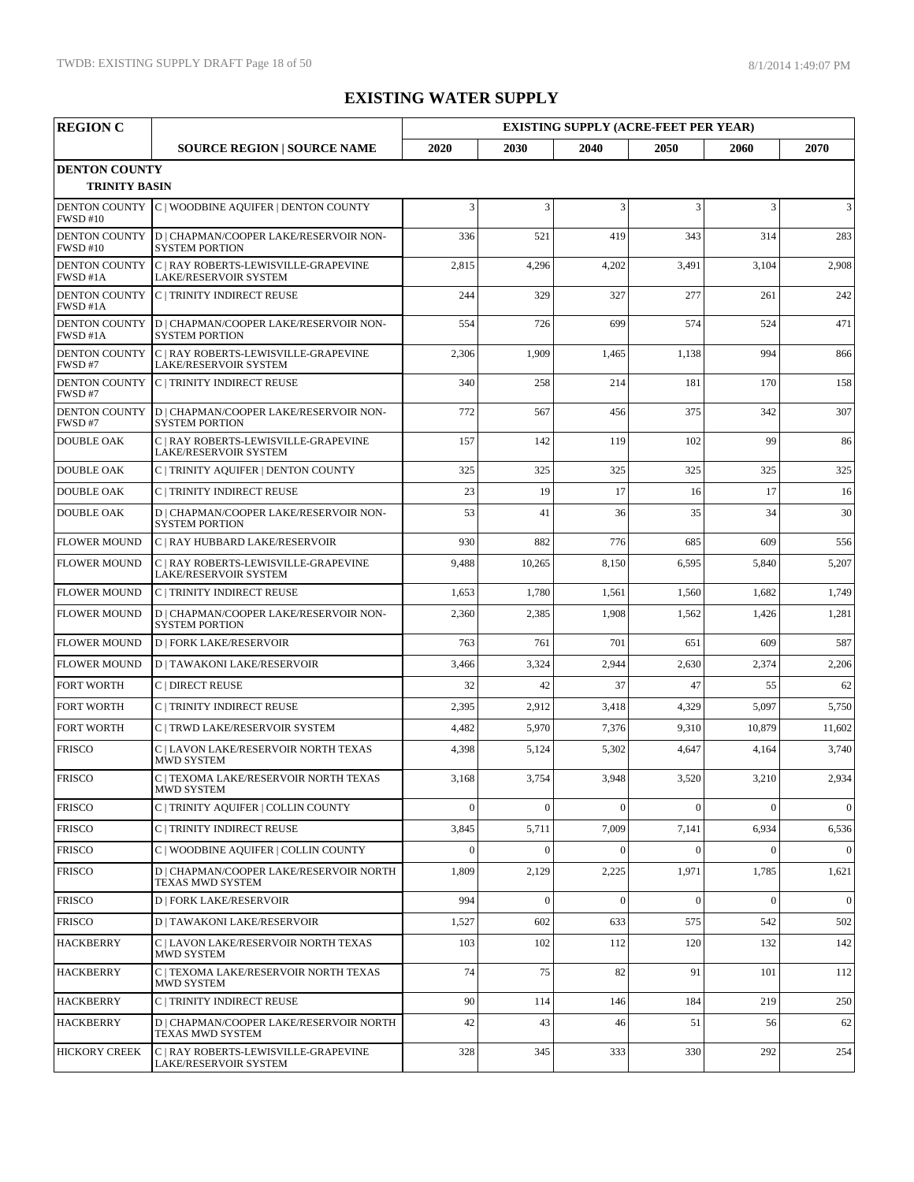# EXISTING WATER SUPPLY

| REGION C | | EXISTING SUPPLY (ACRE-FEET PER YEAR) | | | | | |
|---|---|---|---|---|---|---|---|
| | SOURCE REGION \| SOURCE NAME | 2020 | 2030 | 2040 | 2050 | 2060 | 2070 |
| **DENTON COUNTY** | | | | | | | |
| **TRINITY BASIN** | | | | | | | |
| DENTON COUNTY FWSD #10 | C \| WOODBINE AQUIFER \| DENTON COUNTY | 3 | 3 | 3 | 3 | 3 | 3 |
| DENTON COUNTY FWSD #10 | D \| CHAPMAN/COOPER LAKE/RESERVOIR NON-SYSTEM PORTION | 336 | 521 | 419 | 343 | 314 | 283 |
| DENTON COUNTY FWSD #1A | C \| RAY ROBERTS-LEWISVILLE-GRAPEVINE LAKE/RESERVOIR SYSTEM | 2,815 | 4,296 | 4,202 | 3,491 | 3,104 | 2,908 |
| DENTON COUNTY FWSD #1A | C \| TRINITY INDIRECT REUSE | 244 | 329 | 327 | 277 | 261 | 242 |
| DENTON COUNTY FWSD #1A | D \| CHAPMAN/COOPER LAKE/RESERVOIR NON-SYSTEM PORTION | 554 | 726 | 699 | 574 | 524 | 471 |
| DENTON COUNTY FWSD #7 | C \| RAY ROBERTS-LEWISVILLE-GRAPEVINE LAKE/RESERVOIR SYSTEM | 2,306 | 1,909 | 1,465 | 1,138 | 994 | 866 |
| DENTON COUNTY FWSD #7 | C \| TRINITY INDIRECT REUSE | 340 | 258 | 214 | 181 | 170 | 158 |
| DENTON COUNTY FWSD #7 | D \| CHAPMAN/COOPER LAKE/RESERVOIR NON-SYSTEM PORTION | 772 | 567 | 456 | 375 | 342 | 307 |
| DOUBLE OAK | C \| RAY ROBERTS-LEWISVILLE-GRAPEVINE LAKE/RESERVOIR SYSTEM | 157 | 142 | 119 | 102 | 99 | 86 |
| DOUBLE OAK | C \| TRINITY AQUIFER \| DENTON COUNTY | 325 | 325 | 325 | 325 | 325 | 325 |
| DOUBLE OAK | C \| TRINITY INDIRECT REUSE | 23 | 19 | 17 | 16 | 17 | 16 |
| DOUBLE OAK | D \| CHAPMAN/COOPER LAKE/RESERVOIR NON-SYSTEM PORTION | 53 | 41 | 36 | 35 | 34 | 30 |
| FLOWER MOUND | C \| RAY HUBBARD LAKE/RESERVOIR | 930 | 882 | 776 | 685 | 609 | 556 |
| FLOWER MOUND | C \| RAY ROBERTS-LEWISVILLE-GRAPEVINE LAKE/RESERVOIR SYSTEM | 9,488 | 10,265 | 8,150 | 6,595 | 5,840 | 5,207 |
| FLOWER MOUND | C \| TRINITY INDIRECT REUSE | 1,653 | 1,780 | 1,561 | 1,560 | 1,682 | 1,749 |
| FLOWER MOUND | D \| CHAPMAN/COOPER LAKE/RESERVOIR NON-SYSTEM PORTION | 2,360 | 2,385 | 1,908 | 1,562 | 1,426 | 1,281 |
| FLOWER MOUND | D \| FORK LAKE/RESERVOIR | 763 | 761 | 701 | 651 | 609 | 587 |
| FLOWER MOUND | D \| TAWAKONI LAKE/RESERVOIR | 3,466 | 3,324 | 2,944 | 2,630 | 2,374 | 2,206 |
| FORT WORTH | C \| DIRECT REUSE | 32 | 42 | 37 | 47 | 55 | 62 |
| FORT WORTH | C \| TRINITY INDIRECT REUSE | 2,395 | 2,912 | 3,418 | 4,329 | 5,097 | 5,750 |
| FORT WORTH | C \| TRWD LAKE/RESERVOIR SYSTEM | 4,482 | 5,970 | 7,376 | 9,310 | 10,879 | 11,602 |
| FRISCO | C \| LAVON LAKE/RESERVOIR NORTH TEXAS MWD SYSTEM | 4,398 | 5,124 | 5,302 | 4,647 | 4,164 | 3,740 |
| FRISCO | C \| TEXOMA LAKE/RESERVOIR NORTH TEXAS MWD SYSTEM | 3,168 | 3,754 | 3,948 | 3,520 | 3,210 | 2,934 |
| FRISCO | C \| TRINITY AQUIFER \| COLLIN COUNTY | 0 | 0 | 0 | 0 | 0 | 0 |
| FRISCO | C \| TRINITY INDIRECT REUSE | 3,845 | 5,711 | 7,009 | 7,141 | 6,934 | 6,536 |
| FRISCO | C \| WOODBINE AQUIFER \| COLLIN COUNTY | 0 | 0 | 0 | 0 | 0 | 0 |
| FRISCO | D \| CHAPMAN/COOPER LAKE/RESERVOIR NORTH TEXAS MWD SYSTEM | 1,809 | 2,129 | 2,225 | 1,971 | 1,785 | 1,621 |
| FRISCO | D \| FORK LAKE/RESERVOIR | 994 | 0 | 0 | 0 | 0 | 0 |
| FRISCO | D \| TAWAKONI LAKE/RESERVOIR | 1,527 | 602 | 633 | 575 | 542 | 502 |
| HACKBERRY | C \| LAVON LAKE/RESERVOIR NORTH TEXAS MWD SYSTEM | 103 | 102 | 112 | 120 | 132 | 142 |
| HACKBERRY | C \| TEXOMA LAKE/RESERVOIR NORTH TEXAS MWD SYSTEM | 74 | 75 | 82 | 91 | 101 | 112 |
| HACKBERRY | C \| TRINITY INDIRECT REUSE | 90 | 114 | 146 | 184 | 219 | 250 |
| HACKBERRY | D \| CHAPMAN/COOPER LAKE/RESERVOIR NORTH TEXAS MWD SYSTEM | 42 | 43 | 46 | 51 | 56 | 62 |
| HICKORY CREEK | C \| RAY ROBERTS-LEWISVILLE-GRAPEVINE LAKE/RESERVOIR SYSTEM | 328 | 345 | 333 | 330 | 292 | 254 |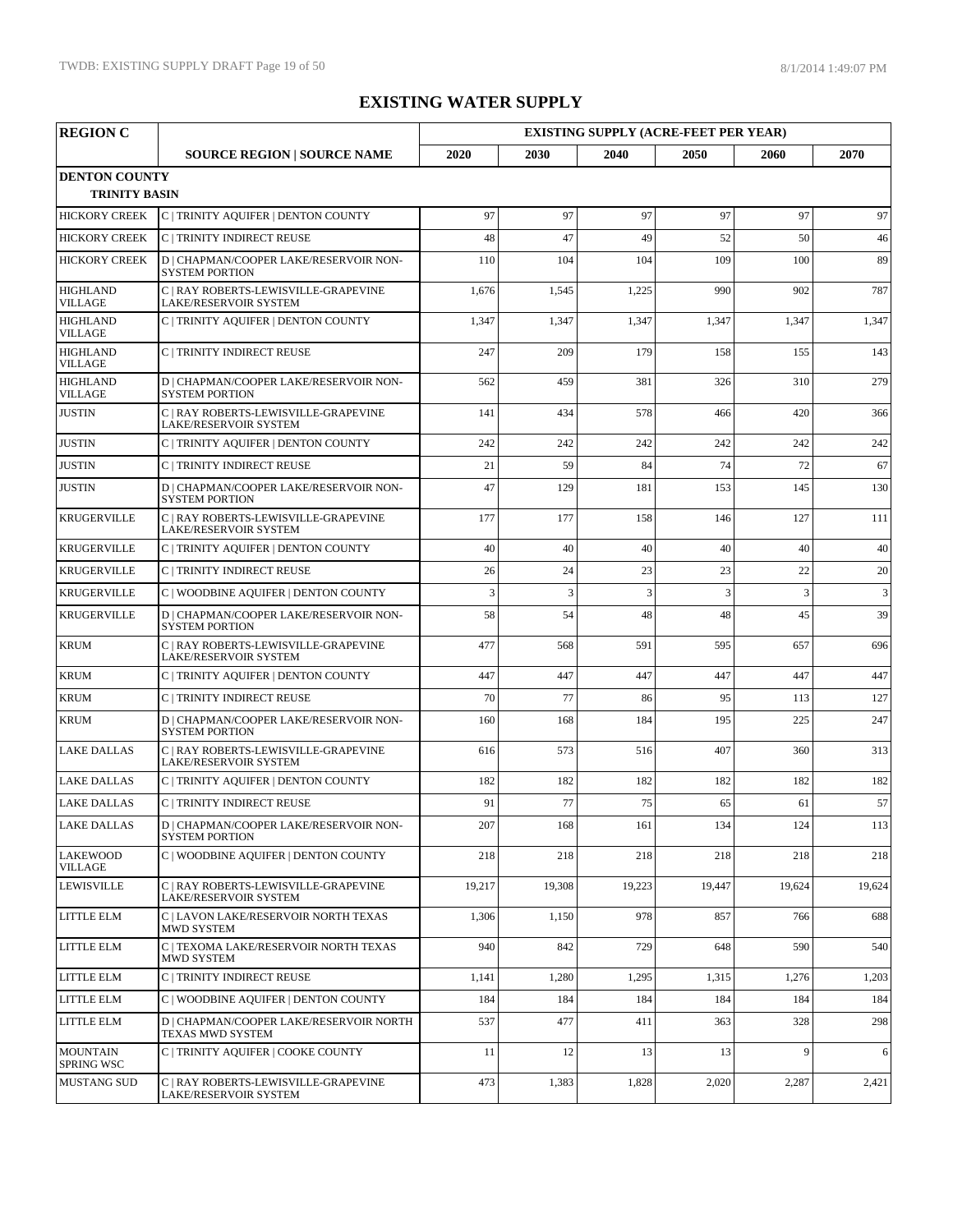# EXISTING WATER SUPPLY

| REGION C | | EXISTING SUPPLY (ACRE-FEET PER YEAR) | | | | | |
|---|---|---|---|---|---|---|---|
| | SOURCE REGION \| SOURCE NAME | 2020 | 2030 | 2040 | 2050 | 2060 | 2070 |
| **DENTON COUNTY** | | | | | | | |
| **TRINITY BASIN** | | | | | | | |
| HICKORY CREEK | C \| TRINITY AQUIFER \| DENTON COUNTY | 97 | 97 | 97 | 97 | 97 | 97 |
| HICKORY CREEK | C \| TRINITY INDIRECT REUSE | 48 | 47 | 49 | 52 | 50 | 46 |
| HICKORY CREEK | D \| CHAPMAN/COOPER LAKE/RESERVOIR NON-SYSTEM PORTION | 110 | 104 | 104 | 109 | 100 | 89 |
| HIGHLAND VILLAGE | C \| RAY ROBERTS-LEWISVILLE-GRAPEVINE LAKE/RESERVOIR SYSTEM | 1,676 | 1,545 | 1,225 | 990 | 902 | 787 |
| HIGHLAND VILLAGE | C \| TRINITY AQUIFER \| DENTON COUNTY | 1,347 | 1,347 | 1,347 | 1,347 | 1,347 | 1,347 |
| HIGHLAND VILLAGE | C \| TRINITY INDIRECT REUSE | 247 | 209 | 179 | 158 | 155 | 143 |
| HIGHLAND VILLAGE | D \| CHAPMAN/COOPER LAKE/RESERVOIR NON-SYSTEM PORTION | 562 | 459 | 381 | 326 | 310 | 279 |
| JUSTIN | C \| RAY ROBERTS-LEWISVILLE-GRAPEVINE LAKE/RESERVOIR SYSTEM | 141 | 434 | 578 | 466 | 420 | 366 |
| JUSTIN | C \| TRINITY AQUIFER \| DENTON COUNTY | 242 | 242 | 242 | 242 | 242 | 242 |
| JUSTIN | C \| TRINITY INDIRECT REUSE | 21 | 59 | 84 | 74 | 72 | 67 |
| JUSTIN | D \| CHAPMAN/COOPER LAKE/RESERVOIR NON-SYSTEM PORTION | 47 | 129 | 181 | 153 | 145 | 130 |
| KRUGERVILLE | C \| RAY ROBERTS-LEWISVILLE-GRAPEVINE LAKE/RESERVOIR SYSTEM | 177 | 177 | 158 | 146 | 127 | 111 |
| KRUGERVILLE | C \| TRINITY AQUIFER \| DENTON COUNTY | 40 | 40 | 40 | 40 | 40 | 40 |
| KRUGERVILLE | C \| TRINITY INDIRECT REUSE | 26 | 24 | 23 | 23 | 22 | 20 |
| KRUGERVILLE | C \| WOODBINE AQUIFER \| DENTON COUNTY | 3 | 3 | 3 | 3 | 3 | 3 |
| KRUGERVILLE | D \| CHAPMAN/COOPER LAKE/RESERVOIR NON-SYSTEM PORTION | 58 | 54 | 48 | 48 | 45 | 39 |
| KRUM | C \| RAY ROBERTS-LEWISVILLE-GRAPEVINE LAKE/RESERVOIR SYSTEM | 477 | 568 | 591 | 595 | 657 | 696 |
| KRUM | C \| TRINITY AQUIFER \| DENTON COUNTY | 447 | 447 | 447 | 447 | 447 | 447 |
| KRUM | C \| TRINITY INDIRECT REUSE | 70 | 77 | 86 | 95 | 113 | 127 |
| KRUM | D \| CHAPMAN/COOPER LAKE/RESERVOIR NON-SYSTEM PORTION | 160 | 168 | 184 | 195 | 225 | 247 |
| LAKE DALLAS | C \| RAY ROBERTS-LEWISVILLE-GRAPEVINE LAKE/RESERVOIR SYSTEM | 616 | 573 | 516 | 407 | 360 | 313 |
| LAKE DALLAS | C \| TRINITY AQUIFER \| DENTON COUNTY | 182 | 182 | 182 | 182 | 182 | 182 |
| LAKE DALLAS | C \| TRINITY INDIRECT REUSE | 91 | 77 | 75 | 65 | 61 | 57 |
| LAKE DALLAS | D \| CHAPMAN/COOPER LAKE/RESERVOIR NON-SYSTEM PORTION | 207 | 168 | 161 | 134 | 124 | 113 |
| LAKEWOOD VILLAGE | C \| WOODBINE AQUIFER \| DENTON COUNTY | 218 | 218 | 218 | 218 | 218 | 218 |
| LEWISVILLE | C \| RAY ROBERTS-LEWISVILLE-GRAPEVINE LAKE/RESERVOIR SYSTEM | 19,217 | 19,308 | 19,223 | 19,447 | 19,624 | 19,624 |
| LITTLE ELM | C \| LAVON LAKE/RESERVOIR NORTH TEXAS MWD SYSTEM | 1,306 | 1,150 | 978 | 857 | 766 | 688 |
| LITTLE ELM | C \| TEXOMA LAKE/RESERVOIR NORTH TEXAS MWD SYSTEM | 940 | 842 | 729 | 648 | 590 | 540 |
| LITTLE ELM | C \| TRINITY INDIRECT REUSE | 1,141 | 1,280 | 1,295 | 1,315 | 1,276 | 1,203 |
| LITTLE ELM | C \| WOODBINE AQUIFER \| DENTON COUNTY | 184 | 184 | 184 | 184 | 184 | 184 |
| LITTLE ELM | D \| CHAPMAN/COOPER LAKE/RESERVOIR NORTH TEXAS MWD SYSTEM | 537 | 477 | 411 | 363 | 328 | 298 |
| MOUNTAIN SPRING WSC | C \| TRINITY AQUIFER \| COOKE COUNTY | 11 | 12 | 13 | 13 | 9 | 6 |
| MUSTANG SUD | C \| RAY ROBERTS-LEWISVILLE-GRAPEVINE LAKE/RESERVOIR SYSTEM | 473 | 1,383 | 1,828 | 2,020 | 2,287 | 2,421 |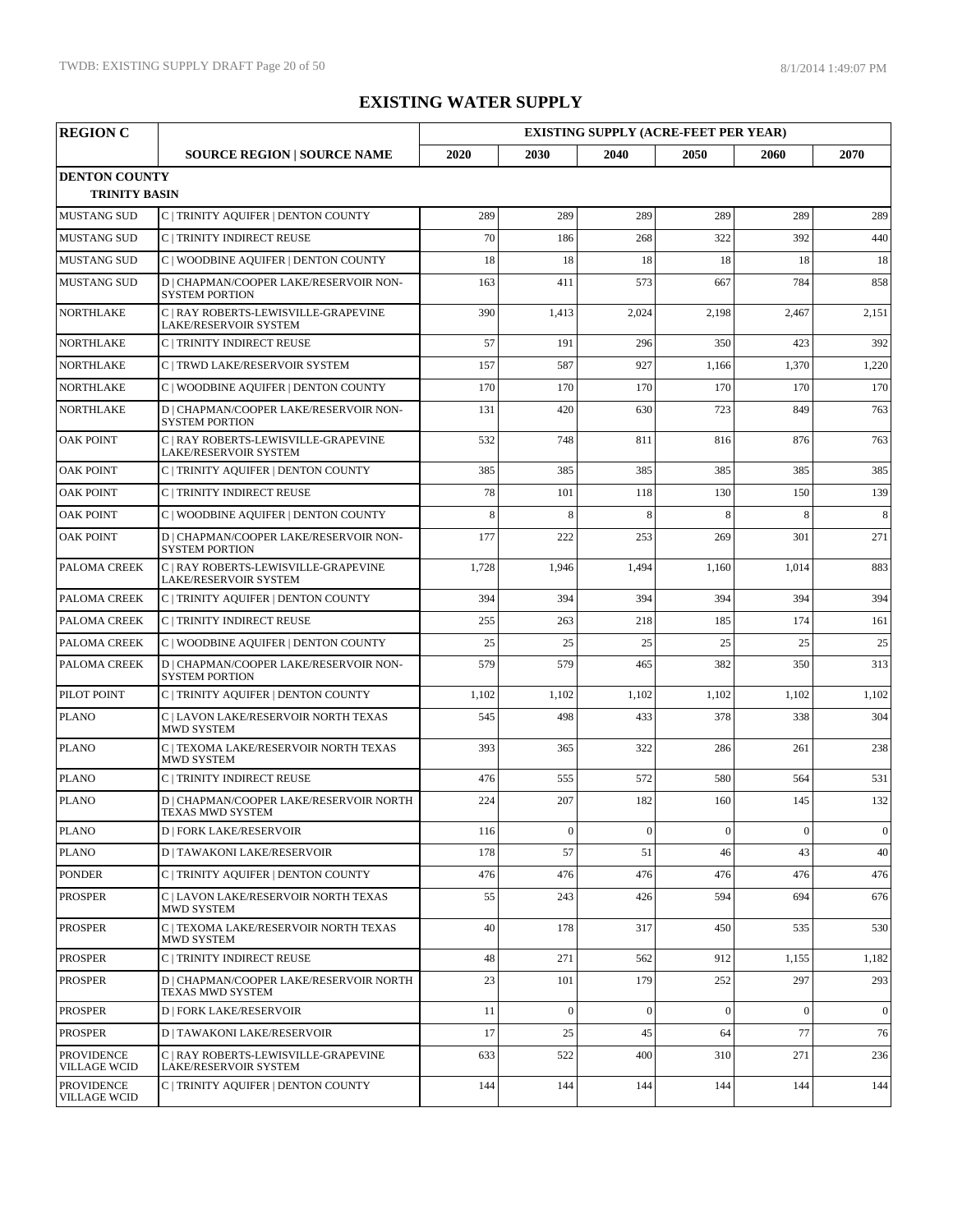# EXISTING WATER SUPPLY

| REGION C | | EXISTING SUPPLY (ACRE-FEET PER YEAR) | | | | | |
|---|---|---|---|---|---|---|---|
| | SOURCE REGION \| SOURCE NAME | 2020 | 2030 | 2040 | 2050 | 2060 | 2070 |
| **DENTON COUNTY** | | | | | | | |
| **TRINITY BASIN** | | | | | | | |
| MUSTANG SUD | C \| TRINITY AQUIFER \| DENTON COUNTY | 289 | 289 | 289 | 289 | 289 | 289 |
| MUSTANG SUD | C \| TRINITY INDIRECT REUSE | 70 | 186 | 268 | 322 | 392 | 440 |
| MUSTANG SUD | C \| WOODBINE AQUIFER \| DENTON COUNTY | 18 | 18 | 18 | 18 | 18 | 18 |
| MUSTANG SUD | D \| CHAPMAN/COOPER LAKE/RESERVOIR NON-SYSTEM PORTION | 163 | 411 | 573 | 667 | 784 | 858 |
| NORTHLAKE | C \| RAY ROBERTS-LEWISVILLE-GRAPEVINE LAKE/RESERVOIR SYSTEM | 390 | 1,413 | 2,024 | 2,198 | 2,467 | 2,151 |
| NORTHLAKE | C \| TRINITY INDIRECT REUSE | 57 | 191 | 296 | 350 | 423 | 392 |
| NORTHLAKE | C \| TRWD LAKE/RESERVOIR SYSTEM | 157 | 587 | 927 | 1,166 | 1,370 | 1,220 |
| NORTHLAKE | C \| WOODBINE AQUIFER \| DENTON COUNTY | 170 | 170 | 170 | 170 | 170 | 170 |
| NORTHLAKE | D \| CHAPMAN/COOPER LAKE/RESERVOIR NON-SYSTEM PORTION | 131 | 420 | 630 | 723 | 849 | 763 |
| OAK POINT | C \| RAY ROBERTS-LEWISVILLE-GRAPEVINE LAKE/RESERVOIR SYSTEM | 532 | 748 | 811 | 816 | 876 | 763 |
| OAK POINT | C \| TRINITY AQUIFER \| DENTON COUNTY | 385 | 385 | 385 | 385 | 385 | 385 |
| OAK POINT | C \| TRINITY INDIRECT REUSE | 78 | 101 | 118 | 130 | 150 | 139 |
| OAK POINT | C \| WOODBINE AQUIFER \| DENTON COUNTY | 8 | 8 | 8 | 8 | 8 | 8 |
| OAK POINT | D \| CHAPMAN/COOPER LAKE/RESERVOIR NON-SYSTEM PORTION | 177 | 222 | 253 | 269 | 301 | 271 |
| PALOMA CREEK | C \| RAY ROBERTS-LEWISVILLE-GRAPEVINE LAKE/RESERVOIR SYSTEM | 1,728 | 1,946 | 1,494 | 1,160 | 1,014 | 883 |
| PALOMA CREEK | C \| TRINITY AQUIFER \| DENTON COUNTY | 394 | 394 | 394 | 394 | 394 | 394 |
| PALOMA CREEK | C \| TRINITY INDIRECT REUSE | 255 | 263 | 218 | 185 | 174 | 161 |
| PALOMA CREEK | C \| WOODBINE AQUIFER \| DENTON COUNTY | 25 | 25 | 25 | 25 | 25 | 25 |
| PALOMA CREEK | D \| CHAPMAN/COOPER LAKE/RESERVOIR NON-SYSTEM PORTION | 579 | 579 | 465 | 382 | 350 | 313 |
| PILOT POINT | C \| TRINITY AQUIFER \| DENTON COUNTY | 1,102 | 1,102 | 1,102 | 1,102 | 1,102 | 1,102 |
| PLANO | C \| LAVON LAKE/RESERVOIR NORTH TEXAS MWD SYSTEM | 545 | 498 | 433 | 378 | 338 | 304 |
| PLANO | C \| TEXOMA LAKE/RESERVOIR NORTH TEXAS MWD SYSTEM | 393 | 365 | 322 | 286 | 261 | 238 |
| PLANO | C \| TRINITY INDIRECT REUSE | 476 | 555 | 572 | 580 | 564 | 531 |
| PLANO | D \| CHAPMAN/COOPER LAKE/RESERVOIR NORTH TEXAS MWD SYSTEM | 224 | 207 | 182 | 160 | 145 | 132 |
| PLANO | D \| FORK LAKE/RESERVOIR | 116 | 0 | 0 | 0 | 0 | 0 |
| PLANO | D \| TAWAKONI LAKE/RESERVOIR | 178 | 57 | 51 | 46 | 43 | 40 |
| PONDER | C \| TRINITY AQUIFER \| DENTON COUNTY | 476 | 476 | 476 | 476 | 476 | 476 |
| PROSPER | C \| LAVON LAKE/RESERVOIR NORTH TEXAS MWD SYSTEM | 55 | 243 | 426 | 594 | 694 | 676 |
| PROSPER | C \| TEXOMA LAKE/RESERVOIR NORTH TEXAS MWD SYSTEM | 40 | 178 | 317 | 450 | 535 | 530 |
| PROSPER | C \| TRINITY INDIRECT REUSE | 48 | 271 | 562 | 912 | 1,155 | 1,182 |
| PROSPER | D \| CHAPMAN/COOPER LAKE/RESERVOIR NORTH TEXAS MWD SYSTEM | 23 | 101 | 179 | 252 | 297 | 293 |
| PROSPER | D \| FORK LAKE/RESERVOIR | 11 | 0 | 0 | 0 | 0 | 0 |
| PROSPER | D \| TAWAKONI LAKE/RESERVOIR | 17 | 25 | 45 | 64 | 77 | 76 |
| PROVIDENCE VILLAGE WCID | C \| RAY ROBERTS-LEWISVILLE-GRAPEVINE LAKE/RESERVOIR SYSTEM | 633 | 522 | 400 | 310 | 271 | 236 |
| PROVIDENCE VILLAGE WCID | C \| TRINITY AQUIFER \| DENTON COUNTY | 144 | 144 | 144 | 144 | 144 | 144 |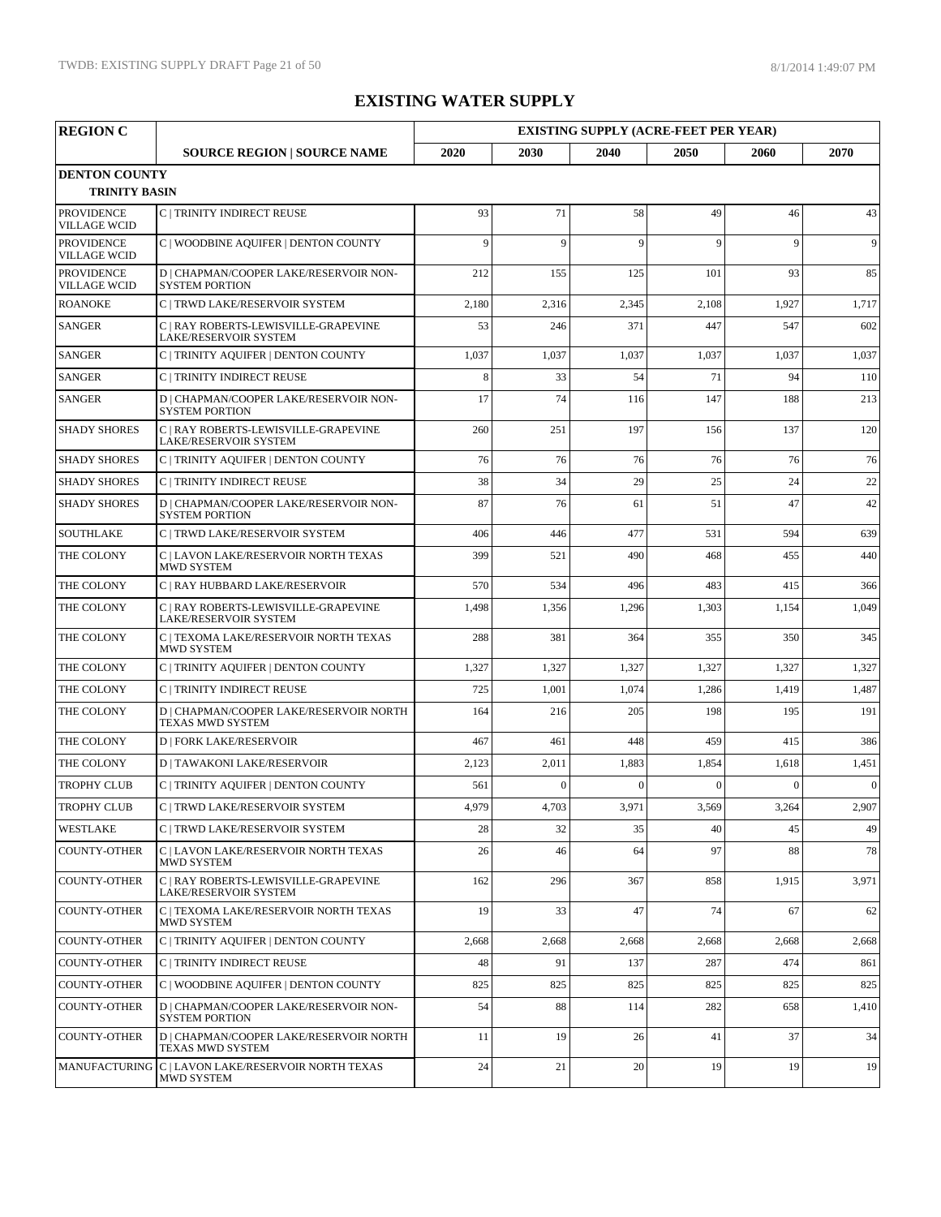# EXISTING WATER SUPPLY

| REGION C | | EXISTING SUPPLY (ACRE-FEET PER YEAR) | | | | | |
|---|---|---|---|---|---|---|---|
| | SOURCE REGION \| SOURCE NAME | 2020 | 2030 | 2040 | 2050 | 2060 | 2070 |
| **DENTON COUNTY** | | | | | | | |
| **TRINITY BASIN** | | | | | | | |
| PROVIDENCE VILLAGE WCID | C \| TRINITY INDIRECT REUSE | 93 | 71 | 58 | 49 | 46 | 43 |
| PROVIDENCE VILLAGE WCID | C \| WOODBINE AQUIFER \| DENTON COUNTY | 9 | 9 | 9 | 9 | 9 | 9 |
| PROVIDENCE VILLAGE WCID | D \| CHAPMAN/COOPER LAKE/RESERVOIR NON-SYSTEM PORTION | 212 | 155 | 125 | 101 | 93 | 85 |
| ROANOKE | C \| TRWD LAKE/RESERVOIR SYSTEM | 2,180 | 2,316 | 2,345 | 2,108 | 1,927 | 1,717 |
| SANGER | C \| RAY ROBERTS-LEWISVILLE-GRAPEVINE LAKE/RESERVOIR SYSTEM | 53 | 246 | 371 | 447 | 547 | 602 |
| SANGER | C \| TRINITY AQUIFER \| DENTON COUNTY | 1,037 | 1,037 | 1,037 | 1,037 | 1,037 | 1,037 |
| SANGER | C \| TRINITY INDIRECT REUSE | 8 | 33 | 54 | 71 | 94 | 110 |
| SANGER | D \| CHAPMAN/COOPER LAKE/RESERVOIR NON-SYSTEM PORTION | 17 | 74 | 116 | 147 | 188 | 213 |
| SHADY SHORES | C \| RAY ROBERTS-LEWISVILLE-GRAPEVINE LAKE/RESERVOIR SYSTEM | 260 | 251 | 197 | 156 | 137 | 120 |
| SHADY SHORES | C \| TRINITY AQUIFER \| DENTON COUNTY | 76 | 76 | 76 | 76 | 76 | 76 |
| SHADY SHORES | C \| TRINITY INDIRECT REUSE | 38 | 34 | 29 | 25 | 24 | 22 |
| SHADY SHORES | D \| CHAPMAN/COOPER LAKE/RESERVOIR NON-SYSTEM PORTION | 87 | 76 | 61 | 51 | 47 | 42 |
| SOUTHLAKE | C \| TRWD LAKE/RESERVOIR SYSTEM | 406 | 446 | 477 | 531 | 594 | 639 |
| THE COLONY | C \| LAVON LAKE/RESERVOIR NORTH TEXAS MWD SYSTEM | 399 | 521 | 490 | 468 | 455 | 440 |
| THE COLONY | C \| RAY HUBBARD LAKE/RESERVOIR | 570 | 534 | 496 | 483 | 415 | 366 |
| THE COLONY | C \| RAY ROBERTS-LEWISVILLE-GRAPEVINE LAKE/RESERVOIR SYSTEM | 1,498 | 1,356 | 1,296 | 1,303 | 1,154 | 1,049 |
| THE COLONY | C \| TEXOMA LAKE/RESERVOIR NORTH TEXAS MWD SYSTEM | 288 | 381 | 364 | 355 | 350 | 345 |
| THE COLONY | C \| TRINITY AQUIFER \| DENTON COUNTY | 1,327 | 1,327 | 1,327 | 1,327 | 1,327 | 1,327 |
| THE COLONY | C \| TRINITY INDIRECT REUSE | 725 | 1,001 | 1,074 | 1,286 | 1,419 | 1,487 |
| THE COLONY | D \| CHAPMAN/COOPER LAKE/RESERVOIR NORTH TEXAS MWD SYSTEM | 164 | 216 | 205 | 198 | 195 | 191 |
| THE COLONY | D \| FORK LAKE/RESERVOIR | 467 | 461 | 448 | 459 | 415 | 386 |
| THE COLONY | D \| TAWAKONI LAKE/RESERVOIR | 2,123 | 2,011 | 1,883 | 1,854 | 1,618 | 1,451 |
| TROPHY CLUB | C \| TRINITY AQUIFER \| DENTON COUNTY | 561 | 0 | 0 | 0 | 0 | 0 |
| TROPHY CLUB | C \| TRWD LAKE/RESERVOIR SYSTEM | 4,979 | 4,703 | 3,971 | 3,569 | 3,264 | 2,907 |
| WESTLAKE | C \| TRWD LAKE/RESERVOIR SYSTEM | 28 | 32 | 35 | 40 | 45 | 49 |
| COUNTY-OTHER | C \| LAVON LAKE/RESERVOIR NORTH TEXAS MWD SYSTEM | 26 | 46 | 64 | 97 | 88 | 78 |
| COUNTY-OTHER | C \| RAY ROBERTS-LEWISVILLE-GRAPEVINE LAKE/RESERVOIR SYSTEM | 162 | 296 | 367 | 858 | 1,915 | 3,971 |
| COUNTY-OTHER | C \| TEXOMA LAKE/RESERVOIR NORTH TEXAS MWD SYSTEM | 19 | 33 | 47 | 74 | 67 | 62 |
| COUNTY-OTHER | C \| TRINITY AQUIFER \| DENTON COUNTY | 2,668 | 2,668 | 2,668 | 2,668 | 2,668 | 2,668 |
| COUNTY-OTHER | C \| TRINITY INDIRECT REUSE | 48 | 91 | 137 | 287 | 474 | 861 |
| COUNTY-OTHER | C \| WOODBINE AQUIFER \| DENTON COUNTY | 825 | 825 | 825 | 825 | 825 | 825 |
| COUNTY-OTHER | D \| CHAPMAN/COOPER LAKE/RESERVOIR NON-SYSTEM PORTION | 54 | 88 | 114 | 282 | 658 | 1,410 |
| COUNTY-OTHER | D \| CHAPMAN/COOPER LAKE/RESERVOIR NORTH TEXAS MWD SYSTEM | 11 | 19 | 26 | 41 | 37 | 34 |
| MANUFACTURING | C \| LAVON LAKE/RESERVOIR NORTH TEXAS MWD SYSTEM | 24 | 21 | 20 | 19 | 19 | 19 |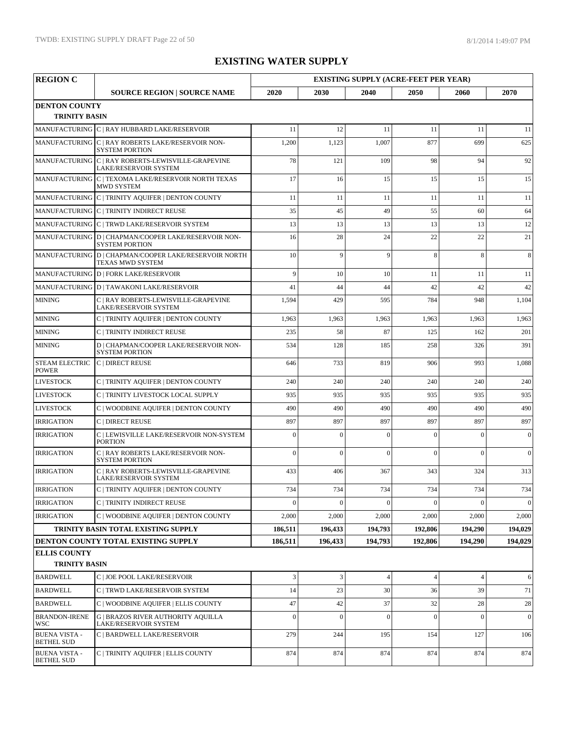# EXISTING WATER SUPPLY

| REGION C | | EXISTING SUPPLY (ACRE-FEET PER YEAR) | | | | | |
|---|---|---|---|---|---|---|---|
| | SOURCE REGION \| SOURCE NAME | 2020 | 2030 | 2040 | 2050 | 2060 | 2070 |
| **DENTON COUNTY** | | | | | | | |
| **TRINITY BASIN** | | | | | | | |
| MANUFACTURING | C \| RAY HUBBARD LAKE/RESERVOIR | 11 | 12 | 11 | 11 | 11 | 11 |
| MANUFACTURING | C \| RAY ROBERTS LAKE/RESERVOIR NON-SYSTEM PORTION | 1,200 | 1,123 | 1,007 | 877 | 699 | 625 |
| MANUFACTURING | C \| RAY ROBERTS-LEWISVILLE-GRAPEVINE LAKE/RESERVOIR SYSTEM | 78 | 121 | 109 | 98 | 94 | 92 |
| MANUFACTURING | C \| TEXOMA LAKE/RESERVOIR NORTH TEXAS MWD SYSTEM | 17 | 16 | 15 | 15 | 15 | 15 |
| MANUFACTURING | C \| TRINITY AQUIFER \| DENTON COUNTY | 11 | 11 | 11 | 11 | 11 | 11 |
| MANUFACTURING | C \| TRINITY INDIRECT REUSE | 35 | 45 | 49 | 55 | 60 | 64 |
| MANUFACTURING | C \| TRWD LAKE/RESERVOIR SYSTEM | 13 | 13 | 13 | 13 | 13 | 12 |
| MANUFACTURING | D \| CHAPMAN/COOPER LAKE/RESERVOIR NON-SYSTEM PORTION | 16 | 28 | 24 | 22 | 22 | 21 |
| MANUFACTURING | D \| CHAPMAN/COOPER LAKE/RESERVOIR NORTH TEXAS MWD SYSTEM | 10 | 9 | 9 | 8 | 8 | 8 |
| MANUFACTURING | D \| FORK LAKE/RESERVOIR | 9 | 10 | 10 | 11 | 11 | 11 |
| MANUFACTURING | D \| TAWAKONI LAKE/RESERVOIR | 41 | 44 | 44 | 42 | 42 | 42 |
| MINING | C \| RAY ROBERTS-LEWISVILLE-GRAPEVINE LAKE/RESERVOIR SYSTEM | 1,594 | 429 | 595 | 784 | 948 | 1,104 |
| MINING | C \| TRINITY AQUIFER \| DENTON COUNTY | 1,963 | 1,963 | 1,963 | 1,963 | 1,963 | 1,963 |
| MINING | C \| TRINITY INDIRECT REUSE | 235 | 58 | 87 | 125 | 162 | 201 |
| MINING | D \| CHAPMAN/COOPER LAKE/RESERVOIR NON-SYSTEM PORTION | 534 | 128 | 185 | 258 | 326 | 391 |
| STEAM ELECTRIC POWER | C \| DIRECT REUSE | 646 | 733 | 819 | 906 | 993 | 1,088 |
| LIVESTOCK | C \| TRINITY AQUIFER \| DENTON COUNTY | 240 | 240 | 240 | 240 | 240 | 240 |
| LIVESTOCK | C \| TRINITY LIVESTOCK LOCAL SUPPLY | 935 | 935 | 935 | 935 | 935 | 935 |
| LIVESTOCK | C \| WOODBINE AQUIFER \| DENTON COUNTY | 490 | 490 | 490 | 490 | 490 | 490 |
| IRRIGATION | C \| DIRECT REUSE | 897 | 897 | 897 | 897 | 897 | 897 |
| IRRIGATION | C \| LEWISVILLE LAKE/RESERVOIR NON-SYSTEM PORTION | 0 | 0 | 0 | 0 | 0 | 0 |
| IRRIGATION | C \| RAY ROBERTS LAKE/RESERVOIR NON-SYSTEM PORTION | 0 | 0 | 0 | 0 | 0 | 0 |
| IRRIGATION | C \| RAY ROBERTS-LEWISVILLE-GRAPEVINE LAKE/RESERVOIR SYSTEM | 433 | 406 | 367 | 343 | 324 | 313 |
| IRRIGATION | C \| TRINITY AQUIFER \| DENTON COUNTY | 734 | 734 | 734 | 734 | 734 | 734 |
| IRRIGATION | C \| TRINITY INDIRECT REUSE | 0 | 0 | 0 | 0 | 0 | 0 |
| IRRIGATION | C \| WOODBINE AQUIFER \| DENTON COUNTY | 2,000 | 2,000 | 2,000 | 2,000 | 2,000 | 2,000 |
| | **TRINITY BASIN TOTAL EXISTING SUPPLY** | **186,511** | **196,433** | **194,793** | **192,806** | **194,290** | **194,029** |
| | **DENTON COUNTY TOTAL EXISTING SUPPLY** | **186,511** | **196,433** | **194,793** | **192,806** | **194,290** | **194,029** |
| **ELLIS COUNTY** | | | | | | | |
| **TRINITY BASIN** | | | | | | | |
| BARDWELL | C \| JOE POOL LAKE/RESERVOIR | 3 | 3 | 4 | 4 | 4 | 6 |
| BARDWELL | C \| TRWD LAKE/RESERVOIR SYSTEM | 14 | 23 | 30 | 36 | 39 | 71 |
| BARDWELL | C \| WOODBINE AQUIFER \| ELLIS COUNTY | 47 | 42 | 37 | 32 | 28 | 28 |
| BRANDON-IRENE WSC | G \| BRAZOS RIVER AUTHORITY AQUILLA LAKE/RESERVOIR SYSTEM | 0 | 0 | 0 | 0 | 0 | 0 |
| BUENA VISTA - BETHEL SUD | C \| BARDWELL LAKE/RESERVOIR | 279 | 244 | 195 | 154 | 127 | 106 |
| BUENA VISTA - BETHEL SUD | C \| TRINITY AQUIFER \| ELLIS COUNTY | 874 | 874 | 874 | 874 | 874 | 874 |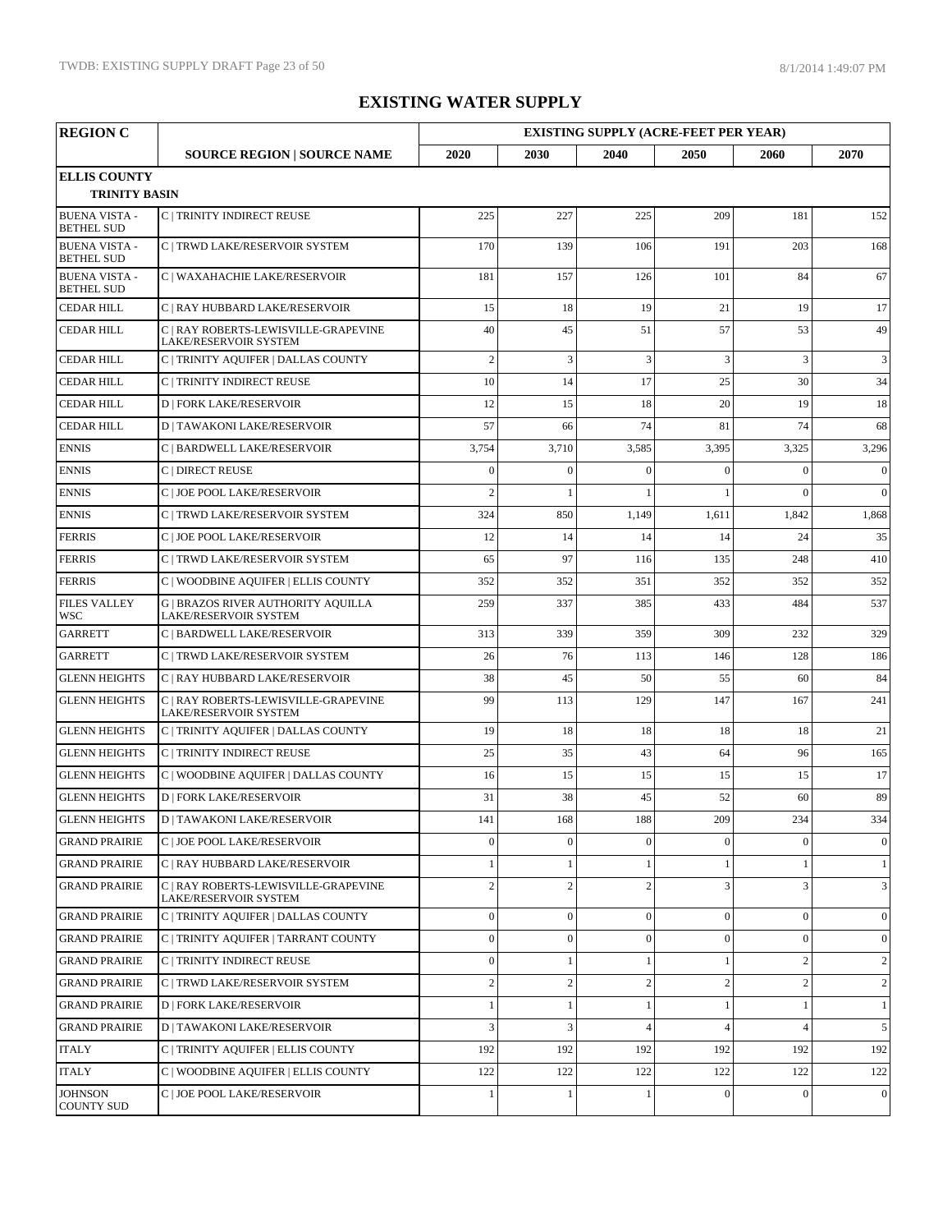# EXISTING WATER SUPPLY

| REGION C | | EXISTING SUPPLY (ACRE-FEET PER YEAR) | | | | | |
|---|---|---|---|---|---|---|---|
| | SOURCE REGION \| SOURCE NAME | 2020 | 2030 | 2040 | 2050 | 2060 | 2070 |
| **ELLIS COUNTY** | | | | | | | |
| **TRINITY BASIN** | | | | | | | |
| BUENA VISTA - BETHEL SUD | C \| TRINITY INDIRECT REUSE | 225 | 227 | 225 | 209 | 181 | 152 |
| BUENA VISTA - BETHEL SUD | C \| TRWD LAKE/RESERVOIR SYSTEM | 170 | 139 | 106 | 191 | 203 | 168 |
| BUENA VISTA - BETHEL SUD | C \| WAXAHACHIE LAKE/RESERVOIR | 181 | 157 | 126 | 101 | 84 | 67 |
| CEDAR HILL | C \| RAY HUBBARD LAKE/RESERVOIR | 15 | 18 | 19 | 21 | 19 | 17 |
| CEDAR HILL | C \| RAY ROBERTS-LEWISVILLE-GRAPEVINE LAKE/RESERVOIR SYSTEM | 40 | 45 | 51 | 57 | 53 | 49 |
| CEDAR HILL | C \| TRINITY AQUIFER \| DALLAS COUNTY | 2 | 3 | 3 | 3 | 3 | 3 |
| CEDAR HILL | C \| TRINITY INDIRECT REUSE | 10 | 14 | 17 | 25 | 30 | 34 |
| CEDAR HILL | D \| FORK LAKE/RESERVOIR | 12 | 15 | 18 | 20 | 19 | 18 |
| CEDAR HILL | D \| TAWAKONI LAKE/RESERVOIR | 57 | 66 | 74 | 81 | 74 | 68 |
| ENNIS | C \| BARDWELL LAKE/RESERVOIR | 3,754 | 3,710 | 3,585 | 3,395 | 3,325 | 3,296 |
| ENNIS | C \| DIRECT REUSE | 0 | 0 | 0 | 0 | 0 | 0 |
| ENNIS | C \| JOE POOL LAKE/RESERVOIR | 2 | 1 | 1 | 1 | 0 | 0 |
| ENNIS | C \| TRWD LAKE/RESERVOIR SYSTEM | 324 | 850 | 1,149 | 1,611 | 1,842 | 1,868 |
| FERRIS | C \| JOE POOL LAKE/RESERVOIR | 12 | 14 | 14 | 14 | 24 | 35 |
| FERRIS | C \| TRWD LAKE/RESERVOIR SYSTEM | 65 | 97 | 116 | 135 | 248 | 410 |
| FERRIS | C \| WOODBINE AQUIFER \| ELLIS COUNTY | 352 | 352 | 351 | 352 | 352 | 352 |
| FILES VALLEY WSC | G \| BRAZOS RIVER AUTHORITY AQUILLA LAKE/RESERVOIR SYSTEM | 259 | 337 | 385 | 433 | 484 | 537 |
| GARRETT | C \| BARDWELL LAKE/RESERVOIR | 313 | 339 | 359 | 309 | 232 | 329 |
| GARRETT | C \| TRWD LAKE/RESERVOIR SYSTEM | 26 | 76 | 113 | 146 | 128 | 186 |
| GLENN HEIGHTS | C \| RAY HUBBARD LAKE/RESERVOIR | 38 | 45 | 50 | 55 | 60 | 84 |
| GLENN HEIGHTS | C \| RAY ROBERTS-LEWISVILLE-GRAPEVINE LAKE/RESERVOIR SYSTEM | 99 | 113 | 129 | 147 | 167 | 241 |
| GLENN HEIGHTS | C \| TRINITY AQUIFER \| DALLAS COUNTY | 19 | 18 | 18 | 18 | 18 | 21 |
| GLENN HEIGHTS | C \| TRINITY INDIRECT REUSE | 25 | 35 | 43 | 64 | 96 | 165 |
| GLENN HEIGHTS | C \| WOODBINE AQUIFER \| DALLAS COUNTY | 16 | 15 | 15 | 15 | 15 | 17 |
| GLENN HEIGHTS | D \| FORK LAKE/RESERVOIR | 31 | 38 | 45 | 52 | 60 | 89 |
| GLENN HEIGHTS | D \| TAWAKONI LAKE/RESERVOIR | 141 | 168 | 188 | 209 | 234 | 334 |
| GRAND PRAIRIE | C \| JOE POOL LAKE/RESERVOIR | 0 | 0 | 0 | 0 | 0 | 0 |
| GRAND PRAIRIE | C \| RAY HUBBARD LAKE/RESERVOIR | 1 | 1 | 1 | 1 | 1 | 1 |
| GRAND PRAIRIE | C \| RAY ROBERTS-LEWISVILLE-GRAPEVINE LAKE/RESERVOIR SYSTEM | 2 | 2 | 2 | 3 | 3 | 3 |
| GRAND PRAIRIE | C \| TRINITY AQUIFER \| DALLAS COUNTY | 0 | 0 | 0 | 0 | 0 | 0 |
| GRAND PRAIRIE | C \| TRINITY AQUIFER \| TARRANT COUNTY | 0 | 0 | 0 | 0 | 0 | 0 |
| GRAND PRAIRIE | C \| TRINITY INDIRECT REUSE | 0 | 1 | 1 | 1 | 2 | 2 |
| GRAND PRAIRIE | C \| TRWD LAKE/RESERVOIR SYSTEM | 2 | 2 | 2 | 2 | 2 | 2 |
| GRAND PRAIRIE | D \| FORK LAKE/RESERVOIR | 1 | 1 | 1 | 1 | 1 | 1 |
| GRAND PRAIRIE | D \| TAWAKONI LAKE/RESERVOIR | 3 | 3 | 4 | 4 | 4 | 5 |
| ITALY | C \| TRINITY AQUIFER \| ELLIS COUNTY | 192 | 192 | 192 | 192 | 192 | 192 |
| ITALY | C \| WOODBINE AQUIFER \| ELLIS COUNTY | 122 | 122 | 122 | 122 | 122 | 122 |
| JOHNSON COUNTY SUD | C \| JOE POOL LAKE/RESERVOIR | 1 | 1 | 1 | 0 | 0 | 0 |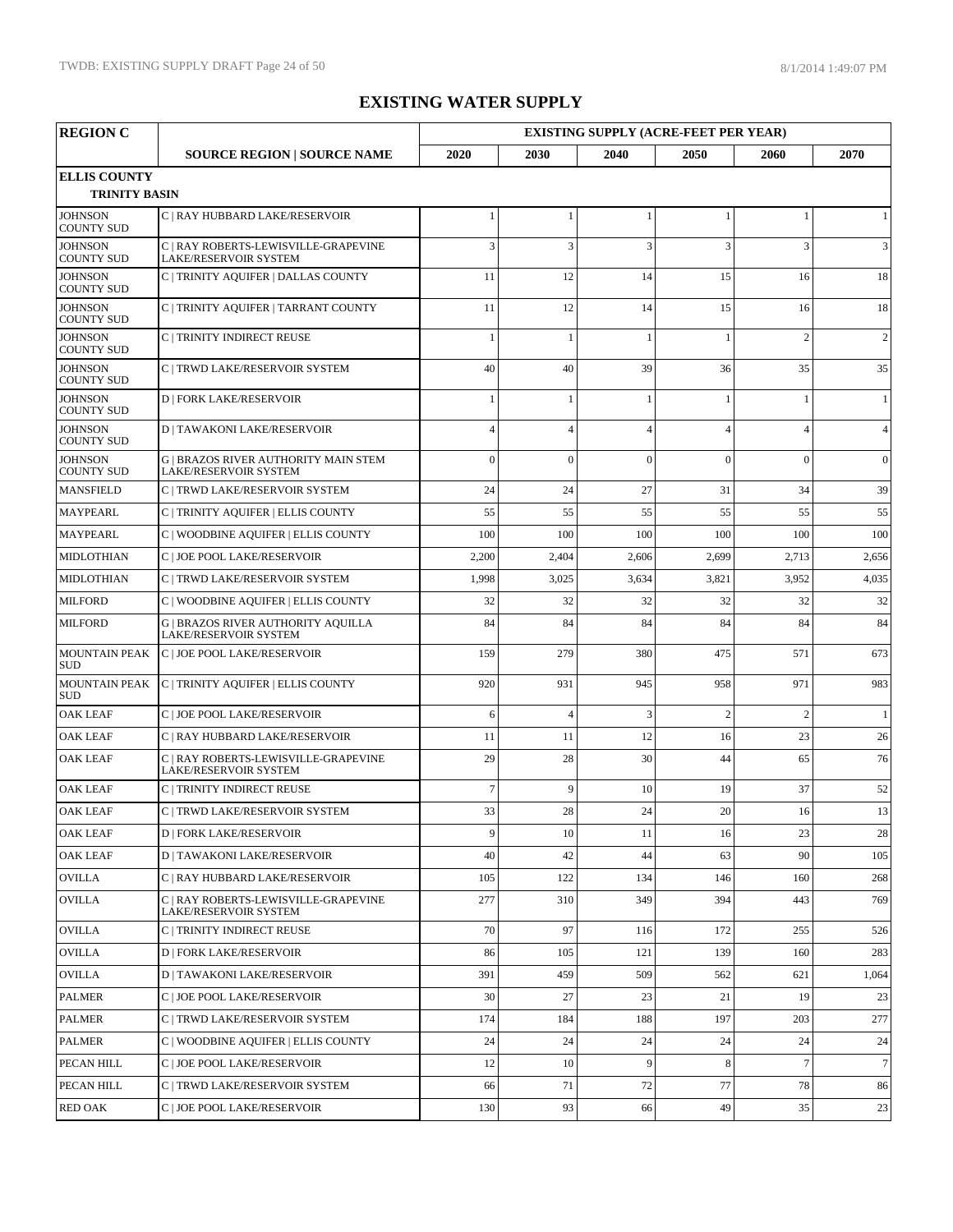# EXISTING WATER SUPPLY

| REGION C | | EXISTING SUPPLY (ACRE-FEET PER YEAR) | | | | | |
|---|---|---|---|---|---|---|---|
| | SOURCE REGION \| SOURCE NAME | 2020 | 2030 | 2040 | 2050 | 2060 | 2070 |
| **ELLIS COUNTY** | | | | | | | |
| **TRINITY BASIN** | | | | | | | |
| JOHNSON COUNTY SUD | C \| RAY HUBBARD LAKE/RESERVOIR | 1 | 1 | 1 | 1 | 1 | 1 |
| JOHNSON COUNTY SUD | C \| RAY ROBERTS-LEWISVILLE-GRAPEVINE LAKE/RESERVOIR SYSTEM | 3 | 3 | 3 | 3 | 3 | 3 |
| JOHNSON COUNTY SUD | C \| TRINITY AQUIFER \| DALLAS COUNTY | 11 | 12 | 14 | 15 | 16 | 18 |
| JOHNSON COUNTY SUD | C \| TRINITY AQUIFER \| TARRANT COUNTY | 11 | 12 | 14 | 15 | 16 | 18 |
| JOHNSON COUNTY SUD | C \| TRINITY INDIRECT REUSE | 1 | 1 | 1 | 1 | 2 | 2 |
| JOHNSON COUNTY SUD | C \| TRWD LAKE/RESERVOIR SYSTEM | 40 | 40 | 39 | 36 | 35 | 35 |
| JOHNSON COUNTY SUD | D \| FORK LAKE/RESERVOIR | 1 | 1 | 1 | 1 | 1 | 1 |
| JOHNSON COUNTY SUD | D \| TAWAKONI LAKE/RESERVOIR | 4 | 4 | 4 | 4 | 4 | 4 |
| JOHNSON COUNTY SUD | G \| BRAZOS RIVER AUTHORITY MAIN STEM LAKE/RESERVOIR SYSTEM | 0 | 0 | 0 | 0 | 0 | 0 |
| MANSFIELD | C \| TRWD LAKE/RESERVOIR SYSTEM | 24 | 24 | 27 | 31 | 34 | 39 |
| MAYPEARL | C \| TRINITY AQUIFER \| ELLIS COUNTY | 55 | 55 | 55 | 55 | 55 | 55 |
| MAYPEARL | C \| WOODBINE AQUIFER \| ELLIS COUNTY | 100 | 100 | 100 | 100 | 100 | 100 |
| MIDLOTHIAN | C \| JOE POOL LAKE/RESERVOIR | 2,200 | 2,404 | 2,606 | 2,699 | 2,713 | 2,656 |
| MIDLOTHIAN | C \| TRWD LAKE/RESERVOIR SYSTEM | 1,998 | 3,025 | 3,634 | 3,821 | 3,952 | 4,035 |
| MILFORD | C \| WOODBINE AQUIFER \| ELLIS COUNTY | 32 | 32 | 32 | 32 | 32 | 32 |
| MILFORD | G \| BRAZOS RIVER AUTHORITY AQUILLA LAKE/RESERVOIR SYSTEM | 84 | 84 | 84 | 84 | 84 | 84 |
| MOUNTAIN PEAK SUD | C \| JOE POOL LAKE/RESERVOIR | 159 | 279 | 380 | 475 | 571 | 673 |
| MOUNTAIN PEAK SUD | C \| TRINITY AQUIFER \| ELLIS COUNTY | 920 | 931 | 945 | 958 | 971 | 983 |
| OAK LEAF | C \| JOE POOL LAKE/RESERVOIR | 6 | 4 | 3 | 2 | 2 | 1 |
| OAK LEAF | C \| RAY HUBBARD LAKE/RESERVOIR | 11 | 11 | 12 | 16 | 23 | 26 |
| OAK LEAF | C \| RAY ROBERTS-LEWISVILLE-GRAPEVINE LAKE/RESERVOIR SYSTEM | 29 | 28 | 30 | 44 | 65 | 76 |
| OAK LEAF | C \| TRINITY INDIRECT REUSE | 7 | 9 | 10 | 19 | 37 | 52 |
| OAK LEAF | C \| TRWD LAKE/RESERVOIR SYSTEM | 33 | 28 | 24 | 20 | 16 | 13 |
| OAK LEAF | D \| FORK LAKE/RESERVOIR | 9 | 10 | 11 | 16 | 23 | 28 |
| OAK LEAF | D \| TAWAKONI LAKE/RESERVOIR | 40 | 42 | 44 | 63 | 90 | 105 |
| OVILLA | C \| RAY HUBBARD LAKE/RESERVOIR | 105 | 122 | 134 | 146 | 160 | 268 |
| OVILLA | C \| RAY ROBERTS-LEWISVILLE-GRAPEVINE LAKE/RESERVOIR SYSTEM | 277 | 310 | 349 | 394 | 443 | 769 |
| OVILLA | C \| TRINITY INDIRECT REUSE | 70 | 97 | 116 | 172 | 255 | 526 |
| OVILLA | D \| FORK LAKE/RESERVOIR | 86 | 105 | 121 | 139 | 160 | 283 |
| OVILLA | D \| TAWAKONI LAKE/RESERVOIR | 391 | 459 | 509 | 562 | 621 | 1,064 |
| PALMER | C \| JOE POOL LAKE/RESERVOIR | 30 | 27 | 23 | 21 | 19 | 23 |
| PALMER | C \| TRWD LAKE/RESERVOIR SYSTEM | 174 | 184 | 188 | 197 | 203 | 277 |
| PALMER | C \| WOODBINE AQUIFER \| ELLIS COUNTY | 24 | 24 | 24 | 24 | 24 | 24 |
| PECAN HILL | C \| JOE POOL LAKE/RESERVOIR | 12 | 10 | 9 | 8 | 7 | 7 |
| PECAN HILL | C \| TRWD LAKE/RESERVOIR SYSTEM | 66 | 71 | 72 | 77 | 78 | 86 |
| RED OAK | C \| JOE POOL LAKE/RESERVOIR | 130 | 93 | 66 | 49 | 35 | 23 |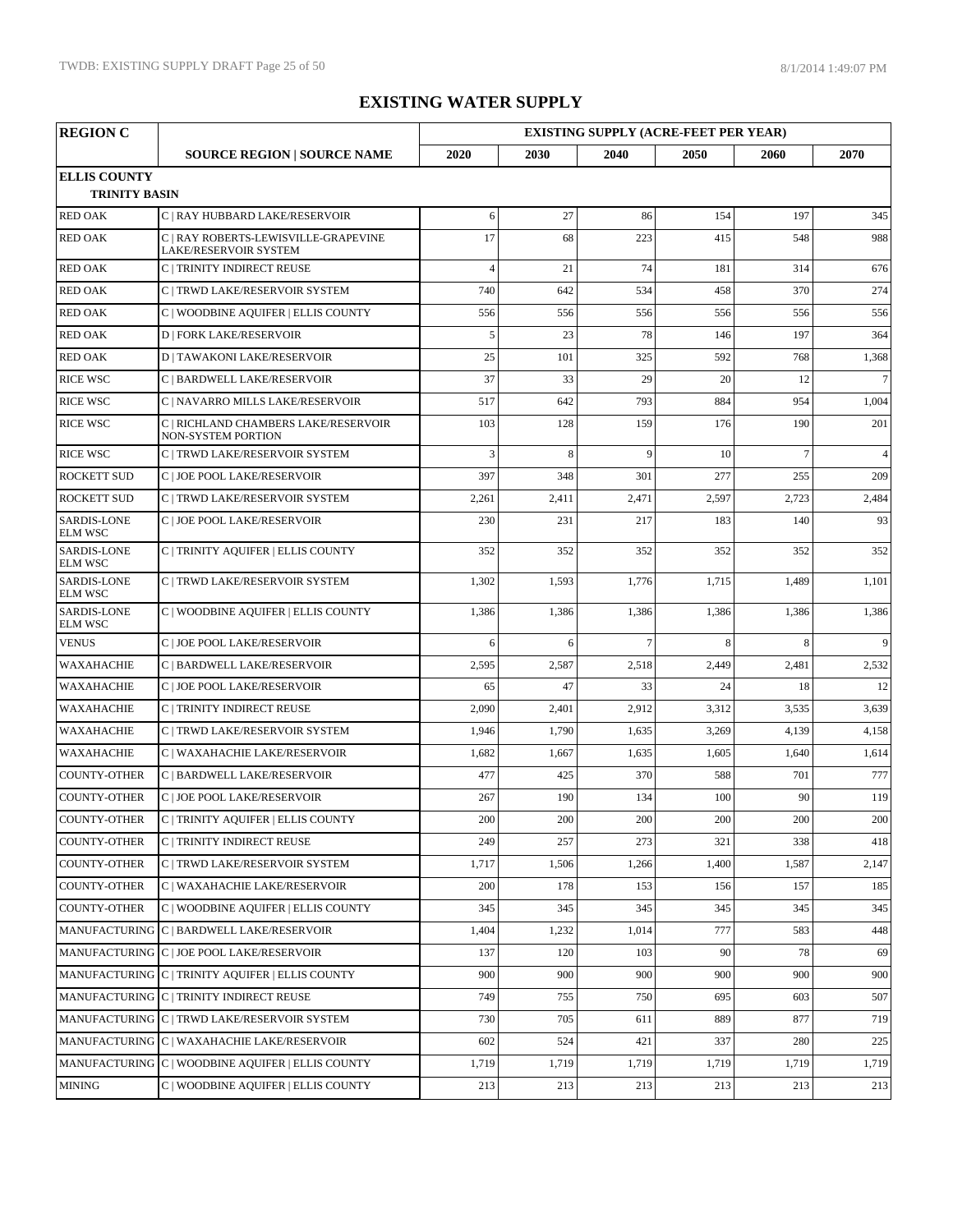# EXISTING WATER SUPPLY

| REGION C | | EXISTING SUPPLY (ACRE-FEET PER YEAR) | | | | | |
|---|---|---|---|---|---|---|---|
| | SOURCE REGION \| SOURCE NAME | 2020 | 2030 | 2040 | 2050 | 2060 | 2070 |
| **ELLIS COUNTY** | | | | | | | |
| **TRINITY BASIN** | | | | | | | |
| RED OAK | C \| RAY HUBBARD LAKE/RESERVOIR | 6 | 27 | 86 | 154 | 197 | 345 |
| RED OAK | C \| RAY ROBERTS-LEWISVILLE-GRAPEVINE LAKE/RESERVOIR SYSTEM | 17 | 68 | 223 | 415 | 548 | 988 |
| RED OAK | C \| TRINITY INDIRECT REUSE | 4 | 21 | 74 | 181 | 314 | 676 |
| RED OAK | C \| TRWD LAKE/RESERVOIR SYSTEM | 740 | 642 | 534 | 458 | 370 | 274 |
| RED OAK | C \| WOODBINE AQUIFER \| ELLIS COUNTY | 556 | 556 | 556 | 556 | 556 | 556 |
| RED OAK | D \| FORK LAKE/RESERVOIR | 5 | 23 | 78 | 146 | 197 | 364 |
| RED OAK | D \| TAWAKONI LAKE/RESERVOIR | 25 | 101 | 325 | 592 | 768 | 1,368 |
| RICE WSC | C \| BARDWELL LAKE/RESERVOIR | 37 | 33 | 29 | 20 | 12 | 7 |
| RICE WSC | C \| NAVARRO MILLS LAKE/RESERVOIR | 517 | 642 | 793 | 884 | 954 | 1,004 |
| RICE WSC | C \| RICHLAND CHAMBERS LAKE/RESERVOIR NON-SYSTEM PORTION | 103 | 128 | 159 | 176 | 190 | 201 |
| RICE WSC | C \| TRWD LAKE/RESERVOIR SYSTEM | 3 | 8 | 9 | 10 | 7 | 4 |
| ROCKETT SUD | C \| JOE POOL LAKE/RESERVOIR | 397 | 348 | 301 | 277 | 255 | 209 |
| ROCKETT SUD | C \| TRWD LAKE/RESERVOIR SYSTEM | 2,261 | 2,411 | 2,471 | 2,597 | 2,723 | 2,484 |
| SARDIS-LONE ELM WSC | C \| JOE POOL LAKE/RESERVOIR | 230 | 231 | 217 | 183 | 140 | 93 |
| SARDIS-LONE ELM WSC | C \| TRINITY AQUIFER \| ELLIS COUNTY | 352 | 352 | 352 | 352 | 352 | 352 |
| SARDIS-LONE ELM WSC | C \| TRWD LAKE/RESERVOIR SYSTEM | 1,302 | 1,593 | 1,776 | 1,715 | 1,489 | 1,101 |
| SARDIS-LONE ELM WSC | C \| WOODBINE AQUIFER \| ELLIS COUNTY | 1,386 | 1,386 | 1,386 | 1,386 | 1,386 | 1,386 |
| VENUS | C \| JOE POOL LAKE/RESERVOIR | 6 | 6 | 7 | 8 | 8 | 9 |
| WAXAHACHIE | C \| BARDWELL LAKE/RESERVOIR | 2,595 | 2,587 | 2,518 | 2,449 | 2,481 | 2,532 |
| WAXAHACHIE | C \| JOE POOL LAKE/RESERVOIR | 65 | 47 | 33 | 24 | 18 | 12 |
| WAXAHACHIE | C \| TRINITY INDIRECT REUSE | 2,090 | 2,401 | 2,912 | 3,312 | 3,535 | 3,639 |
| WAXAHACHIE | C \| TRWD LAKE/RESERVOIR SYSTEM | 1,946 | 1,790 | 1,635 | 3,269 | 4,139 | 4,158 |
| WAXAHACHIE | C \| WAXAHACHIE LAKE/RESERVOIR | 1,682 | 1,667 | 1,635 | 1,605 | 1,640 | 1,614 |
| COUNTY-OTHER | C \| BARDWELL LAKE/RESERVOIR | 477 | 425 | 370 | 588 | 701 | 777 |
| COUNTY-OTHER | C \| JOE POOL LAKE/RESERVOIR | 267 | 190 | 134 | 100 | 90 | 119 |
| COUNTY-OTHER | C \| TRINITY AQUIFER \| ELLIS COUNTY | 200 | 200 | 200 | 200 | 200 | 200 |
| COUNTY-OTHER | C \| TRINITY INDIRECT REUSE | 249 | 257 | 273 | 321 | 338 | 418 |
| COUNTY-OTHER | C \| TRWD LAKE/RESERVOIR SYSTEM | 1,717 | 1,506 | 1,266 | 1,400 | 1,587 | 2,147 |
| COUNTY-OTHER | C \| WAXAHACHIE LAKE/RESERVOIR | 200 | 178 | 153 | 156 | 157 | 185 |
| COUNTY-OTHER | C \| WOODBINE AQUIFER \| ELLIS COUNTY | 345 | 345 | 345 | 345 | 345 | 345 |
| MANUFACTURING | C \| BARDWELL LAKE/RESERVOIR | 1,404 | 1,232 | 1,014 | 777 | 583 | 448 |
| MANUFACTURING | C \| JOE POOL LAKE/RESERVOIR | 137 | 120 | 103 | 90 | 78 | 69 |
| MANUFACTURING | C \| TRINITY AQUIFER \| ELLIS COUNTY | 900 | 900 | 900 | 900 | 900 | 900 |
| MANUFACTURING | C \| TRINITY INDIRECT REUSE | 749 | 755 | 750 | 695 | 603 | 507 |
| MANUFACTURING | C \| TRWD LAKE/RESERVOIR SYSTEM | 730 | 705 | 611 | 889 | 877 | 719 |
| MANUFACTURING | C \| WAXAHACHIE LAKE/RESERVOIR | 602 | 524 | 421 | 337 | 280 | 225 |
| MANUFACTURING | C \| WOODBINE AQUIFER \| ELLIS COUNTY | 1,719 | 1,719 | 1,719 | 1,719 | 1,719 | 1,719 |
| MINING | C \| WOODBINE AQUIFER \| ELLIS COUNTY | 213 | 213 | 213 | 213 | 213 | 213 |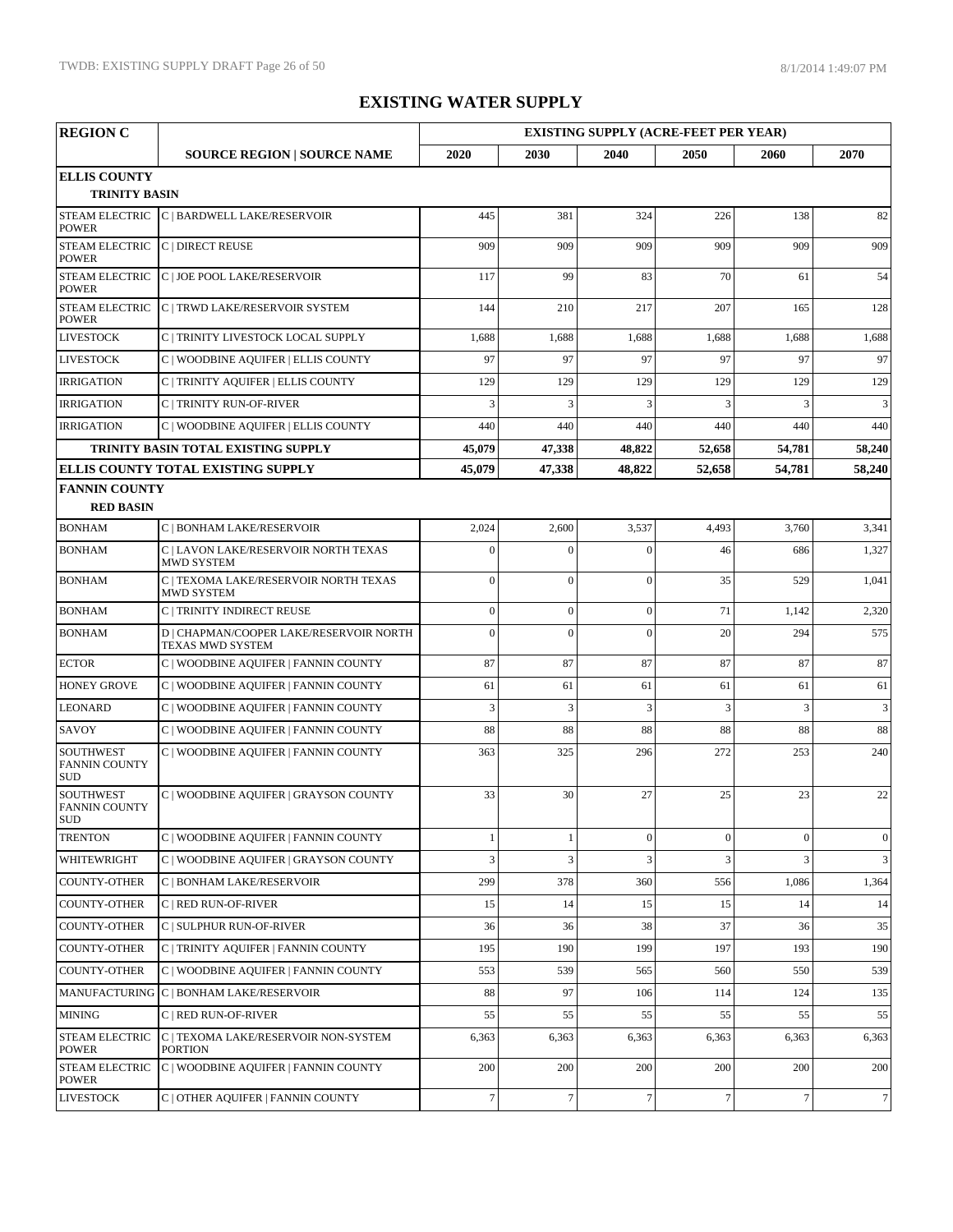# EXISTING WATER SUPPLY

| REGION C | | EXISTING SUPPLY (ACRE-FEET PER YEAR) | | | | | |
|---|---|---|---|---|---|---|---|
| | SOURCE REGION \| SOURCE NAME | 2020 | 2030 | 2040 | 2050 | 2060 | 2070 |
| **ELLIS COUNTY** | | | | | | | |
| **TRINITY BASIN** | | | | | | | |
| STEAM ELECTRIC POWER | C \| BARDWELL LAKE/RESERVOIR | 445 | 381 | 324 | 226 | 138 | 82 |
| STEAM ELECTRIC POWER | C \| DIRECT REUSE | 909 | 909 | 909 | 909 | 909 | 909 |
| STEAM ELECTRIC POWER | C \| JOE POOL LAKE/RESERVOIR | 117 | 99 | 83 | 70 | 61 | 54 |
| STEAM ELECTRIC POWER | C \| TRWD LAKE/RESERVOIR SYSTEM | 144 | 210 | 217 | 207 | 165 | 128 |
| LIVESTOCK | C \| TRINITY LIVESTOCK LOCAL SUPPLY | 1,688 | 1,688 | 1,688 | 1,688 | 1,688 | 1,688 |
| LIVESTOCK | C \| WOODBINE AQUIFER \| ELLIS COUNTY | 97 | 97 | 97 | 97 | 97 | 97 |
| IRRIGATION | C \| TRINITY AQUIFER \| ELLIS COUNTY | 129 | 129 | 129 | 129 | 129 | 129 |
| IRRIGATION | C \| TRINITY RUN-OF-RIVER | 3 | 3 | 3 | 3 | 3 | 3 |
| IRRIGATION | C \| WOODBINE AQUIFER \| ELLIS COUNTY | 440 | 440 | 440 | 440 | 440 | 440 |
| | **TRINITY BASIN TOTAL EXISTING SUPPLY** | **45,079** | **47,338** | **48,822** | **52,658** | **54,781** | **58,240** |
| **ELLIS COUNTY TOTAL EXISTING SUPPLY** | | **45,079** | **47,338** | **48,822** | **52,658** | **54,781** | **58,240** |
| **FANNIN COUNTY** | | | | | | | |
| **RED BASIN** | | | | | | | |
| BONHAM | C \| BONHAM LAKE/RESERVOIR | 2,024 | 2,600 | 3,537 | 4,493 | 3,760 | 3,341 |
| BONHAM | C \| LAVON LAKE/RESERVOIR NORTH TEXAS MWD SYSTEM | 0 | 0 | 0 | 46 | 686 | 1,327 |
| BONHAM | C \| TEXOMA LAKE/RESERVOIR NORTH TEXAS MWD SYSTEM | 0 | 0 | 0 | 35 | 529 | 1,041 |
| BONHAM | C \| TRINITY INDIRECT REUSE | 0 | 0 | 0 | 71 | 1,142 | 2,320 |
| BONHAM | D \| CHAPMAN/COOPER LAKE/RESERVOIR NORTH TEXAS MWD SYSTEM | 0 | 0 | 0 | 20 | 294 | 575 |
| ECTOR | C \| WOODBINE AQUIFER \| FANNIN COUNTY | 87 | 87 | 87 | 87 | 87 | 87 |
| HONEY GROVE | C \| WOODBINE AQUIFER \| FANNIN COUNTY | 61 | 61 | 61 | 61 | 61 | 61 |
| LEONARD | C \| WOODBINE AQUIFER \| FANNIN COUNTY | 3 | 3 | 3 | 3 | 3 | 3 |
| SAVOY | C \| WOODBINE AQUIFER \| FANNIN COUNTY | 88 | 88 | 88 | 88 | 88 | 88 |
| SOUTHWEST FANNIN COUNTY SUD | C \| WOODBINE AQUIFER \| FANNIN COUNTY | 363 | 325 | 296 | 272 | 253 | 240 |
| SOUTHWEST FANNIN COUNTY SUD | C \| WOODBINE AQUIFER \| GRAYSON COUNTY | 33 | 30 | 27 | 25 | 23 | 22 |
| TRENTON | C \| WOODBINE AQUIFER \| FANNIN COUNTY | 1 | 1 | 0 | 0 | 0 | 0 |
| WHITEWRIGHT | C \| WOODBINE AQUIFER \| GRAYSON COUNTY | 3 | 3 | 3 | 3 | 3 | 3 |
| COUNTY-OTHER | C \| BONHAM LAKE/RESERVOIR | 299 | 378 | 360 | 556 | 1,086 | 1,364 |
| COUNTY-OTHER | C \| RED RUN-OF-RIVER | 15 | 14 | 15 | 15 | 14 | 14 |
| COUNTY-OTHER | C \| SULPHUR RUN-OF-RIVER | 36 | 36 | 38 | 37 | 36 | 35 |
| COUNTY-OTHER | C \| TRINITY AQUIFER \| FANNIN COUNTY | 195 | 190 | 199 | 197 | 193 | 190 |
| COUNTY-OTHER | C \| WOODBINE AQUIFER \| FANNIN COUNTY | 553 | 539 | 565 | 560 | 550 | 539 |
| MANUFACTURING | C \| BONHAM LAKE/RESERVOIR | 88 | 97 | 106 | 114 | 124 | 135 |
| MINING | C \| RED RUN-OF-RIVER | 55 | 55 | 55 | 55 | 55 | 55 |
| STEAM ELECTRIC POWER | C \| TEXOMA LAKE/RESERVOIR NON-SYSTEM PORTION | 6,363 | 6,363 | 6,363 | 6,363 | 6,363 | 6,363 |
| STEAM ELECTRIC POWER | C \| WOODBINE AQUIFER \| FANNIN COUNTY | 200 | 200 | 200 | 200 | 200 | 200 |
| LIVESTOCK | C \| OTHER AQUIFER \| FANNIN COUNTY | 7 | 7 | 7 | 7 | 7 | 7 |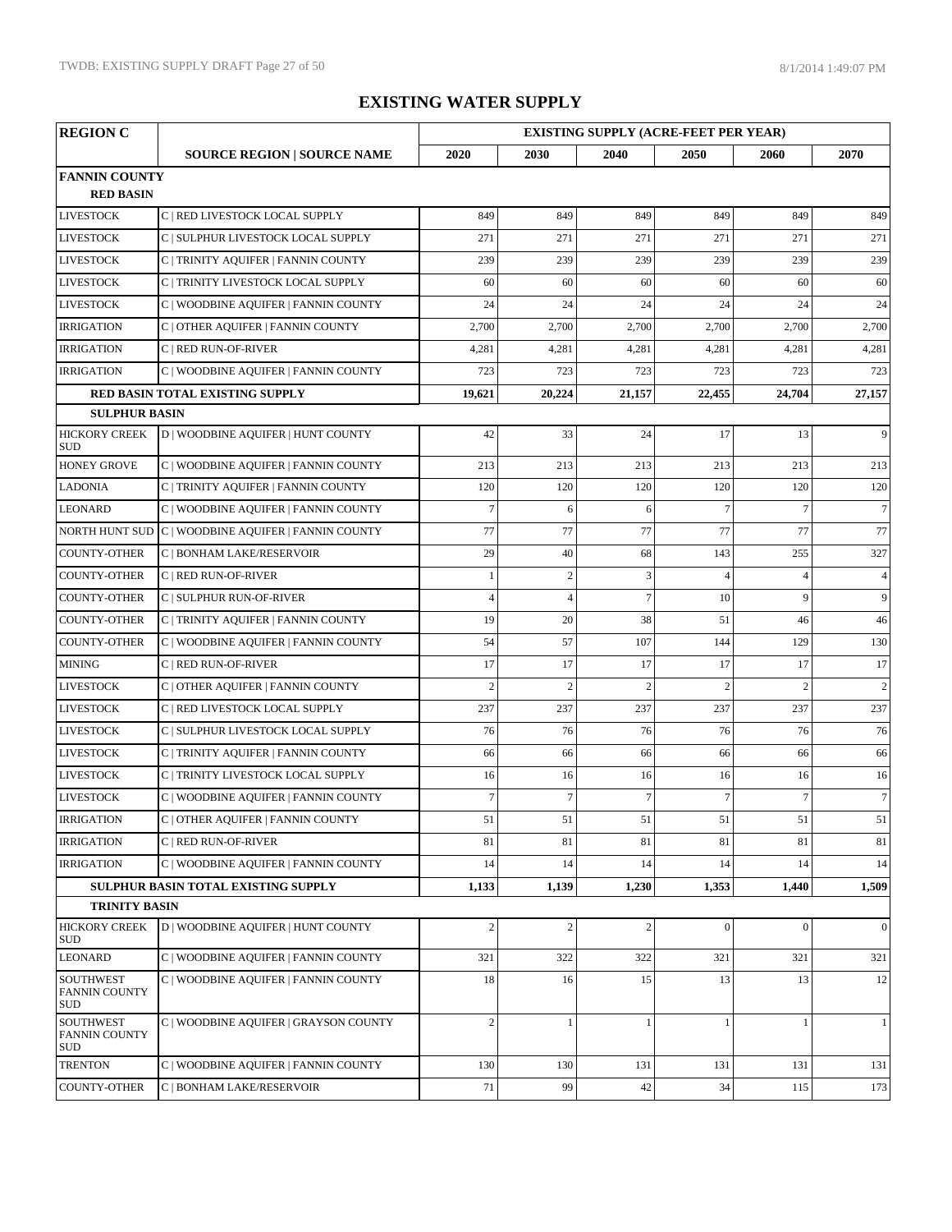# EXISTING WATER SUPPLY

| REGION C | | EXISTING SUPPLY (ACRE-FEET PER YEAR) | | | | | |
|---|---|---|---|---|---|---|---|
| | SOURCE REGION \| SOURCE NAME | 2020 | 2030 | 2040 | 2050 | 2060 | 2070 |
| **FANNIN COUNTY** | | | | | | | |
| **RED BASIN** | | | | | | | |
| LIVESTOCK | C \| RED LIVESTOCK LOCAL SUPPLY | 849 | 849 | 849 | 849 | 849 | 849 |
| LIVESTOCK | C \| SULPHUR LIVESTOCK LOCAL SUPPLY | 271 | 271 | 271 | 271 | 271 | 271 |
| LIVESTOCK | C \| TRINITY AQUIFER \| FANNIN COUNTY | 239 | 239 | 239 | 239 | 239 | 239 |
| LIVESTOCK | C \| TRINITY LIVESTOCK LOCAL SUPPLY | 60 | 60 | 60 | 60 | 60 | 60 |
| LIVESTOCK | C \| WOODBINE AQUIFER \| FANNIN COUNTY | 24 | 24 | 24 | 24 | 24 | 24 |
| IRRIGATION | C \| OTHER AQUIFER \| FANNIN COUNTY | 2,700 | 2,700 | 2,700 | 2,700 | 2,700 | 2,700 |
| IRRIGATION | C \| RED RUN-OF-RIVER | 4,281 | 4,281 | 4,281 | 4,281 | 4,281 | 4,281 |
| IRRIGATION | C \| WOODBINE AQUIFER \| FANNIN COUNTY | 723 | 723 | 723 | 723 | 723 | 723 |
| | **RED BASIN TOTAL EXISTING SUPPLY** | **19,621** | **20,224** | **21,157** | **22,455** | **24,704** | **27,157** |
| **SULPHUR BASIN** | | | | | | | |
| HICKORY CREEK SUD | D \| WOODBINE AQUIFER \| HUNT COUNTY | 42 | 33 | 24 | 17 | 13 | 9 |
| HONEY GROVE | C \| WOODBINE AQUIFER \| FANNIN COUNTY | 213 | 213 | 213 | 213 | 213 | 213 |
| LADONIA | C \| TRINITY AQUIFER \| FANNIN COUNTY | 120 | 120 | 120 | 120 | 120 | 120 |
| LEONARD | C \| WOODBINE AQUIFER \| FANNIN COUNTY | 7 | 6 | 6 | 7 | 7 | 7 |
| NORTH HUNT SUD | C \| WOODBINE AQUIFER \| FANNIN COUNTY | 77 | 77 | 77 | 77 | 77 | 77 |
| COUNTY-OTHER | C \| BONHAM LAKE/RESERVOIR | 29 | 40 | 68 | 143 | 255 | 327 |
| COUNTY-OTHER | C \| RED RUN-OF-RIVER | 1 | 2 | 3 | 4 | 4 | 4 |
| COUNTY-OTHER | C \| SULPHUR RUN-OF-RIVER | 4 | 4 | 7 | 10 | 9 | 9 |
| COUNTY-OTHER | C \| TRINITY AQUIFER \| FANNIN COUNTY | 19 | 20 | 38 | 51 | 46 | 46 |
| COUNTY-OTHER | C \| WOODBINE AQUIFER \| FANNIN COUNTY | 54 | 57 | 107 | 144 | 129 | 130 |
| MINING | C \| RED RUN-OF-RIVER | 17 | 17 | 17 | 17 | 17 | 17 |
| LIVESTOCK | C \| OTHER AQUIFER \| FANNIN COUNTY | 2 | 2 | 2 | 2 | 2 | 2 |
| LIVESTOCK | C \| RED LIVESTOCK LOCAL SUPPLY | 237 | 237 | 237 | 237 | 237 | 237 |
| LIVESTOCK | C \| SULPHUR LIVESTOCK LOCAL SUPPLY | 76 | 76 | 76 | 76 | 76 | 76 |
| LIVESTOCK | C \| TRINITY AQUIFER \| FANNIN COUNTY | 66 | 66 | 66 | 66 | 66 | 66 |
| LIVESTOCK | C \| TRINITY LIVESTOCK LOCAL SUPPLY | 16 | 16 | 16 | 16 | 16 | 16 |
| LIVESTOCK | C \| WOODBINE AQUIFER \| FANNIN COUNTY | 7 | 7 | 7 | 7 | 7 | 7 |
| IRRIGATION | C \| OTHER AQUIFER \| FANNIN COUNTY | 51 | 51 | 51 | 51 | 51 | 51 |
| IRRIGATION | C \| RED RUN-OF-RIVER | 81 | 81 | 81 | 81 | 81 | 81 |
| IRRIGATION | C \| WOODBINE AQUIFER \| FANNIN COUNTY | 14 | 14 | 14 | 14 | 14 | 14 |
| | **SULPHUR BASIN TOTAL EXISTING SUPPLY** | **1,133** | **1,139** | **1,230** | **1,353** | **1,440** | **1,509** |
| **TRINITY BASIN** | | | | | | | |
| HICKORY CREEK SUD | D \| WOODBINE AQUIFER \| HUNT COUNTY | 2 | 2 | 2 | 0 | 0 | 0 |
| LEONARD | C \| WOODBINE AQUIFER \| FANNIN COUNTY | 321 | 322 | 322 | 321 | 321 | 321 |
| SOUTHWEST FANNIN COUNTY SUD | C \| WOODBINE AQUIFER \| FANNIN COUNTY | 18 | 16 | 15 | 13 | 13 | 12 |
| SOUTHWEST FANNIN COUNTY SUD | C \| WOODBINE AQUIFER \| GRAYSON COUNTY | 2 | 1 | 1 | 1 | 1 | 1 |
| TRENTON | C \| WOODBINE AQUIFER \| FANNIN COUNTY | 130 | 130 | 131 | 131 | 131 | 131 |
| COUNTY-OTHER | C \| BONHAM LAKE/RESERVOIR | 71 | 99 | 42 | 34 | 115 | 173 |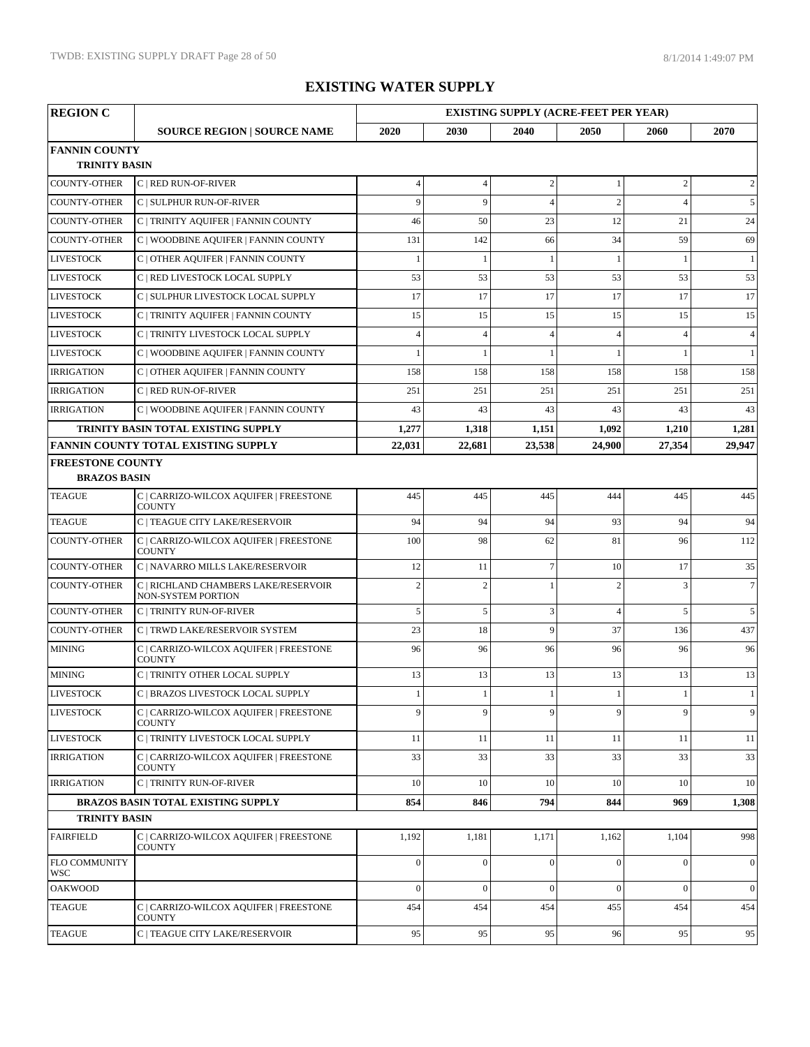# EXISTING WATER SUPPLY

| REGION C | | EXISTING SUPPLY (ACRE-FEET PER YEAR) | | | | | |
|---|---|---|---|---|---|---|---|
| | SOURCE REGION \| SOURCE NAME | 2020 | 2030 | 2040 | 2050 | 2060 | 2070 |
| **FANNIN COUNTY** | | | | | | | |
| **TRINITY BASIN** | | | | | | | |
| COUNTY-OTHER | C \| RED RUN-OF-RIVER | 4 | 4 | 2 | 1 | 2 | 2 |
| COUNTY-OTHER | C \| SULPHUR RUN-OF-RIVER | 9 | 9 | 4 | 2 | 4 | 5 |
| COUNTY-OTHER | C \| TRINITY AQUIFER \| FANNIN COUNTY | 46 | 50 | 23 | 12 | 21 | 24 |
| COUNTY-OTHER | C \| WOODBINE AQUIFER \| FANNIN COUNTY | 131 | 142 | 66 | 34 | 59 | 69 |
| LIVESTOCK | C \| OTHER AQUIFER \| FANNIN COUNTY | 1 | 1 | 1 | 1 | 1 | 1 |
| LIVESTOCK | C \| RED LIVESTOCK LOCAL SUPPLY | 53 | 53 | 53 | 53 | 53 | 53 |
| LIVESTOCK | C \| SULPHUR LIVESTOCK LOCAL SUPPLY | 17 | 17 | 17 | 17 | 17 | 17 |
| LIVESTOCK | C \| TRINITY AQUIFER \| FANNIN COUNTY | 15 | 15 | 15 | 15 | 15 | 15 |
| LIVESTOCK | C \| TRINITY LIVESTOCK LOCAL SUPPLY | 4 | 4 | 4 | 4 | 4 | 4 |
| LIVESTOCK | C \| WOODBINE AQUIFER \| FANNIN COUNTY | 1 | 1 | 1 | 1 | 1 | 1 |
| IRRIGATION | C \| OTHER AQUIFER \| FANNIN COUNTY | 158 | 158 | 158 | 158 | 158 | 158 |
| IRRIGATION | C \| RED RUN-OF-RIVER | 251 | 251 | 251 | 251 | 251 | 251 |
| IRRIGATION | C \| WOODBINE AQUIFER \| FANNIN COUNTY | 43 | 43 | 43 | 43 | 43 | 43 |
| | **TRINITY BASIN TOTAL EXISTING SUPPLY** | **1,277** | **1,318** | **1,151** | **1,092** | **1,210** | **1,281** |
| | **FANNIN COUNTY TOTAL EXISTING SUPPLY** | **22,031** | **22,681** | **23,538** | **24,900** | **27,354** | **29,947** |
| **FREESTONE COUNTY** | | | | | | | |
| **BRAZOS BASIN** | | | | | | | |
| TEAGUE | C \| CARRIZO-WILCOX AQUIFER \| FREESTONE COUNTY | 445 | 445 | 445 | 444 | 445 | 445 |
| TEAGUE | C \| TEAGUE CITY LAKE/RESERVOIR | 94 | 94 | 94 | 93 | 94 | 94 |
| COUNTY-OTHER | C \| CARRIZO-WILCOX AQUIFER \| FREESTONE COUNTY | 100 | 98 | 62 | 81 | 96 | 112 |
| COUNTY-OTHER | C \| NAVARRO MILLS LAKE/RESERVOIR | 12 | 11 | 7 | 10 | 17 | 35 |
| COUNTY-OTHER | C \| RICHLAND CHAMBERS LAKE/RESERVOIR NON-SYSTEM PORTION | 2 | 2 | 1 | 2 | 3 | 7 |
| COUNTY-OTHER | C \| TRINITY RUN-OF-RIVER | 5 | 5 | 3 | 4 | 5 | 5 |
| COUNTY-OTHER | C \| TRWD LAKE/RESERVOIR SYSTEM | 23 | 18 | 9 | 37 | 136 | 437 |
| MINING | C \| CARRIZO-WILCOX AQUIFER \| FREESTONE COUNTY | 96 | 96 | 96 | 96 | 96 | 96 |
| MINING | C \| TRINITY OTHER LOCAL SUPPLY | 13 | 13 | 13 | 13 | 13 | 13 |
| LIVESTOCK | C \| BRAZOS LIVESTOCK LOCAL SUPPLY | 1 | 1 | 1 | 1 | 1 | 1 |
| LIVESTOCK | C \| CARRIZO-WILCOX AQUIFER \| FREESTONE COUNTY | 9 | 9 | 9 | 9 | 9 | 9 |
| LIVESTOCK | C \| TRINITY LIVESTOCK LOCAL SUPPLY | 11 | 11 | 11 | 11 | 11 | 11 |
| IRRIGATION | C \| CARRIZO-WILCOX AQUIFER \| FREESTONE COUNTY | 33 | 33 | 33 | 33 | 33 | 33 |
| IRRIGATION | C \| TRINITY RUN-OF-RIVER | 10 | 10 | 10 | 10 | 10 | 10 |
| | **BRAZOS BASIN TOTAL EXISTING SUPPLY** | **854** | **846** | **794** | **844** | **969** | **1,308** |
| **TRINITY BASIN** | | | | | | | |
| FAIRFIELD | C \| CARRIZO-WILCOX AQUIFER \| FREESTONE COUNTY | 1,192 | 1,181 | 1,171 | 1,162 | 1,104 | 998 |
| FLO COMMUNITY WSC | | 0 | 0 | 0 | 0 | 0 | 0 |
| OAKWOOD | | 0 | 0 | 0 | 0 | 0 | 0 |
| TEAGUE | C \| CARRIZO-WILCOX AQUIFER \| FREESTONE COUNTY | 454 | 454 | 454 | 455 | 454 | 454 |
| TEAGUE | C \| TEAGUE CITY LAKE/RESERVOIR | 95 | 95 | 95 | 96 | 95 | 95 |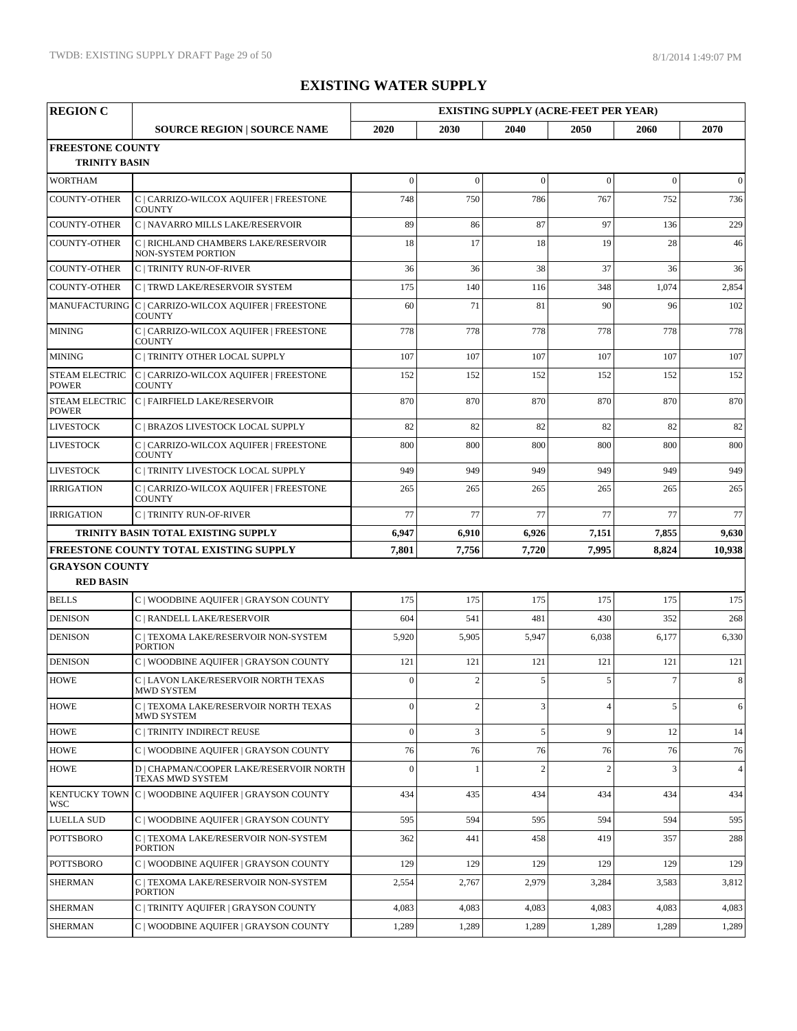# EXISTING WATER SUPPLY

| REGION C | | EXISTING SUPPLY (ACRE-FEET PER YEAR) | | | | | |
|---|---|---|---|---|---|---|---|
| | SOURCE REGION \| SOURCE NAME | 2020 | 2030 | 2040 | 2050 | 2060 | 2070 |
| **FREESTONE COUNTY** | | | | | | | |
| **TRINITY BASIN** | | | | | | | |
| WORTHAM | | 0 | 0 | 0 | 0 | 0 | 0 |
| COUNTY-OTHER | C \| CARRIZO-WILCOX AQUIFER \| FREESTONE COUNTY | 748 | 750 | 786 | 767 | 752 | 736 |
| COUNTY-OTHER | C \| NAVARRO MILLS LAKE/RESERVOIR | 89 | 86 | 87 | 97 | 136 | 229 |
| COUNTY-OTHER | C \| RICHLAND CHAMBERS LAKE/RESERVOIR NON-SYSTEM PORTION | 18 | 17 | 18 | 19 | 28 | 46 |
| COUNTY-OTHER | C \| TRINITY RUN-OF-RIVER | 36 | 36 | 38 | 37 | 36 | 36 |
| COUNTY-OTHER | C \| TRWD LAKE/RESERVOIR SYSTEM | 175 | 140 | 116 | 348 | 1,074 | 2,854 |
| MANUFACTURING | C \| CARRIZO-WILCOX AQUIFER \| FREESTONE COUNTY | 60 | 71 | 81 | 90 | 96 | 102 |
| MINING | C \| CARRIZO-WILCOX AQUIFER \| FREESTONE COUNTY | 778 | 778 | 778 | 778 | 778 | 778 |
| MINING | C \| TRINITY OTHER LOCAL SUPPLY | 107 | 107 | 107 | 107 | 107 | 107 |
| STEAM ELECTRIC POWER | C \| CARRIZO-WILCOX AQUIFER \| FREESTONE COUNTY | 152 | 152 | 152 | 152 | 152 | 152 |
| STEAM ELECTRIC POWER | C \| FAIRFIELD LAKE/RESERVOIR | 870 | 870 | 870 | 870 | 870 | 870 |
| LIVESTOCK | C \| BRAZOS LIVESTOCK LOCAL SUPPLY | 82 | 82 | 82 | 82 | 82 | 82 |
| LIVESTOCK | C \| CARRIZO-WILCOX AQUIFER \| FREESTONE COUNTY | 800 | 800 | 800 | 800 | 800 | 800 |
| LIVESTOCK | C \| TRINITY LIVESTOCK LOCAL SUPPLY | 949 | 949 | 949 | 949 | 949 | 949 |
| IRRIGATION | C \| CARRIZO-WILCOX AQUIFER \| FREESTONE COUNTY | 265 | 265 | 265 | 265 | 265 | 265 |
| IRRIGATION | C \| TRINITY RUN-OF-RIVER | 77 | 77 | 77 | 77 | 77 | 77 |
| | **TRINITY BASIN TOTAL EXISTING SUPPLY** | **6,947** | **6,910** | **6,926** | **7,151** | **7,855** | **9,630** |
| | **FREESTONE COUNTY TOTAL EXISTING SUPPLY** | **7,801** | **7,756** | **7,720** | **7,995** | **8,824** | **10,938** |
| **GRAYSON COUNTY** | | | | | | | |
| **RED BASIN** | | | | | | | |
| BELLS | C \| WOODBINE AQUIFER \| GRAYSON COUNTY | 175 | 175 | 175 | 175 | 175 | 175 |
| DENISON | C \| RANDELL LAKE/RESERVOIR | 604 | 541 | 481 | 430 | 352 | 268 |
| DENISON | C \| TEXOMA LAKE/RESERVOIR NON-SYSTEM PORTION | 5,920 | 5,905 | 5,947 | 6,038 | 6,177 | 6,330 |
| DENISON | C \| WOODBINE AQUIFER \| GRAYSON COUNTY | 121 | 121 | 121 | 121 | 121 | 121 |
| HOWE | C \| LAVON LAKE/RESERVOIR NORTH TEXAS MWD SYSTEM | 0 | 2 | 5 | 5 | 7 | 8 |
| HOWE | C \| TEXOMA LAKE/RESERVOIR NORTH TEXAS MWD SYSTEM | 0 | 2 | 3 | 4 | 5 | 6 |
| HOWE | C \| TRINITY INDIRECT REUSE | 0 | 3 | 5 | 9 | 12 | 14 |
| HOWE | C \| WOODBINE AQUIFER \| GRAYSON COUNTY | 76 | 76 | 76 | 76 | 76 | 76 |
| HOWE | D \| CHAPMAN/COOPER LAKE/RESERVOIR NORTH TEXAS MWD SYSTEM | 0 | 1 | 2 | 2 | 3 | 4 |
| KENTUCKY TOWN WSC | C \| WOODBINE AQUIFER \| GRAYSON COUNTY | 434 | 435 | 434 | 434 | 434 | 434 |
| LUELLA SUD | C \| WOODBINE AQUIFER \| GRAYSON COUNTY | 595 | 594 | 595 | 594 | 594 | 595 |
| POTTSBORO | C \| TEXOMA LAKE/RESERVOIR NON-SYSTEM PORTION | 362 | 441 | 458 | 419 | 357 | 288 |
| POTTSBORO | C \| WOODBINE AQUIFER \| GRAYSON COUNTY | 129 | 129 | 129 | 129 | 129 | 129 |
| SHERMAN | C \| TEXOMA LAKE/RESERVOIR NON-SYSTEM PORTION | 2,554 | 2,767 | 2,979 | 3,284 | 3,583 | 3,812 |
| SHERMAN | C \| TRINITY AQUIFER \| GRAYSON COUNTY | 4,083 | 4,083 | 4,083 | 4,083 | 4,083 | 4,083 |
| SHERMAN | C \| WOODBINE AQUIFER \| GRAYSON COUNTY | 1,289 | 1,289 | 1,289 | 1,289 | 1,289 | 1,289 |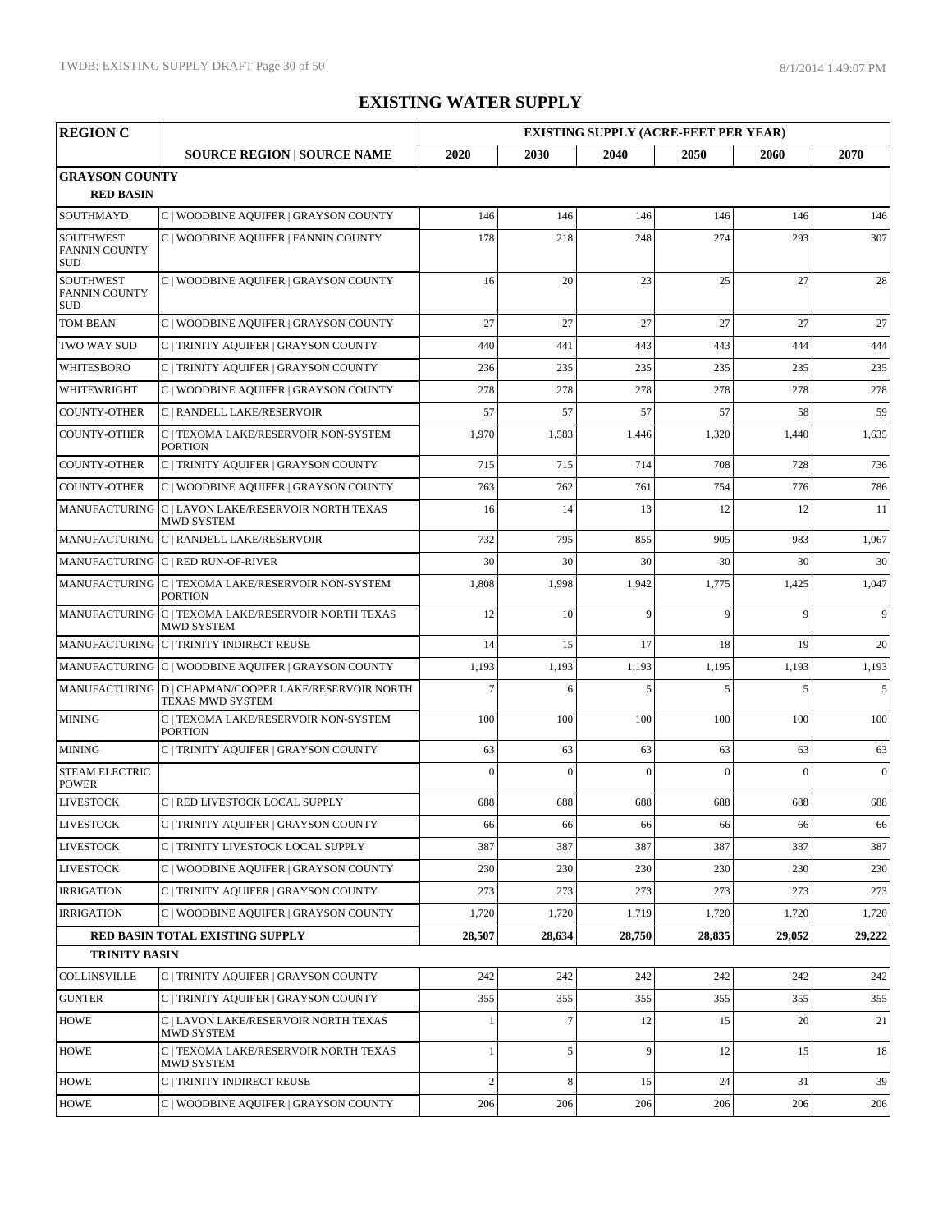# EXISTING WATER SUPPLY

| REGION C | | EXISTING SUPPLY (ACRE-FEET PER YEAR) | | | | | |
|---|---|---|---|---|---|---|---|
| | SOURCE REGION \| SOURCE NAME | 2020 | 2030 | 2040 | 2050 | 2060 | 2070 |
| **GRAYSON COUNTY** | | | | | | | |
| **RED BASIN** | | | | | | | |
| SOUTHMAYD | C \| WOODBINE AQUIFER \| GRAYSON COUNTY | 146 | 146 | 146 | 146 | 146 | 146 |
| SOUTHWEST FANNIN COUNTY SUD | C \| WOODBINE AQUIFER \| FANNIN COUNTY | 178 | 218 | 248 | 274 | 293 | 307 |
| SOUTHWEST FANNIN COUNTY SUD | C \| WOODBINE AQUIFER \| GRAYSON COUNTY | 16 | 20 | 23 | 25 | 27 | 28 |
| TOM BEAN | C \| WOODBINE AQUIFER \| GRAYSON COUNTY | 27 | 27 | 27 | 27 | 27 | 27 |
| TWO WAY SUD | C \| TRINITY AQUIFER \| GRAYSON COUNTY | 440 | 441 | 443 | 443 | 444 | 444 |
| WHITESBORO | C \| TRINITY AQUIFER \| GRAYSON COUNTY | 236 | 235 | 235 | 235 | 235 | 235 |
| WHITEWRIGHT | C \| WOODBINE AQUIFER \| GRAYSON COUNTY | 278 | 278 | 278 | 278 | 278 | 278 |
| COUNTY-OTHER | C \| RANDELL LAKE/RESERVOIR | 57 | 57 | 57 | 57 | 58 | 59 |
| COUNTY-OTHER | C \| TEXOMA LAKE/RESERVOIR NON-SYSTEM PORTION | 1,970 | 1,583 | 1,446 | 1,320 | 1,440 | 1,635 |
| COUNTY-OTHER | C \| TRINITY AQUIFER \| GRAYSON COUNTY | 715 | 715 | 714 | 708 | 728 | 736 |
| COUNTY-OTHER | C \| WOODBINE AQUIFER \| GRAYSON COUNTY | 763 | 762 | 761 | 754 | 776 | 786 |
| MANUFACTURING | C \| LAVON LAKE/RESERVOIR NORTH TEXAS MWD SYSTEM | 16 | 14 | 13 | 12 | 12 | 11 |
| MANUFACTURING | C \| RANDELL LAKE/RESERVOIR | 732 | 795 | 855 | 905 | 983 | 1,067 |
| MANUFACTURING | C \| RED RUN-OF-RIVER | 30 | 30 | 30 | 30 | 30 | 30 |
| MANUFACTURING | C \| TEXOMA LAKE/RESERVOIR NON-SYSTEM PORTION | 1,808 | 1,998 | 1,942 | 1,775 | 1,425 | 1,047 |
| MANUFACTURING | C \| TEXOMA LAKE/RESERVOIR NORTH TEXAS MWD SYSTEM | 12 | 10 | 9 | 9 | 9 | 9 |
| MANUFACTURING | C \| TRINITY INDIRECT REUSE | 14 | 15 | 17 | 18 | 19 | 20 |
| MANUFACTURING | C \| WOODBINE AQUIFER \| GRAYSON COUNTY | 1,193 | 1,193 | 1,193 | 1,195 | 1,193 | 1,193 |
| MANUFACTURING | D \| CHAPMAN/COOPER LAKE/RESERVOIR NORTH TEXAS MWD SYSTEM | 7 | 6 | 5 | 5 | 5 | 5 |
| MINING | C \| TEXOMA LAKE/RESERVOIR NON-SYSTEM PORTION | 100 | 100 | 100 | 100 | 100 | 100 |
| MINING | C \| TRINITY AQUIFER \| GRAYSON COUNTY | 63 | 63 | 63 | 63 | 63 | 63 |
| STEAM ELECTRIC POWER | | 0 | 0 | 0 | 0 | 0 | 0 |
| LIVESTOCK | C \| RED LIVESTOCK LOCAL SUPPLY | 688 | 688 | 688 | 688 | 688 | 688 |
| LIVESTOCK | C \| TRINITY AQUIFER \| GRAYSON COUNTY | 66 | 66 | 66 | 66 | 66 | 66 |
| LIVESTOCK | C \| TRINITY LIVESTOCK LOCAL SUPPLY | 387 | 387 | 387 | 387 | 387 | 387 |
| LIVESTOCK | C \| WOODBINE AQUIFER \| GRAYSON COUNTY | 230 | 230 | 230 | 230 | 230 | 230 |
| IRRIGATION | C \| TRINITY AQUIFER \| GRAYSON COUNTY | 273 | 273 | 273 | 273 | 273 | 273 |
| IRRIGATION | C \| WOODBINE AQUIFER \| GRAYSON COUNTY | 1,720 | 1,720 | 1,719 | 1,720 | 1,720 | 1,720 |
| | **RED BASIN TOTAL EXISTING SUPPLY** | **28,507** | **28,634** | **28,750** | **28,835** | **29,052** | **29,222** |
| **TRINITY BASIN** | | | | | | | |
| COLLINSVILLE | C \| TRINITY AQUIFER \| GRAYSON COUNTY | 242 | 242 | 242 | 242 | 242 | 242 |
| GUNTER | C \| TRINITY AQUIFER \| GRAYSON COUNTY | 355 | 355 | 355 | 355 | 355 | 355 |
| HOWE | C \| LAVON LAKE/RESERVOIR NORTH TEXAS MWD SYSTEM | 1 | 7 | 12 | 15 | 20 | 21 |
| HOWE | C \| TEXOMA LAKE/RESERVOIR NORTH TEXAS MWD SYSTEM | 1 | 5 | 9 | 12 | 15 | 18 |
| HOWE | C \| TRINITY INDIRECT REUSE | 2 | 8 | 15 | 24 | 31 | 39 |
| HOWE | C \| WOODBINE AQUIFER \| GRAYSON COUNTY | 206 | 206 | 206 | 206 | 206 | 206 |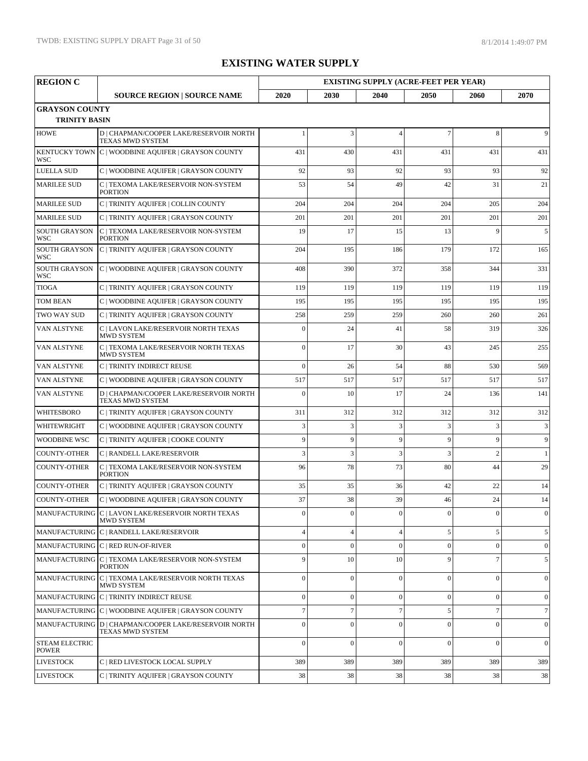# EXISTING WATER SUPPLY

| REGION C | | EXISTING SUPPLY (ACRE-FEET PER YEAR) | | | | | |
|---|---|---|---|---|---|---|---|
| | **SOURCE REGION \| SOURCE NAME** | **2020** | **2030** | **2040** | **2050** | **2060** | **2070** |
| **GRAYSON COUNTY** | | | | | | | |
| **TRINITY BASIN** | | | | | | | |
| HOWE | D \| CHAPMAN/COOPER LAKE/RESERVOIR NORTH TEXAS MWD SYSTEM | 1 | 3 | 4 | 7 | 8 | 9 |
| KENTUCKY TOWN WSC | C \| WOODBINE AQUIFER \| GRAYSON COUNTY | 431 | 430 | 431 | 431 | 431 | 431 |
| LUELLA SUD | C \| WOODBINE AQUIFER \| GRAYSON COUNTY | 92 | 93 | 92 | 93 | 93 | 92 |
| MARILEE SUD | C \| TEXOMA LAKE/RESERVOIR NON-SYSTEM PORTION | 53 | 54 | 49 | 42 | 31 | 21 |
| MARILEE SUD | C \| TRINITY AQUIFER \| COLLIN COUNTY | 204 | 204 | 204 | 204 | 205 | 204 |
| MARILEE SUD | C \| TRINITY AQUIFER \| GRAYSON COUNTY | 201 | 201 | 201 | 201 | 201 | 201 |
| SOUTH GRAYSON WSC | C \| TEXOMA LAKE/RESERVOIR NON-SYSTEM PORTION | 19 | 17 | 15 | 13 | 9 | 5 |
| SOUTH GRAYSON WSC | C \| TRINITY AQUIFER \| GRAYSON COUNTY | 204 | 195 | 186 | 179 | 172 | 165 |
| SOUTH GRAYSON WSC | C \| WOODBINE AQUIFER \| GRAYSON COUNTY | 408 | 390 | 372 | 358 | 344 | 331 |
| TIOGA | C \| TRINITY AQUIFER \| GRAYSON COUNTY | 119 | 119 | 119 | 119 | 119 | 119 |
| TOM BEAN | C \| WOODBINE AQUIFER \| GRAYSON COUNTY | 195 | 195 | 195 | 195 | 195 | 195 |
| TWO WAY SUD | C \| TRINITY AQUIFER \| GRAYSON COUNTY | 258 | 259 | 259 | 260 | 260 | 261 |
| VAN ALSTYNE | C \| LAVON LAKE/RESERVOIR NORTH TEXAS MWD SYSTEM | 0 | 24 | 41 | 58 | 319 | 326 |
| VAN ALSTYNE | C \| TEXOMA LAKE/RESERVOIR NORTH TEXAS MWD SYSTEM | 0 | 17 | 30 | 43 | 245 | 255 |
| VAN ALSTYNE | C \| TRINITY INDIRECT REUSE | 0 | 26 | 54 | 88 | 530 | 569 |
| VAN ALSTYNE | C \| WOODBINE AQUIFER \| GRAYSON COUNTY | 517 | 517 | 517 | 517 | 517 | 517 |
| VAN ALSTYNE | D \| CHAPMAN/COOPER LAKE/RESERVOIR NORTH TEXAS MWD SYSTEM | 0 | 10 | 17 | 24 | 136 | 141 |
| WHITESBORO | C \| TRINITY AQUIFER \| GRAYSON COUNTY | 311 | 312 | 312 | 312 | 312 | 312 |
| WHITEWRIGHT | C \| WOODBINE AQUIFER \| GRAYSON COUNTY | 3 | 3 | 3 | 3 | 3 | 3 |
| WOODBINE WSC | C \| TRINITY AQUIFER \| COOKE COUNTY | 9 | 9 | 9 | 9 | 9 | 9 |
| COUNTY-OTHER | C \| RANDELL LAKE/RESERVOIR | 3 | 3 | 3 | 3 | 2 | 1 |
| COUNTY-OTHER | C \| TEXOMA LAKE/RESERVOIR NON-SYSTEM PORTION | 96 | 78 | 73 | 80 | 44 | 29 |
| COUNTY-OTHER | C \| TRINITY AQUIFER \| GRAYSON COUNTY | 35 | 35 | 36 | 42 | 22 | 14 |
| COUNTY-OTHER | C \| WOODBINE AQUIFER \| GRAYSON COUNTY | 37 | 38 | 39 | 46 | 24 | 14 |
| MANUFACTURING | C \| LAVON LAKE/RESERVOIR NORTH TEXAS MWD SYSTEM | 0 | 0 | 0 | 0 | 0 | 0 |
| MANUFACTURING | C \| RANDELL LAKE/RESERVOIR | 4 | 4 | 4 | 5 | 5 | 5 |
| MANUFACTURING | C \| RED RUN-OF-RIVER | 0 | 0 | 0 | 0 | 0 | 0 |
| MANUFACTURING | C \| TEXOMA LAKE/RESERVOIR NON-SYSTEM PORTION | 9 | 10 | 10 | 9 | 7 | 5 |
| MANUFACTURING | C \| TEXOMA LAKE/RESERVOIR NORTH TEXAS MWD SYSTEM | 0 | 0 | 0 | 0 | 0 | 0 |
| MANUFACTURING | C \| TRINITY INDIRECT REUSE | 0 | 0 | 0 | 0 | 0 | 0 |
| MANUFACTURING | C \| WOODBINE AQUIFER \| GRAYSON COUNTY | 7 | 7 | 7 | 5 | 7 | 7 |
| MANUFACTURING | D \| CHAPMAN/COOPER LAKE/RESERVOIR NORTH TEXAS MWD SYSTEM | 0 | 0 | 0 | 0 | 0 | 0 |
| STEAM ELECTRIC POWER | | 0 | 0 | 0 | 0 | 0 | 0 |
| LIVESTOCK | C \| RED LIVESTOCK LOCAL SUPPLY | 389 | 389 | 389 | 389 | 389 | 389 |
| LIVESTOCK | C \| TRINITY AQUIFER \| GRAYSON COUNTY | 38 | 38 | 38 | 38 | 38 | 38 |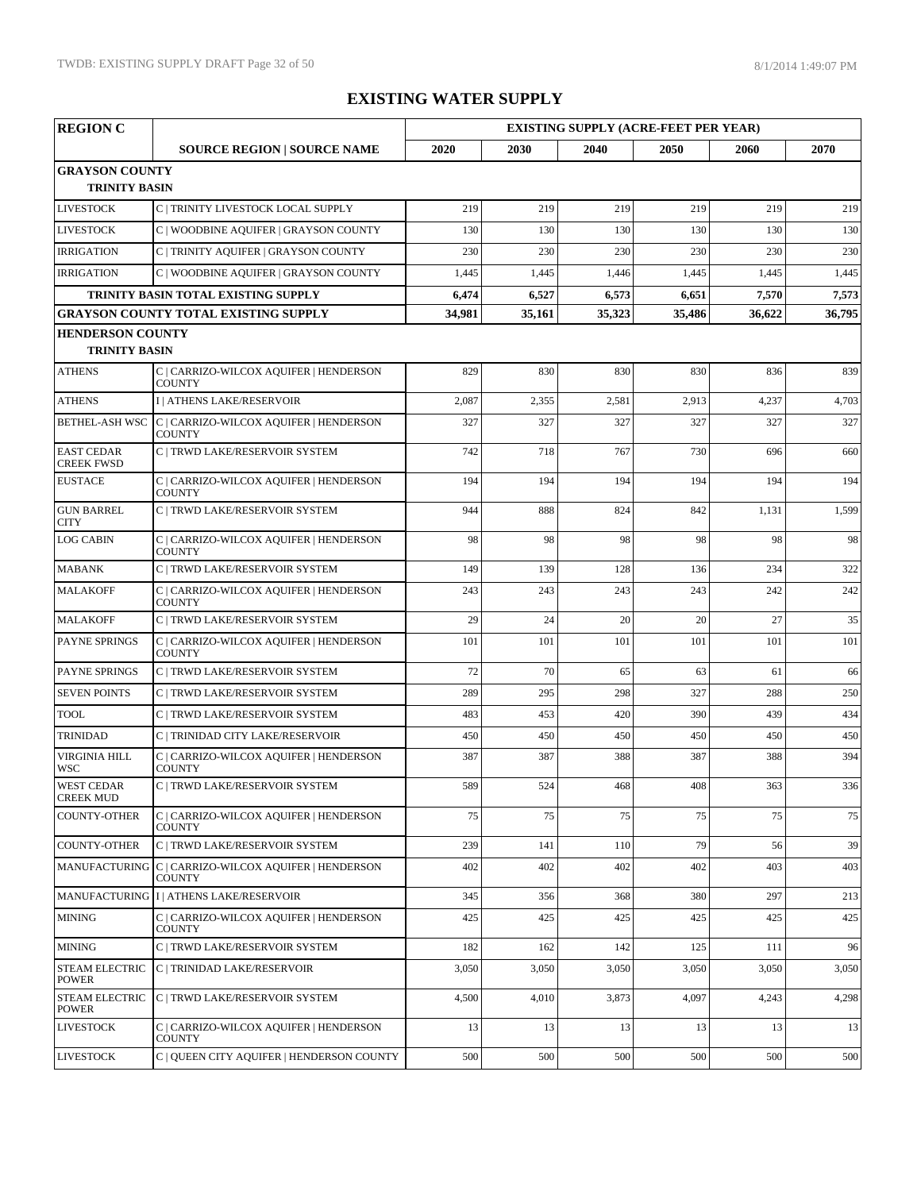# EXISTING WATER SUPPLY

| REGION C | | EXISTING SUPPLY (ACRE-FEET PER YEAR) | | | | | |
|---|---|---|---|---|---|---|---|
| | SOURCE REGION \| SOURCE NAME | 2020 | 2030 | 2040 | 2050 | 2060 | 2070 |
| **GRAYSON COUNTY** | | | | | | | |
| **TRINITY BASIN** | | | | | | | |
| LIVESTOCK | C \| TRINITY LIVESTOCK LOCAL SUPPLY | 219 | 219 | 219 | 219 | 219 | 219 |
| LIVESTOCK | C \| WOODBINE AQUIFER \| GRAYSON COUNTY | 130 | 130 | 130 | 130 | 130 | 130 |
| IRRIGATION | C \| TRINITY AQUIFER \| GRAYSON COUNTY | 230 | 230 | 230 | 230 | 230 | 230 |
| IRRIGATION | C \| WOODBINE AQUIFER \| GRAYSON COUNTY | 1,445 | 1,445 | 1,446 | 1,445 | 1,445 | 1,445 |
| **TRINITY BASIN TOTAL EXISTING SUPPLY** | | **6,474** | **6,527** | **6,573** | **6,651** | **7,570** | **7,573** |
| **GRAYSON COUNTY TOTAL EXISTING SUPPLY** | | **34,981** | **35,161** | **35,323** | **35,486** | **36,622** | **36,795** |
| **HENDERSON COUNTY** | | | | | | | |
| **TRINITY BASIN** | | | | | | | |
| ATHENS | C \| CARRIZO-WILCOX AQUIFER \| HENDERSON COUNTY | 829 | 830 | 830 | 830 | 836 | 839 |
| ATHENS | I \| ATHENS LAKE/RESERVOIR | 2,087 | 2,355 | 2,581 | 2,913 | 4,237 | 4,703 |
| BETHEL-ASH WSC | C \| CARRIZO-WILCOX AQUIFER \| HENDERSON COUNTY | 327 | 327 | 327 | 327 | 327 | 327 |
| EAST CEDAR CREEK FWSD | C \| TRWD LAKE/RESERVOIR SYSTEM | 742 | 718 | 767 | 730 | 696 | 660 |
| EUSTACE | C \| CARRIZO-WILCOX AQUIFER \| HENDERSON COUNTY | 194 | 194 | 194 | 194 | 194 | 194 |
| GUN BARREL CITY | C \| TRWD LAKE/RESERVOIR SYSTEM | 944 | 888 | 824 | 842 | 1,131 | 1,599 |
| LOG CABIN | C \| CARRIZO-WILCOX AQUIFER \| HENDERSON COUNTY | 98 | 98 | 98 | 98 | 98 | 98 |
| MABANK | C \| TRWD LAKE/RESERVOIR SYSTEM | 149 | 139 | 128 | 136 | 234 | 322 |
| MALAKOFF | C \| CARRIZO-WILCOX AQUIFER \| HENDERSON COUNTY | 243 | 243 | 243 | 243 | 242 | 242 |
| MALAKOFF | C \| TRWD LAKE/RESERVOIR SYSTEM | 29 | 24 | 20 | 20 | 27 | 35 |
| PAYNE SPRINGS | C \| CARRIZO-WILCOX AQUIFER \| HENDERSON COUNTY | 101 | 101 | 101 | 101 | 101 | 101 |
| PAYNE SPRINGS | C \| TRWD LAKE/RESERVOIR SYSTEM | 72 | 70 | 65 | 63 | 61 | 66 |
| SEVEN POINTS | C \| TRWD LAKE/RESERVOIR SYSTEM | 289 | 295 | 298 | 327 | 288 | 250 |
| TOOL | C \| TRWD LAKE/RESERVOIR SYSTEM | 483 | 453 | 420 | 390 | 439 | 434 |
| TRINIDAD | C \| TRINIDAD CITY LAKE/RESERVOIR | 450 | 450 | 450 | 450 | 450 | 450 |
| VIRGINIA HILL WSC | C \| CARRIZO-WILCOX AQUIFER \| HENDERSON COUNTY | 387 | 387 | 388 | 387 | 388 | 394 |
| WEST CEDAR CREEK MUD | C \| TRWD LAKE/RESERVOIR SYSTEM | 589 | 524 | 468 | 408 | 363 | 336 |
| COUNTY-OTHER | C \| CARRIZO-WILCOX AQUIFER \| HENDERSON COUNTY | 75 | 75 | 75 | 75 | 75 | 75 |
| COUNTY-OTHER | C \| TRWD LAKE/RESERVOIR SYSTEM | 239 | 141 | 110 | 79 | 56 | 39 |
| MANUFACTURING | C \| CARRIZO-WILCOX AQUIFER \| HENDERSON COUNTY | 402 | 402 | 402 | 402 | 403 | 403 |
| MANUFACTURING | I \| ATHENS LAKE/RESERVOIR | 345 | 356 | 368 | 380 | 297 | 213 |
| MINING | C \| CARRIZO-WILCOX AQUIFER \| HENDERSON COUNTY | 425 | 425 | 425 | 425 | 425 | 425 |
| MINING | C \| TRWD LAKE/RESERVOIR SYSTEM | 182 | 162 | 142 | 125 | 111 | 96 |
| STEAM ELECTRIC POWER | C \| TRINIDAD LAKE/RESERVOIR | 3,050 | 3,050 | 3,050 | 3,050 | 3,050 | 3,050 |
| STEAM ELECTRIC POWER | C \| TRWD LAKE/RESERVOIR SYSTEM | 4,500 | 4,010 | 3,873 | 4,097 | 4,243 | 4,298 |
| LIVESTOCK | C \| CARRIZO-WILCOX AQUIFER \| HENDERSON COUNTY | 13 | 13 | 13 | 13 | 13 | 13 |
| LIVESTOCK | C \| QUEEN CITY AQUIFER \| HENDERSON COUNTY | 500 | 500 | 500 | 500 | 500 | 500 |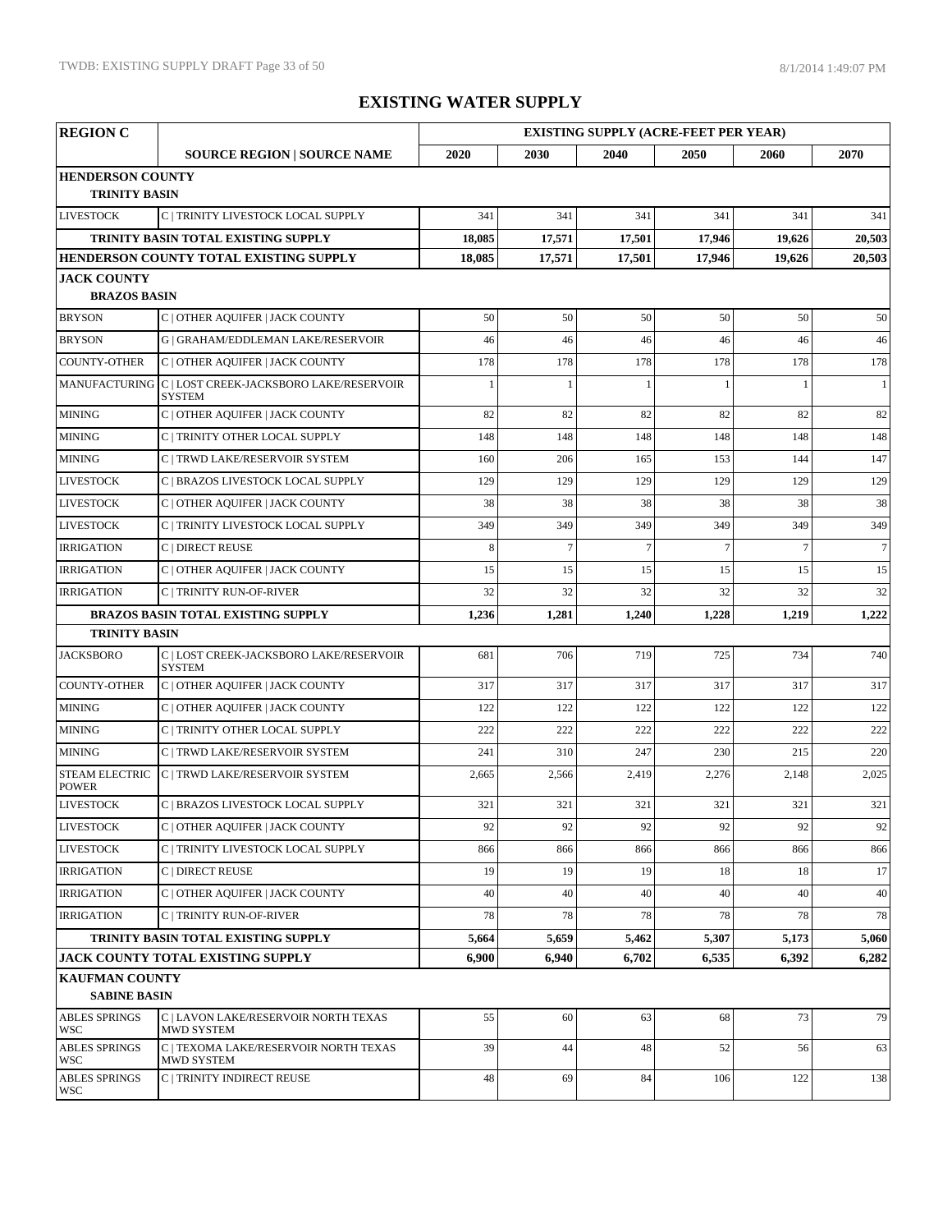# EXISTING WATER SUPPLY

| REGION C | | EXISTING SUPPLY (ACRE-FEET PER YEAR) | | | | | |
|---|---|---|---|---|---|---|---|
| | SOURCE REGION \| SOURCE NAME | 2020 | 2030 | 2040 | 2050 | 2060 | 2070 |
| **HENDERSON COUNTY** | | | | | | | |
| **TRINITY BASIN** | | | | | | | |
| LIVESTOCK | C \| TRINITY LIVESTOCK LOCAL SUPPLY | 341 | 341 | 341 | 341 | 341 | 341 |
| **TRINITY BASIN TOTAL EXISTING SUPPLY** | | **18,085** | **17,571** | **17,501** | **17,946** | **19,626** | **20,503** |
| **HENDERSON COUNTY TOTAL EXISTING SUPPLY** | | **18,085** | **17,571** | **17,501** | **17,946** | **19,626** | **20,503** |
| **JACK COUNTY** | | | | | | | |
| **BRAZOS BASIN** | | | | | | | |
| BRYSON | C \| OTHER AQUIFER \| JACK COUNTY | 50 | 50 | 50 | 50 | 50 | 50 |
| BRYSON | G \| GRAHAM/EDDLEMAN LAKE/RESERVOIR | 46 | 46 | 46 | 46 | 46 | 46 |
| COUNTY-OTHER | C \| OTHER AQUIFER \| JACK COUNTY | 178 | 178 | 178 | 178 | 178 | 178 |
| MANUFACTURING | C \| LOST CREEK-JACKSBORO LAKE/RESERVOIR SYSTEM | 1 | 1 | 1 | 1 | 1 | 1 |
| MINING | C \| OTHER AQUIFER \| JACK COUNTY | 82 | 82 | 82 | 82 | 82 | 82 |
| MINING | C \| TRINITY OTHER LOCAL SUPPLY | 148 | 148 | 148 | 148 | 148 | 148 |
| MINING | C \| TRWD LAKE/RESERVOIR SYSTEM | 160 | 206 | 165 | 153 | 144 | 147 |
| LIVESTOCK | C \| BRAZOS LIVESTOCK LOCAL SUPPLY | 129 | 129 | 129 | 129 | 129 | 129 |
| LIVESTOCK | C \| OTHER AQUIFER \| JACK COUNTY | 38 | 38 | 38 | 38 | 38 | 38 |
| LIVESTOCK | C \| TRINITY LIVESTOCK LOCAL SUPPLY | 349 | 349 | 349 | 349 | 349 | 349 |
| IRRIGATION | C \| DIRECT REUSE | 8 | 7 | 7 | 7 | 7 | 7 |
| IRRIGATION | C \| OTHER AQUIFER \| JACK COUNTY | 15 | 15 | 15 | 15 | 15 | 15 |
| IRRIGATION | C \| TRINITY RUN-OF-RIVER | 32 | 32 | 32 | 32 | 32 | 32 |
| **BRAZOS BASIN TOTAL EXISTING SUPPLY** | | **1,236** | **1,281** | **1,240** | **1,228** | **1,219** | **1,222** |
| **TRINITY BASIN** | | | | | | | |
| JACKSBORO | C \| LOST CREEK-JACKSBORO LAKE/RESERVOIR SYSTEM | 681 | 706 | 719 | 725 | 734 | 740 |
| COUNTY-OTHER | C \| OTHER AQUIFER \| JACK COUNTY | 317 | 317 | 317 | 317 | 317 | 317 |
| MINING | C \| OTHER AQUIFER \| JACK COUNTY | 122 | 122 | 122 | 122 | 122 | 122 |
| MINING | C \| TRINITY OTHER LOCAL SUPPLY | 222 | 222 | 222 | 222 | 222 | 222 |
| MINING | C \| TRWD LAKE/RESERVOIR SYSTEM | 241 | 310 | 247 | 230 | 215 | 220 |
| STEAM ELECTRIC POWER | C \| TRWD LAKE/RESERVOIR SYSTEM | 2,665 | 2,566 | 2,419 | 2,276 | 2,148 | 2,025 |
| LIVESTOCK | C \| BRAZOS LIVESTOCK LOCAL SUPPLY | 321 | 321 | 321 | 321 | 321 | 321 |
| LIVESTOCK | C \| OTHER AQUIFER \| JACK COUNTY | 92 | 92 | 92 | 92 | 92 | 92 |
| LIVESTOCK | C \| TRINITY LIVESTOCK LOCAL SUPPLY | 866 | 866 | 866 | 866 | 866 | 866 |
| IRRIGATION | C \| DIRECT REUSE | 19 | 19 | 19 | 18 | 18 | 17 |
| IRRIGATION | C \| OTHER AQUIFER \| JACK COUNTY | 40 | 40 | 40 | 40 | 40 | 40 |
| IRRIGATION | C \| TRINITY RUN-OF-RIVER | 78 | 78 | 78 | 78 | 78 | 78 |
| **TRINITY BASIN TOTAL EXISTING SUPPLY** | | **5,664** | **5,659** | **5,462** | **5,307** | **5,173** | **5,060** |
| **JACK COUNTY TOTAL EXISTING SUPPLY** | | **6,900** | **6,940** | **6,702** | **6,535** | **6,392** | **6,282** |
| **KAUFMAN COUNTY** | | | | | | | |
| **SABINE BASIN** | | | | | | | |
| ABLES SPRINGS WSC | C \| LAVON LAKE/RESERVOIR NORTH TEXAS MWD SYSTEM | 55 | 60 | 63 | 68 | 73 | 79 |
| ABLES SPRINGS WSC | C \| TEXOMA LAKE/RESERVOIR NORTH TEXAS MWD SYSTEM | 39 | 44 | 48 | 52 | 56 | 63 |
| ABLES SPRINGS WSC | C \| TRINITY INDIRECT REUSE | 48 | 69 | 84 | 106 | 122 | 138 |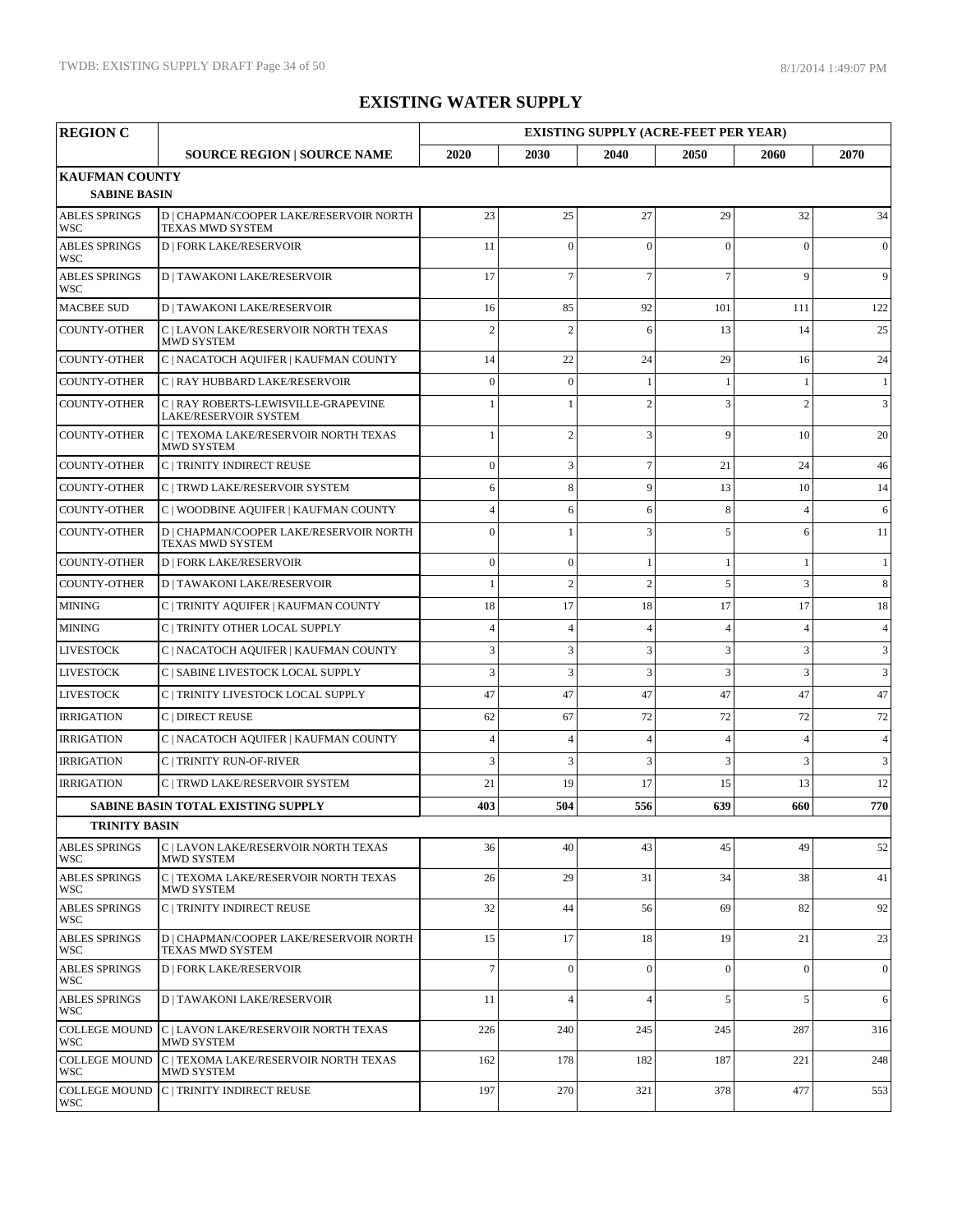# EXISTING WATER SUPPLY

| REGION C | | EXISTING SUPPLY (ACRE-FEET PER YEAR) | | | | | |
|---|---|---|---|---|---|---|---|
| | SOURCE REGION \| SOURCE NAME | 2020 | 2030 | 2040 | 2050 | 2060 | 2070 |
| **KAUFMAN COUNTY** | | | | | | | |
| **SABINE BASIN** | | | | | | | |
| ABLES SPRINGS WSC | D \| CHAPMAN/COOPER LAKE/RESERVOIR NORTH TEXAS MWD SYSTEM | 23 | 25 | 27 | 29 | 32 | 34 |
| ABLES SPRINGS WSC | D \| FORK LAKE/RESERVOIR | 11 | 0 | 0 | 0 | 0 | 0 |
| ABLES SPRINGS WSC | D \| TAWAKONI LAKE/RESERVOIR | 17 | 7 | 7 | 7 | 9 | 9 |
| MACBEE SUD | D \| TAWAKONI LAKE/RESERVOIR | 16 | 85 | 92 | 101 | 111 | 122 |
| COUNTY-OTHER | C \| LAVON LAKE/RESERVOIR NORTH TEXAS MWD SYSTEM | 2 | 2 | 6 | 13 | 14 | 25 |
| COUNTY-OTHER | C \| NACATOCH AQUIFER \| KAUFMAN COUNTY | 14 | 22 | 24 | 29 | 16 | 24 |
| COUNTY-OTHER | C \| RAY HUBBARD LAKE/RESERVOIR | 0 | 0 | 1 | 1 | 1 | 1 |
| COUNTY-OTHER | C \| RAY ROBERTS-LEWISVILLE-GRAPEVINE LAKE/RESERVOIR SYSTEM | 1 | 1 | 2 | 3 | 2 | 3 |
| COUNTY-OTHER | C \| TEXOMA LAKE/RESERVOIR NORTH TEXAS MWD SYSTEM | 1 | 2 | 3 | 9 | 10 | 20 |
| COUNTY-OTHER | C \| TRINITY INDIRECT REUSE | 0 | 3 | 7 | 21 | 24 | 46 |
| COUNTY-OTHER | C \| TRWD LAKE/RESERVOIR SYSTEM | 6 | 8 | 9 | 13 | 10 | 14 |
| COUNTY-OTHER | C \| WOODBINE AQUIFER \| KAUFMAN COUNTY | 4 | 6 | 6 | 8 | 4 | 6 |
| COUNTY-OTHER | D \| CHAPMAN/COOPER LAKE/RESERVOIR NORTH TEXAS MWD SYSTEM | 0 | 1 | 3 | 5 | 6 | 11 |
| COUNTY-OTHER | D \| FORK LAKE/RESERVOIR | 0 | 0 | 1 | 1 | 1 | 1 |
| COUNTY-OTHER | D \| TAWAKONI LAKE/RESERVOIR | 1 | 2 | 2 | 5 | 3 | 8 |
| MINING | C \| TRINITY AQUIFER \| KAUFMAN COUNTY | 18 | 17 | 18 | 17 | 17 | 18 |
| MINING | C \| TRINITY OTHER LOCAL SUPPLY | 4 | 4 | 4 | 4 | 4 | 4 |
| LIVESTOCK | C \| NACATOCH AQUIFER \| KAUFMAN COUNTY | 3 | 3 | 3 | 3 | 3 | 3 |
| LIVESTOCK | C \| SABINE LIVESTOCK LOCAL SUPPLY | 3 | 3 | 3 | 3 | 3 | 3 |
| LIVESTOCK | C \| TRINITY LIVESTOCK LOCAL SUPPLY | 47 | 47 | 47 | 47 | 47 | 47 |
| IRRIGATION | C \| DIRECT REUSE | 62 | 67 | 72 | 72 | 72 | 72 |
| IRRIGATION | C \| NACATOCH AQUIFER \| KAUFMAN COUNTY | 4 | 4 | 4 | 4 | 4 | 4 |
| IRRIGATION | C \| TRINITY RUN-OF-RIVER | 3 | 3 | 3 | 3 | 3 | 3 |
| IRRIGATION | C \| TRWD LAKE/RESERVOIR SYSTEM | 21 | 19 | 17 | 15 | 13 | 12 |
| | **SABINE BASIN TOTAL EXISTING SUPPLY** | **403** | **504** | **556** | **639** | **660** | **770** |
| **TRINITY BASIN** | | | | | | | |
| ABLES SPRINGS WSC | C \| LAVON LAKE/RESERVOIR NORTH TEXAS MWD SYSTEM | 36 | 40 | 43 | 45 | 49 | 52 |
| ABLES SPRINGS WSC | C \| TEXOMA LAKE/RESERVOIR NORTH TEXAS MWD SYSTEM | 26 | 29 | 31 | 34 | 38 | 41 |
| ABLES SPRINGS WSC | C \| TRINITY INDIRECT REUSE | 32 | 44 | 56 | 69 | 82 | 92 |
| ABLES SPRINGS WSC | D \| CHAPMAN/COOPER LAKE/RESERVOIR NORTH TEXAS MWD SYSTEM | 15 | 17 | 18 | 19 | 21 | 23 |
| ABLES SPRINGS WSC | D \| FORK LAKE/RESERVOIR | 7 | 0 | 0 | 0 | 0 | 0 |
| ABLES SPRINGS WSC | D \| TAWAKONI LAKE/RESERVOIR | 11 | 4 | 4 | 5 | 5 | 6 |
| COLLEGE MOUND WSC | C \| LAVON LAKE/RESERVOIR NORTH TEXAS MWD SYSTEM | 226 | 240 | 245 | 245 | 287 | 316 |
| COLLEGE MOUND WSC | C \| TEXOMA LAKE/RESERVOIR NORTH TEXAS MWD SYSTEM | 162 | 178 | 182 | 187 | 221 | 248 |
| COLLEGE MOUND WSC | C \| TRINITY INDIRECT REUSE | 197 | 270 | 321 | 378 | 477 | 553 |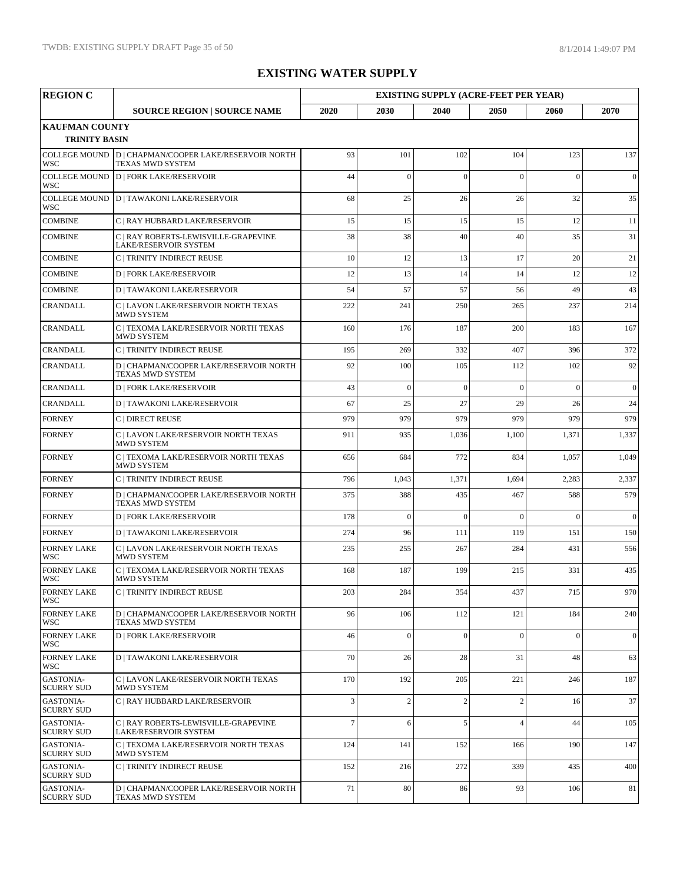# EXISTING WATER SUPPLY

| REGION C | | EXISTING SUPPLY (ACRE-FEET PER YEAR) | | | | | |
|---|---|---|---|---|---|---|---|
| | SOURCE REGION \| SOURCE NAME | 2020 | 2030 | 2040 | 2050 | 2060 | 2070 |
| **KAUFMAN COUNTY** | | | | | | | |
| **TRINITY BASIN** | | | | | | | |
| COLLEGE MOUND WSC | D \| CHAPMAN/COOPER LAKE/RESERVOIR NORTH TEXAS MWD SYSTEM | 93 | 101 | 102 | 104 | 123 | 137 |
| COLLEGE MOUND WSC | D \| FORK LAKE/RESERVOIR | 44 | 0 | 0 | 0 | 0 | 0 |
| COLLEGE MOUND WSC | D \| TAWAKONI LAKE/RESERVOIR | 68 | 25 | 26 | 26 | 32 | 35 |
| COMBINE | C \| RAY HUBBARD LAKE/RESERVOIR | 15 | 15 | 15 | 15 | 12 | 11 |
| COMBINE | C \| RAY ROBERTS-LEWISVILLE-GRAPEVINE LAKE/RESERVOIR SYSTEM | 38 | 38 | 40 | 40 | 35 | 31 |
| COMBINE | C \| TRINITY INDIRECT REUSE | 10 | 12 | 13 | 17 | 20 | 21 |
| COMBINE | D \| FORK LAKE/RESERVOIR | 12 | 13 | 14 | 14 | 12 | 12 |
| COMBINE | D \| TAWAKONI LAKE/RESERVOIR | 54 | 57 | 57 | 56 | 49 | 43 |
| CRANDALL | C \| LAVON LAKE/RESERVOIR NORTH TEXAS MWD SYSTEM | 222 | 241 | 250 | 265 | 237 | 214 |
| CRANDALL | C \| TEXOMA LAKE/RESERVOIR NORTH TEXAS MWD SYSTEM | 160 | 176 | 187 | 200 | 183 | 167 |
| CRANDALL | C \| TRINITY INDIRECT REUSE | 195 | 269 | 332 | 407 | 396 | 372 |
| CRANDALL | D \| CHAPMAN/COOPER LAKE/RESERVOIR NORTH TEXAS MWD SYSTEM | 92 | 100 | 105 | 112 | 102 | 92 |
| CRANDALL | D \| FORK LAKE/RESERVOIR | 43 | 0 | 0 | 0 | 0 | 0 |
| CRANDALL | D \| TAWAKONI LAKE/RESERVOIR | 67 | 25 | 27 | 29 | 26 | 24 |
| FORNEY | C \| DIRECT REUSE | 979 | 979 | 979 | 979 | 979 | 979 |
| FORNEY | C \| LAVON LAKE/RESERVOIR NORTH TEXAS MWD SYSTEM | 911 | 935 | 1,036 | 1,100 | 1,371 | 1,337 |
| FORNEY | C \| TEXOMA LAKE/RESERVOIR NORTH TEXAS MWD SYSTEM | 656 | 684 | 772 | 834 | 1,057 | 1,049 |
| FORNEY | C \| TRINITY INDIRECT REUSE | 796 | 1,043 | 1,371 | 1,694 | 2,283 | 2,337 |
| FORNEY | D \| CHAPMAN/COOPER LAKE/RESERVOIR NORTH TEXAS MWD SYSTEM | 375 | 388 | 435 | 467 | 588 | 579 |
| FORNEY | D \| FORK LAKE/RESERVOIR | 178 | 0 | 0 | 0 | 0 | 0 |
| FORNEY | D \| TAWAKONI LAKE/RESERVOIR | 274 | 96 | 111 | 119 | 151 | 150 |
| FORNEY LAKE WSC | C \| LAVON LAKE/RESERVOIR NORTH TEXAS MWD SYSTEM | 235 | 255 | 267 | 284 | 431 | 556 |
| FORNEY LAKE WSC | C \| TEXOMA LAKE/RESERVOIR NORTH TEXAS MWD SYSTEM | 168 | 187 | 199 | 215 | 331 | 435 |
| FORNEY LAKE WSC | C \| TRINITY INDIRECT REUSE | 203 | 284 | 354 | 437 | 715 | 970 |
| FORNEY LAKE WSC | D \| CHAPMAN/COOPER LAKE/RESERVOIR NORTH TEXAS MWD SYSTEM | 96 | 106 | 112 | 121 | 184 | 240 |
| FORNEY LAKE WSC | D \| FORK LAKE/RESERVOIR | 46 | 0 | 0 | 0 | 0 | 0 |
| FORNEY LAKE WSC | D \| TAWAKONI LAKE/RESERVOIR | 70 | 26 | 28 | 31 | 48 | 63 |
| GASTONIA-SCURRY SUD | C \| LAVON LAKE/RESERVOIR NORTH TEXAS MWD SYSTEM | 170 | 192 | 205 | 221 | 246 | 187 |
| GASTONIA-SCURRY SUD | C \| RAY HUBBARD LAKE/RESERVOIR | 3 | 2 | 2 | 2 | 16 | 37 |
| GASTONIA-SCURRY SUD | C \| RAY ROBERTS-LEWISVILLE-GRAPEVINE LAKE/RESERVOIR SYSTEM | 7 | 6 | 5 | 4 | 44 | 105 |
| GASTONIA-SCURRY SUD | C \| TEXOMA LAKE/RESERVOIR NORTH TEXAS MWD SYSTEM | 124 | 141 | 152 | 166 | 190 | 147 |
| GASTONIA-SCURRY SUD | C \| TRINITY INDIRECT REUSE | 152 | 216 | 272 | 339 | 435 | 400 |
| GASTONIA-SCURRY SUD | D \| CHAPMAN/COOPER LAKE/RESERVOIR NORTH TEXAS MWD SYSTEM | 71 | 80 | 86 | 93 | 106 | 81 |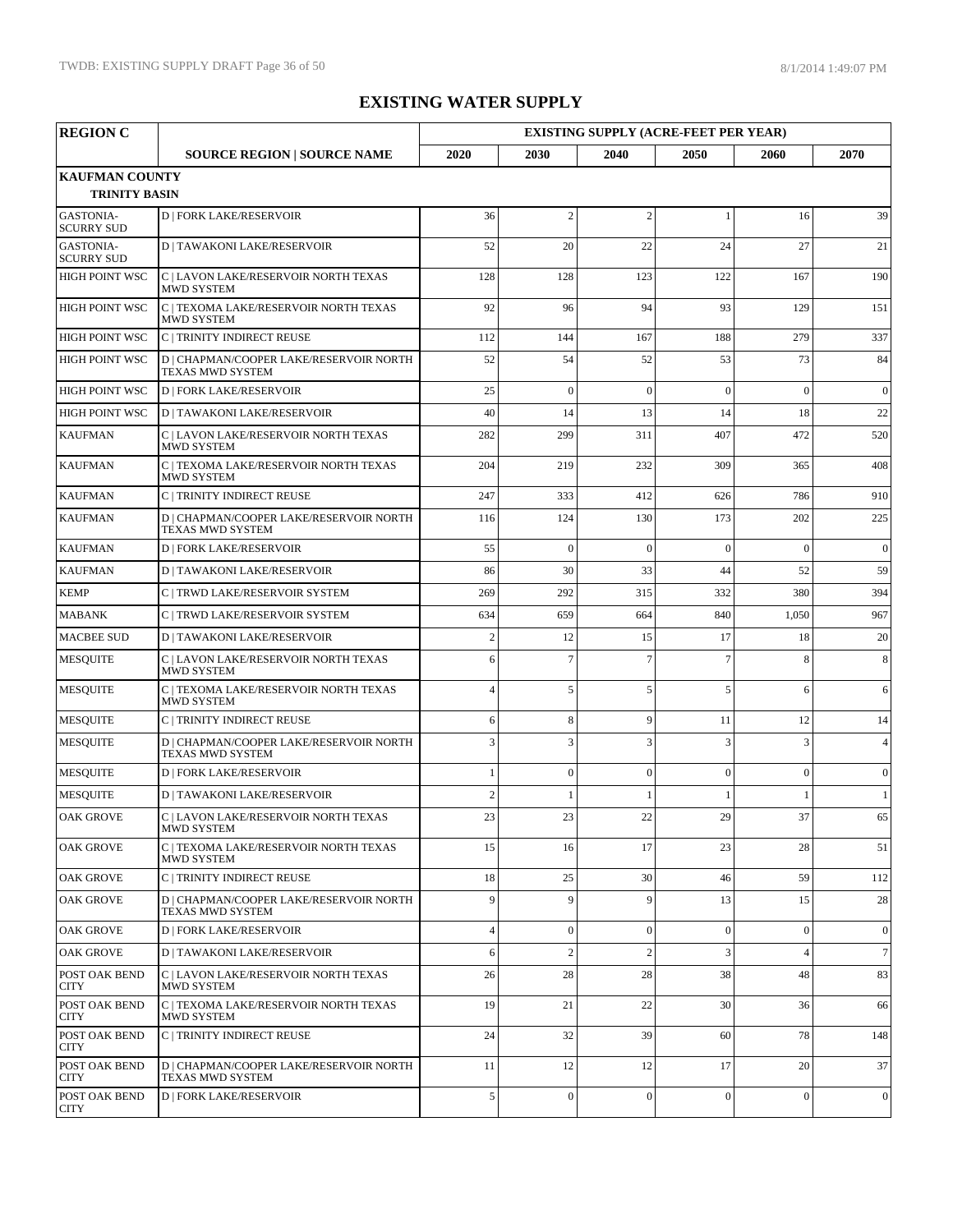# EXISTING WATER SUPPLY

| REGION C | | EXISTING SUPPLY (ACRE-FEET PER YEAR) | | | | | |
|---|---|---|---|---|---|---|---|
| | SOURCE REGION \| SOURCE NAME | 2020 | 2030 | 2040 | 2050 | 2060 | 2070 |
| **KAUFMAN COUNTY** | | | | | | | |
| **TRINITY BASIN** | | | | | | | |
| GASTONIA-SCURRY SUD | D \| FORK LAKE/RESERVOIR | 36 | 2 | 2 | 1 | 16 | 39 |
| GASTONIA-SCURRY SUD | D \| TAWAKONI LAKE/RESERVOIR | 52 | 20 | 22 | 24 | 27 | 21 |
| HIGH POINT WSC | C \| LAVON LAKE/RESERVOIR NORTH TEXAS MWD SYSTEM | 128 | 128 | 123 | 122 | 167 | 190 |
| HIGH POINT WSC | C \| TEXOMA LAKE/RESERVOIR NORTH TEXAS MWD SYSTEM | 92 | 96 | 94 | 93 | 129 | 151 |
| HIGH POINT WSC | C \| TRINITY INDIRECT REUSE | 112 | 144 | 167 | 188 | 279 | 337 |
| HIGH POINT WSC | D \| CHAPMAN/COOPER LAKE/RESERVOIR NORTH TEXAS MWD SYSTEM | 52 | 54 | 52 | 53 | 73 | 84 |
| HIGH POINT WSC | D \| FORK LAKE/RESERVOIR | 25 | 0 | 0 | 0 | 0 | 0 |
| HIGH POINT WSC | D \| TAWAKONI LAKE/RESERVOIR | 40 | 14 | 13 | 14 | 18 | 22 |
| KAUFMAN | C \| LAVON LAKE/RESERVOIR NORTH TEXAS MWD SYSTEM | 282 | 299 | 311 | 407 | 472 | 520 |
| KAUFMAN | C \| TEXOMA LAKE/RESERVOIR NORTH TEXAS MWD SYSTEM | 204 | 219 | 232 | 309 | 365 | 408 |
| KAUFMAN | C \| TRINITY INDIRECT REUSE | 247 | 333 | 412 | 626 | 786 | 910 |
| KAUFMAN | D \| CHAPMAN/COOPER LAKE/RESERVOIR NORTH TEXAS MWD SYSTEM | 116 | 124 | 130 | 173 | 202 | 225 |
| KAUFMAN | D \| FORK LAKE/RESERVOIR | 55 | 0 | 0 | 0 | 0 | 0 |
| KAUFMAN | D \| TAWAKONI LAKE/RESERVOIR | 86 | 30 | 33 | 44 | 52 | 59 |
| KEMP | C \| TRWD LAKE/RESERVOIR SYSTEM | 269 | 292 | 315 | 332 | 380 | 394 |
| MABANK | C \| TRWD LAKE/RESERVOIR SYSTEM | 634 | 659 | 664 | 840 | 1,050 | 967 |
| MACBEE SUD | D \| TAWAKONI LAKE/RESERVOIR | 2 | 12 | 15 | 17 | 18 | 20 |
| MESQUITE | C \| LAVON LAKE/RESERVOIR NORTH TEXAS MWD SYSTEM | 6 | 7 | 7 | 7 | 8 | 8 |
| MESQUITE | C \| TEXOMA LAKE/RESERVOIR NORTH TEXAS MWD SYSTEM | 4 | 5 | 5 | 5 | 6 | 6 |
| MESQUITE | C \| TRINITY INDIRECT REUSE | 6 | 8 | 9 | 11 | 12 | 14 |
| MESQUITE | D \| CHAPMAN/COOPER LAKE/RESERVOIR NORTH TEXAS MWD SYSTEM | 3 | 3 | 3 | 3 | 3 | 4 |
| MESQUITE | D \| FORK LAKE/RESERVOIR | 1 | 0 | 0 | 0 | 0 | 0 |
| MESQUITE | D \| TAWAKONI LAKE/RESERVOIR | 2 | 1 | 1 | 1 | 1 | 1 |
| OAK GROVE | C \| LAVON LAKE/RESERVOIR NORTH TEXAS MWD SYSTEM | 23 | 23 | 22 | 29 | 37 | 65 |
| OAK GROVE | C \| TEXOMA LAKE/RESERVOIR NORTH TEXAS MWD SYSTEM | 15 | 16 | 17 | 23 | 28 | 51 |
| OAK GROVE | C \| TRINITY INDIRECT REUSE | 18 | 25 | 30 | 46 | 59 | 112 |
| OAK GROVE | D \| CHAPMAN/COOPER LAKE/RESERVOIR NORTH TEXAS MWD SYSTEM | 9 | 9 | 9 | 13 | 15 | 28 |
| OAK GROVE | D \| FORK LAKE/RESERVOIR | 4 | 0 | 0 | 0 | 0 | 0 |
| OAK GROVE | D \| TAWAKONI LAKE/RESERVOIR | 6 | 2 | 2 | 3 | 4 | 7 |
| POST OAK BEND CITY | C \| LAVON LAKE/RESERVOIR NORTH TEXAS MWD SYSTEM | 26 | 28 | 28 | 38 | 48 | 83 |
| POST OAK BEND CITY | C \| TEXOMA LAKE/RESERVOIR NORTH TEXAS MWD SYSTEM | 19 | 21 | 22 | 30 | 36 | 66 |
| POST OAK BEND CITY | C \| TRINITY INDIRECT REUSE | 24 | 32 | 39 | 60 | 78 | 148 |
| POST OAK BEND CITY | D \| CHAPMAN/COOPER LAKE/RESERVOIR NORTH TEXAS MWD SYSTEM | 11 | 12 | 12 | 17 | 20 | 37 |
| POST OAK BEND CITY | D \| FORK LAKE/RESERVOIR | 5 | 0 | 0 | 0 | 0 | 0 |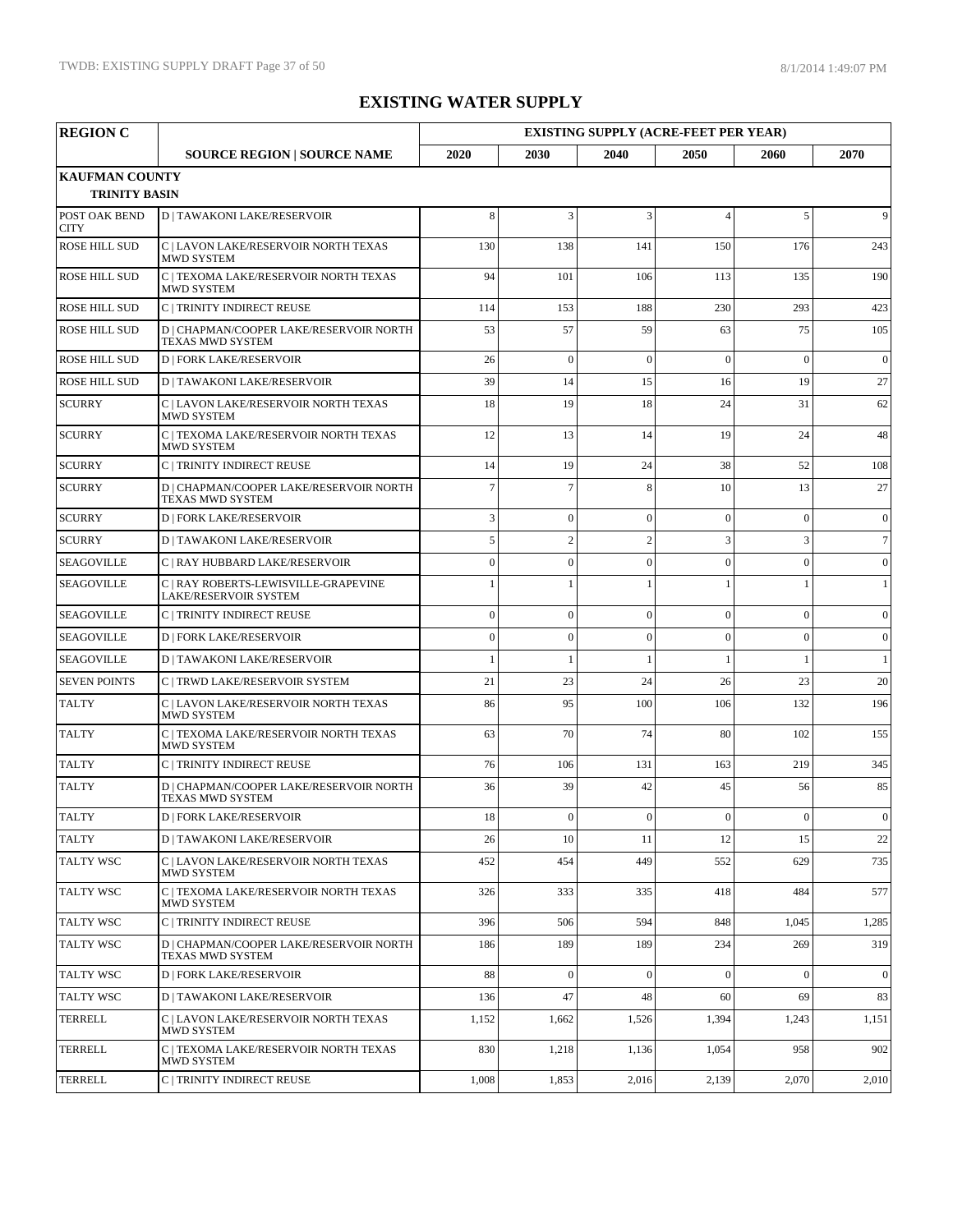# EXISTING WATER SUPPLY

| REGION C | | EXISTING SUPPLY (ACRE-FEET PER YEAR) | | | | | |
|---|---|---|---|---|---|---|---|
| | SOURCE REGION \| SOURCE NAME | 2020 | 2030 | 2040 | 2050 | 2060 | 2070 |
| **KAUFMAN COUNTY** | | | | | | | |
| **TRINITY BASIN** | | | | | | | |
| POST OAK BEND CITY | D \| TAWAKONI LAKE/RESERVOIR | 8 | 3 | 3 | 4 | 5 | 9 |
| ROSE HILL SUD | C \| LAVON LAKE/RESERVOIR NORTH TEXAS MWD SYSTEM | 130 | 138 | 141 | 150 | 176 | 243 |
| ROSE HILL SUD | C \| TEXOMA LAKE/RESERVOIR NORTH TEXAS MWD SYSTEM | 94 | 101 | 106 | 113 | 135 | 190 |
| ROSE HILL SUD | C \| TRINITY INDIRECT REUSE | 114 | 153 | 188 | 230 | 293 | 423 |
| ROSE HILL SUD | D \| CHAPMAN/COOPER LAKE/RESERVOIR NORTH TEXAS MWD SYSTEM | 53 | 57 | 59 | 63 | 75 | 105 |
| ROSE HILL SUD | D \| FORK LAKE/RESERVOIR | 26 | 0 | 0 | 0 | 0 | 0 |
| ROSE HILL SUD | D \| TAWAKONI LAKE/RESERVOIR | 39 | 14 | 15 | 16 | 19 | 27 |
| SCURRY | C \| LAVON LAKE/RESERVOIR NORTH TEXAS MWD SYSTEM | 18 | 19 | 18 | 24 | 31 | 62 |
| SCURRY | C \| TEXOMA LAKE/RESERVOIR NORTH TEXAS MWD SYSTEM | 12 | 13 | 14 | 19 | 24 | 48 |
| SCURRY | C \| TRINITY INDIRECT REUSE | 14 | 19 | 24 | 38 | 52 | 108 |
| SCURRY | D \| CHAPMAN/COOPER LAKE/RESERVOIR NORTH TEXAS MWD SYSTEM | 7 | 7 | 8 | 10 | 13 | 27 |
| SCURRY | D \| FORK LAKE/RESERVOIR | 3 | 0 | 0 | 0 | 0 | 0 |
| SCURRY | D \| TAWAKONI LAKE/RESERVOIR | 5 | 2 | 2 | 3 | 3 | 7 |
| SEAGOVILLE | C \| RAY HUBBARD LAKE/RESERVOIR | 0 | 0 | 0 | 0 | 0 | 0 |
| SEAGOVILLE | C \| RAY ROBERTS-LEWISVILLE-GRAPEVINE LAKE/RESERVOIR SYSTEM | 1 | 1 | 1 | 1 | 1 | 1 |
| SEAGOVILLE | C \| TRINITY INDIRECT REUSE | 0 | 0 | 0 | 0 | 0 | 0 |
| SEAGOVILLE | D \| FORK LAKE/RESERVOIR | 0 | 0 | 0 | 0 | 0 | 0 |
| SEAGOVILLE | D \| TAWAKONI LAKE/RESERVOIR | 1 | 1 | 1 | 1 | 1 | 1 |
| SEVEN POINTS | C \| TRWD LAKE/RESERVOIR SYSTEM | 21 | 23 | 24 | 26 | 23 | 20 |
| TALTY | C \| LAVON LAKE/RESERVOIR NORTH TEXAS MWD SYSTEM | 86 | 95 | 100 | 106 | 132 | 196 |
| TALTY | C \| TEXOMA LAKE/RESERVOIR NORTH TEXAS MWD SYSTEM | 63 | 70 | 74 | 80 | 102 | 155 |
| TALTY | C \| TRINITY INDIRECT REUSE | 76 | 106 | 131 | 163 | 219 | 345 |
| TALTY | D \| CHAPMAN/COOPER LAKE/RESERVOIR NORTH TEXAS MWD SYSTEM | 36 | 39 | 42 | 45 | 56 | 85 |
| TALTY | D \| FORK LAKE/RESERVOIR | 18 | 0 | 0 | 0 | 0 | 0 |
| TALTY | D \| TAWAKONI LAKE/RESERVOIR | 26 | 10 | 11 | 12 | 15 | 22 |
| TALTY WSC | C \| LAVON LAKE/RESERVOIR NORTH TEXAS MWD SYSTEM | 452 | 454 | 449 | 552 | 629 | 735 |
| TALTY WSC | C \| TEXOMA LAKE/RESERVOIR NORTH TEXAS MWD SYSTEM | 326 | 333 | 335 | 418 | 484 | 577 |
| TALTY WSC | C \| TRINITY INDIRECT REUSE | 396 | 506 | 594 | 848 | 1,045 | 1,285 |
| TALTY WSC | D \| CHAPMAN/COOPER LAKE/RESERVOIR NORTH TEXAS MWD SYSTEM | 186 | 189 | 189 | 234 | 269 | 319 |
| TALTY WSC | D \| FORK LAKE/RESERVOIR | 88 | 0 | 0 | 0 | 0 | 0 |
| TALTY WSC | D \| TAWAKONI LAKE/RESERVOIR | 136 | 47 | 48 | 60 | 69 | 83 |
| TERRELL | C \| LAVON LAKE/RESERVOIR NORTH TEXAS MWD SYSTEM | 1,152 | 1,662 | 1,526 | 1,394 | 1,243 | 1,151 |
| TERRELL | C \| TEXOMA LAKE/RESERVOIR NORTH TEXAS MWD SYSTEM | 830 | 1,218 | 1,136 | 1,054 | 958 | 902 |
| TERRELL | C \| TRINITY INDIRECT REUSE | 1,008 | 1,853 | 2,016 | 2,139 | 2,070 | 2,010 |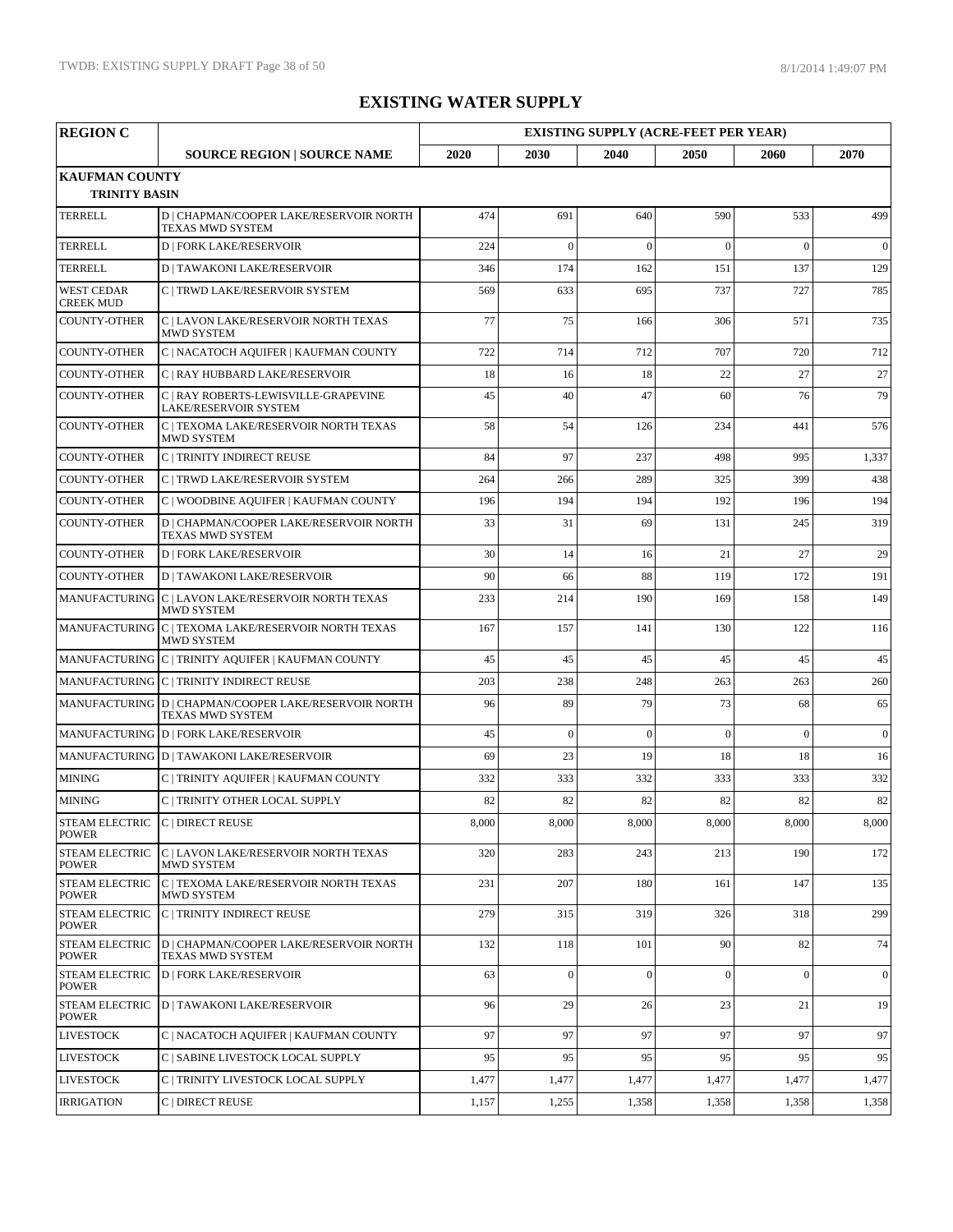# EXISTING WATER SUPPLY

| REGION C | SOURCE REGION \| SOURCE NAME | EXISTING SUPPLY (ACRE-FEET PER YEAR) | | | | | |
|---|---|---|---|---|---|---|---|
| | | 2020 | 2030 | 2040 | 2050 | 2060 | 2070 |
| **KAUFMAN COUNTY** | | | | | | | |
| **TRINITY BASIN** | | | | | | | |
| TERRELL | D \| CHAPMAN/COOPER LAKE/RESERVOIR NORTH TEXAS MWD SYSTEM | 474 | 691 | 640 | 590 | 533 | 499 |
| TERRELL | D \| FORK LAKE/RESERVOIR | 224 | 0 | 0 | 0 | 0 | 0 |
| TERRELL | D \| TAWAKONI LAKE/RESERVOIR | 346 | 174 | 162 | 151 | 137 | 129 |
| WEST CEDAR CREEK MUD | C \| TRWD LAKE/RESERVOIR SYSTEM | 569 | 633 | 695 | 737 | 727 | 785 |
| COUNTY-OTHER | C \| LAVON LAKE/RESERVOIR NORTH TEXAS MWD SYSTEM | 77 | 75 | 166 | 306 | 571 | 735 |
| COUNTY-OTHER | C \| NACATOCH AQUIFER \| KAUFMAN COUNTY | 722 | 714 | 712 | 707 | 720 | 712 |
| COUNTY-OTHER | C \| RAY HUBBARD LAKE/RESERVOIR | 18 | 16 | 18 | 22 | 27 | 27 |
| COUNTY-OTHER | C \| RAY ROBERTS-LEWISVILLE-GRAPEVINE LAKE/RESERVOIR SYSTEM | 45 | 40 | 47 | 60 | 76 | 79 |
| COUNTY-OTHER | C \| TEXOMA LAKE/RESERVOIR NORTH TEXAS MWD SYSTEM | 58 | 54 | 126 | 234 | 441 | 576 |
| COUNTY-OTHER | C \| TRINITY INDIRECT REUSE | 84 | 97 | 237 | 498 | 995 | 1,337 |
| COUNTY-OTHER | C \| TRWD LAKE/RESERVOIR SYSTEM | 264 | 266 | 289 | 325 | 399 | 438 |
| COUNTY-OTHER | C \| WOODBINE AQUIFER \| KAUFMAN COUNTY | 196 | 194 | 194 | 192 | 196 | 194 |
| COUNTY-OTHER | D \| CHAPMAN/COOPER LAKE/RESERVOIR NORTH TEXAS MWD SYSTEM | 33 | 31 | 69 | 131 | 245 | 319 |
| COUNTY-OTHER | D \| FORK LAKE/RESERVOIR | 30 | 14 | 16 | 21 | 27 | 29 |
| COUNTY-OTHER | D \| TAWAKONI LAKE/RESERVOIR | 90 | 66 | 88 | 119 | 172 | 191 |
| MANUFACTURING | C \| LAVON LAKE/RESERVOIR NORTH TEXAS MWD SYSTEM | 233 | 214 | 190 | 169 | 158 | 149 |
| MANUFACTURING | C \| TEXOMA LAKE/RESERVOIR NORTH TEXAS MWD SYSTEM | 167 | 157 | 141 | 130 | 122 | 116 |
| MANUFACTURING | C \| TRINITY AQUIFER \| KAUFMAN COUNTY | 45 | 45 | 45 | 45 | 45 | 45 |
| MANUFACTURING | C \| TRINITY INDIRECT REUSE | 203 | 238 | 248 | 263 | 263 | 260 |
| MANUFACTURING | D \| CHAPMAN/COOPER LAKE/RESERVOIR NORTH TEXAS MWD SYSTEM | 96 | 89 | 79 | 73 | 68 | 65 |
| MANUFACTURING | D \| FORK LAKE/RESERVOIR | 45 | 0 | 0 | 0 | 0 | 0 |
| MANUFACTURING | D \| TAWAKONI LAKE/RESERVOIR | 69 | 23 | 19 | 18 | 18 | 16 |
| MINING | C \| TRINITY AQUIFER \| KAUFMAN COUNTY | 332 | 333 | 332 | 333 | 333 | 332 |
| MINING | C \| TRINITY OTHER LOCAL SUPPLY | 82 | 82 | 82 | 82 | 82 | 82 |
| STEAM ELECTRIC POWER | C \| DIRECT REUSE | 8,000 | 8,000 | 8,000 | 8,000 | 8,000 | 8,000 |
| STEAM ELECTRIC POWER | C \| LAVON LAKE/RESERVOIR NORTH TEXAS MWD SYSTEM | 320 | 283 | 243 | 213 | 190 | 172 |
| STEAM ELECTRIC POWER | C \| TEXOMA LAKE/RESERVOIR NORTH TEXAS MWD SYSTEM | 231 | 207 | 180 | 161 | 147 | 135 |
| STEAM ELECTRIC POWER | C \| TRINITY INDIRECT REUSE | 279 | 315 | 319 | 326 | 318 | 299 |
| STEAM ELECTRIC POWER | D \| CHAPMAN/COOPER LAKE/RESERVOIR NORTH TEXAS MWD SYSTEM | 132 | 118 | 101 | 90 | 82 | 74 |
| STEAM ELECTRIC POWER | D \| FORK LAKE/RESERVOIR | 63 | 0 | 0 | 0 | 0 | 0 |
| STEAM ELECTRIC POWER | D \| TAWAKONI LAKE/RESERVOIR | 96 | 29 | 26 | 23 | 21 | 19 |
| LIVESTOCK | C \| NACATOCH AQUIFER \| KAUFMAN COUNTY | 97 | 97 | 97 | 97 | 97 | 97 |
| LIVESTOCK | C \| SABINE LIVESTOCK LOCAL SUPPLY | 95 | 95 | 95 | 95 | 95 | 95 |
| LIVESTOCK | C \| TRINITY LIVESTOCK LOCAL SUPPLY | 1,477 | 1,477 | 1,477 | 1,477 | 1,477 | 1,477 |
| IRRIGATION | C \| DIRECT REUSE | 1,157 | 1,255 | 1,358 | 1,358 | 1,358 | 1,358 |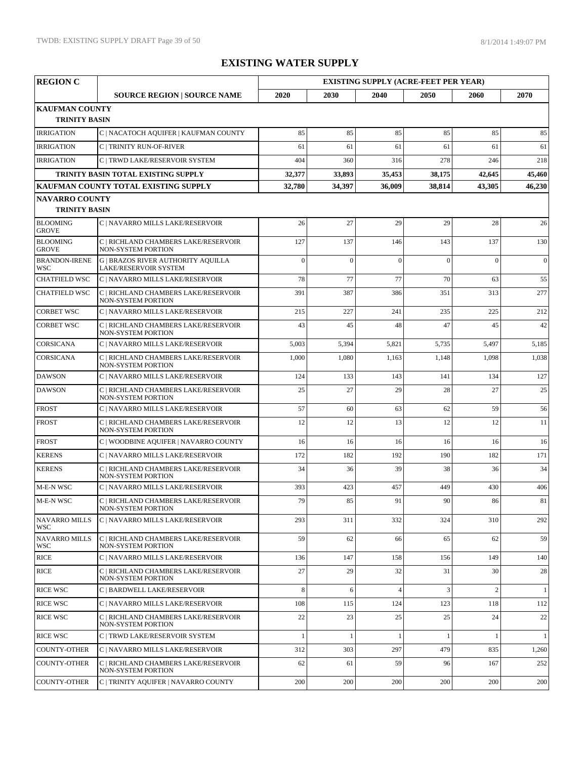# EXISTING WATER SUPPLY

| REGION C | | EXISTING SUPPLY (ACRE-FEET PER YEAR) | | | | | |
|---|---|---|---|---|---|---|---|
| | SOURCE REGION \| SOURCE NAME | 2020 | 2030 | 2040 | 2050 | 2060 | 2070 |
| **KAUFMAN COUNTY** | | | | | | | |
| **TRINITY BASIN** | | | | | | | |
| IRRIGATION | C \| NACATOCH AQUIFER \| KAUFMAN COUNTY | 85 | 85 | 85 | 85 | 85 | 85 |
| IRRIGATION | C \| TRINITY RUN-OF-RIVER | 61 | 61 | 61 | 61 | 61 | 61 |
| IRRIGATION | C \| TRWD LAKE/RESERVOIR SYSTEM | 404 | 360 | 316 | 278 | 246 | 218 |
| | **TRINITY BASIN TOTAL EXISTING SUPPLY** | **32,377** | **33,893** | **35,453** | **38,175** | **42,645** | **45,460** |
| **KAUFMAN COUNTY TOTAL EXISTING SUPPLY** | | **32,780** | **34,397** | **36,009** | **38,814** | **43,305** | **46,230** |
| **NAVARRO COUNTY** | | | | | | | |
| **TRINITY BASIN** | | | | | | | |
| BLOOMING GROVE | C \| NAVARRO MILLS LAKE/RESERVOIR | 26 | 27 | 29 | 29 | 28 | 26 |
| BLOOMING GROVE | C \| RICHLAND CHAMBERS LAKE/RESERVOIR NON-SYSTEM PORTION | 127 | 137 | 146 | 143 | 137 | 130 |
| BRANDON-IRENE WSC | G \| BRAZOS RIVER AUTHORITY AQUILLA LAKE/RESERVOIR SYSTEM | 0 | 0 | 0 | 0 | 0 | 0 |
| CHATFIELD WSC | C \| NAVARRO MILLS LAKE/RESERVOIR | 78 | 77 | 77 | 70 | 63 | 55 |
| CHATFIELD WSC | C \| RICHLAND CHAMBERS LAKE/RESERVOIR NON-SYSTEM PORTION | 391 | 387 | 386 | 351 | 313 | 277 |
| CORBET WSC | C \| NAVARRO MILLS LAKE/RESERVOIR | 215 | 227 | 241 | 235 | 225 | 212 |
| CORBET WSC | C \| RICHLAND CHAMBERS LAKE/RESERVOIR NON-SYSTEM PORTION | 43 | 45 | 48 | 47 | 45 | 42 |
| CORSICANA | C \| NAVARRO MILLS LAKE/RESERVOIR | 5,003 | 5,394 | 5,821 | 5,735 | 5,497 | 5,185 |
| CORSICANA | C \| RICHLAND CHAMBERS LAKE/RESERVOIR NON-SYSTEM PORTION | 1,000 | 1,080 | 1,163 | 1,148 | 1,098 | 1,038 |
| DAWSON | C \| NAVARRO MILLS LAKE/RESERVOIR | 124 | 133 | 143 | 141 | 134 | 127 |
| DAWSON | C \| RICHLAND CHAMBERS LAKE/RESERVOIR NON-SYSTEM PORTION | 25 | 27 | 29 | 28 | 27 | 25 |
| FROST | C \| NAVARRO MILLS LAKE/RESERVOIR | 57 | 60 | 63 | 62 | 59 | 56 |
| FROST | C \| RICHLAND CHAMBERS LAKE/RESERVOIR NON-SYSTEM PORTION | 12 | 12 | 13 | 12 | 12 | 11 |
| FROST | C \| WOODBINE AQUIFER \| NAVARRO COUNTY | 16 | 16 | 16 | 16 | 16 | 16 |
| KERENS | C \| NAVARRO MILLS LAKE/RESERVOIR | 172 | 182 | 192 | 190 | 182 | 171 |
| KERENS | C \| RICHLAND CHAMBERS LAKE/RESERVOIR NON-SYSTEM PORTION | 34 | 36 | 39 | 38 | 36 | 34 |
| M-E-N WSC | C \| NAVARRO MILLS LAKE/RESERVOIR | 393 | 423 | 457 | 449 | 430 | 406 |
| M-E-N WSC | C \| RICHLAND CHAMBERS LAKE/RESERVOIR NON-SYSTEM PORTION | 79 | 85 | 91 | 90 | 86 | 81 |
| NAVARRO MILLS WSC | C \| NAVARRO MILLS LAKE/RESERVOIR | 293 | 311 | 332 | 324 | 310 | 292 |
| NAVARRO MILLS WSC | C \| RICHLAND CHAMBERS LAKE/RESERVOIR NON-SYSTEM PORTION | 59 | 62 | 66 | 65 | 62 | 59 |
| RICE | C \| NAVARRO MILLS LAKE/RESERVOIR | 136 | 147 | 158 | 156 | 149 | 140 |
| RICE | C \| RICHLAND CHAMBERS LAKE/RESERVOIR NON-SYSTEM PORTION | 27 | 29 | 32 | 31 | 30 | 28 |
| RICE WSC | C \| BARDWELL LAKE/RESERVOIR | 8 | 6 | 4 | 3 | 2 | 1 |
| RICE WSC | C \| NAVARRO MILLS LAKE/RESERVOIR | 108 | 115 | 124 | 123 | 118 | 112 |
| RICE WSC | C \| RICHLAND CHAMBERS LAKE/RESERVOIR NON-SYSTEM PORTION | 22 | 23 | 25 | 25 | 24 | 22 |
| RICE WSC | C \| TRWD LAKE/RESERVOIR SYSTEM | 1 | 1 | 1 | 1 | 1 | 1 |
| COUNTY-OTHER | C \| NAVARRO MILLS LAKE/RESERVOIR | 312 | 303 | 297 | 479 | 835 | 1,260 |
| COUNTY-OTHER | C \| RICHLAND CHAMBERS LAKE/RESERVOIR NON-SYSTEM PORTION | 62 | 61 | 59 | 96 | 167 | 252 |
| COUNTY-OTHER | C \| TRINITY AQUIFER \| NAVARRO COUNTY | 200 | 200 | 200 | 200 | 200 | 200 |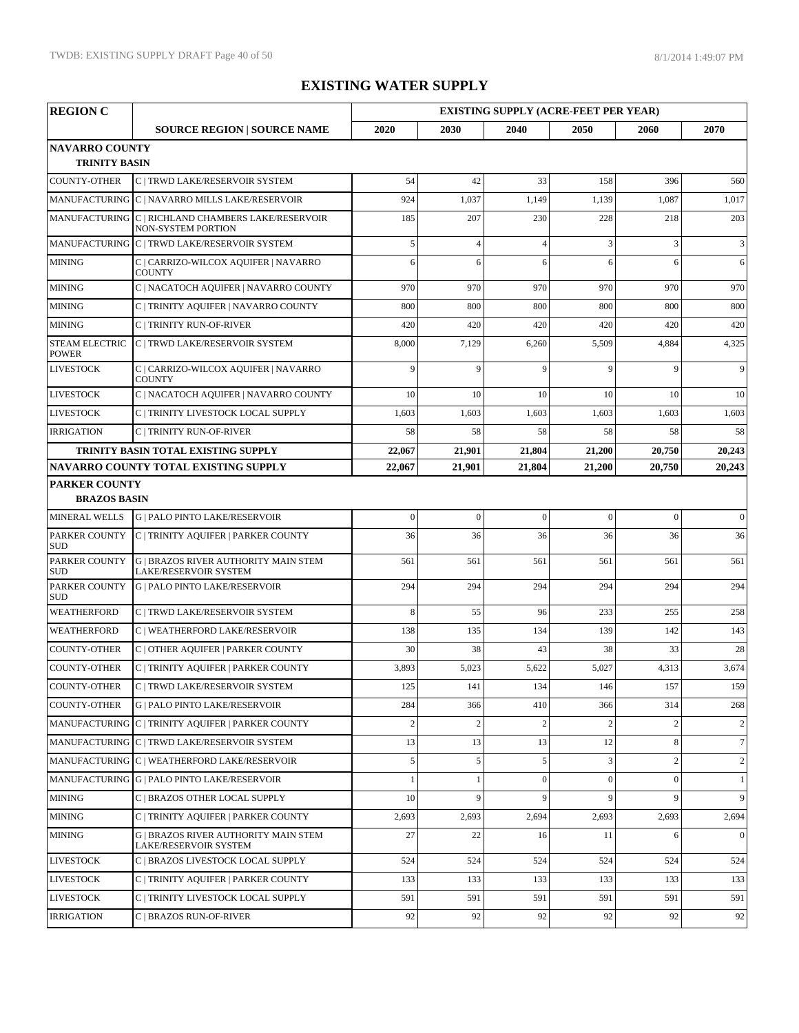# EXISTING WATER SUPPLY

| REGION C | | EXISTING SUPPLY (ACRE-FEET PER YEAR) | | | | | |
|---|---|---|---|---|---|---|---|
| | SOURCE REGION \| SOURCE NAME | 2020 | 2030 | 2040 | 2050 | 2060 | 2070 |
| **NAVARRO COUNTY** | | | | | | | |
| **TRINITY BASIN** | | | | | | | |
| COUNTY-OTHER | C \| TRWD LAKE/RESERVOIR SYSTEM | 54 | 42 | 33 | 158 | 396 | 560 |
| MANUFACTURING | C \| NAVARRO MILLS LAKE/RESERVOIR | 924 | 1,037 | 1,149 | 1,139 | 1,087 | 1,017 |
| MANUFACTURING | C \| RICHLAND CHAMBERS LAKE/RESERVOIR NON-SYSTEM PORTION | 185 | 207 | 230 | 228 | 218 | 203 |
| MANUFACTURING | C \| TRWD LAKE/RESERVOIR SYSTEM | 5 | 4 | 4 | 3 | 3 | 3 |
| MINING | C \| CARRIZO-WILCOX AQUIFER \| NAVARRO COUNTY | 6 | 6 | 6 | 6 | 6 | 6 |
| MINING | C \| NACATOCH AQUIFER \| NAVARRO COUNTY | 970 | 970 | 970 | 970 | 970 | 970 |
| MINING | C \| TRINITY AQUIFER \| NAVARRO COUNTY | 800 | 800 | 800 | 800 | 800 | 800 |
| MINING | C \| TRINITY RUN-OF-RIVER | 420 | 420 | 420 | 420 | 420 | 420 |
| STEAM ELECTRIC POWER | C \| TRWD LAKE/RESERVOIR SYSTEM | 8,000 | 7,129 | 6,260 | 5,509 | 4,884 | 4,325 |
| LIVESTOCK | C \| CARRIZO-WILCOX AQUIFER \| NAVARRO COUNTY | 9 | 9 | 9 | 9 | 9 | 9 |
| LIVESTOCK | C \| NACATOCH AQUIFER \| NAVARRO COUNTY | 10 | 10 | 10 | 10 | 10 | 10 |
| LIVESTOCK | C \| TRINITY LIVESTOCK LOCAL SUPPLY | 1,603 | 1,603 | 1,603 | 1,603 | 1,603 | 1,603 |
| IRRIGATION | C \| TRINITY RUN-OF-RIVER | 58 | 58 | 58 | 58 | 58 | 58 |
| | **TRINITY BASIN TOTAL EXISTING SUPPLY** | **22,067** | **21,901** | **21,804** | **21,200** | **20,750** | **20,243** |
| | **NAVARRO COUNTY TOTAL EXISTING SUPPLY** | **22,067** | **21,901** | **21,804** | **21,200** | **20,750** | **20,243** |
| **PARKER COUNTY** | | | | | | | |
| **BRAZOS BASIN** | | | | | | | |
| MINERAL WELLS | G \| PALO PINTO LAKE/RESERVOIR | 0 | 0 | 0 | 0 | 0 | 0 |
| PARKER COUNTY SUD | C \| TRINITY AQUIFER \| PARKER COUNTY | 36 | 36 | 36 | 36 | 36 | 36 |
| PARKER COUNTY SUD | G \| BRAZOS RIVER AUTHORITY MAIN STEM LAKE/RESERVOIR SYSTEM | 561 | 561 | 561 | 561 | 561 | 561 |
| PARKER COUNTY SUD | G \| PALO PINTO LAKE/RESERVOIR | 294 | 294 | 294 | 294 | 294 | 294 |
| WEATHERFORD | C \| TRWD LAKE/RESERVOIR SYSTEM | 8 | 55 | 96 | 233 | 255 | 258 |
| WEATHERFORD | C \| WEATHERFORD LAKE/RESERVOIR | 138 | 135 | 134 | 139 | 142 | 143 |
| COUNTY-OTHER | C \| OTHER AQUIFER \| PARKER COUNTY | 30 | 38 | 43 | 38 | 33 | 28 |
| COUNTY-OTHER | C \| TRINITY AQUIFER \| PARKER COUNTY | 3,893 | 5,023 | 5,622 | 5,027 | 4,313 | 3,674 |
| COUNTY-OTHER | C \| TRWD LAKE/RESERVOIR SYSTEM | 125 | 141 | 134 | 146 | 157 | 159 |
| COUNTY-OTHER | G \| PALO PINTO LAKE/RESERVOIR | 284 | 366 | 410 | 366 | 314 | 268 |
| MANUFACTURING | C \| TRINITY AQUIFER \| PARKER COUNTY | 2 | 2 | 2 | 2 | 2 | 2 |
| MANUFACTURING | C \| TRWD LAKE/RESERVOIR SYSTEM | 13 | 13 | 13 | 12 | 8 | 7 |
| MANUFACTURING | C \| WEATHERFORD LAKE/RESERVOIR | 5 | 5 | 5 | 3 | 2 | 2 |
| MANUFACTURING | G \| PALO PINTO LAKE/RESERVOIR | 1 | 1 | 0 | 0 | 0 | 1 |
| MINING | C \| BRAZOS OTHER LOCAL SUPPLY | 10 | 9 | 9 | 9 | 9 | 9 |
| MINING | C \| TRINITY AQUIFER \| PARKER COUNTY | 2,693 | 2,693 | 2,694 | 2,693 | 2,693 | 2,694 |
| MINING | G \| BRAZOS RIVER AUTHORITY MAIN STEM LAKE/RESERVOIR SYSTEM | 27 | 22 | 16 | 11 | 6 | 0 |
| LIVESTOCK | C \| BRAZOS LIVESTOCK LOCAL SUPPLY | 524 | 524 | 524 | 524 | 524 | 524 |
| LIVESTOCK | C \| TRINITY AQUIFER \| PARKER COUNTY | 133 | 133 | 133 | 133 | 133 | 133 |
| LIVESTOCK | C \| TRINITY LIVESTOCK LOCAL SUPPLY | 591 | 591 | 591 | 591 | 591 | 591 |
| IRRIGATION | C \| BRAZOS RUN-OF-RIVER | 92 | 92 | 92 | 92 | 92 | 92 |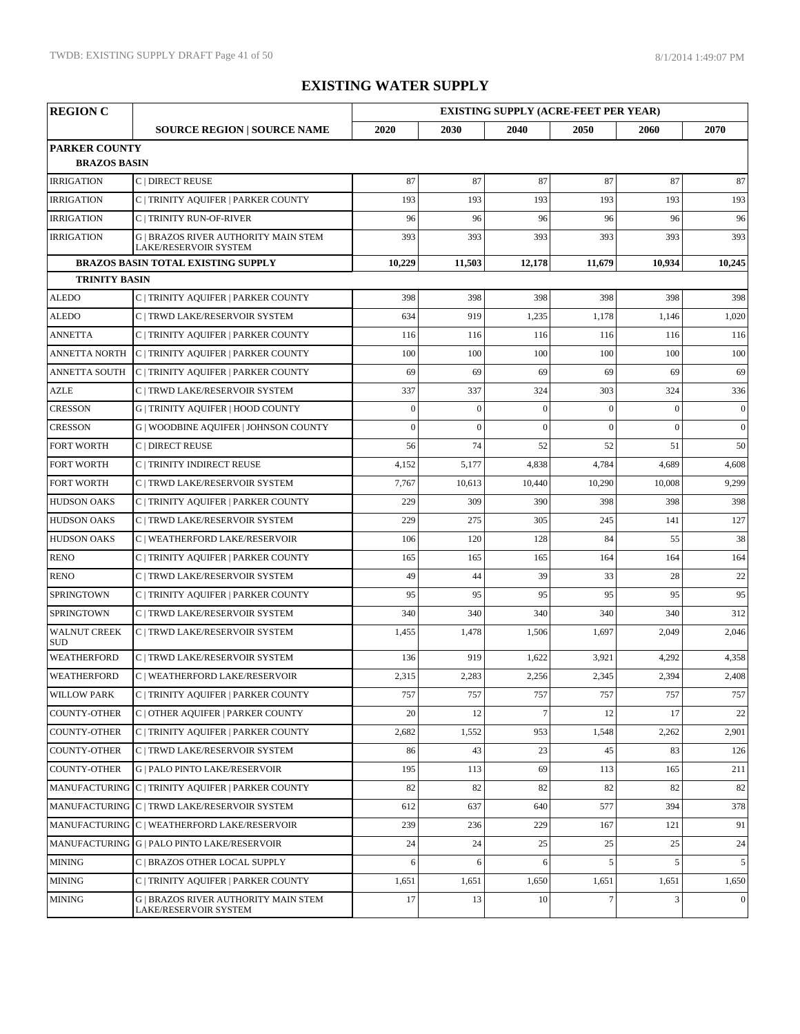# EXISTING WATER SUPPLY

| REGION C | | EXISTING SUPPLY (ACRE-FEET PER YEAR) | | | | | |
|---|---|---|---|---|---|---|---|
| | SOURCE REGION \| SOURCE NAME | 2020 | 2030 | 2040 | 2050 | 2060 | 2070 |
| **PARKER COUNTY** | | | | | | | |
| **BRAZOS BASIN** | | | | | | | |
| IRRIGATION | C \| DIRECT REUSE | 87 | 87 | 87 | 87 | 87 | 87 |
| IRRIGATION | C \| TRINITY AQUIFER \| PARKER COUNTY | 193 | 193 | 193 | 193 | 193 | 193 |
| IRRIGATION | C \| TRINITY RUN-OF-RIVER | 96 | 96 | 96 | 96 | 96 | 96 |
| IRRIGATION | G \| BRAZOS RIVER AUTHORITY MAIN STEM LAKE/RESERVOIR SYSTEM | 393 | 393 | 393 | 393 | 393 | 393 |
| | **BRAZOS BASIN TOTAL EXISTING SUPPLY** | **10,229** | **11,503** | **12,178** | **11,679** | **10,934** | **10,245** |
| **TRINITY BASIN** | | | | | | | |
| ALEDO | C \| TRINITY AQUIFER \| PARKER COUNTY | 398 | 398 | 398 | 398 | 398 | 398 |
| ALEDO | C \| TRWD LAKE/RESERVOIR SYSTEM | 634 | 919 | 1,235 | 1,178 | 1,146 | 1,020 |
| ANNETTA | C \| TRINITY AQUIFER \| PARKER COUNTY | 116 | 116 | 116 | 116 | 116 | 116 |
| ANNETTA NORTH | C \| TRINITY AQUIFER \| PARKER COUNTY | 100 | 100 | 100 | 100 | 100 | 100 |
| ANNETTA SOUTH | C \| TRINITY AQUIFER \| PARKER COUNTY | 69 | 69 | 69 | 69 | 69 | 69 |
| AZLE | C \| TRWD LAKE/RESERVOIR SYSTEM | 337 | 337 | 324 | 303 | 324 | 336 |
| CRESSON | G \| TRINITY AQUIFER \| HOOD COUNTY | 0 | 0 | 0 | 0 | 0 | 0 |
| CRESSON | G \| WOODBINE AQUIFER \| JOHNSON COUNTY | 0 | 0 | 0 | 0 | 0 | 0 |
| FORT WORTH | C \| DIRECT REUSE | 56 | 74 | 52 | 52 | 51 | 50 |
| FORT WORTH | C \| TRINITY INDIRECT REUSE | 4,152 | 5,177 | 4,838 | 4,784 | 4,689 | 4,608 |
| FORT WORTH | C \| TRWD LAKE/RESERVOIR SYSTEM | 7,767 | 10,613 | 10,440 | 10,290 | 10,008 | 9,299 |
| HUDSON OAKS | C \| TRINITY AQUIFER \| PARKER COUNTY | 229 | 309 | 390 | 398 | 398 | 398 |
| HUDSON OAKS | C \| TRWD LAKE/RESERVOIR SYSTEM | 229 | 275 | 305 | 245 | 141 | 127 |
| HUDSON OAKS | C \| WEATHERFORD LAKE/RESERVOIR | 106 | 120 | 128 | 84 | 55 | 38 |
| RENO | C \| TRINITY AQUIFER \| PARKER COUNTY | 165 | 165 | 165 | 164 | 164 | 164 |
| RENO | C \| TRWD LAKE/RESERVOIR SYSTEM | 49 | 44 | 39 | 33 | 28 | 22 |
| SPRINGTOWN | C \| TRINITY AQUIFER \| PARKER COUNTY | 95 | 95 | 95 | 95 | 95 | 95 |
| SPRINGTOWN | C \| TRWD LAKE/RESERVOIR SYSTEM | 340 | 340 | 340 | 340 | 340 | 312 |
| WALNUT CREEK SUD | C \| TRWD LAKE/RESERVOIR SYSTEM | 1,455 | 1,478 | 1,506 | 1,697 | 2,049 | 2,046 |
| WEATHERFORD | C \| TRWD LAKE/RESERVOIR SYSTEM | 136 | 919 | 1,622 | 3,921 | 4,292 | 4,358 |
| WEATHERFORD | C \| WEATHERFORD LAKE/RESERVOIR | 2,315 | 2,283 | 2,256 | 2,345 | 2,394 | 2,408 |
| WILLOW PARK | C \| TRINITY AQUIFER \| PARKER COUNTY | 757 | 757 | 757 | 757 | 757 | 757 |
| COUNTY-OTHER | C \| OTHER AQUIFER \| PARKER COUNTY | 20 | 12 | 7 | 12 | 17 | 22 |
| COUNTY-OTHER | C \| TRINITY AQUIFER \| PARKER COUNTY | 2,682 | 1,552 | 953 | 1,548 | 2,262 | 2,901 |
| COUNTY-OTHER | C \| TRWD LAKE/RESERVOIR SYSTEM | 86 | 43 | 23 | 45 | 83 | 126 |
| COUNTY-OTHER | G \| PALO PINTO LAKE/RESERVOIR | 195 | 113 | 69 | 113 | 165 | 211 |
| MANUFACTURING | C \| TRINITY AQUIFER \| PARKER COUNTY | 82 | 82 | 82 | 82 | 82 | 82 |
| MANUFACTURING | C \| TRWD LAKE/RESERVOIR SYSTEM | 612 | 637 | 640 | 577 | 394 | 378 |
| MANUFACTURING | C \| WEATHERFORD LAKE/RESERVOIR | 239 | 236 | 229 | 167 | 121 | 91 |
| MANUFACTURING | G \| PALO PINTO LAKE/RESERVOIR | 24 | 24 | 25 | 25 | 25 | 24 |
| MINING | C \| BRAZOS OTHER LOCAL SUPPLY | 6 | 6 | 6 | 5 | 5 | 5 |
| MINING | C \| TRINITY AQUIFER \| PARKER COUNTY | 1,651 | 1,651 | 1,650 | 1,651 | 1,651 | 1,650 |
| MINING | G \| BRAZOS RIVER AUTHORITY MAIN STEM LAKE/RESERVOIR SYSTEM | 17 | 13 | 10 | 7 | 3 | 0 |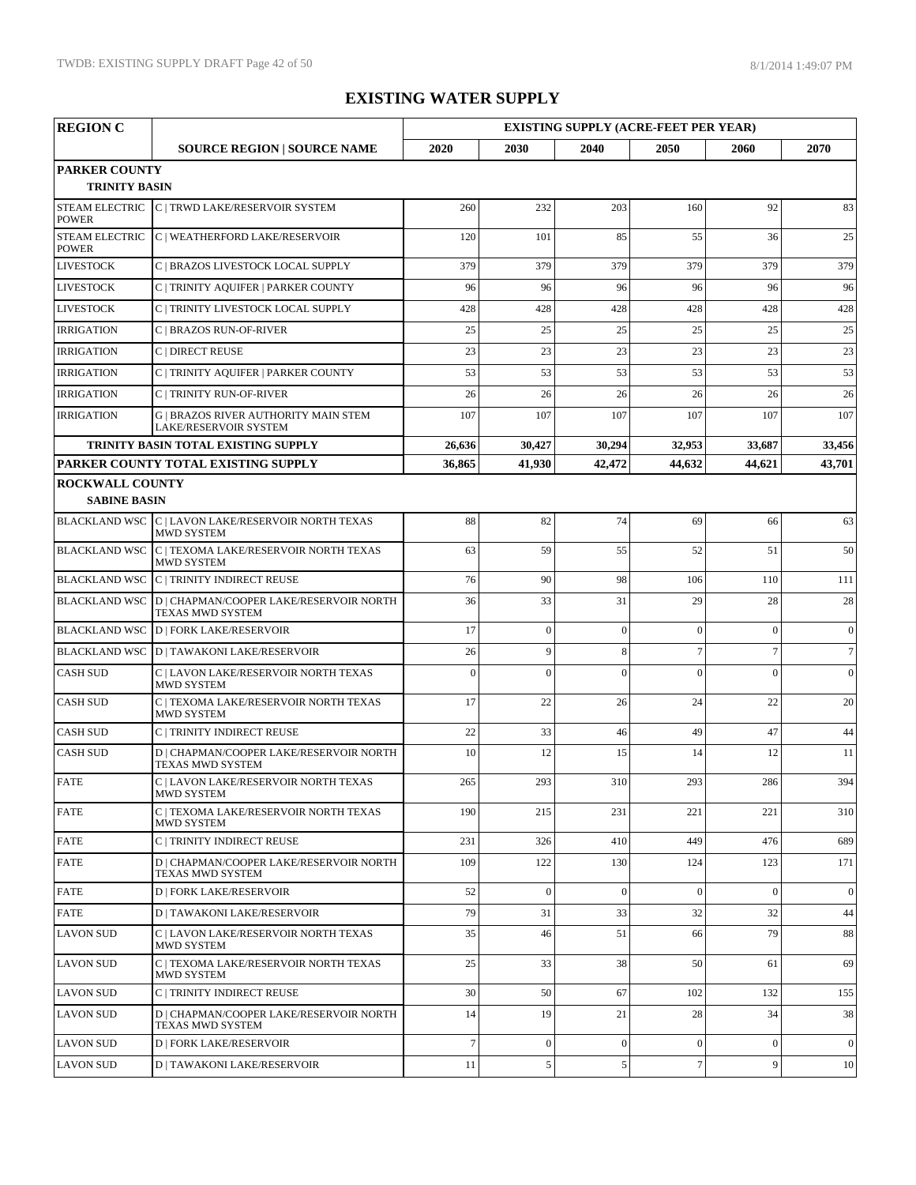# EXISTING WATER SUPPLY

| REGION C | | EXISTING SUPPLY (ACRE-FEET PER YEAR) | | | | | |
|---|---|---|---|---|---|---|---|
| | SOURCE REGION \| SOURCE NAME | 2020 | 2030 | 2040 | 2050 | 2060 | 2070 |
| **PARKER COUNTY** | | | | | | | |
| **TRINITY BASIN** | | | | | | | |
| STEAM ELECTRIC POWER | C \| TRWD LAKE/RESERVOIR SYSTEM | 260 | 232 | 203 | 160 | 92 | 83 |
| STEAM ELECTRIC POWER | C \| WEATHERFORD LAKE/RESERVOIR | 120 | 101 | 85 | 55 | 36 | 25 |
| LIVESTOCK | C \| BRAZOS LIVESTOCK LOCAL SUPPLY | 379 | 379 | 379 | 379 | 379 | 379 |
| LIVESTOCK | C \| TRINITY AQUIFER \| PARKER COUNTY | 96 | 96 | 96 | 96 | 96 | 96 |
| LIVESTOCK | C \| TRINITY LIVESTOCK LOCAL SUPPLY | 428 | 428 | 428 | 428 | 428 | 428 |
| IRRIGATION | C \| BRAZOS RUN-OF-RIVER | 25 | 25 | 25 | 25 | 25 | 25 |
| IRRIGATION | C \| DIRECT REUSE | 23 | 23 | 23 | 23 | 23 | 23 |
| IRRIGATION | C \| TRINITY AQUIFER \| PARKER COUNTY | 53 | 53 | 53 | 53 | 53 | 53 |
| IRRIGATION | C \| TRINITY RUN-OF-RIVER | 26 | 26 | 26 | 26 | 26 | 26 |
| IRRIGATION | G \| BRAZOS RIVER AUTHORITY MAIN STEM LAKE/RESERVOIR SYSTEM | 107 | 107 | 107 | 107 | 107 | 107 |
| | **TRINITY BASIN TOTAL EXISTING SUPPLY** | **26,636** | **30,427** | **30,294** | **32,953** | **33,687** | **33,456** |
| **PARKER COUNTY TOTAL EXISTING SUPPLY** | | **36,865** | **41,930** | **42,472** | **44,632** | **44,621** | **43,701** |
| **ROCKWALL COUNTY** | | | | | | | |
| **SABINE BASIN** | | | | | | | |
| BLACKLAND WSC | C \| LAVON LAKE/RESERVOIR NORTH TEXAS MWD SYSTEM | 88 | 82 | 74 | 69 | 66 | 63 |
| BLACKLAND WSC | C \| TEXOMA LAKE/RESERVOIR NORTH TEXAS MWD SYSTEM | 63 | 59 | 55 | 52 | 51 | 50 |
| BLACKLAND WSC | C \| TRINITY INDIRECT REUSE | 76 | 90 | 98 | 106 | 110 | 111 |
| BLACKLAND WSC | D \| CHAPMAN/COOPER LAKE/RESERVOIR NORTH TEXAS MWD SYSTEM | 36 | 33 | 31 | 29 | 28 | 28 |
| BLACKLAND WSC | D \| FORK LAKE/RESERVOIR | 17 | 0 | 0 | 0 | 0 | 0 |
| BLACKLAND WSC | D \| TAWAKONI LAKE/RESERVOIR | 26 | 9 | 8 | 7 | 7 | 7 |
| CASH SUD | C \| LAVON LAKE/RESERVOIR NORTH TEXAS MWD SYSTEM | 0 | 0 | 0 | 0 | 0 | 0 |
| CASH SUD | C \| TEXOMA LAKE/RESERVOIR NORTH TEXAS MWD SYSTEM | 17 | 22 | 26 | 24 | 22 | 20 |
| CASH SUD | C \| TRINITY INDIRECT REUSE | 22 | 33 | 46 | 49 | 47 | 44 |
| CASH SUD | D \| CHAPMAN/COOPER LAKE/RESERVOIR NORTH TEXAS MWD SYSTEM | 10 | 12 | 15 | 14 | 12 | 11 |
| FATE | C \| LAVON LAKE/RESERVOIR NORTH TEXAS MWD SYSTEM | 265 | 293 | 310 | 293 | 286 | 394 |
| FATE | C \| TEXOMA LAKE/RESERVOIR NORTH TEXAS MWD SYSTEM | 190 | 215 | 231 | 221 | 221 | 310 |
| FATE | C \| TRINITY INDIRECT REUSE | 231 | 326 | 410 | 449 | 476 | 689 |
| FATE | D \| CHAPMAN/COOPER LAKE/RESERVOIR NORTH TEXAS MWD SYSTEM | 109 | 122 | 130 | 124 | 123 | 171 |
| FATE | D \| FORK LAKE/RESERVOIR | 52 | 0 | 0 | 0 | 0 | 0 |
| FATE | D \| TAWAKONI LAKE/RESERVOIR | 79 | 31 | 33 | 32 | 32 | 44 |
| LAVON SUD | C \| LAVON LAKE/RESERVOIR NORTH TEXAS MWD SYSTEM | 35 | 46 | 51 | 66 | 79 | 88 |
| LAVON SUD | C \| TEXOMA LAKE/RESERVOIR NORTH TEXAS MWD SYSTEM | 25 | 33 | 38 | 50 | 61 | 69 |
| LAVON SUD | C \| TRINITY INDIRECT REUSE | 30 | 50 | 67 | 102 | 132 | 155 |
| LAVON SUD | D \| CHAPMAN/COOPER LAKE/RESERVOIR NORTH TEXAS MWD SYSTEM | 14 | 19 | 21 | 28 | 34 | 38 |
| LAVON SUD | D \| FORK LAKE/RESERVOIR | 7 | 0 | 0 | 0 | 0 | 0 |
| LAVON SUD | D \| TAWAKONI LAKE/RESERVOIR | 11 | 5 | 5 | 7 | 9 | 10 |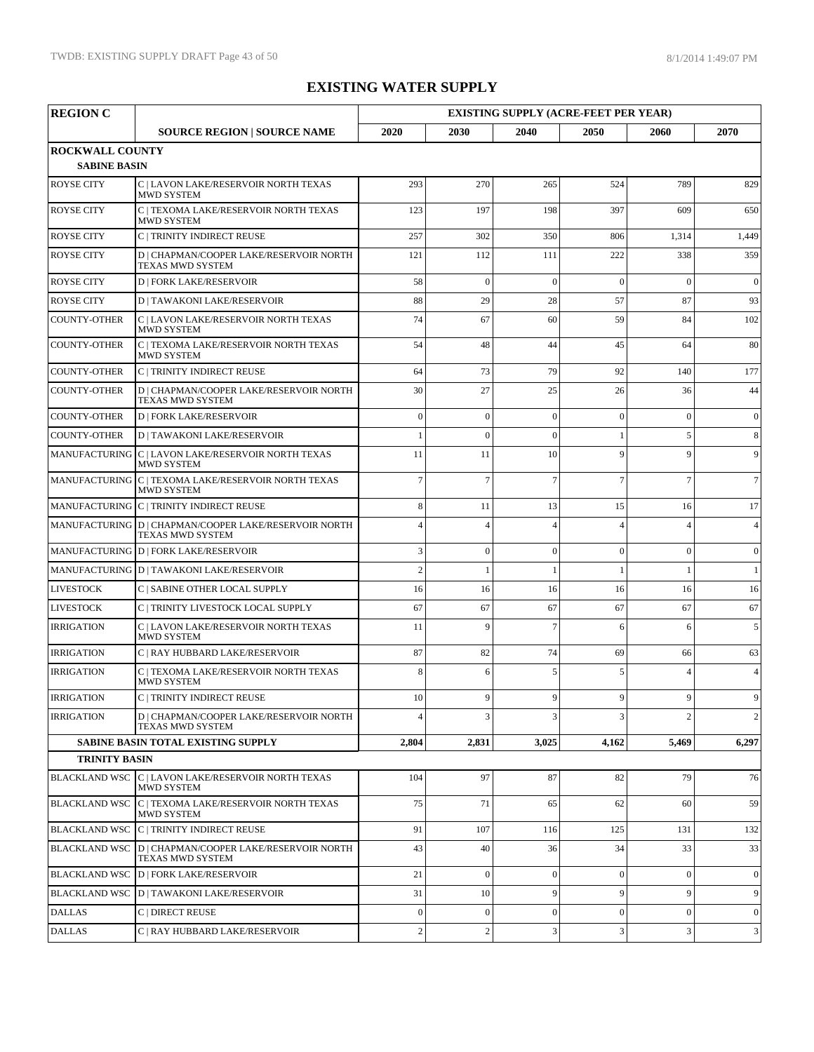# EXISTING WATER SUPPLY

| REGION C | | EXISTING SUPPLY (ACRE-FEET PER YEAR) | | | | | |
|---|---|---|---|---|---|---|---|
| | SOURCE REGION \| SOURCE NAME | 2020 | 2030 | 2040 | 2050 | 2060 | 2070 |
| **ROCKWALL COUNTY** | | | | | | | |
| **SABINE BASIN** | | | | | | | |
| ROYSE CITY | C \| LAVON LAKE/RESERVOIR NORTH TEXAS MWD SYSTEM | 293 | 270 | 265 | 524 | 789 | 829 |
| ROYSE CITY | C \| TEXOMA LAKE/RESERVOIR NORTH TEXAS MWD SYSTEM | 123 | 197 | 198 | 397 | 609 | 650 |
| ROYSE CITY | C \| TRINITY INDIRECT REUSE | 257 | 302 | 350 | 806 | 1,314 | 1,449 |
| ROYSE CITY | D \| CHAPMAN/COOPER LAKE/RESERVOIR NORTH TEXAS MWD SYSTEM | 121 | 112 | 111 | 222 | 338 | 359 |
| ROYSE CITY | D \| FORK LAKE/RESERVOIR | 58 | 0 | 0 | 0 | 0 | 0 |
| ROYSE CITY | D \| TAWAKONI LAKE/RESERVOIR | 88 | 29 | 28 | 57 | 87 | 93 |
| COUNTY-OTHER | C \| LAVON LAKE/RESERVOIR NORTH TEXAS MWD SYSTEM | 74 | 67 | 60 | 59 | 84 | 102 |
| COUNTY-OTHER | C \| TEXOMA LAKE/RESERVOIR NORTH TEXAS MWD SYSTEM | 54 | 48 | 44 | 45 | 64 | 80 |
| COUNTY-OTHER | C \| TRINITY INDIRECT REUSE | 64 | 73 | 79 | 92 | 140 | 177 |
| COUNTY-OTHER | D \| CHAPMAN/COOPER LAKE/RESERVOIR NORTH TEXAS MWD SYSTEM | 30 | 27 | 25 | 26 | 36 | 44 |
| COUNTY-OTHER | D \| FORK LAKE/RESERVOIR | 0 | 0 | 0 | 0 | 0 | 0 |
| COUNTY-OTHER | D \| TAWAKONI LAKE/RESERVOIR | 1 | 0 | 0 | 1 | 5 | 8 |
| MANUFACTURING | C \| LAVON LAKE/RESERVOIR NORTH TEXAS MWD SYSTEM | 11 | 11 | 10 | 9 | 9 | 9 |
| MANUFACTURING | C \| TEXOMA LAKE/RESERVOIR NORTH TEXAS MWD SYSTEM | 7 | 7 | 7 | 7 | 7 | 7 |
| MANUFACTURING | C \| TRINITY INDIRECT REUSE | 8 | 11 | 13 | 15 | 16 | 17 |
| MANUFACTURING | D \| CHAPMAN/COOPER LAKE/RESERVOIR NORTH TEXAS MWD SYSTEM | 4 | 4 | 4 | 4 | 4 | 4 |
| MANUFACTURING | D \| FORK LAKE/RESERVOIR | 3 | 0 | 0 | 0 | 0 | 0 |
| MANUFACTURING | D \| TAWAKONI LAKE/RESERVOIR | 2 | 1 | 1 | 1 | 1 | 1 |
| LIVESTOCK | C \| SABINE OTHER LOCAL SUPPLY | 16 | 16 | 16 | 16 | 16 | 16 |
| LIVESTOCK | C \| TRINITY LIVESTOCK LOCAL SUPPLY | 67 | 67 | 67 | 67 | 67 | 67 |
| IRRIGATION | C \| LAVON LAKE/RESERVOIR NORTH TEXAS MWD SYSTEM | 11 | 9 | 7 | 6 | 6 | 5 |
| IRRIGATION | C \| RAY HUBBARD LAKE/RESERVOIR | 87 | 82 | 74 | 69 | 66 | 63 |
| IRRIGATION | C \| TEXOMA LAKE/RESERVOIR NORTH TEXAS MWD SYSTEM | 8 | 6 | 5 | 5 | 4 | 4 |
| IRRIGATION | C \| TRINITY INDIRECT REUSE | 10 | 9 | 9 | 9 | 9 | 9 |
| IRRIGATION | D \| CHAPMAN/COOPER LAKE/RESERVOIR NORTH TEXAS MWD SYSTEM | 4 | 3 | 3 | 3 | 2 | 2 |
| | **SABINE BASIN TOTAL EXISTING SUPPLY** | **2,804** | **2,831** | **3,025** | **4,162** | **5,469** | **6,297** |
| **TRINITY BASIN** | | | | | | | |
| BLACKLAND WSC | C \| LAVON LAKE/RESERVOIR NORTH TEXAS MWD SYSTEM | 104 | 97 | 87 | 82 | 79 | 76 |
| BLACKLAND WSC | C \| TEXOMA LAKE/RESERVOIR NORTH TEXAS MWD SYSTEM | 75 | 71 | 65 | 62 | 60 | 59 |
| BLACKLAND WSC | C \| TRINITY INDIRECT REUSE | 91 | 107 | 116 | 125 | 131 | 132 |
| BLACKLAND WSC | D \| CHAPMAN/COOPER LAKE/RESERVOIR NORTH TEXAS MWD SYSTEM | 43 | 40 | 36 | 34 | 33 | 33 |
| BLACKLAND WSC | D \| FORK LAKE/RESERVOIR | 21 | 0 | 0 | 0 | 0 | 0 |
| BLACKLAND WSC | D \| TAWAKONI LAKE/RESERVOIR | 31 | 10 | 9 | 9 | 9 | 9 |
| DALLAS | C \| DIRECT REUSE | 0 | 0 | 0 | 0 | 0 | 0 |
| DALLAS | C \| RAY HUBBARD LAKE/RESERVOIR | 2 | 2 | 3 | 3 | 3 | 3 |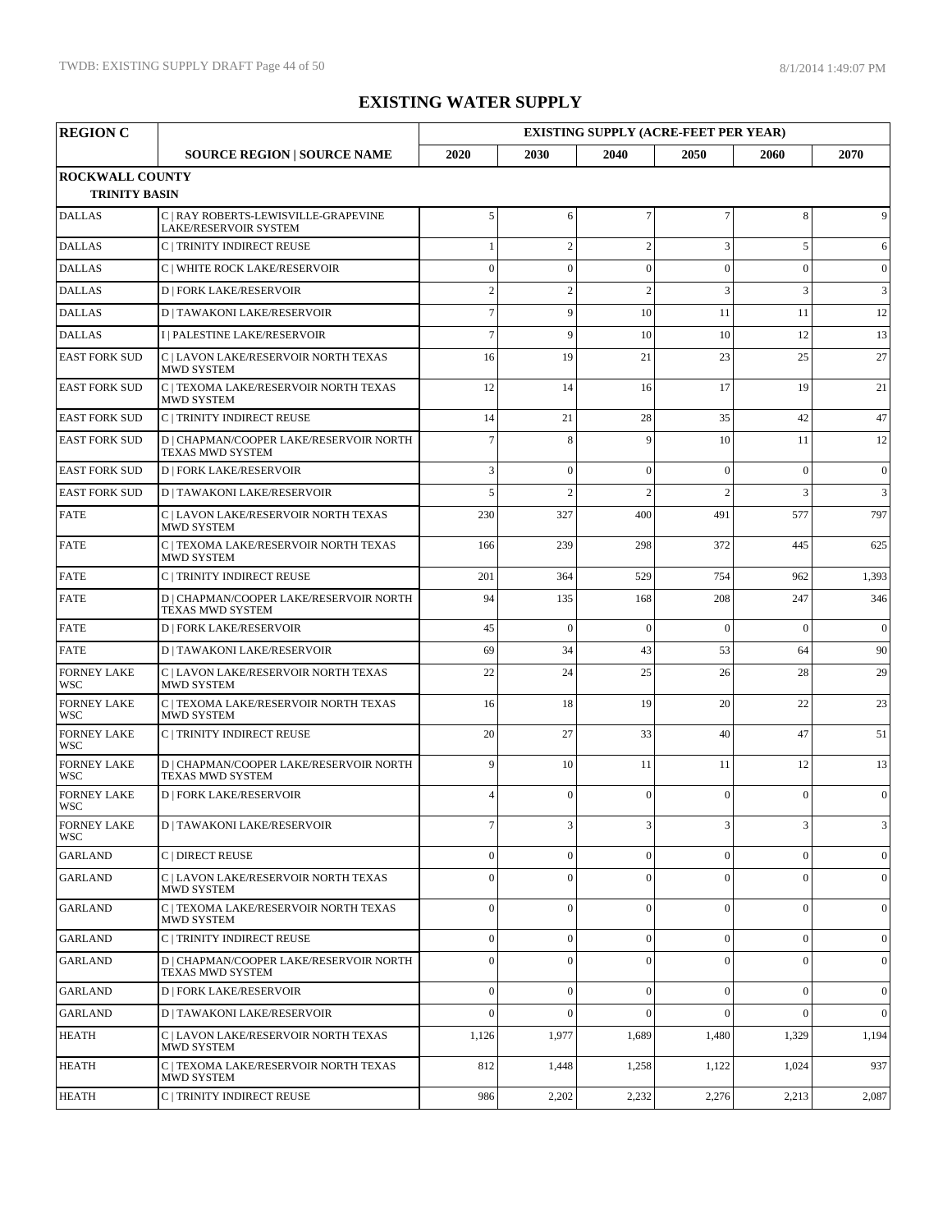# EXISTING WATER SUPPLY

| REGION C | | EXISTING SUPPLY (ACRE-FEET PER YEAR) | | | | | |
|---|---|---|---|---|---|---|---|
| | SOURCE REGION \| SOURCE NAME | 2020 | 2030 | 2040 | 2050 | 2060 | 2070 |
| **ROCKWALL COUNTY** | | | | | | | |
| **TRINITY BASIN** | | | | | | | |
| DALLAS | C \| RAY ROBERTS-LEWISVILLE-GRAPEVINE LAKE/RESERVOIR SYSTEM | 5 | 6 | 7 | 7 | 8 | 9 |
| DALLAS | C \| TRINITY INDIRECT REUSE | 1 | 2 | 2 | 3 | 5 | 6 |
| DALLAS | C \| WHITE ROCK LAKE/RESERVOIR | 0 | 0 | 0 | 0 | 0 | 0 |
| DALLAS | D \| FORK LAKE/RESERVOIR | 2 | 2 | 2 | 3 | 3 | 3 |
| DALLAS | D \| TAWAKONI LAKE/RESERVOIR | 7 | 9 | 10 | 11 | 11 | 12 |
| DALLAS | I \| PALESTINE LAKE/RESERVOIR | 7 | 9 | 10 | 10 | 12 | 13 |
| EAST FORK SUD | C \| LAVON LAKE/RESERVOIR NORTH TEXAS MWD SYSTEM | 16 | 19 | 21 | 23 | 25 | 27 |
| EAST FORK SUD | C \| TEXOMA LAKE/RESERVOIR NORTH TEXAS MWD SYSTEM | 12 | 14 | 16 | 17 | 19 | 21 |
| EAST FORK SUD | C \| TRINITY INDIRECT REUSE | 14 | 21 | 28 | 35 | 42 | 47 |
| EAST FORK SUD | D \| CHAPMAN/COOPER LAKE/RESERVOIR NORTH TEXAS MWD SYSTEM | 7 | 8 | 9 | 10 | 11 | 12 |
| EAST FORK SUD | D \| FORK LAKE/RESERVOIR | 3 | 0 | 0 | 0 | 0 | 0 |
| EAST FORK SUD | D \| TAWAKONI LAKE/RESERVOIR | 5 | 2 | 2 | 2 | 3 | 3 |
| FATE | C \| LAVON LAKE/RESERVOIR NORTH TEXAS MWD SYSTEM | 230 | 327 | 400 | 491 | 577 | 797 |
| FATE | C \| TEXOMA LAKE/RESERVOIR NORTH TEXAS MWD SYSTEM | 166 | 239 | 298 | 372 | 445 | 625 |
| FATE | C \| TRINITY INDIRECT REUSE | 201 | 364 | 529 | 754 | 962 | 1,393 |
| FATE | D \| CHAPMAN/COOPER LAKE/RESERVOIR NORTH TEXAS MWD SYSTEM | 94 | 135 | 168 | 208 | 247 | 346 |
| FATE | D \| FORK LAKE/RESERVOIR | 45 | 0 | 0 | 0 | 0 | 0 |
| FATE | D \| TAWAKONI LAKE/RESERVOIR | 69 | 34 | 43 | 53 | 64 | 90 |
| FORNEY LAKE WSC | C \| LAVON LAKE/RESERVOIR NORTH TEXAS MWD SYSTEM | 22 | 24 | 25 | 26 | 28 | 29 |
| FORNEY LAKE WSC | C \| TEXOMA LAKE/RESERVOIR NORTH TEXAS MWD SYSTEM | 16 | 18 | 19 | 20 | 22 | 23 |
| FORNEY LAKE WSC | C \| TRINITY INDIRECT REUSE | 20 | 27 | 33 | 40 | 47 | 51 |
| FORNEY LAKE WSC | D \| CHAPMAN/COOPER LAKE/RESERVOIR NORTH TEXAS MWD SYSTEM | 9 | 10 | 11 | 11 | 12 | 13 |
| FORNEY LAKE WSC | D \| FORK LAKE/RESERVOIR | 4 | 0 | 0 | 0 | 0 | 0 |
| FORNEY LAKE WSC | D \| TAWAKONI LAKE/RESERVOIR | 7 | 3 | 3 | 3 | 3 | 3 |
| GARLAND | C \| DIRECT REUSE | 0 | 0 | 0 | 0 | 0 | 0 |
| GARLAND | C \| LAVON LAKE/RESERVOIR NORTH TEXAS MWD SYSTEM | 0 | 0 | 0 | 0 | 0 | 0 |
| GARLAND | C \| TEXOMA LAKE/RESERVOIR NORTH TEXAS MWD SYSTEM | 0 | 0 | 0 | 0 | 0 | 0 |
| GARLAND | C \| TRINITY INDIRECT REUSE | 0 | 0 | 0 | 0 | 0 | 0 |
| GARLAND | D \| CHAPMAN/COOPER LAKE/RESERVOIR NORTH TEXAS MWD SYSTEM | 0 | 0 | 0 | 0 | 0 | 0 |
| GARLAND | D \| FORK LAKE/RESERVOIR | 0 | 0 | 0 | 0 | 0 | 0 |
| GARLAND | D \| TAWAKONI LAKE/RESERVOIR | 0 | 0 | 0 | 0 | 0 | 0 |
| HEATH | C \| LAVON LAKE/RESERVOIR NORTH TEXAS MWD SYSTEM | 1,126 | 1,977 | 1,689 | 1,480 | 1,329 | 1,194 |
| HEATH | C \| TEXOMA LAKE/RESERVOIR NORTH TEXAS MWD SYSTEM | 812 | 1,448 | 1,258 | 1,122 | 1,024 | 937 |
| HEATH | C \| TRINITY INDIRECT REUSE | 986 | 2,202 | 2,232 | 2,276 | 2,213 | 2,087 |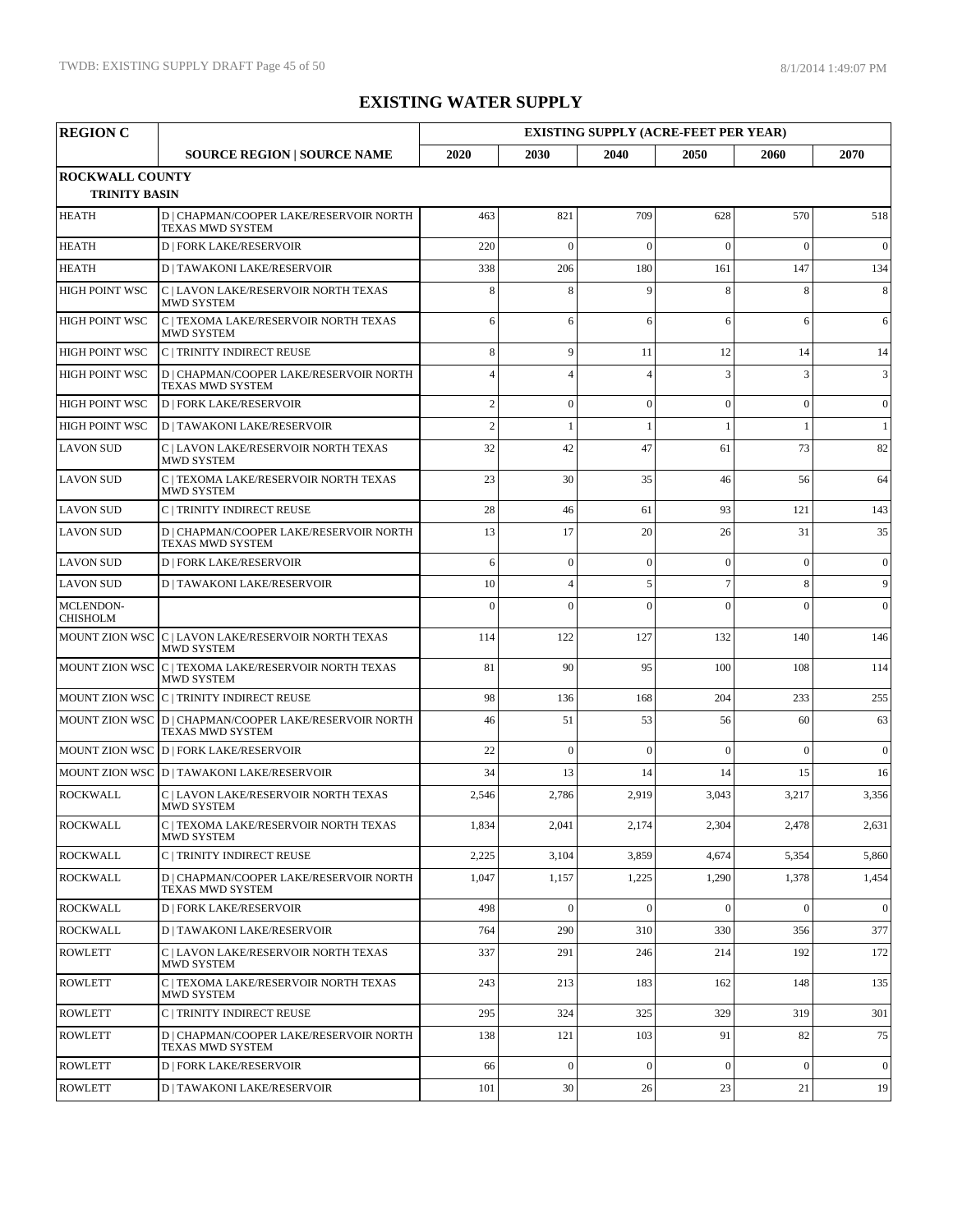# EXISTING WATER SUPPLY

| REGION C | | EXISTING SUPPLY (ACRE-FEET PER YEAR) | | | | | |
|---|---|---|---|---|---|---|---|
| | SOURCE REGION \| SOURCE NAME | 2020 | 2030 | 2040 | 2050 | 2060 | 2070 |
| **ROCKWALL COUNTY** | | | | | | | |
| **TRINITY BASIN** | | | | | | | |
| HEATH | D \| CHAPMAN/COOPER LAKE/RESERVOIR NORTH TEXAS MWD SYSTEM | 463 | 821 | 709 | 628 | 570 | 518 |
| HEATH | D \| FORK LAKE/RESERVOIR | 220 | 0 | 0 | 0 | 0 | 0 |
| HEATH | D \| TAWAKONI LAKE/RESERVOIR | 338 | 206 | 180 | 161 | 147 | 134 |
| HIGH POINT WSC | C \| LAVON LAKE/RESERVOIR NORTH TEXAS MWD SYSTEM | 8 | 8 | 9 | 8 | 8 | 8 |
| HIGH POINT WSC | C \| TEXOMA LAKE/RESERVOIR NORTH TEXAS MWD SYSTEM | 6 | 6 | 6 | 6 | 6 | 6 |
| HIGH POINT WSC | C \| TRINITY INDIRECT REUSE | 8 | 9 | 11 | 12 | 14 | 14 |
| HIGH POINT WSC | D \| CHAPMAN/COOPER LAKE/RESERVOIR NORTH TEXAS MWD SYSTEM | 4 | 4 | 4 | 3 | 3 | 3 |
| HIGH POINT WSC | D \| FORK LAKE/RESERVOIR | 2 | 0 | 0 | 0 | 0 | 0 |
| HIGH POINT WSC | D \| TAWAKONI LAKE/RESERVOIR | 2 | 1 | 1 | 1 | 1 | 1 |
| LAVON SUD | C \| LAVON LAKE/RESERVOIR NORTH TEXAS MWD SYSTEM | 32 | 42 | 47 | 61 | 73 | 82 |
| LAVON SUD | C \| TEXOMA LAKE/RESERVOIR NORTH TEXAS MWD SYSTEM | 23 | 30 | 35 | 46 | 56 | 64 |
| LAVON SUD | C \| TRINITY INDIRECT REUSE | 28 | 46 | 61 | 93 | 121 | 143 |
| LAVON SUD | D \| CHAPMAN/COOPER LAKE/RESERVOIR NORTH TEXAS MWD SYSTEM | 13 | 17 | 20 | 26 | 31 | 35 |
| LAVON SUD | D \| FORK LAKE/RESERVOIR | 6 | 0 | 0 | 0 | 0 | 0 |
| LAVON SUD | D \| TAWAKONI LAKE/RESERVOIR | 10 | 4 | 5 | 7 | 8 | 9 |
| MCLENDON-CHISHOLM | | 0 | 0 | 0 | 0 | 0 | 0 |
| MOUNT ZION WSC | C \| LAVON LAKE/RESERVOIR NORTH TEXAS MWD SYSTEM | 114 | 122 | 127 | 132 | 140 | 146 |
| MOUNT ZION WSC | C \| TEXOMA LAKE/RESERVOIR NORTH TEXAS MWD SYSTEM | 81 | 90 | 95 | 100 | 108 | 114 |
| MOUNT ZION WSC | C \| TRINITY INDIRECT REUSE | 98 | 136 | 168 | 204 | 233 | 255 |
| MOUNT ZION WSC | D \| CHAPMAN/COOPER LAKE/RESERVOIR NORTH TEXAS MWD SYSTEM | 46 | 51 | 53 | 56 | 60 | 63 |
| MOUNT ZION WSC | D \| FORK LAKE/RESERVOIR | 22 | 0 | 0 | 0 | 0 | 0 |
| MOUNT ZION WSC | D \| TAWAKONI LAKE/RESERVOIR | 34 | 13 | 14 | 14 | 15 | 16 |
| ROCKWALL | C \| LAVON LAKE/RESERVOIR NORTH TEXAS MWD SYSTEM | 2,546 | 2,786 | 2,919 | 3,043 | 3,217 | 3,356 |
| ROCKWALL | C \| TEXOMA LAKE/RESERVOIR NORTH TEXAS MWD SYSTEM | 1,834 | 2,041 | 2,174 | 2,304 | 2,478 | 2,631 |
| ROCKWALL | C \| TRINITY INDIRECT REUSE | 2,225 | 3,104 | 3,859 | 4,674 | 5,354 | 5,860 |
| ROCKWALL | D \| CHAPMAN/COOPER LAKE/RESERVOIR NORTH TEXAS MWD SYSTEM | 1,047 | 1,157 | 1,225 | 1,290 | 1,378 | 1,454 |
| ROCKWALL | D \| FORK LAKE/RESERVOIR | 498 | 0 | 0 | 0 | 0 | 0 |
| ROCKWALL | D \| TAWAKONI LAKE/RESERVOIR | 764 | 290 | 310 | 330 | 356 | 377 |
| ROWLETT | C \| LAVON LAKE/RESERVOIR NORTH TEXAS MWD SYSTEM | 337 | 291 | 246 | 214 | 192 | 172 |
| ROWLETT | C \| TEXOMA LAKE/RESERVOIR NORTH TEXAS MWD SYSTEM | 243 | 213 | 183 | 162 | 148 | 135 |
| ROWLETT | C \| TRINITY INDIRECT REUSE | 295 | 324 | 325 | 329 | 319 | 301 |
| ROWLETT | D \| CHAPMAN/COOPER LAKE/RESERVOIR NORTH TEXAS MWD SYSTEM | 138 | 121 | 103 | 91 | 82 | 75 |
| ROWLETT | D \| FORK LAKE/RESERVOIR | 66 | 0 | 0 | 0 | 0 | 0 |
| ROWLETT | D \| TAWAKONI LAKE/RESERVOIR | 101 | 30 | 26 | 23 | 21 | 19 |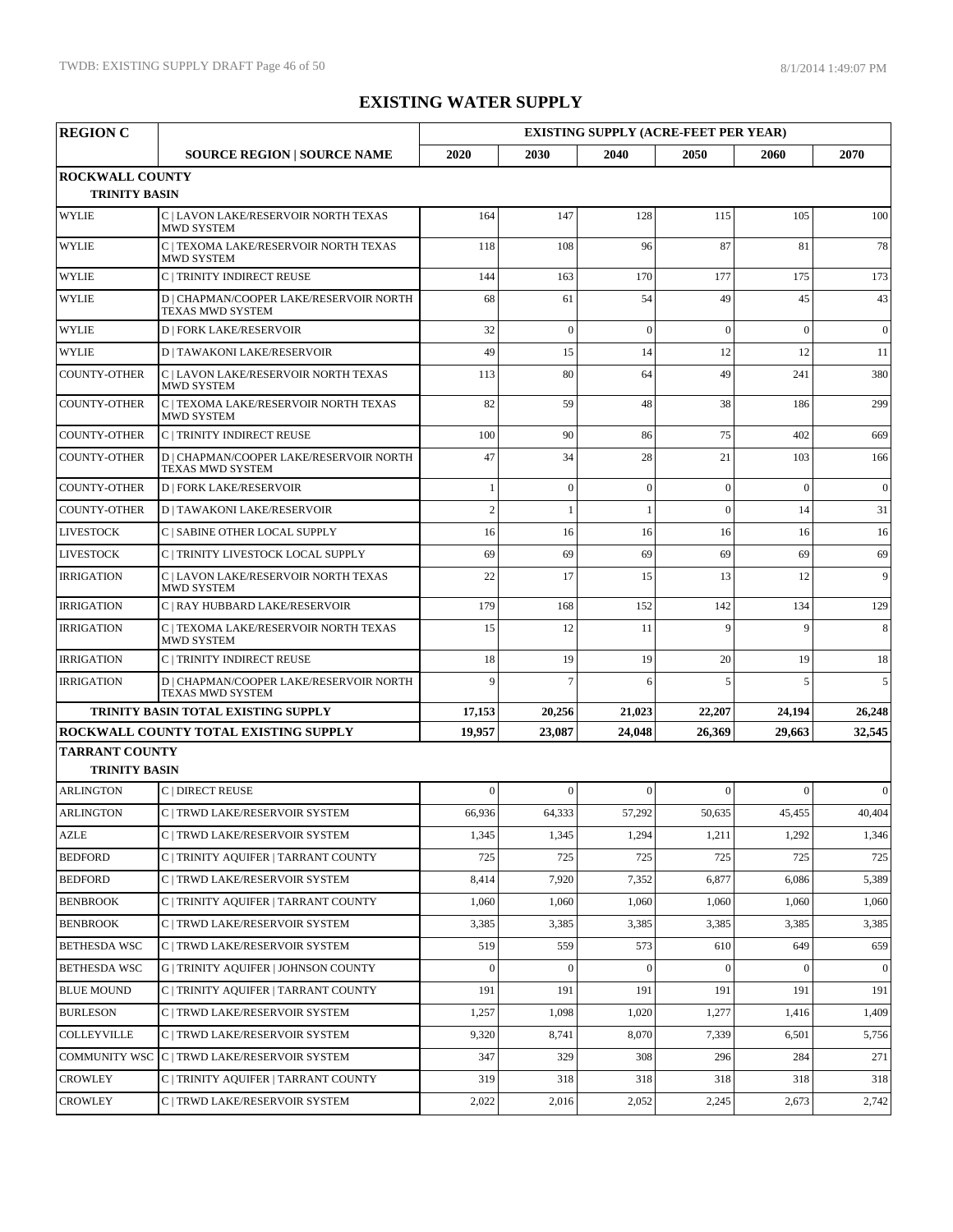# EXISTING WATER SUPPLY

| REGION C | | EXISTING SUPPLY (ACRE-FEET PER YEAR) | | | | | |
|---|---|---|---|---|---|---|---|
| | SOURCE REGION \| SOURCE NAME | 2020 | 2030 | 2040 | 2050 | 2060 | 2070 |
| **ROCKWALL COUNTY** | | | | | | | |
| **TRINITY BASIN** | | | | | | | |
| WYLIE | C \| LAVON LAKE/RESERVOIR NORTH TEXAS MWD SYSTEM | 164 | 147 | 128 | 115 | 105 | 100 |
| WYLIE | C \| TEXOMA LAKE/RESERVOIR NORTH TEXAS MWD SYSTEM | 118 | 108 | 96 | 87 | 81 | 78 |
| WYLIE | C \| TRINITY INDIRECT REUSE | 144 | 163 | 170 | 177 | 175 | 173 |
| WYLIE | D \| CHAPMAN/COOPER LAKE/RESERVOIR NORTH TEXAS MWD SYSTEM | 68 | 61 | 54 | 49 | 45 | 43 |
| WYLIE | D \| FORK LAKE/RESERVOIR | 32 | 0 | 0 | 0 | 0 | 0 |
| WYLIE | D \| TAWAKONI LAKE/RESERVOIR | 49 | 15 | 14 | 12 | 12 | 11 |
| COUNTY-OTHER | C \| LAVON LAKE/RESERVOIR NORTH TEXAS MWD SYSTEM | 113 | 80 | 64 | 49 | 241 | 380 |
| COUNTY-OTHER | C \| TEXOMA LAKE/RESERVOIR NORTH TEXAS MWD SYSTEM | 82 | 59 | 48 | 38 | 186 | 299 |
| COUNTY-OTHER | C \| TRINITY INDIRECT REUSE | 100 | 90 | 86 | 75 | 402 | 669 |
| COUNTY-OTHER | D \| CHAPMAN/COOPER LAKE/RESERVOIR NORTH TEXAS MWD SYSTEM | 47 | 34 | 28 | 21 | 103 | 166 |
| COUNTY-OTHER | D \| FORK LAKE/RESERVOIR | 1 | 0 | 0 | 0 | 0 | 0 |
| COUNTY-OTHER | D \| TAWAKONI LAKE/RESERVOIR | 2 | 1 | 1 | 0 | 14 | 31 |
| LIVESTOCK | C \| SABINE OTHER LOCAL SUPPLY | 16 | 16 | 16 | 16 | 16 | 16 |
| LIVESTOCK | C \| TRINITY LIVESTOCK LOCAL SUPPLY | 69 | 69 | 69 | 69 | 69 | 69 |
| IRRIGATION | C \| LAVON LAKE/RESERVOIR NORTH TEXAS MWD SYSTEM | 22 | 17 | 15 | 13 | 12 | 9 |
| IRRIGATION | C \| RAY HUBBARD LAKE/RESERVOIR | 179 | 168 | 152 | 142 | 134 | 129 |
| IRRIGATION | C \| TEXOMA LAKE/RESERVOIR NORTH TEXAS MWD SYSTEM | 15 | 12 | 11 | 9 | 9 | 8 |
| IRRIGATION | C \| TRINITY INDIRECT REUSE | 18 | 19 | 19 | 20 | 19 | 18 |
| IRRIGATION | D \| CHAPMAN/COOPER LAKE/RESERVOIR NORTH TEXAS MWD SYSTEM | 9 | 7 | 6 | 5 | 5 | 5 |
| | **TRINITY BASIN TOTAL EXISTING SUPPLY** | **17,153** | **20,256** | **21,023** | **22,207** | **24,194** | **26,248** |
| | **ROCKWALL COUNTY TOTAL EXISTING SUPPLY** | **19,957** | **23,087** | **24,048** | **26,369** | **29,663** | **32,545** |
| **TARRANT COUNTY** | | | | | | | |
| **TRINITY BASIN** | | | | | | | |
| ARLINGTON | C \| DIRECT REUSE | 0 | 0 | 0 | 0 | 0 | 0 |
| ARLINGTON | C \| TRWD LAKE/RESERVOIR SYSTEM | 66,936 | 64,333 | 57,292 | 50,635 | 45,455 | 40,404 |
| AZLE | C \| TRWD LAKE/RESERVOIR SYSTEM | 1,345 | 1,345 | 1,294 | 1,211 | 1,292 | 1,346 |
| BEDFORD | C \| TRINITY AQUIFER \| TARRANT COUNTY | 725 | 725 | 725 | 725 | 725 | 725 |
| BEDFORD | C \| TRWD LAKE/RESERVOIR SYSTEM | 8,414 | 7,920 | 7,352 | 6,877 | 6,086 | 5,389 |
| BENBROOK | C \| TRINITY AQUIFER \| TARRANT COUNTY | 1,060 | 1,060 | 1,060 | 1,060 | 1,060 | 1,060 |
| BENBROOK | C \| TRWD LAKE/RESERVOIR SYSTEM | 3,385 | 3,385 | 3,385 | 3,385 | 3,385 | 3,385 |
| BETHESDA WSC | C \| TRWD LAKE/RESERVOIR SYSTEM | 519 | 559 | 573 | 610 | 649 | 659 |
| BETHESDA WSC | G \| TRINITY AQUIFER \| JOHNSON COUNTY | 0 | 0 | 0 | 0 | 0 | 0 |
| BLUE MOUND | C \| TRINITY AQUIFER \| TARRANT COUNTY | 191 | 191 | 191 | 191 | 191 | 191 |
| BURLESON | C \| TRWD LAKE/RESERVOIR SYSTEM | 1,257 | 1,098 | 1,020 | 1,277 | 1,416 | 1,409 |
| COLLEYVILLE | C \| TRWD LAKE/RESERVOIR SYSTEM | 9,320 | 8,741 | 8,070 | 7,339 | 6,501 | 5,756 |
| COMMUNITY WSC | C \| TRWD LAKE/RESERVOIR SYSTEM | 347 | 329 | 308 | 296 | 284 | 271 |
| CROWLEY | C \| TRINITY AQUIFER \| TARRANT COUNTY | 319 | 318 | 318 | 318 | 318 | 318 |
| CROWLEY | C \| TRWD LAKE/RESERVOIR SYSTEM | 2,022 | 2,016 | 2,052 | 2,245 | 2,673 | 2,742 |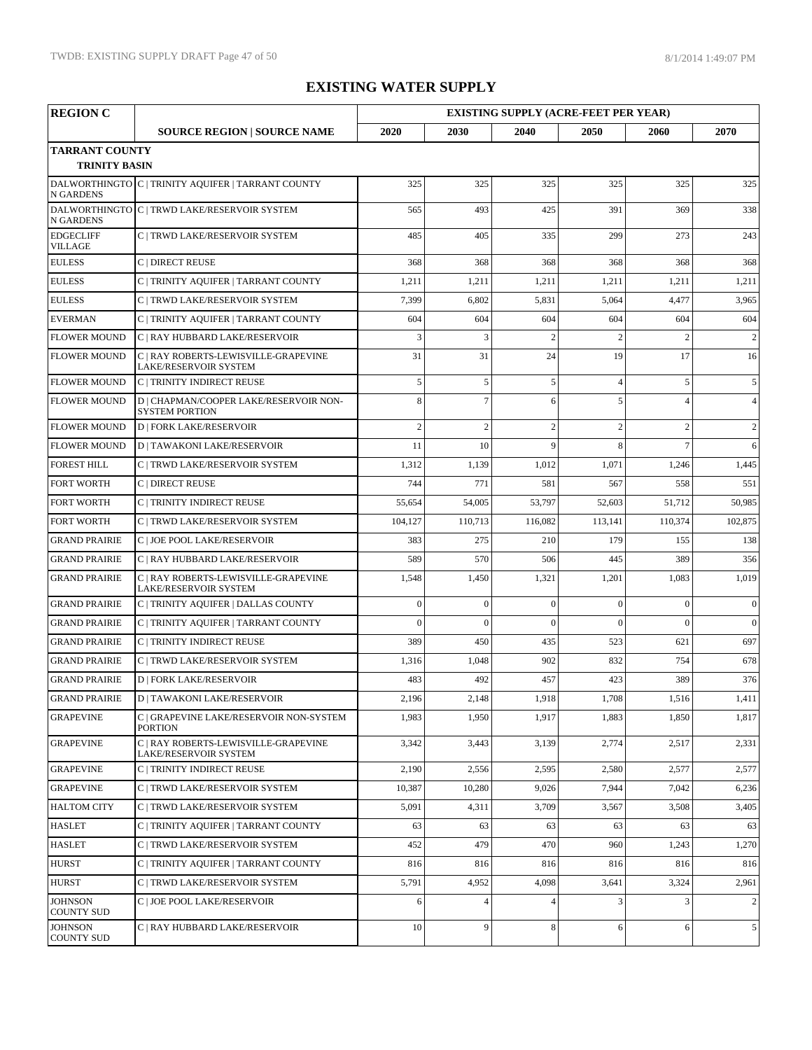# EXISTING WATER SUPPLY

| REGION C | | EXISTING SUPPLY (ACRE-FEET PER YEAR) | | | | | |
|---|---|---|---|---|---|---|---|
| | SOURCE REGION \| SOURCE NAME | 2020 | 2030 | 2040 | 2050 | 2060 | 2070 |
| **TARRANT COUNTY** | | | | | | | |
| **TRINITY BASIN** | | | | | | | |
| DALWORTHINGTON GARDENS | C \| TRINITY AQUIFER \| TARRANT COUNTY | 325 | 325 | 325 | 325 | 325 | 325 |
| DALWORTHINGTON GARDENS | C \| TRWD LAKE/RESERVOIR SYSTEM | 565 | 493 | 425 | 391 | 369 | 338 |
| EDGECLIFF VILLAGE | C \| TRWD LAKE/RESERVOIR SYSTEM | 485 | 405 | 335 | 299 | 273 | 243 |
| EULESS | C \| DIRECT REUSE | 368 | 368 | 368 | 368 | 368 | 368 |
| EULESS | C \| TRINITY AQUIFER \| TARRANT COUNTY | 1,211 | 1,211 | 1,211 | 1,211 | 1,211 | 1,211 |
| EULESS | C \| TRWD LAKE/RESERVOIR SYSTEM | 7,399 | 6,802 | 5,831 | 5,064 | 4,477 | 3,965 |
| EVERMAN | C \| TRINITY AQUIFER \| TARRANT COUNTY | 604 | 604 | 604 | 604 | 604 | 604 |
| FLOWER MOUND | C \| RAY HUBBARD LAKE/RESERVOIR | 3 | 3 | 2 | 2 | 2 | 2 |
| FLOWER MOUND | C \| RAY ROBERTS-LEWISVILLE-GRAPEVINE LAKE/RESERVOIR SYSTEM | 31 | 31 | 24 | 19 | 17 | 16 |
| FLOWER MOUND | C \| TRINITY INDIRECT REUSE | 5 | 5 | 5 | 4 | 5 | 5 |
| FLOWER MOUND | D \| CHAPMAN/COOPER LAKE/RESERVOIR NON-SYSTEM PORTION | 8 | 7 | 6 | 5 | 4 | 4 |
| FLOWER MOUND | D \| FORK LAKE/RESERVOIR | 2 | 2 | 2 | 2 | 2 | 2 |
| FLOWER MOUND | D \| TAWAKONI LAKE/RESERVOIR | 11 | 10 | 9 | 8 | 7 | 6 |
| FOREST HILL | C \| TRWD LAKE/RESERVOIR SYSTEM | 1,312 | 1,139 | 1,012 | 1,071 | 1,246 | 1,445 |
| FORT WORTH | C \| DIRECT REUSE | 744 | 771 | 581 | 567 | 558 | 551 |
| FORT WORTH | C \| TRINITY INDIRECT REUSE | 55,654 | 54,005 | 53,797 | 52,603 | 51,712 | 50,985 |
| FORT WORTH | C \| TRWD LAKE/RESERVOIR SYSTEM | 104,127 | 110,713 | 116,082 | 113,141 | 110,374 | 102,875 |
| GRAND PRAIRIE | C \| JOE POOL LAKE/RESERVOIR | 383 | 275 | 210 | 179 | 155 | 138 |
| GRAND PRAIRIE | C \| RAY HUBBARD LAKE/RESERVOIR | 589 | 570 | 506 | 445 | 389 | 356 |
| GRAND PRAIRIE | C \| RAY ROBERTS-LEWISVILLE-GRAPEVINE LAKE/RESERVOIR SYSTEM | 1,548 | 1,450 | 1,321 | 1,201 | 1,083 | 1,019 |
| GRAND PRAIRIE | C \| TRINITY AQUIFER \| DALLAS COUNTY | 0 | 0 | 0 | 0 | 0 | 0 |
| GRAND PRAIRIE | C \| TRINITY AQUIFER \| TARRANT COUNTY | 0 | 0 | 0 | 0 | 0 | 0 |
| GRAND PRAIRIE | C \| TRINITY INDIRECT REUSE | 389 | 450 | 435 | 523 | 621 | 697 |
| GRAND PRAIRIE | C \| TRWD LAKE/RESERVOIR SYSTEM | 1,316 | 1,048 | 902 | 832 | 754 | 678 |
| GRAND PRAIRIE | D \| FORK LAKE/RESERVOIR | 483 | 492 | 457 | 423 | 389 | 376 |
| GRAND PRAIRIE | D \| TAWAKONI LAKE/RESERVOIR | 2,196 | 2,148 | 1,918 | 1,708 | 1,516 | 1,411 |
| GRAPEVINE | C \| GRAPEVINE LAKE/RESERVOIR NON-SYSTEM PORTION | 1,983 | 1,950 | 1,917 | 1,883 | 1,850 | 1,817 |
| GRAPEVINE | C \| RAY ROBERTS-LEWISVILLE-GRAPEVINE LAKE/RESERVOIR SYSTEM | 3,342 | 3,443 | 3,139 | 2,774 | 2,517 | 2,331 |
| GRAPEVINE | C \| TRINITY INDIRECT REUSE | 2,190 | 2,556 | 2,595 | 2,580 | 2,577 | 2,577 |
| GRAPEVINE | C \| TRWD LAKE/RESERVOIR SYSTEM | 10,387 | 10,280 | 9,026 | 7,944 | 7,042 | 6,236 |
| HALTOM CITY | C \| TRWD LAKE/RESERVOIR SYSTEM | 5,091 | 4,311 | 3,709 | 3,567 | 3,508 | 3,405 |
| HASLET | C \| TRINITY AQUIFER \| TARRANT COUNTY | 63 | 63 | 63 | 63 | 63 | 63 |
| HASLET | C \| TRWD LAKE/RESERVOIR SYSTEM | 452 | 479 | 470 | 960 | 1,243 | 1,270 |
| HURST | C \| TRINITY AQUIFER \| TARRANT COUNTY | 816 | 816 | 816 | 816 | 816 | 816 |
| HURST | C \| TRWD LAKE/RESERVOIR SYSTEM | 5,791 | 4,952 | 4,098 | 3,641 | 3,324 | 2,961 |
| JOHNSON COUNTY SUD | C \| JOE POOL LAKE/RESERVOIR | 6 | 4 | 4 | 3 | 3 | 2 |
| JOHNSON COUNTY SUD | C \| RAY HUBBARD LAKE/RESERVOIR | 10 | 9 | 8 | 6 | 6 | 5 |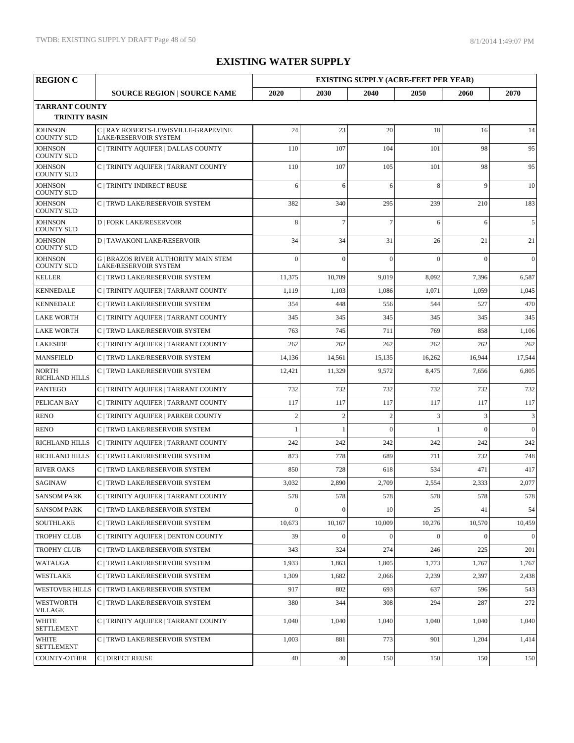# EXISTING WATER SUPPLY

| REGION C | | EXISTING SUPPLY (ACRE-FEET PER YEAR) | | | | | |
|---|---|---|---|---|---|---|---|
| | SOURCE REGION \| SOURCE NAME | 2020 | 2030 | 2040 | 2050 | 2060 | 2070 |
| **TARRANT COUNTY** | | | | | | | |
| **TRINITY BASIN** | | | | | | | |
| JOHNSON COUNTY SUD | C \| RAY ROBERTS-LEWISVILLE-GRAPEVINE LAKE/RESERVOIR SYSTEM | 24 | 23 | 20 | 18 | 16 | 14 |
| JOHNSON COUNTY SUD | C \| TRINITY AQUIFER \| DALLAS COUNTY | 110 | 107 | 104 | 101 | 98 | 95 |
| JOHNSON COUNTY SUD | C \| TRINITY AQUIFER \| TARRANT COUNTY | 110 | 107 | 105 | 101 | 98 | 95 |
| JOHNSON COUNTY SUD | C \| TRINITY INDIRECT REUSE | 6 | 6 | 6 | 8 | 9 | 10 |
| JOHNSON COUNTY SUD | C \| TRWD LAKE/RESERVOIR SYSTEM | 382 | 340 | 295 | 239 | 210 | 183 |
| JOHNSON COUNTY SUD | D \| FORK LAKE/RESERVOIR | 8 | 7 | 7 | 6 | 6 | 5 |
| JOHNSON COUNTY SUD | D \| TAWAKONI LAKE/RESERVOIR | 34 | 34 | 31 | 26 | 21 | 21 |
| JOHNSON COUNTY SUD | G \| BRAZOS RIVER AUTHORITY MAIN STEM LAKE/RESERVOIR SYSTEM | 0 | 0 | 0 | 0 | 0 | 0 |
| KELLER | C \| TRWD LAKE/RESERVOIR SYSTEM | 11,375 | 10,709 | 9,019 | 8,092 | 7,396 | 6,587 |
| KENNEDALE | C \| TRINITY AQUIFER \| TARRANT COUNTY | 1,119 | 1,103 | 1,086 | 1,071 | 1,059 | 1,045 |
| KENNEDALE | C \| TRWD LAKE/RESERVOIR SYSTEM | 354 | 448 | 556 | 544 | 527 | 470 |
| LAKE WORTH | C \| TRINITY AQUIFER \| TARRANT COUNTY | 345 | 345 | 345 | 345 | 345 | 345 |
| LAKE WORTH | C \| TRWD LAKE/RESERVOIR SYSTEM | 763 | 745 | 711 | 769 | 858 | 1,106 |
| LAKESIDE | C \| TRINITY AQUIFER \| TARRANT COUNTY | 262 | 262 | 262 | 262 | 262 | 262 |
| MANSFIELD | C \| TRWD LAKE/RESERVOIR SYSTEM | 14,136 | 14,561 | 15,135 | 16,262 | 16,944 | 17,544 |
| NORTH RICHLAND HILLS | C \| TRWD LAKE/RESERVOIR SYSTEM | 12,421 | 11,329 | 9,572 | 8,475 | 7,656 | 6,805 |
| PANTEGO | C \| TRINITY AQUIFER \| TARRANT COUNTY | 732 | 732 | 732 | 732 | 732 | 732 |
| PELICAN BAY | C \| TRINITY AQUIFER \| TARRANT COUNTY | 117 | 117 | 117 | 117 | 117 | 117 |
| RENO | C \| TRINITY AQUIFER \| PARKER COUNTY | 2 | 2 | 2 | 3 | 3 | 3 |
| RENO | C \| TRWD LAKE/RESERVOIR SYSTEM | 1 | 1 | 0 | 1 | 0 | 0 |
| RICHLAND HILLS | C \| TRINITY AQUIFER \| TARRANT COUNTY | 242 | 242 | 242 | 242 | 242 | 242 |
| RICHLAND HILLS | C \| TRWD LAKE/RESERVOIR SYSTEM | 873 | 778 | 689 | 711 | 732 | 748 |
| RIVER OAKS | C \| TRWD LAKE/RESERVOIR SYSTEM | 850 | 728 | 618 | 534 | 471 | 417 |
| SAGINAW | C \| TRWD LAKE/RESERVOIR SYSTEM | 3,032 | 2,890 | 2,709 | 2,554 | 2,333 | 2,077 |
| SANSOM PARK | C \| TRINITY AQUIFER \| TARRANT COUNTY | 578 | 578 | 578 | 578 | 578 | 578 |
| SANSOM PARK | C \| TRWD LAKE/RESERVOIR SYSTEM | 0 | 0 | 10 | 25 | 41 | 54 |
| SOUTHLAKE | C \| TRWD LAKE/RESERVOIR SYSTEM | 10,673 | 10,167 | 10,009 | 10,276 | 10,570 | 10,459 |
| TROPHY CLUB | C \| TRINITY AQUIFER \| DENTON COUNTY | 39 | 0 | 0 | 0 | 0 | 0 |
| TROPHY CLUB | C \| TRWD LAKE/RESERVOIR SYSTEM | 343 | 324 | 274 | 246 | 225 | 201 |
| WATAUGA | C \| TRWD LAKE/RESERVOIR SYSTEM | 1,933 | 1,863 | 1,805 | 1,773 | 1,767 | 1,767 |
| WESTLAKE | C \| TRWD LAKE/RESERVOIR SYSTEM | 1,309 | 1,682 | 2,066 | 2,239 | 2,397 | 2,438 |
| WESTOVER HILLS | C \| TRWD LAKE/RESERVOIR SYSTEM | 917 | 802 | 693 | 637 | 596 | 543 |
| WESTWORTH VILLAGE | C \| TRWD LAKE/RESERVOIR SYSTEM | 380 | 344 | 308 | 294 | 287 | 272 |
| WHITE SETTLEMENT | C \| TRINITY AQUIFER \| TARRANT COUNTY | 1,040 | 1,040 | 1,040 | 1,040 | 1,040 | 1,040 |
| WHITE SETTLEMENT | C \| TRWD LAKE/RESERVOIR SYSTEM | 1,003 | 881 | 773 | 901 | 1,204 | 1,414 |
| COUNTY-OTHER | C \| DIRECT REUSE | 40 | 40 | 150 | 150 | 150 | 150 |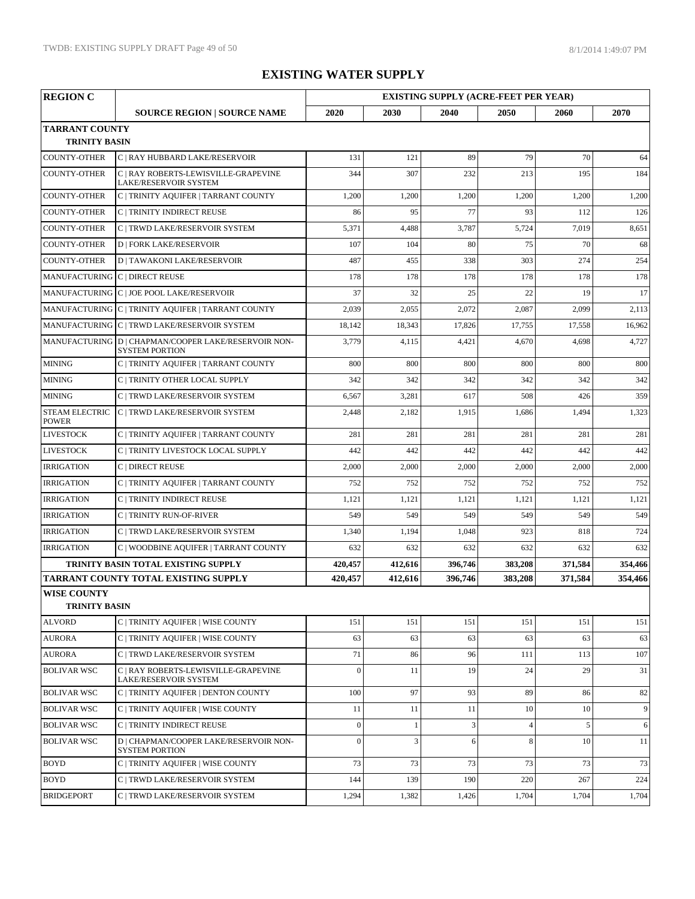# EXISTING WATER SUPPLY

| REGION C | | EXISTING SUPPLY (ACRE-FEET PER YEAR) | | | | | |
|---|---|---|---|---|---|---|---|
| | SOURCE REGION \| SOURCE NAME | 2020 | 2030 | 2040 | 2050 | 2060 | 2070 |
| **TARRANT COUNTY** | | | | | | | |
| **TRINITY BASIN** | | | | | | | |
| COUNTY-OTHER | C \| RAY HUBBARD LAKE/RESERVOIR | 131 | 121 | 89 | 79 | 70 | 64 |
| COUNTY-OTHER | C \| RAY ROBERTS-LEWISVILLE-GRAPEVINE LAKE/RESERVOIR SYSTEM | 344 | 307 | 232 | 213 | 195 | 184 |
| COUNTY-OTHER | C \| TRINITY AQUIFER \| TARRANT COUNTY | 1,200 | 1,200 | 1,200 | 1,200 | 1,200 | 1,200 |
| COUNTY-OTHER | C \| TRINITY INDIRECT REUSE | 86 | 95 | 77 | 93 | 112 | 126 |
| COUNTY-OTHER | C \| TRWD LAKE/RESERVOIR SYSTEM | 5,371 | 4,488 | 3,787 | 5,724 | 7,019 | 8,651 |
| COUNTY-OTHER | D \| FORK LAKE/RESERVOIR | 107 | 104 | 80 | 75 | 70 | 68 |
| COUNTY-OTHER | D \| TAWAKONI LAKE/RESERVOIR | 487 | 455 | 338 | 303 | 274 | 254 |
| MANUFACTURING | C \| DIRECT REUSE | 178 | 178 | 178 | 178 | 178 | 178 |
| MANUFACTURING | C \| JOE POOL LAKE/RESERVOIR | 37 | 32 | 25 | 22 | 19 | 17 |
| MANUFACTURING | C \| TRINITY AQUIFER \| TARRANT COUNTY | 2,039 | 2,055 | 2,072 | 2,087 | 2,099 | 2,113 |
| MANUFACTURING | C \| TRWD LAKE/RESERVOIR SYSTEM | 18,142 | 18,343 | 17,826 | 17,755 | 17,558 | 16,962 |
| MANUFACTURING | D \| CHAPMAN/COOPER LAKE/RESERVOIR NON-SYSTEM PORTION | 3,779 | 4,115 | 4,421 | 4,670 | 4,698 | 4,727 |
| MINING | C \| TRINITY AQUIFER \| TARRANT COUNTY | 800 | 800 | 800 | 800 | 800 | 800 |
| MINING | C \| TRINITY OTHER LOCAL SUPPLY | 342 | 342 | 342 | 342 | 342 | 342 |
| MINING | C \| TRWD LAKE/RESERVOIR SYSTEM | 6,567 | 3,281 | 617 | 508 | 426 | 359 |
| STEAM ELECTRIC POWER | C \| TRWD LAKE/RESERVOIR SYSTEM | 2,448 | 2,182 | 1,915 | 1,686 | 1,494 | 1,323 |
| LIVESTOCK | C \| TRINITY AQUIFER \| TARRANT COUNTY | 281 | 281 | 281 | 281 | 281 | 281 |
| LIVESTOCK | C \| TRINITY LIVESTOCK LOCAL SUPPLY | 442 | 442 | 442 | 442 | 442 | 442 |
| IRRIGATION | C \| DIRECT REUSE | 2,000 | 2,000 | 2,000 | 2,000 | 2,000 | 2,000 |
| IRRIGATION | C \| TRINITY AQUIFER \| TARRANT COUNTY | 752 | 752 | 752 | 752 | 752 | 752 |
| IRRIGATION | C \| TRINITY INDIRECT REUSE | 1,121 | 1,121 | 1,121 | 1,121 | 1,121 | 1,121 |
| IRRIGATION | C \| TRINITY RUN-OF-RIVER | 549 | 549 | 549 | 549 | 549 | 549 |
| IRRIGATION | C \| TRWD LAKE/RESERVOIR SYSTEM | 1,340 | 1,194 | 1,048 | 923 | 818 | 724 |
| IRRIGATION | C \| WOODBINE AQUIFER \| TARRANT COUNTY | 632 | 632 | 632 | 632 | 632 | 632 |
| | **TRINITY BASIN TOTAL EXISTING SUPPLY** | **420,457** | **412,616** | **396,746** | **383,208** | **371,584** | **354,466** |
| **TARRANT COUNTY TOTAL EXISTING SUPPLY** | | **420,457** | **412,616** | **396,746** | **383,208** | **371,584** | **354,466** |
| **WISE COUNTY** | | | | | | | |
| **TRINITY BASIN** | | | | | | | |
| ALVORD | C \| TRINITY AQUIFER \| WISE COUNTY | 151 | 151 | 151 | 151 | 151 | 151 |
| AURORA | C \| TRINITY AQUIFER \| WISE COUNTY | 63 | 63 | 63 | 63 | 63 | 63 |
| AURORA | C \| TRWD LAKE/RESERVOIR SYSTEM | 71 | 86 | 96 | 111 | 113 | 107 |
| BOLIVAR WSC | C \| RAY ROBERTS-LEWISVILLE-GRAPEVINE LAKE/RESERVOIR SYSTEM | 0 | 11 | 19 | 24 | 29 | 31 |
| BOLIVAR WSC | C \| TRINITY AQUIFER \| DENTON COUNTY | 100 | 97 | 93 | 89 | 86 | 82 |
| BOLIVAR WSC | C \| TRINITY AQUIFER \| WISE COUNTY | 11 | 11 | 11 | 10 | 10 | 9 |
| BOLIVAR WSC | C \| TRINITY INDIRECT REUSE | 0 | 1 | 3 | 4 | 5 | 6 |
| BOLIVAR WSC | D \| CHAPMAN/COOPER LAKE/RESERVOIR NON-SYSTEM PORTION | 0 | 3 | 6 | 8 | 10 | 11 |
| BOYD | C \| TRINITY AQUIFER \| WISE COUNTY | 73 | 73 | 73 | 73 | 73 | 73 |
| BOYD | C \| TRWD LAKE/RESERVOIR SYSTEM | 144 | 139 | 190 | 220 | 267 | 224 |
| BRIDGEPORT | C \| TRWD LAKE/RESERVOIR SYSTEM | 1,294 | 1,382 | 1,426 | 1,704 | 1,704 | 1,704 |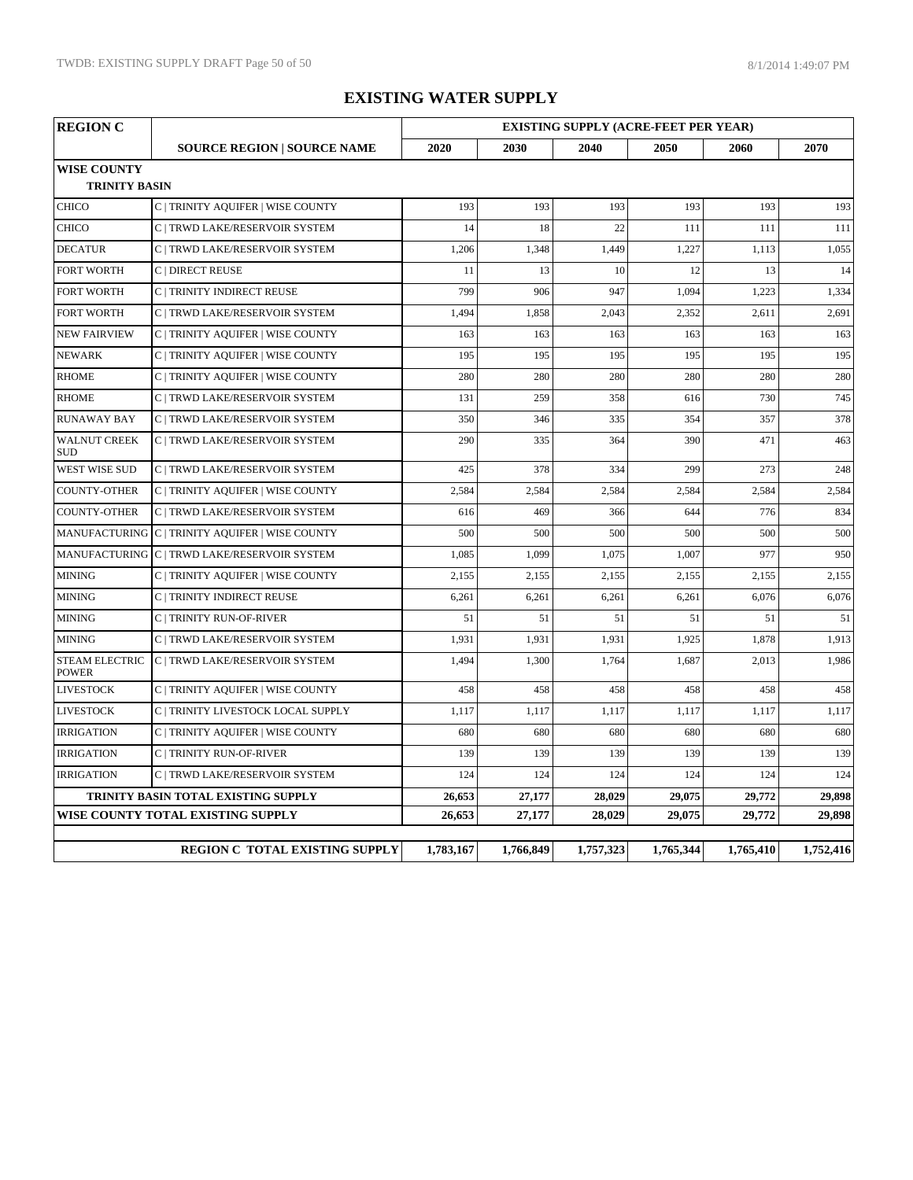# EXISTING WATER SUPPLY

| REGION C | | EXISTING SUPPLY (ACRE-FEET PER YEAR) | | | | | |
|---|---|---|---|---|---|---|---|
| | SOURCE REGION \| SOURCE NAME | 2020 | 2030 | 2040 | 2050 | 2060 | 2070 |
| **WISE COUNTY** | | | | | | | |
| **TRINITY BASIN** | | | | | | | |
| CHICO | C \| TRINITY AQUIFER \| WISE COUNTY | 193 | 193 | 193 | 193 | 193 | 193 |
| CHICO | C \| TRWD LAKE/RESERVOIR SYSTEM | 14 | 18 | 22 | 111 | 111 | 111 |
| DECATUR | C \| TRWD LAKE/RESERVOIR SYSTEM | 1,206 | 1,348 | 1,449 | 1,227 | 1,113 | 1,055 |
| FORT WORTH | C \| DIRECT REUSE | 11 | 13 | 10 | 12 | 13 | 14 |
| FORT WORTH | C \| TRINITY INDIRECT REUSE | 799 | 906 | 947 | 1,094 | 1,223 | 1,334 |
| FORT WORTH | C \| TRWD LAKE/RESERVOIR SYSTEM | 1,494 | 1,858 | 2,043 | 2,352 | 2,611 | 2,691 |
| NEW FAIRVIEW | C \| TRINITY AQUIFER \| WISE COUNTY | 163 | 163 | 163 | 163 | 163 | 163 |
| NEWARK | C \| TRINITY AQUIFER \| WISE COUNTY | 195 | 195 | 195 | 195 | 195 | 195 |
| RHOME | C \| TRINITY AQUIFER \| WISE COUNTY | 280 | 280 | 280 | 280 | 280 | 280 |
| RHOME | C \| TRWD LAKE/RESERVOIR SYSTEM | 131 | 259 | 358 | 616 | 730 | 745 |
| RUNAWAY BAY | C \| TRWD LAKE/RESERVOIR SYSTEM | 350 | 346 | 335 | 354 | 357 | 378 |
| WALNUT CREEK SUD | C \| TRWD LAKE/RESERVOIR SYSTEM | 290 | 335 | 364 | 390 | 471 | 463 |
| WEST WISE SUD | C \| TRWD LAKE/RESERVOIR SYSTEM | 425 | 378 | 334 | 299 | 273 | 248 |
| COUNTY-OTHER | C \| TRINITY AQUIFER \| WISE COUNTY | 2,584 | 2,584 | 2,584 | 2,584 | 2,584 | 2,584 |
| COUNTY-OTHER | C \| TRWD LAKE/RESERVOIR SYSTEM | 616 | 469 | 366 | 644 | 776 | 834 |
| MANUFACTURING | C \| TRINITY AQUIFER \| WISE COUNTY | 500 | 500 | 500 | 500 | 500 | 500 |
| MANUFACTURING | C \| TRWD LAKE/RESERVOIR SYSTEM | 1,085 | 1,099 | 1,075 | 1,007 | 977 | 950 |
| MINING | C \| TRINITY AQUIFER \| WISE COUNTY | 2,155 | 2,155 | 2,155 | 2,155 | 2,155 | 2,155 |
| MINING | C \| TRINITY INDIRECT REUSE | 6,261 | 6,261 | 6,261 | 6,261 | 6,076 | 6,076 |
| MINING | C \| TRINITY RUN-OF-RIVER | 51 | 51 | 51 | 51 | 51 | 51 |
| MINING | C \| TRWD LAKE/RESERVOIR SYSTEM | 1,931 | 1,931 | 1,931 | 1,925 | 1,878 | 1,913 |
| STEAM ELECTRIC POWER | C \| TRWD LAKE/RESERVOIR SYSTEM | 1,494 | 1,300 | 1,764 | 1,687 | 2,013 | 1,986 |
| LIVESTOCK | C \| TRINITY AQUIFER \| WISE COUNTY | 458 | 458 | 458 | 458 | 458 | 458 |
| LIVESTOCK | C \| TRINITY LIVESTOCK LOCAL SUPPLY | 1,117 | 1,117 | 1,117 | 1,117 | 1,117 | 1,117 |
| IRRIGATION | C \| TRINITY AQUIFER \| WISE COUNTY | 680 | 680 | 680 | 680 | 680 | 680 |
| IRRIGATION | C \| TRINITY RUN-OF-RIVER | 139 | 139 | 139 | 139 | 139 | 139 |
| IRRIGATION | C \| TRWD LAKE/RESERVOIR SYSTEM | 124 | 124 | 124 | 124 | 124 | 124 |
| **TRINITY BASIN TOTAL EXISTING SUPPLY** | | **26,653** | **27,177** | **28,029** | **29,075** | **29,772** | **29,898** |
| **WISE COUNTY TOTAL EXISTING SUPPLY** | | **26,653** | **27,177** | **28,029** | **29,075** | **29,772** | **29,898** |
| **REGION C TOTAL EXISTING SUPPLY** | | **1,783,167** | **1,766,849** | **1,757,323** | **1,765,344** | **1,765,410** | **1,752,416** |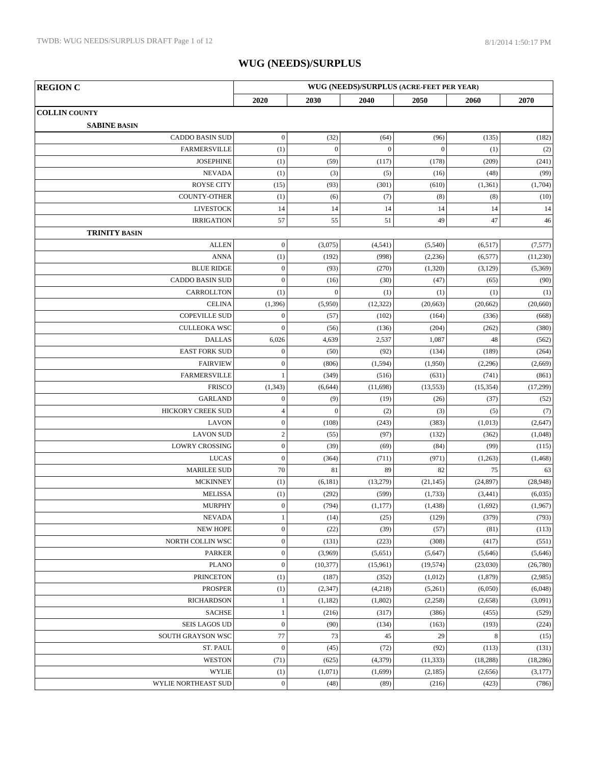# WUG (NEEDS)/SURPLUS

| REGION C | WUG (NEEDS)/SURPLUS (ACRE-FEET PER YEAR) | | | | | |
|---|---|---|---|---|---|---|
| | 2020 | 2030 | 2040 | 2050 | 2060 | 2070 |
| **COLLIN COUNTY** | | | | | | |
| **SABINE BASIN** | | | | | | |
| CADDO BASIN SUD | 0 | (32) | (64) | (96) | (135) | (182) |
| FARMERSVILLE | (1) | 0 | 0 | 0 | (1) | (2) |
| JOSEPHINE | (1) | (59) | (117) | (178) | (209) | (241) |
| NEVADA | (1) | (3) | (5) | (16) | (48) | (99) |
| ROYSE CITY | (15) | (93) | (301) | (610) | (1,361) | (1,704) |
| COUNTY-OTHER | (1) | (6) | (7) | (8) | (8) | (10) |
| LIVESTOCK | 14 | 14 | 14 | 14 | 14 | 14 |
| IRRIGATION | 57 | 55 | 51 | 49 | 47 | 46 |
| **TRINITY BASIN** | | | | | | |
| ALLEN | 0 | (3,075) | (4,541) | (5,540) | (6,517) | (7,577) |
| ANNA | (1) | (192) | (998) | (2,236) | (6,577) | (11,230) |
| BLUE RIDGE | 0 | (93) | (270) | (1,320) | (3,129) | (5,369) |
| CADDO BASIN SUD | 0 | (16) | (30) | (47) | (65) | (90) |
| CARROLLTON | (1) | 0 | (1) | (1) | (1) | (1) |
| CELINA | (1,396) | (5,950) | (12,322) | (20,663) | (20,662) | (20,660) |
| COPEVILLE SUD | 0 | (57) | (102) | (164) | (336) | (668) |
| CULLEOKA WSC | 0 | (56) | (136) | (204) | (262) | (380) |
| DALLAS | 6,026 | 4,639 | 2,537 | 1,087 | 48 | (562) |
| EAST FORK SUD | 0 | (50) | (92) | (134) | (189) | (264) |
| FAIRVIEW | 0 | (806) | (1,594) | (1,950) | (2,296) | (2,669) |
| FARMERSVILLE | 1 | (349) | (516) | (631) | (741) | (861) |
| FRISCO | (1,343) | (6,644) | (11,698) | (13,553) | (15,354) | (17,299) |
| GARLAND | 0 | (9) | (19) | (26) | (37) | (52) |
| HICKORY CREEK SUD | 4 | 0 | (2) | (3) | (5) | (7) |
| LAVON | 0 | (108) | (243) | (383) | (1,013) | (2,647) |
| LAVON SUD | 2 | (55) | (97) | (132) | (362) | (1,048) |
| LOWRY CROSSING | 0 | (39) | (69) | (84) | (99) | (115) |
| LUCAS | 0 | (364) | (711) | (971) | (1,263) | (1,468) |
| MARILEE SUD | 70 | 81 | 89 | 82 | 75 | 63 |
| MCKINNEY | (1) | (6,181) | (13,279) | (21,145) | (24,897) | (28,948) |
| MELISSA | (1) | (292) | (599) | (1,733) | (3,441) | (6,035) |
| MURPHY | 0 | (794) | (1,177) | (1,438) | (1,692) | (1,967) |
| NEVADA | 1 | (14) | (25) | (129) | (379) | (793) |
| NEW HOPE | 0 | (22) | (39) | (57) | (81) | (113) |
| NORTH COLLIN WSC | 0 | (131) | (223) | (308) | (417) | (551) |
| PARKER | 0 | (3,969) | (5,651) | (5,647) | (5,646) | (5,646) |
| PLANO | 0 | (10,377) | (15,961) | (19,574) | (23,030) | (26,780) |
| PRINCETON | (1) | (187) | (352) | (1,012) | (1,879) | (2,985) |
| PROSPER | (1) | (2,347) | (4,218) | (5,261) | (6,050) | (6,048) |
| RICHARDSON | 1 | (1,182) | (1,802) | (2,258) | (2,658) | (3,091) |
| SACHSE | 1 | (216) | (317) | (386) | (455) | (529) |
| SEIS LAGOS UD | 0 | (90) | (134) | (163) | (193) | (224) |
| SOUTH GRAYSON WSC | 77 | 73 | 45 | 29 | 8 | (15) |
| ST. PAUL | 0 | (45) | (72) | (92) | (113) | (131) |
| WESTON | (71) | (625) | (4,379) | (11,333) | (18,288) | (18,286) |
| WYLIE | (1) | (1,071) | (1,699) | (2,185) | (2,656) | (3,177) |
| WYLIE NORTHEAST SUD | 0 | (48) | (89) | (216) | (423) | (786) |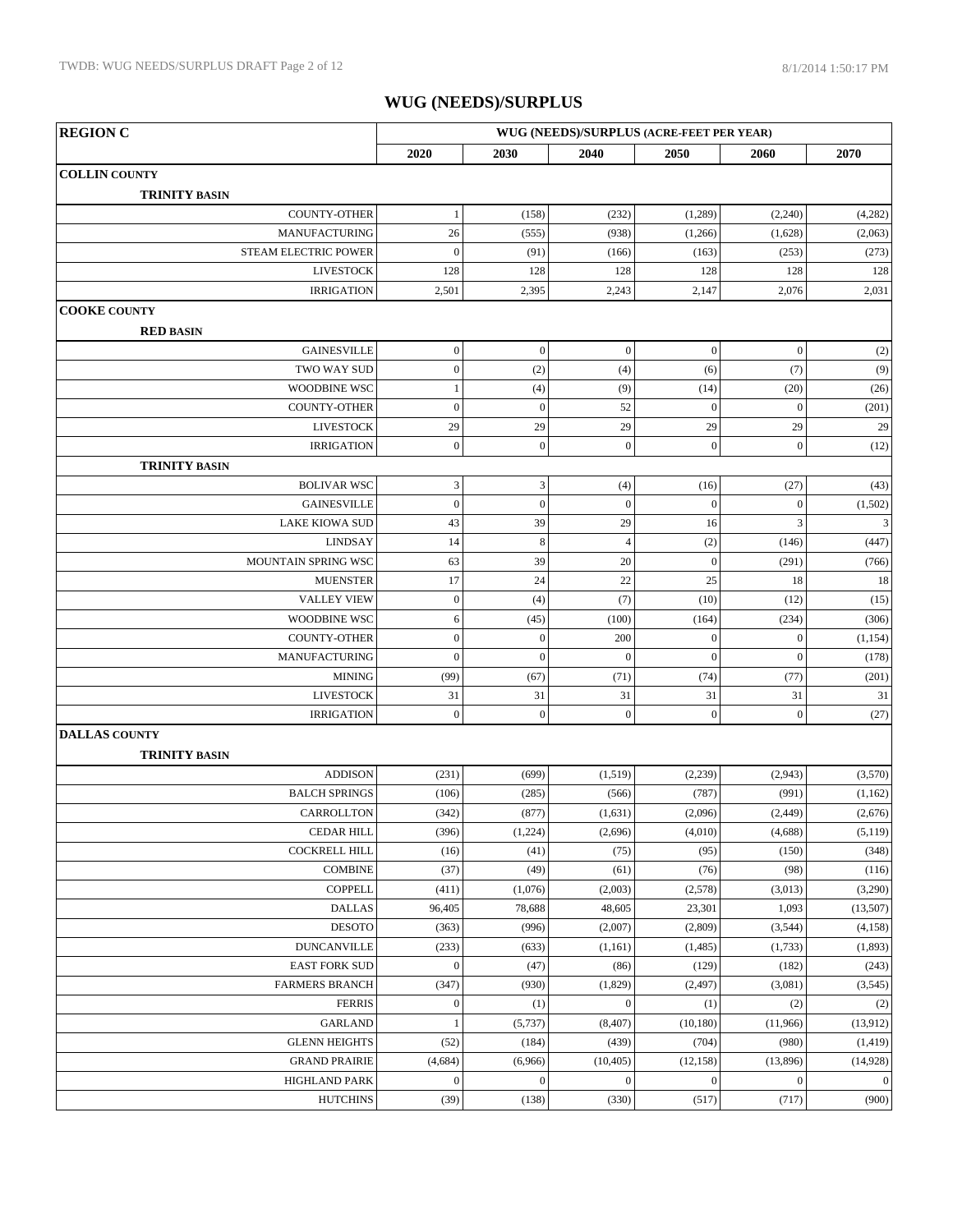# WUG (NEEDS)/SURPLUS

| REGION C | WUG (NEEDS)/SURPLUS (ACRE-FEET PER YEAR) | | | | | |
|---|---|---|---|---|---|---|
| | 2020 | 2030 | 2040 | 2050 | 2060 | 2070 |
| **COLLIN COUNTY** | | | | | | |
| **TRINITY BASIN** | | | | | | |
| COUNTY-OTHER | 1 | (158) | (232) | (1,289) | (2,240) | (4,282) |
| MANUFACTURING | 26 | (555) | (938) | (1,266) | (1,628) | (2,063) |
| STEAM ELECTRIC POWER | 0 | (91) | (166) | (163) | (253) | (273) |
| LIVESTOCK | 128 | 128 | 128 | 128 | 128 | 128 |
| IRRIGATION | 2,501 | 2,395 | 2,243 | 2,147 | 2,076 | 2,031 |
| **COOKE COUNTY** | | | | | | |
| **RED BASIN** | | | | | | |
| GAINESVILLE | 0 | 0 | 0 | 0 | 0 | (2) |
| TWO WAY SUD | 0 | (2) | (4) | (6) | (7) | (9) |
| WOODBINE WSC | 1 | (4) | (9) | (14) | (20) | (26) |
| COUNTY-OTHER | 0 | 0 | 52 | 0 | 0 | (201) |
| LIVESTOCK | 29 | 29 | 29 | 29 | 29 | 29 |
| IRRIGATION | 0 | 0 | 0 | 0 | 0 | (12) |
| **TRINITY BASIN** | | | | | | |
| BOLIVAR WSC | 3 | 3 | (4) | (16) | (27) | (43) |
| GAINESVILLE | 0 | 0 | 0 | 0 | 0 | (1,502) |
| LAKE KIOWA SUD | 43 | 39 | 29 | 16 | 3 | 3 |
| LINDSAY | 14 | 8 | 4 | (2) | (146) | (447) |
| MOUNTAIN SPRING WSC | 63 | 39 | 20 | 0 | (291) | (766) |
| MUENSTER | 17 | 24 | 22 | 25 | 18 | 18 |
| VALLEY VIEW | 0 | (4) | (7) | (10) | (12) | (15) |
| WOODBINE WSC | 6 | (45) | (100) | (164) | (234) | (306) |
| COUNTY-OTHER | 0 | 0 | 200 | 0 | 0 | (1,154) |
| MANUFACTURING | 0 | 0 | 0 | 0 | 0 | (178) |
| MINING | (99) | (67) | (71) | (74) | (77) | (201) |
| LIVESTOCK | 31 | 31 | 31 | 31 | 31 | 31 |
| IRRIGATION | 0 | 0 | 0 | 0 | 0 | (27) |
| **DALLAS COUNTY** | | | | | | |
| **TRINITY BASIN** | | | | | | |
| ADDISON | (231) | (699) | (1,519) | (2,239) | (2,943) | (3,570) |
| BALCH SPRINGS | (106) | (285) | (566) | (787) | (991) | (1,162) |
| CARROLLTON | (342) | (877) | (1,631) | (2,096) | (2,449) | (2,676) |
| CEDAR HILL | (396) | (1,224) | (2,696) | (4,010) | (4,688) | (5,119) |
| COCKRELL HILL | (16) | (41) | (75) | (95) | (150) | (348) |
| COMBINE | (37) | (49) | (61) | (76) | (98) | (116) |
| COPPELL | (411) | (1,076) | (2,003) | (2,578) | (3,013) | (3,290) |
| DALLAS | 96,405 | 78,688 | 48,605 | 23,301 | 1,093 | (13,507) |
| DESOTO | (363) | (996) | (2,007) | (2,809) | (3,544) | (4,158) |
| DUNCANVILLE | (233) | (633) | (1,161) | (1,485) | (1,733) | (1,893) |
| EAST FORK SUD | 0 | (47) | (86) | (129) | (182) | (243) |
| FARMERS BRANCH | (347) | (930) | (1,829) | (2,497) | (3,081) | (3,545) |
| FERRIS | 0 | (1) | 0 | (1) | (2) | (2) |
| GARLAND | 1 | (5,737) | (8,407) | (10,180) | (11,966) | (13,912) |
| GLENN HEIGHTS | (52) | (184) | (439) | (704) | (980) | (1,419) |
| GRAND PRAIRIE | (4,684) | (6,966) | (10,405) | (12,158) | (13,896) | (14,928) |
| HIGHLAND PARK | 0 | 0 | 0 | 0 | 0 | 0 |
| HUTCHINS | (39) | (138) | (330) | (517) | (717) | (900) |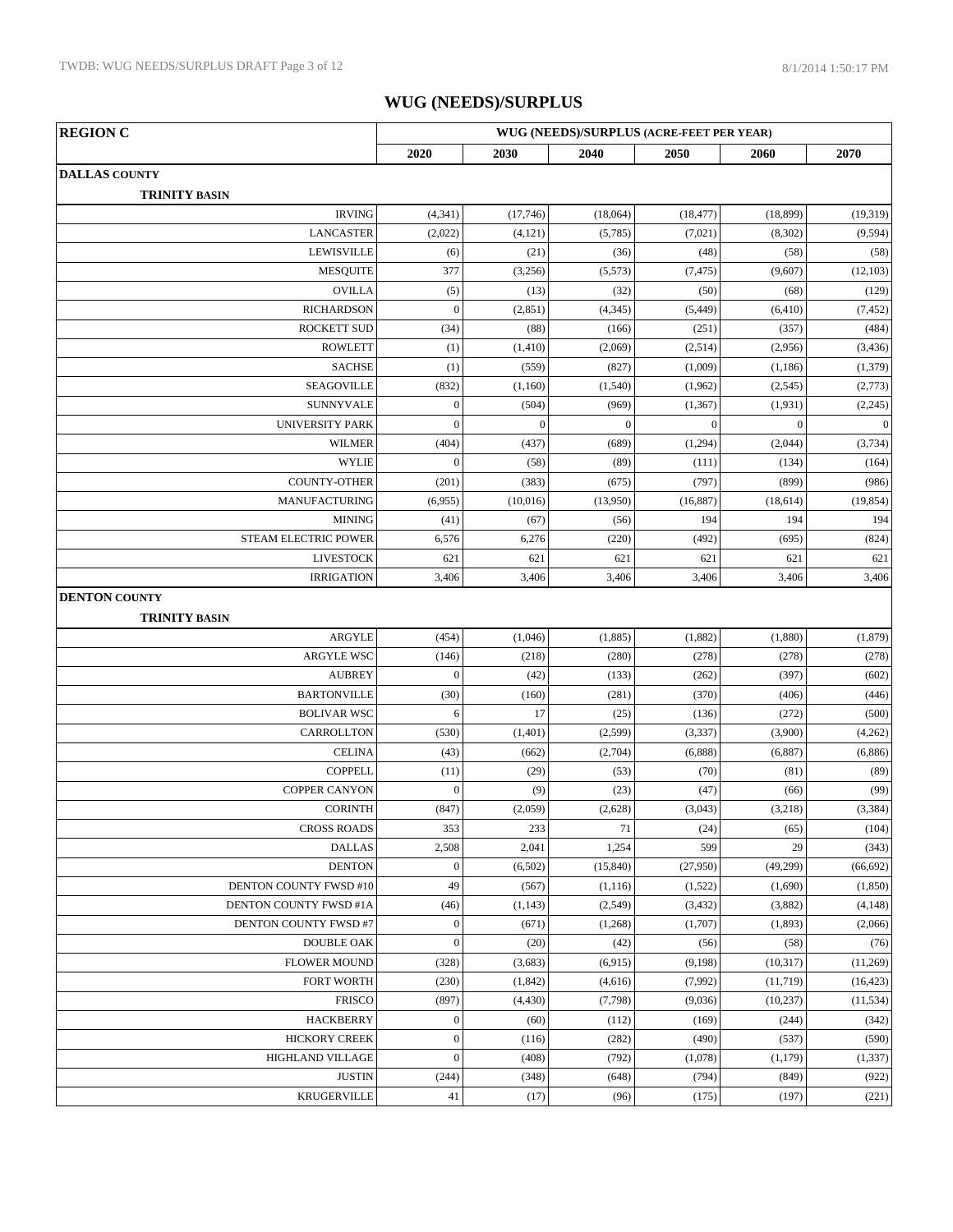# WUG (NEEDS)/SURPLUS

| REGION C | WUG (NEEDS)/SURPLUS (ACRE-FEET PER YEAR) | | | | | |
|---|---|---|---|---|---|---|
| | 2020 | 2030 | 2040 | 2050 | 2060 | 2070 |
| **DALLAS COUNTY** | | | | | | |
| **TRINITY BASIN** | | | | | | |
| IRVING | (4,341) | (17,746) | (18,064) | (18,477) | (18,899) | (19,319) |
| LANCASTER | (2,022) | (4,121) | (5,785) | (7,021) | (8,302) | (9,594) |
| LEWISVILLE | (6) | (21) | (36) | (48) | (58) | (58) |
| MESQUITE | 377 | (3,256) | (5,573) | (7,475) | (9,607) | (12,103) |
| OVILLA | (5) | (13) | (32) | (50) | (68) | (129) |
| RICHARDSON | 0 | (2,851) | (4,345) | (5,449) | (6,410) | (7,452) |
| ROCKETT SUD | (34) | (88) | (166) | (251) | (357) | (484) |
| ROWLETT | (1) | (1,410) | (2,069) | (2,514) | (2,956) | (3,436) |
| SACHSE | (1) | (559) | (827) | (1,009) | (1,186) | (1,379) |
| SEAGOVILLE | (832) | (1,160) | (1,540) | (1,962) | (2,545) | (2,773) |
| SUNNYVALE | 0 | (504) | (969) | (1,367) | (1,931) | (2,245) |
| UNIVERSITY PARK | 0 | 0 | 0 | 0 | 0 | 0 |
| WILMER | (404) | (437) | (689) | (1,294) | (2,044) | (3,734) |
| WYLIE | 0 | (58) | (89) | (111) | (134) | (164) |
| COUNTY-OTHER | (201) | (383) | (675) | (797) | (899) | (986) |
| MANUFACTURING | (6,955) | (10,016) | (13,950) | (16,887) | (18,614) | (19,854) |
| MINING | (41) | (67) | (56) | 194 | 194 | 194 |
| STEAM ELECTRIC POWER | 6,576 | 6,276 | (220) | (492) | (695) | (824) |
| LIVESTOCK | 621 | 621 | 621 | 621 | 621 | 621 |
| IRRIGATION | 3,406 | 3,406 | 3,406 | 3,406 | 3,406 | 3,406 |
| **DENTON COUNTY** | | | | | | |
| **TRINITY BASIN** | | | | | | |
| ARGYLE | (454) | (1,046) | (1,885) | (1,882) | (1,880) | (1,879) |
| ARGYLE WSC | (146) | (218) | (280) | (278) | (278) | (278) |
| AUBREY | 0 | (42) | (133) | (262) | (397) | (602) |
| BARTONVILLE | (30) | (160) | (281) | (370) | (406) | (446) |
| BOLIVAR WSC | 6 | 17 | (25) | (136) | (272) | (500) |
| CARROLLTON | (530) | (1,401) | (2,599) | (3,337) | (3,900) | (4,262) |
| CELINA | (43) | (662) | (2,704) | (6,888) | (6,887) | (6,886) |
| COPPELL | (11) | (29) | (53) | (70) | (81) | (89) |
| COPPER CANYON | 0 | (9) | (23) | (47) | (66) | (99) |
| CORINTH | (847) | (2,059) | (2,628) | (3,043) | (3,218) | (3,384) |
| CROSS ROADS | 353 | 233 | 71 | (24) | (65) | (104) |
| DALLAS | 2,508 | 2,041 | 1,254 | 599 | 29 | (343) |
| DENTON | 0 | (6,502) | (15,840) | (27,950) | (49,299) | (66,692) |
| DENTON COUNTY FWSD #10 | 49 | (567) | (1,116) | (1,522) | (1,690) | (1,850) |
| DENTON COUNTY FWSD #1A | (46) | (1,143) | (2,549) | (3,432) | (3,882) | (4,148) |
| DENTON COUNTY FWSD #7 | 0 | (671) | (1,268) | (1,707) | (1,893) | (2,066) |
| DOUBLE OAK | 0 | (20) | (42) | (56) | (58) | (76) |
| FLOWER MOUND | (328) | (3,683) | (6,915) | (9,198) | (10,317) | (11,269) |
| FORT WORTH | (230) | (1,842) | (4,616) | (7,992) | (11,719) | (16,423) |
| FRISCO | (897) | (4,430) | (7,798) | (9,036) | (10,237) | (11,534) |
| HACKBERRY | 0 | (60) | (112) | (169) | (244) | (342) |
| HICKORY CREEK | 0 | (116) | (282) | (490) | (537) | (590) |
| HIGHLAND VILLAGE | 0 | (408) | (792) | (1,078) | (1,179) | (1,337) |
| JUSTIN | (244) | (348) | (648) | (794) | (849) | (922) |
| KRUGERVILLE | 41 | (17) | (96) | (175) | (197) | (221) |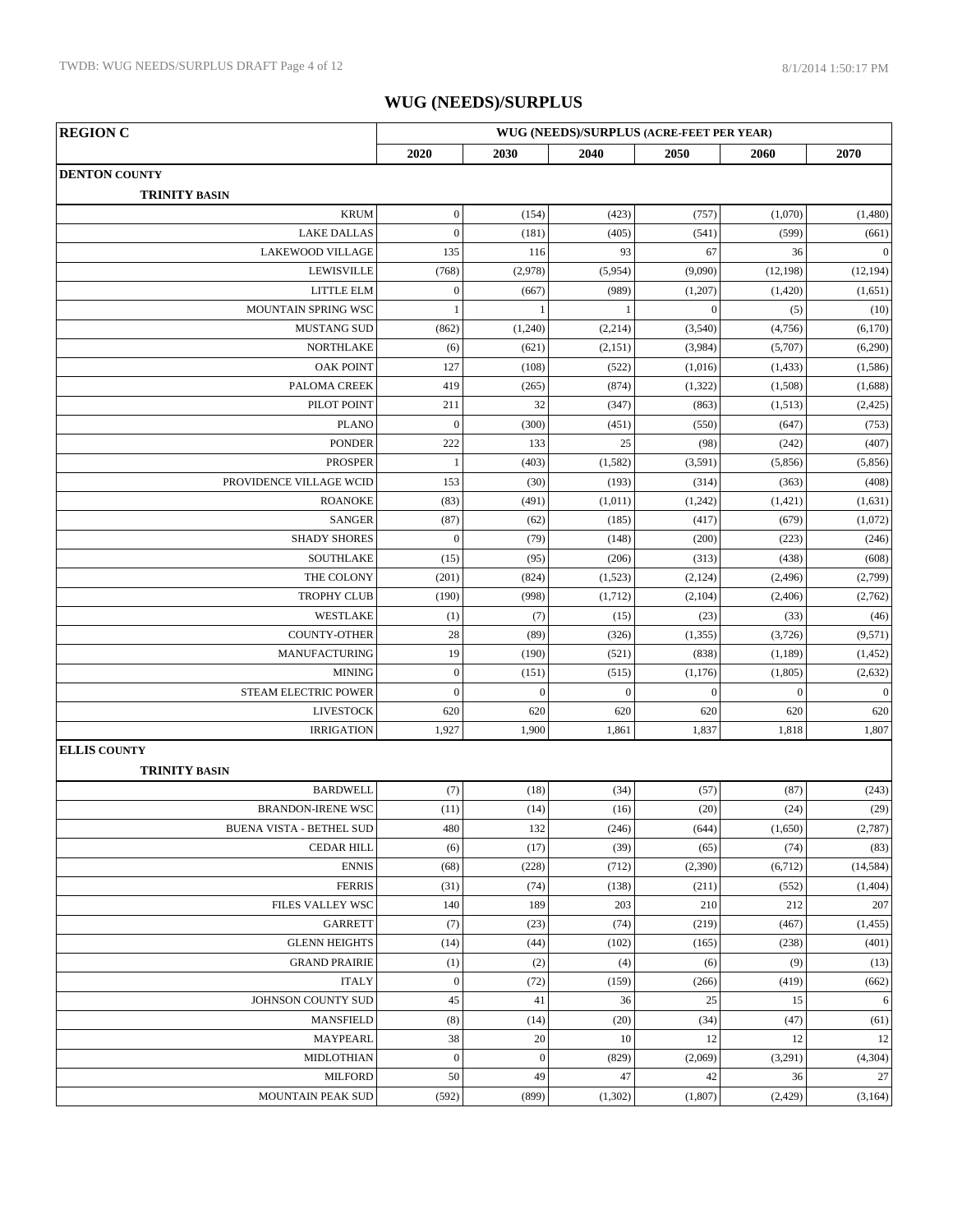# WUG (NEEDS)/SURPLUS

| REGION C | WUG (NEEDS)/SURPLUS (ACRE-FEET PER YEAR) | | | | | |
|---|---|---|---|---|---|---|
| | 2020 | 2030 | 2040 | 2050 | 2060 | 2070 |
| **DENTON COUNTY** | | | | | | |
| **TRINITY BASIN** | | | | | | |
| KRUM | 0 | (154) | (423) | (757) | (1,070) | (1,480) |
| LAKE DALLAS | 0 | (181) | (405) | (541) | (599) | (661) |
| LAKEWOOD VILLAGE | 135 | 116 | 93 | 67 | 36 | 0 |
| LEWISVILLE | (768) | (2,978) | (5,954) | (9,090) | (12,198) | (12,194) |
| LITTLE ELM | 0 | (667) | (989) | (1,207) | (1,420) | (1,651) |
| MOUNTAIN SPRING WSC | 1 | 1 | 1 | 0 | (5) | (10) |
| MUSTANG SUD | (862) | (1,240) | (2,214) | (3,540) | (4,756) | (6,170) |
| NORTHLAKE | (6) | (621) | (2,151) | (3,984) | (5,707) | (6,290) |
| OAK POINT | 127 | (108) | (522) | (1,016) | (1,433) | (1,586) |
| PALOMA CREEK | 419 | (265) | (874) | (1,322) | (1,508) | (1,688) |
| PILOT POINT | 211 | 32 | (347) | (863) | (1,513) | (2,425) |
| PLANO | 0 | (300) | (451) | (550) | (647) | (753) |
| PONDER | 222 | 133 | 25 | (98) | (242) | (407) |
| PROSPER | 1 | (403) | (1,582) | (3,591) | (5,856) | (5,856) |
| PROVIDENCE VILLAGE WCID | 153 | (30) | (193) | (314) | (363) | (408) |
| ROANOKE | (83) | (491) | (1,011) | (1,242) | (1,421) | (1,631) |
| SANGER | (87) | (62) | (185) | (417) | (679) | (1,072) |
| SHADY SHORES | 0 | (79) | (148) | (200) | (223) | (246) |
| SOUTHLAKE | (15) | (95) | (206) | (313) | (438) | (608) |
| THE COLONY | (201) | (824) | (1,523) | (2,124) | (2,496) | (2,799) |
| TROPHY CLUB | (190) | (998) | (1,712) | (2,104) | (2,406) | (2,762) |
| WESTLAKE | (1) | (7) | (15) | (23) | (33) | (46) |
| COUNTY-OTHER | 28 | (89) | (326) | (1,355) | (3,726) | (9,571) |
| MANUFACTURING | 19 | (190) | (521) | (838) | (1,189) | (1,452) |
| MINING | 0 | (151) | (515) | (1,176) | (1,805) | (2,632) |
| STEAM ELECTRIC POWER | 0 | 0 | 0 | 0 | 0 | 0 |
| LIVESTOCK | 620 | 620 | 620 | 620 | 620 | 620 |
| IRRIGATION | 1,927 | 1,900 | 1,861 | 1,837 | 1,818 | 1,807 |
| **ELLIS COUNTY** | | | | | | |
| **TRINITY BASIN** | | | | | | |
| BARDWELL | (7) | (18) | (34) | (57) | (87) | (243) |
| BRANDON-IRENE WSC | (11) | (14) | (16) | (20) | (24) | (29) |
| BUENA VISTA - BETHEL SUD | 480 | 132 | (246) | (644) | (1,650) | (2,787) |
| CEDAR HILL | (6) | (17) | (39) | (65) | (74) | (83) |
| ENNIS | (68) | (228) | (712) | (2,390) | (6,712) | (14,584) |
| FERRIS | (31) | (74) | (138) | (211) | (552) | (1,404) |
| FILES VALLEY WSC | 140 | 189 | 203 | 210 | 212 | 207 |
| GARRETT | (7) | (23) | (74) | (219) | (467) | (1,455) |
| GLENN HEIGHTS | (14) | (44) | (102) | (165) | (238) | (401) |
| GRAND PRAIRIE | (1) | (2) | (4) | (6) | (9) | (13) |
| ITALY | 0 | (72) | (159) | (266) | (419) | (662) |
| JOHNSON COUNTY SUD | 45 | 41 | 36 | 25 | 15 | 6 |
| MANSFIELD | (8) | (14) | (20) | (34) | (47) | (61) |
| MAYPEARL | 38 | 20 | 10 | 12 | 12 | 12 |
| MIDLOTHIAN | 0 | 0 | (829) | (2,069) | (3,291) | (4,304) |
| MILFORD | 50 | 49 | 47 | 42 | 36 | 27 |
| MOUNTAIN PEAK SUD | (592) | (899) | (1,302) | (1,807) | (2,429) | (3,164) |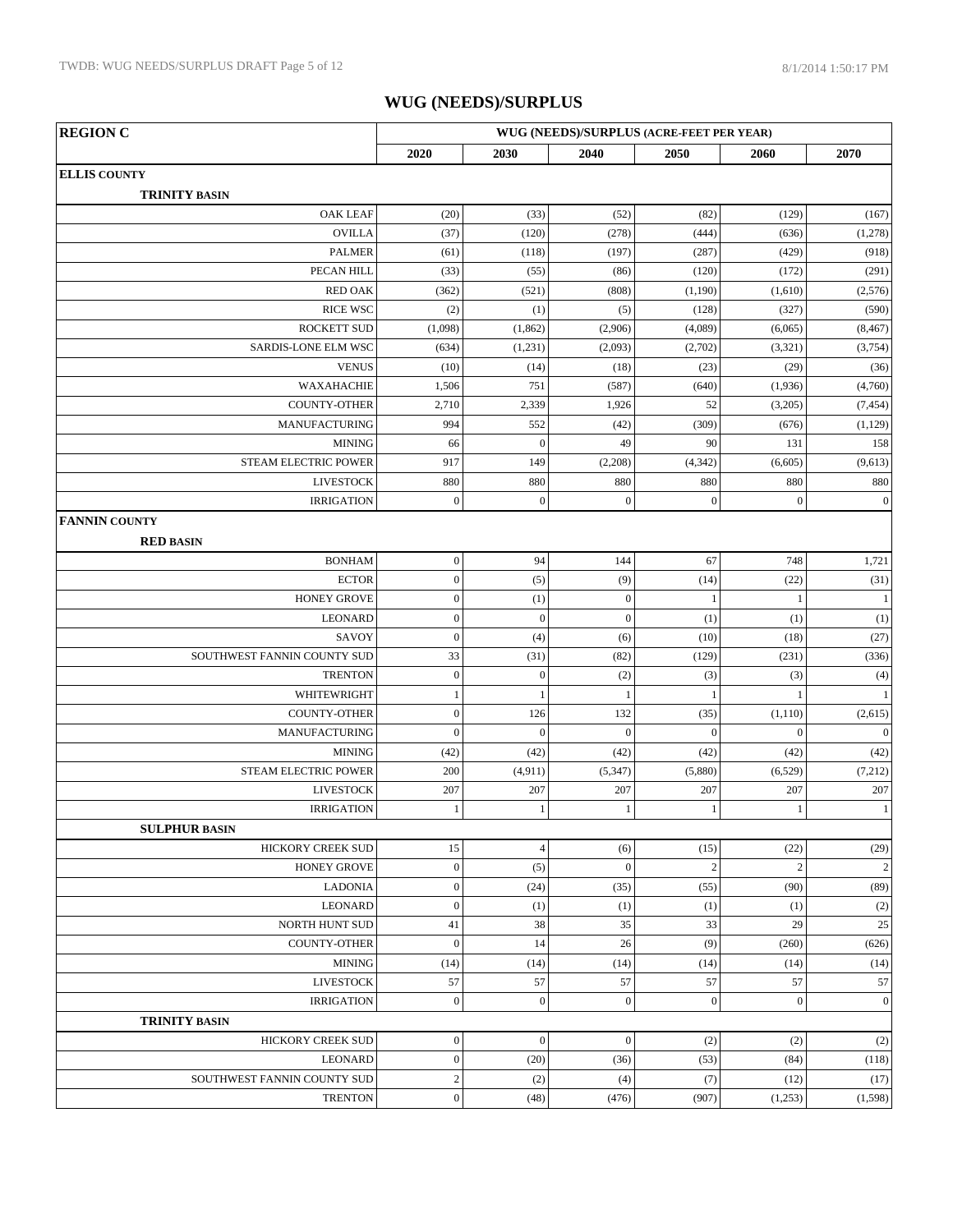# WUG (NEEDS)/SURPLUS

| REGION C | WUG (NEEDS)/SURPLUS (ACRE-FEET PER YEAR) | | | | | |
|---|---|---|---|---|---|---|
| | 2020 | 2030 | 2040 | 2050 | 2060 | 2070 |
| **ELLIS COUNTY** | | | | | | |
| **TRINITY BASIN** | | | | | | |
| OAK LEAF | (20) | (33) | (52) | (82) | (129) | (167) |
| OVILLA | (37) | (120) | (278) | (444) | (636) | (1,278) |
| PALMER | (61) | (118) | (197) | (287) | (429) | (918) |
| PECAN HILL | (33) | (55) | (86) | (120) | (172) | (291) |
| RED OAK | (362) | (521) | (808) | (1,190) | (1,610) | (2,576) |
| RICE WSC | (2) | (1) | (5) | (128) | (327) | (590) |
| ROCKETT SUD | (1,098) | (1,862) | (2,906) | (4,089) | (6,065) | (8,467) |
| SARDIS-LONE ELM WSC | (634) | (1,231) | (2,093) | (2,702) | (3,321) | (3,754) |
| VENUS | (10) | (14) | (18) | (23) | (29) | (36) |
| WAXAHACHIE | 1,506 | 751 | (587) | (640) | (1,936) | (4,760) |
| COUNTY-OTHER | 2,710 | 2,339 | 1,926 | 52 | (3,205) | (7,454) |
| MANUFACTURING | 994 | 552 | (42) | (309) | (676) | (1,129) |
| MINING | 66 | 0 | 49 | 90 | 131 | 158 |
| STEAM ELECTRIC POWER | 917 | 149 | (2,208) | (4,342) | (6,605) | (9,613) |
| LIVESTOCK | 880 | 880 | 880 | 880 | 880 | 880 |
| IRRIGATION | 0 | 0 | 0 | 0 | 0 | 0 |
| **FANNIN COUNTY** | | | | | | |
| **RED BASIN** | | | | | | |
| BONHAM | 0 | 94 | 144 | 67 | 748 | 1,721 |
| ECTOR | 0 | (5) | (9) | (14) | (22) | (31) |
| HONEY GROVE | 0 | (1) | 0 | 1 | 1 | 1 |
| LEONARD | 0 | 0 | 0 | (1) | (1) | (1) |
| SAVOY | 0 | (4) | (6) | (10) | (18) | (27) |
| SOUTHWEST FANNIN COUNTY SUD | 33 | (31) | (82) | (129) | (231) | (336) |
| TRENTON | 0 | 0 | (2) | (3) | (3) | (4) |
| WHITEWRIGHT | 1 | 1 | 1 | 1 | 1 | 1 |
| COUNTY-OTHER | 0 | 126 | 132 | (35) | (1,110) | (2,615) |
| MANUFACTURING | 0 | 0 | 0 | 0 | 0 | 0 |
| MINING | (42) | (42) | (42) | (42) | (42) | (42) |
| STEAM ELECTRIC POWER | 200 | (4,911) | (5,347) | (5,880) | (6,529) | (7,212) |
| LIVESTOCK | 207 | 207 | 207 | 207 | 207 | 207 |
| IRRIGATION | 1 | 1 | 1 | 1 | 1 | 1 |
| **SULPHUR BASIN** | | | | | | |
| HICKORY CREEK SUD | 15 | 4 | (6) | (15) | (22) | (29) |
| HONEY GROVE | 0 | (5) | 0 | 2 | 2 | 2 |
| LADONIA | 0 | (24) | (35) | (55) | (90) | (89) |
| LEONARD | 0 | (1) | (1) | (1) | (1) | (2) |
| NORTH HUNT SUD | 41 | 38 | 35 | 33 | 29 | 25 |
| COUNTY-OTHER | 0 | 14 | 26 | (9) | (260) | (626) |
| MINING | (14) | (14) | (14) | (14) | (14) | (14) |
| LIVESTOCK | 57 | 57 | 57 | 57 | 57 | 57 |
| IRRIGATION | 0 | 0 | 0 | 0 | 0 | 0 |
| **TRINITY BASIN** | | | | | | |
| HICKORY CREEK SUD | 0 | 0 | 0 | (2) | (2) | (2) |
| LEONARD | 0 | (20) | (36) | (53) | (84) | (118) |
| SOUTHWEST FANNIN COUNTY SUD | 2 | (2) | (4) | (7) | (12) | (17) |
| TRENTON | 0 | (48) | (476) | (907) | (1,253) | (1,598) |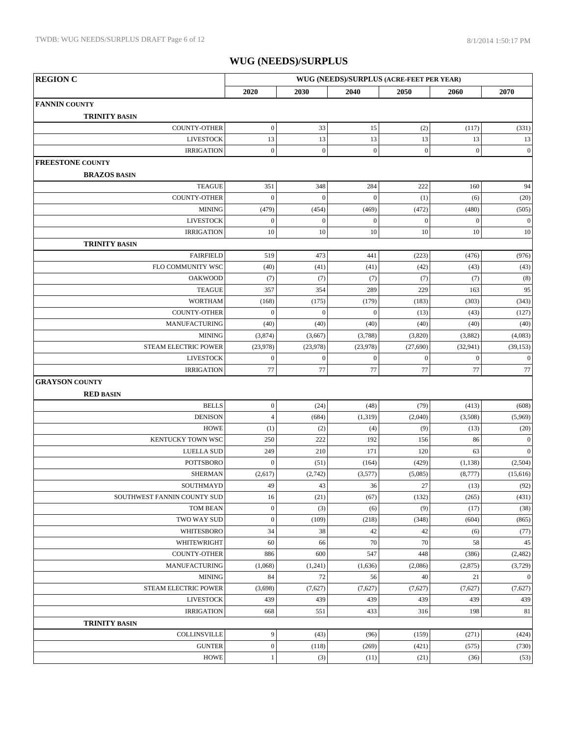# WUG (NEEDS)/SURPLUS

| REGION C | WUG (NEEDS)/SURPLUS (ACRE-FEET PER YEAR) | | | | | |
|---|---|---|---|---|---|---|
| | 2020 | 2030 | 2040 | 2050 | 2060 | 2070 |
| **FANNIN COUNTY** | | | | | | |
| **TRINITY BASIN** | | | | | | |
| COUNTY-OTHER | 0 | 33 | 15 | (2) | (117) | (331) |
| LIVESTOCK | 13 | 13 | 13 | 13 | 13 | 13 |
| IRRIGATION | 0 | 0 | 0 | 0 | 0 | 0 |
| **FREESTONE COUNTY** | | | | | | |
| **BRAZOS BASIN** | | | | | | |
| TEAGUE | 351 | 348 | 284 | 222 | 160 | 94 |
| COUNTY-OTHER | 0 | 0 | 0 | (1) | (6) | (20) |
| MINING | (479) | (454) | (469) | (472) | (480) | (505) |
| LIVESTOCK | 0 | 0 | 0 | 0 | 0 | 0 |
| IRRIGATION | 10 | 10 | 10 | 10 | 10 | 10 |
| **TRINITY BASIN** | | | | | | |
| FAIRFIELD | 519 | 473 | 441 | (223) | (476) | (976) |
| FLO COMMUNITY WSC | (40) | (41) | (41) | (42) | (43) | (43) |
| OAKWOOD | (7) | (7) | (7) | (7) | (7) | (8) |
| TEAGUE | 357 | 354 | 289 | 229 | 163 | 95 |
| WORTHAM | (168) | (175) | (179) | (183) | (303) | (343) |
| COUNTY-OTHER | 0 | 0 | 0 | (13) | (43) | (127) |
| MANUFACTURING | (40) | (40) | (40) | (40) | (40) | (40) |
| MINING | (3,874) | (3,667) | (3,788) | (3,820) | (3,882) | (4,083) |
| STEAM ELECTRIC POWER | (23,978) | (23,978) | (23,978) | (27,690) | (32,941) | (39,153) |
| LIVESTOCK | 0 | 0 | 0 | 0 | 0 | 0 |
| IRRIGATION | 77 | 77 | 77 | 77 | 77 | 77 |
| **GRAYSON COUNTY** | | | | | | |
| **RED BASIN** | | | | | | |
| BELLS | 0 | (24) | (48) | (79) | (413) | (608) |
| DENISON | 4 | (684) | (1,319) | (2,040) | (3,508) | (5,969) |
| HOWE | (1) | (2) | (4) | (9) | (13) | (20) |
| KENTUCKY TOWN WSC | 250 | 222 | 192 | 156 | 86 | 0 |
| LUELLA SUD | 249 | 210 | 171 | 120 | 63 | 0 |
| POTTSBORO | 0 | (51) | (164) | (429) | (1,138) | (2,504) |
| SHERMAN | (2,617) | (2,742) | (3,577) | (5,085) | (8,777) | (15,616) |
| SOUTHMAYD | 49 | 43 | 36 | 27 | (13) | (92) |
| SOUTHWEST FANNIN COUNTY SUD | 16 | (21) | (67) | (132) | (265) | (431) |
| TOM BEAN | 0 | (3) | (6) | (9) | (17) | (38) |
| TWO WAY SUD | 0 | (109) | (218) | (348) | (604) | (865) |
| WHITESBORO | 34 | 38 | 42 | 42 | (6) | (77) |
| WHITEWRIGHT | 60 | 66 | 70 | 70 | 58 | 45 |
| COUNTY-OTHER | 886 | 600 | 547 | 448 | (386) | (2,482) |
| MANUFACTURING | (1,068) | (1,241) | (1,636) | (2,086) | (2,875) | (3,729) |
| MINING | 84 | 72 | 56 | 40 | 21 | 0 |
| STEAM ELECTRIC POWER | (3,698) | (7,627) | (7,627) | (7,627) | (7,627) | (7,627) |
| LIVESTOCK | 439 | 439 | 439 | 439 | 439 | 439 |
| IRRIGATION | 668 | 551 | 433 | 316 | 198 | 81 |
| **TRINITY BASIN** | | | | | | |
| COLLINSVILLE | 9 | (43) | (96) | (159) | (271) | (424) |
| GUNTER | 0 | (118) | (269) | (421) | (575) | (730) |
| HOWE | 1 | (3) | (11) | (21) | (36) | (53) |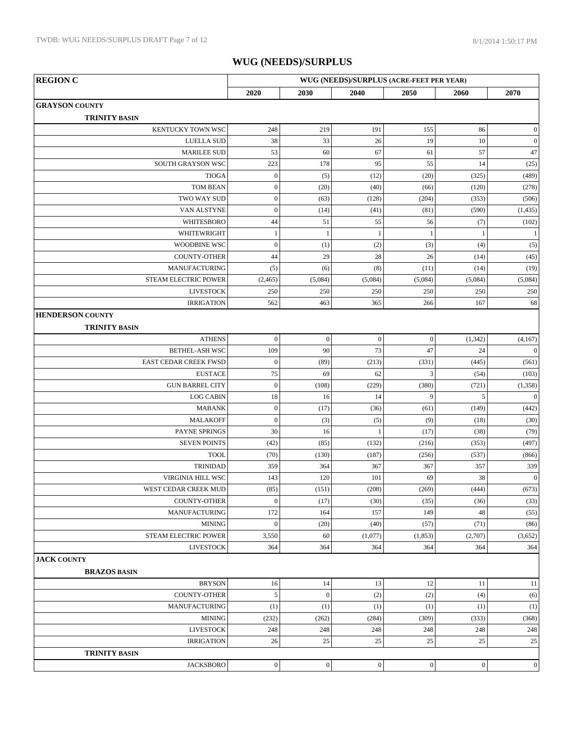# WUG (NEEDS)/SURPLUS

| REGION C | WUG (NEEDS)/SURPLUS (ACRE-FEET PER YEAR) | | | | | |
|---|---|---|---|---|---|---|
| | 2020 | 2030 | 2040 | 2050 | 2060 | 2070 |
| **GRAYSON COUNTY** | | | | | | |
| **TRINITY BASIN** | | | | | | |
| KENTUCKY TOWN WSC | 248 | 219 | 191 | 155 | 86 | 0 |
| LUELLA SUD | 38 | 33 | 26 | 19 | 10 | 0 |
| MARILEE SUD | 53 | 60 | 67 | 61 | 57 | 47 |
| SOUTH GRAYSON WSC | 223 | 178 | 95 | 55 | 14 | (25) |
| TIOGA | 0 | (5) | (12) | (20) | (325) | (489) |
| TOM BEAN | 0 | (20) | (40) | (66) | (120) | (278) |
| TWO WAY SUD | 0 | (63) | (128) | (204) | (353) | (506) |
| VAN ALSTYNE | 0 | (14) | (41) | (81) | (590) | (1,435) |
| WHITESBORO | 44 | 51 | 55 | 56 | (7) | (102) |
| WHITEWRIGHT | 1 | 1 | 1 | 1 | 1 | 1 |
| WOODBINE WSC | 0 | (1) | (2) | (3) | (4) | (5) |
| COUNTY-OTHER | 44 | 29 | 28 | 26 | (14) | (45) |
| MANUFACTURING | (5) | (6) | (8) | (11) | (14) | (19) |
| STEAM ELECTRIC POWER | (2,465) | (5,084) | (5,084) | (5,084) | (5,084) | (5,084) |
| LIVESTOCK | 250 | 250 | 250 | 250 | 250 | 250 |
| IRRIGATION | 562 | 463 | 365 | 266 | 167 | 68 |
| **HENDERSON COUNTY** | | | | | | |
| **TRINITY BASIN** | | | | | | |
| ATHENS | 0 | 0 | 0 | 0 | (1,342) | (4,167) |
| BETHEL-ASH WSC | 109 | 90 | 73 | 47 | 24 | 0 |
| EAST CEDAR CREEK FWSD | 0 | (89) | (213) | (331) | (445) | (561) |
| EUSTACE | 75 | 69 | 62 | 3 | (54) | (103) |
| GUN BARREL CITY | 0 | (108) | (229) | (380) | (721) | (1,358) |
| LOG CABIN | 18 | 16 | 14 | 9 | 5 | 0 |
| MABANK | 0 | (17) | (36) | (61) | (149) | (442) |
| MALAKOFF | 0 | (3) | (5) | (9) | (18) | (30) |
| PAYNE SPRINGS | 30 | 16 | 1 | (17) | (38) | (79) |
| SEVEN POINTS | (42) | (85) | (132) | (216) | (353) | (497) |
| TOOL | (70) | (130) | (187) | (256) | (537) | (866) |
| TRINIDAD | 359 | 364 | 367 | 367 | 357 | 339 |
| VIRGINIA HILL WSC | 143 | 120 | 101 | 69 | 38 | 0 |
| WEST CEDAR CREEK MUD | (85) | (151) | (208) | (269) | (444) | (673) |
| COUNTY-OTHER | 0 | (17) | (30) | (35) | (36) | (33) |
| MANUFACTURING | 172 | 164 | 157 | 149 | 48 | (55) |
| MINING | 0 | (20) | (40) | (57) | (71) | (86) |
| STEAM ELECTRIC POWER | 3,550 | 60 | (1,077) | (1,853) | (2,707) | (3,652) |
| LIVESTOCK | 364 | 364 | 364 | 364 | 364 | 364 |
| **JACK COUNTY** | | | | | | |
| **BRAZOS BASIN** | | | | | | |
| BRYSON | 16 | 14 | 13 | 12 | 11 | 11 |
| COUNTY-OTHER | 5 | 0 | (2) | (2) | (4) | (6) |
| MANUFACTURING | (1) | (1) | (1) | (1) | (1) | (1) |
| MINING | (232) | (262) | (284) | (309) | (333) | (368) |
| LIVESTOCK | 248 | 248 | 248 | 248 | 248 | 248 |
| IRRIGATION | 26 | 25 | 25 | 25 | 25 | 25 |
| **TRINITY BASIN** | | | | | | |
| JACKSBORO | 0 | 0 | 0 | 0 | 0 | 0 |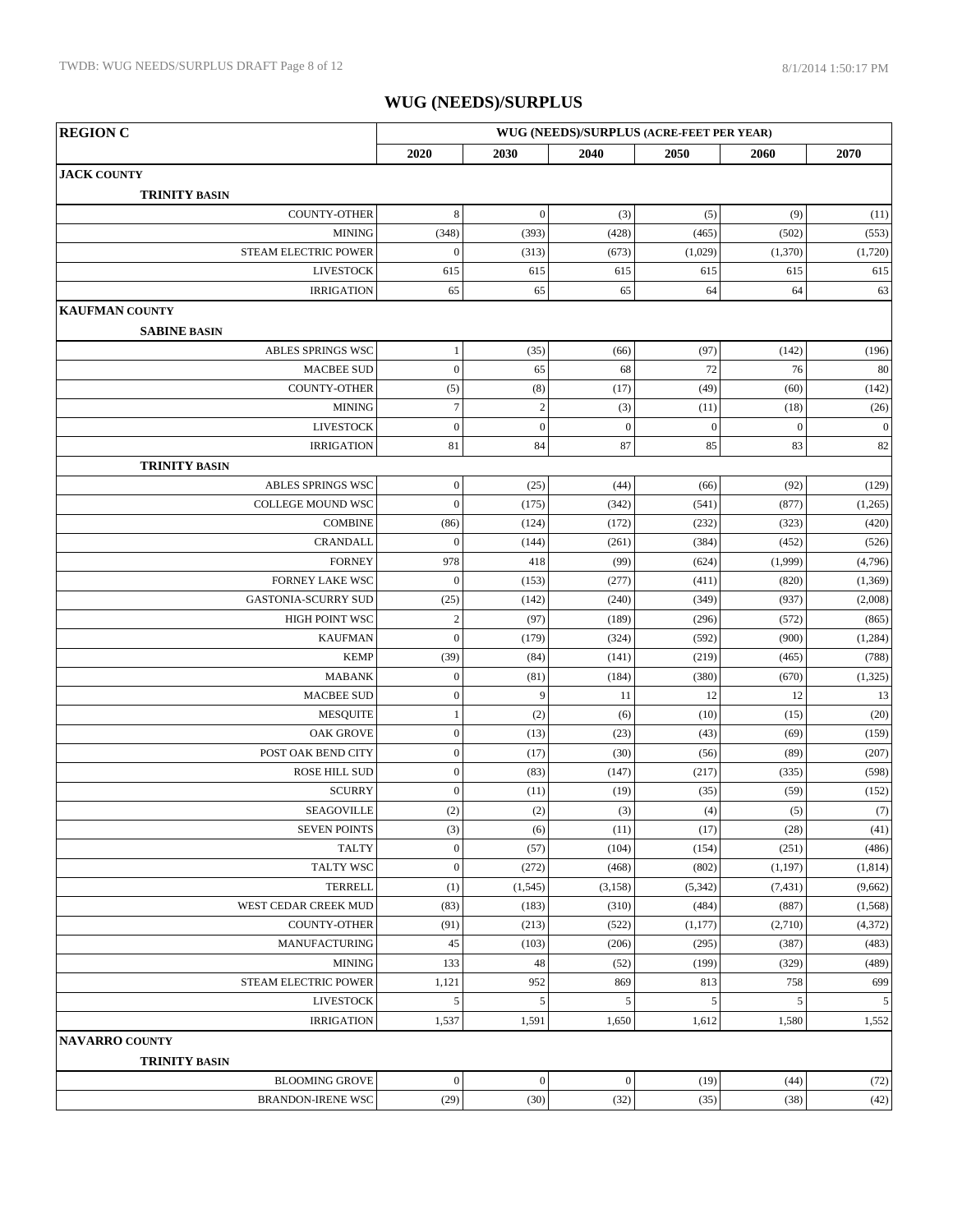# WUG (NEEDS)/SURPLUS

| REGION C | WUG (NEEDS)/SURPLUS (ACRE-FEET PER YEAR) | | | | | |
|---|---|---|---|---|---|---|
| | 2020 | 2030 | 2040 | 2050 | 2060 | 2070 |
| **JACK COUNTY** | | | | | | |
| **TRINITY BASIN** | | | | | | |
| COUNTY-OTHER | 8 | 0 | (3) | (5) | (9) | (11) |
| MINING | (348) | (393) | (428) | (465) | (502) | (553) |
| STEAM ELECTRIC POWER | 0 | (313) | (673) | (1,029) | (1,370) | (1,720) |
| LIVESTOCK | 615 | 615 | 615 | 615 | 615 | 615 |
| IRRIGATION | 65 | 65 | 65 | 64 | 64 | 63 |
| **KAUFMAN COUNTY** | | | | | | |
| **SABINE BASIN** | | | | | | |
| ABLES SPRINGS WSC | 1 | (35) | (66) | (97) | (142) | (196) |
| MACBEE SUD | 0 | 65 | 68 | 72 | 76 | 80 |
| COUNTY-OTHER | (5) | (8) | (17) | (49) | (60) | (142) |
| MINING | 7 | 2 | (3) | (11) | (18) | (26) |
| LIVESTOCK | 0 | 0 | 0 | 0 | 0 | 0 |
| IRRIGATION | 81 | 84 | 87 | 85 | 83 | 82 |
| **TRINITY BASIN** | | | | | | |
| ABLES SPRINGS WSC | 0 | (25) | (44) | (66) | (92) | (129) |
| COLLEGE MOUND WSC | 0 | (175) | (342) | (541) | (877) | (1,265) |
| COMBINE | (86) | (124) | (172) | (232) | (323) | (420) |
| CRANDALL | 0 | (144) | (261) | (384) | (452) | (526) |
| FORNEY | 978 | 418 | (99) | (624) | (1,999) | (4,796) |
| FORNEY LAKE WSC | 0 | (153) | (277) | (411) | (820) | (1,369) |
| GASTONIA-SCURRY SUD | (25) | (142) | (240) | (349) | (937) | (2,008) |
| HIGH POINT WSC | 2 | (97) | (189) | (296) | (572) | (865) |
| KAUFMAN | 0 | (179) | (324) | (592) | (900) | (1,284) |
| KEMP | (39) | (84) | (141) | (219) | (465) | (788) |
| MABANK | 0 | (81) | (184) | (380) | (670) | (1,325) |
| MACBEE SUD | 0 | 9 | 11 | 12 | 12 | 13 |
| MESQUITE | 1 | (2) | (6) | (10) | (15) | (20) |
| OAK GROVE | 0 | (13) | (23) | (43) | (69) | (159) |
| POST OAK BEND CITY | 0 | (17) | (30) | (56) | (89) | (207) |
| ROSE HILL SUD | 0 | (83) | (147) | (217) | (335) | (598) |
| SCURRY | 0 | (11) | (19) | (35) | (59) | (152) |
| SEAGOVILLE | (2) | (2) | (3) | (4) | (5) | (7) |
| SEVEN POINTS | (3) | (6) | (11) | (17) | (28) | (41) |
| TALTY | 0 | (57) | (104) | (154) | (251) | (486) |
| TALTY WSC | 0 | (272) | (468) | (802) | (1,197) | (1,814) |
| TERRELL | (1) | (1,545) | (3,158) | (5,342) | (7,431) | (9,662) |
| WEST CEDAR CREEK MUD | (83) | (183) | (310) | (484) | (887) | (1,568) |
| COUNTY-OTHER | (91) | (213) | (522) | (1,177) | (2,710) | (4,372) |
| MANUFACTURING | 45 | (103) | (206) | (295) | (387) | (483) |
| MINING | 133 | 48 | (52) | (199) | (329) | (489) |
| STEAM ELECTRIC POWER | 1,121 | 952 | 869 | 813 | 758 | 699 |
| LIVESTOCK | 5 | 5 | 5 | 5 | 5 | 5 |
| IRRIGATION | 1,537 | 1,591 | 1,650 | 1,612 | 1,580 | 1,552 |
| **NAVARRO COUNTY** | | | | | | |
| **TRINITY BASIN** | | | | | | |
| BLOOMING GROVE | 0 | 0 | 0 | (19) | (44) | (72) |
| BRANDON-IRENE WSC | (29) | (30) | (32) | (35) | (38) | (42) |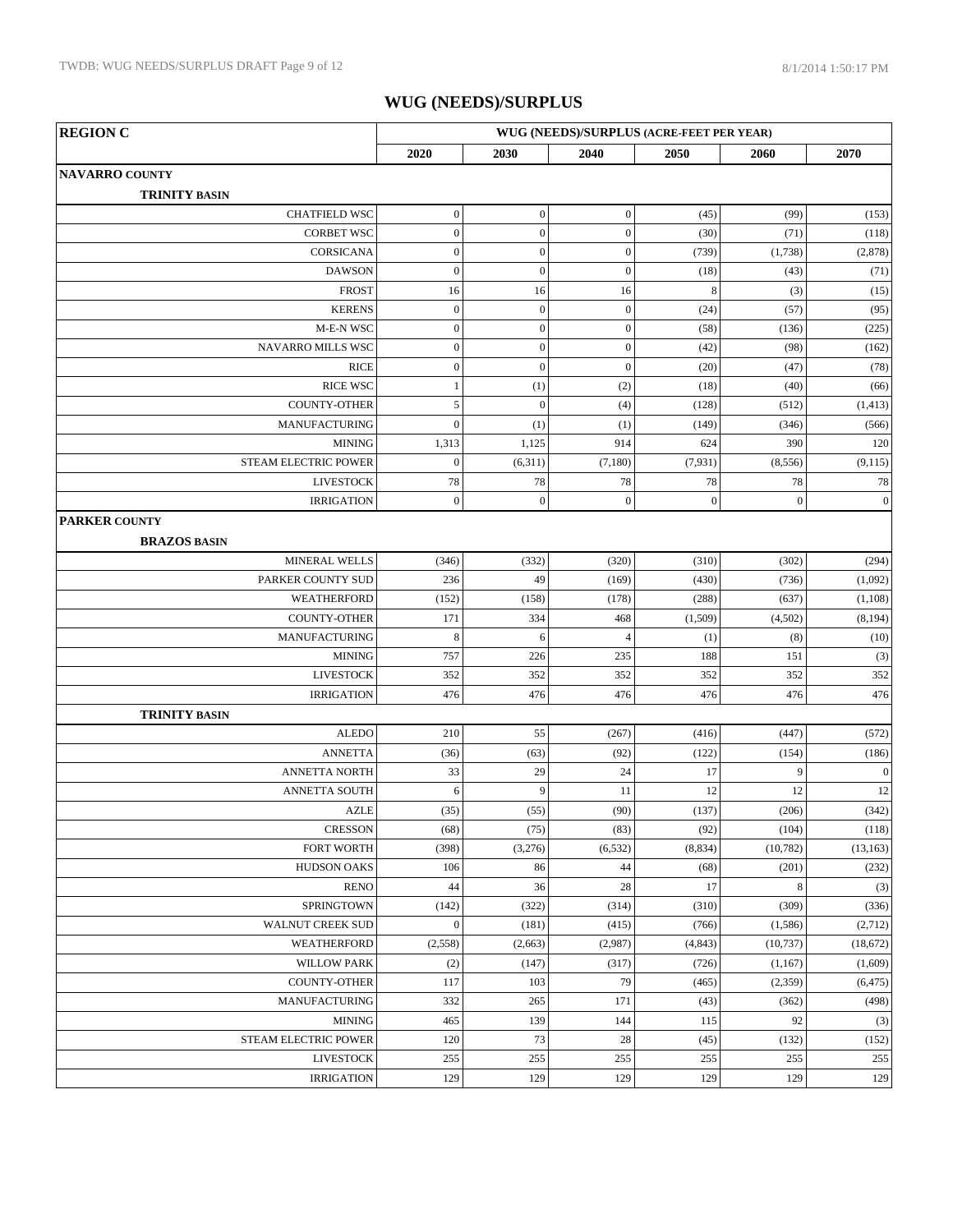# WUG (NEEDS)/SURPLUS

| REGION C | WUG (NEEDS)/SURPLUS (ACRE-FEET PER YEAR) | | | | | |
|---|---|---|---|---|---|---|
| | 2020 | 2030 | 2040 | 2050 | 2060 | 2070 |
| **NAVARRO COUNTY** | | | | | | |
| **TRINITY BASIN** | | | | | | |
| CHATFIELD WSC | 0 | 0 | 0 | (45) | (99) | (153) |
| CORBET WSC | 0 | 0 | 0 | (30) | (71) | (118) |
| CORSICANA | 0 | 0 | 0 | (739) | (1,738) | (2,878) |
| DAWSON | 0 | 0 | 0 | (18) | (43) | (71) |
| FROST | 16 | 16 | 16 | 8 | (3) | (15) |
| KERENS | 0 | 0 | 0 | (24) | (57) | (95) |
| M-E-N WSC | 0 | 0 | 0 | (58) | (136) | (225) |
| NAVARRO MILLS WSC | 0 | 0 | 0 | (42) | (98) | (162) |
| RICE | 0 | 0 | 0 | (20) | (47) | (78) |
| RICE WSC | 1 | (1) | (2) | (18) | (40) | (66) |
| COUNTY-OTHER | 5 | 0 | (4) | (128) | (512) | (1,413) |
| MANUFACTURING | 0 | (1) | (1) | (149) | (346) | (566) |
| MINING | 1,313 | 1,125 | 914 | 624 | 390 | 120 |
| STEAM ELECTRIC POWER | 0 | (6,311) | (7,180) | (7,931) | (8,556) | (9,115) |
| LIVESTOCK | 78 | 78 | 78 | 78 | 78 | 78 |
| IRRIGATION | 0 | 0 | 0 | 0 | 0 | 0 |
| **PARKER COUNTY** | | | | | | |
| **BRAZOS BASIN** | | | | | | |
| MINERAL WELLS | (346) | (332) | (320) | (310) | (302) | (294) |
| PARKER COUNTY SUD | 236 | 49 | (169) | (430) | (736) | (1,092) |
| WEATHERFORD | (152) | (158) | (178) | (288) | (637) | (1,108) |
| COUNTY-OTHER | 171 | 334 | 468 | (1,509) | (4,502) | (8,194) |
| MANUFACTURING | 8 | 6 | 4 | (1) | (8) | (10) |
| MINING | 757 | 226 | 235 | 188 | 151 | (3) |
| LIVESTOCK | 352 | 352 | 352 | 352 | 352 | 352 |
| IRRIGATION | 476 | 476 | 476 | 476 | 476 | 476 |
| **TRINITY BASIN** | | | | | | |
| ALEDO | 210 | 55 | (267) | (416) | (447) | (572) |
| ANNETTA | (36) | (63) | (92) | (122) | (154) | (186) |
| ANNETTA NORTH | 33 | 29 | 24 | 17 | 9 | 0 |
| ANNETTA SOUTH | 6 | 9 | 11 | 12 | 12 | 12 |
| AZLE | (35) | (55) | (90) | (137) | (206) | (342) |
| CRESSON | (68) | (75) | (83) | (92) | (104) | (118) |
| FORT WORTH | (398) | (3,276) | (6,532) | (8,834) | (10,782) | (13,163) |
| HUDSON OAKS | 106 | 86 | 44 | (68) | (201) | (232) |
| RENO | 44 | 36 | 28 | 17 | 8 | (3) |
| SPRINGTOWN | (142) | (322) | (314) | (310) | (309) | (336) |
| WALNUT CREEK SUD | 0 | (181) | (415) | (766) | (1,586) | (2,712) |
| WEATHERFORD | (2,558) | (2,663) | (2,987) | (4,843) | (10,737) | (18,672) |
| WILLOW PARK | (2) | (147) | (317) | (726) | (1,167) | (1,609) |
| COUNTY-OTHER | 117 | 103 | 79 | (465) | (2,359) | (6,475) |
| MANUFACTURING | 332 | 265 | 171 | (43) | (362) | (498) |
| MINING | 465 | 139 | 144 | 115 | 92 | (3) |
| STEAM ELECTRIC POWER | 120 | 73 | 28 | (45) | (132) | (152) |
| LIVESTOCK | 255 | 255 | 255 | 255 | 255 | 255 |
| IRRIGATION | 129 | 129 | 129 | 129 | 129 | 129 |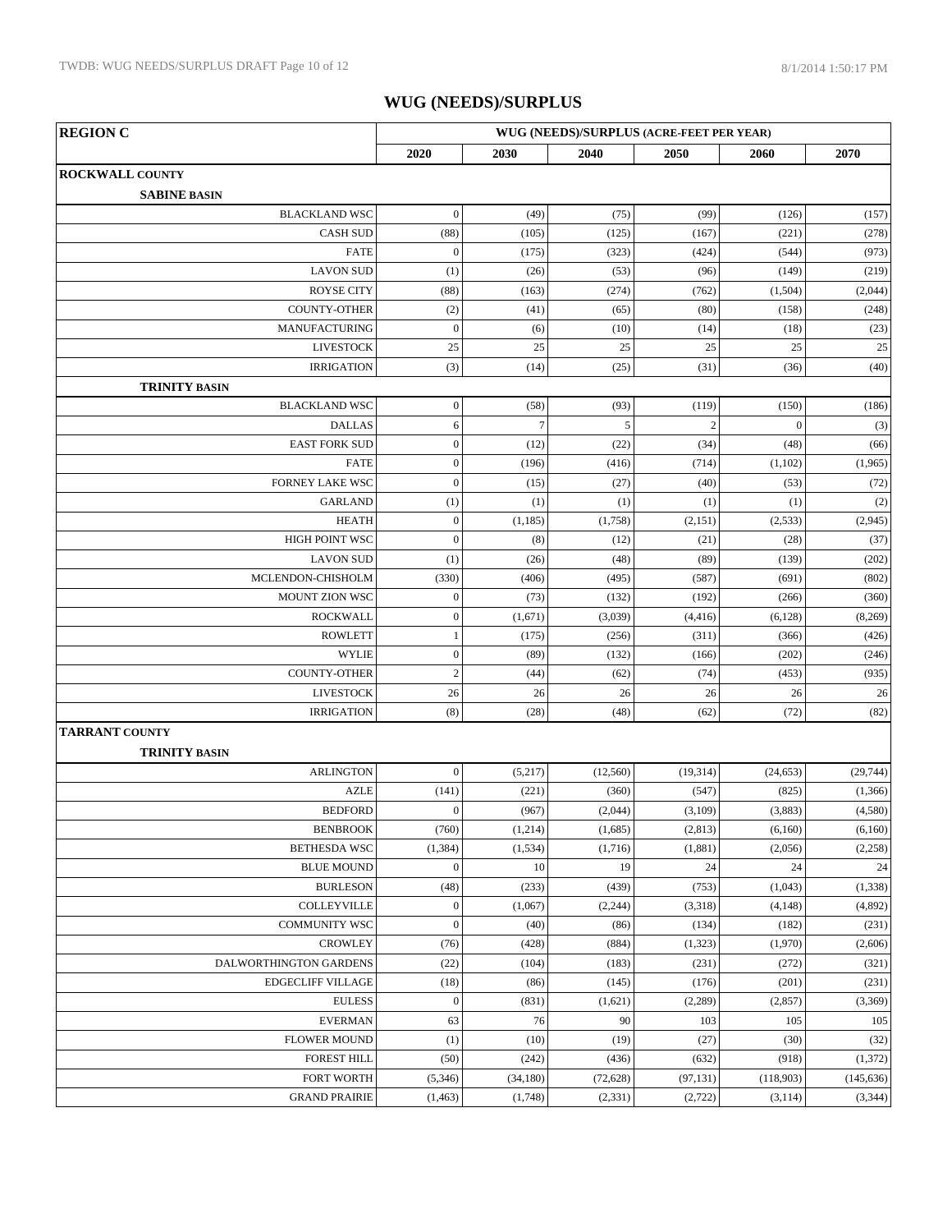# WUG (NEEDS)/SURPLUS

| REGION C | WUG (NEEDS)/SURPLUS (ACRE-FEET PER YEAR) | | | | | |
|---|---|---|---|---|---|---|
| | 2020 | 2030 | 2040 | 2050 | 2060 | 2070 |
| **ROCKWALL COUNTY** | | | | | | |
| **SABINE BASIN** | | | | | | |
| BLACKLAND WSC | 0 | (49) | (75) | (99) | (126) | (157) |
| CASH SUD | (88) | (105) | (125) | (167) | (221) | (278) |
| FATE | 0 | (175) | (323) | (424) | (544) | (973) |
| LAVON SUD | (1) | (26) | (53) | (96) | (149) | (219) |
| ROYSE CITY | (88) | (163) | (274) | (762) | (1,504) | (2,044) |
| COUNTY-OTHER | (2) | (41) | (65) | (80) | (158) | (248) |
| MANUFACTURING | 0 | (6) | (10) | (14) | (18) | (23) |
| LIVESTOCK | 25 | 25 | 25 | 25 | 25 | 25 |
| IRRIGATION | (3) | (14) | (25) | (31) | (36) | (40) |
| **TRINITY BASIN** | | | | | | |
| BLACKLAND WSC | 0 | (58) | (93) | (119) | (150) | (186) |
| DALLAS | 6 | 7 | 5 | 2 | 0 | (3) |
| EAST FORK SUD | 0 | (12) | (22) | (34) | (48) | (66) |
| FATE | 0 | (196) | (416) | (714) | (1,102) | (1,965) |
| FORNEY LAKE WSC | 0 | (15) | (27) | (40) | (53) | (72) |
| GARLAND | (1) | (1) | (1) | (1) | (1) | (2) |
| HEATH | 0 | (1,185) | (1,758) | (2,151) | (2,533) | (2,945) |
| HIGH POINT WSC | 0 | (8) | (12) | (21) | (28) | (37) |
| LAVON SUD | (1) | (26) | (48) | (89) | (139) | (202) |
| MCLENDON-CHISHOLM | (330) | (406) | (495) | (587) | (691) | (802) |
| MOUNT ZION WSC | 0 | (73) | (132) | (192) | (266) | (360) |
| ROCKWALL | 0 | (1,671) | (3,039) | (4,416) | (6,128) | (8,269) |
| ROWLETT | 1 | (175) | (256) | (311) | (366) | (426) |
| WYLIE | 0 | (89) | (132) | (166) | (202) | (246) |
| COUNTY-OTHER | 2 | (44) | (62) | (74) | (453) | (935) |
| LIVESTOCK | 26 | 26 | 26 | 26 | 26 | 26 |
| IRRIGATION | (8) | (28) | (48) | (62) | (72) | (82) |
| **TARRANT COUNTY** | | | | | | |
| **TRINITY BASIN** | | | | | | |
| ARLINGTON | 0 | (5,217) | (12,560) | (19,314) | (24,653) | (29,744) |
| AZLE | (141) | (221) | (360) | (547) | (825) | (1,366) |
| BEDFORD | 0 | (967) | (2,044) | (3,109) | (3,883) | (4,580) |
| BENBROOK | (760) | (1,214) | (1,685) | (2,813) | (6,160) | (6,160) |
| BETHESDA WSC | (1,384) | (1,534) | (1,716) | (1,881) | (2,056) | (2,258) |
| BLUE MOUND | 0 | 10 | 19 | 24 | 24 | 24 |
| BURLESON | (48) | (233) | (439) | (753) | (1,043) | (1,338) |
| COLLEYVILLE | 0 | (1,067) | (2,244) | (3,318) | (4,148) | (4,892) |
| COMMUNITY WSC | 0 | (40) | (86) | (134) | (182) | (231) |
| CROWLEY | (76) | (428) | (884) | (1,323) | (1,970) | (2,606) |
| DALWORTHINGTON GARDENS | (22) | (104) | (183) | (231) | (272) | (321) |
| EDGECLIFF VILLAGE | (18) | (86) | (145) | (176) | (201) | (231) |
| EULESS | 0 | (831) | (1,621) | (2,289) | (2,857) | (3,369) |
| EVERMAN | 63 | 76 | 90 | 103 | 105 | 105 |
| FLOWER MOUND | (1) | (10) | (19) | (27) | (30) | (32) |
| FOREST HILL | (50) | (242) | (436) | (632) | (918) | (1,372) |
| FORT WORTH | (5,346) | (34,180) | (72,628) | (97,131) | (118,903) | (145,636) |
| GRAND PRAIRIE | (1,463) | (1,748) | (2,331) | (2,722) | (3,114) | (3,344) |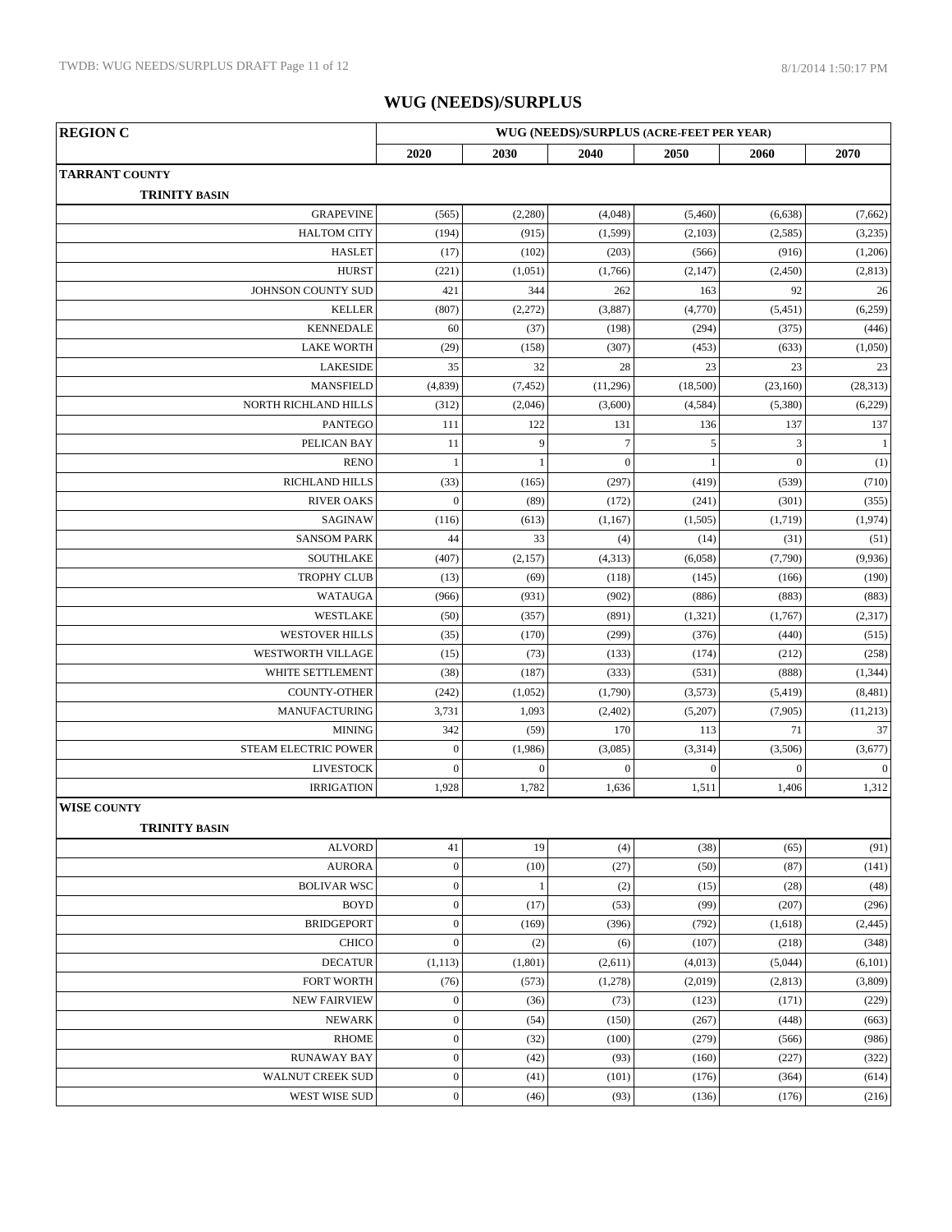# WUG (NEEDS)/SURPLUS

| REGION C | WUG (NEEDS)/SURPLUS (ACRE-FEET PER YEAR) | | | | | |
|---|---|---|---|---|---|---|
| | 2020 | 2030 | 2040 | 2050 | 2060 | 2070 |
| **TARRANT COUNTY** | | | | | | |
| **TRINITY BASIN** | | | | | | |
| GRAPEVINE | (565) | (2,280) | (4,048) | (5,460) | (6,638) | (7,662) |
| HALTOM CITY | (194) | (915) | (1,599) | (2,103) | (2,585) | (3,235) |
| HASLET | (17) | (102) | (203) | (566) | (916) | (1,206) |
| HURST | (221) | (1,051) | (1,766) | (2,147) | (2,450) | (2,813) |
| JOHNSON COUNTY SUD | 421 | 344 | 262 | 163 | 92 | 26 |
| KELLER | (807) | (2,272) | (3,887) | (4,770) | (5,451) | (6,259) |
| KENNEDALE | 60 | (37) | (198) | (294) | (375) | (446) |
| LAKE WORTH | (29) | (158) | (307) | (453) | (633) | (1,050) |
| LAKESIDE | 35 | 32 | 28 | 23 | 23 | 23 |
| MANSFIELD | (4,839) | (7,452) | (11,296) | (18,500) | (23,160) | (28,313) |
| NORTH RICHLAND HILLS | (312) | (2,046) | (3,600) | (4,584) | (5,380) | (6,229) |
| PANTEGO | 111 | 122 | 131 | 136 | 137 | 137 |
| PELICAN BAY | 11 | 9 | 7 | 5 | 3 | 1 |
| RENO | 1 | 1 | 0 | 1 | 0 | (1) |
| RICHLAND HILLS | (33) | (165) | (297) | (419) | (539) | (710) |
| RIVER OAKS | 0 | (89) | (172) | (241) | (301) | (355) |
| SAGINAW | (116) | (613) | (1,167) | (1,505) | (1,719) | (1,974) |
| SANSOM PARK | 44 | 33 | (4) | (14) | (31) | (51) |
| SOUTHLAKE | (407) | (2,157) | (4,313) | (6,058) | (7,790) | (9,936) |
| TROPHY CLUB | (13) | (69) | (118) | (145) | (166) | (190) |
| WATAUGA | (966) | (931) | (902) | (886) | (883) | (883) |
| WESTLAKE | (50) | (357) | (891) | (1,321) | (1,767) | (2,317) |
| WESTOVER HILLS | (35) | (170) | (299) | (376) | (440) | (515) |
| WESTWORTH VILLAGE | (15) | (73) | (133) | (174) | (212) | (258) |
| WHITE SETTLEMENT | (38) | (187) | (333) | (531) | (888) | (1,344) |
| COUNTY-OTHER | (242) | (1,052) | (1,790) | (3,573) | (5,419) | (8,481) |
| MANUFACTURING | 3,731 | 1,093 | (2,402) | (5,207) | (7,905) | (11,213) |
| MINING | 342 | (59) | 170 | 113 | 71 | 37 |
| STEAM ELECTRIC POWER | 0 | (1,986) | (3,085) | (3,314) | (3,506) | (3,677) |
| LIVESTOCK | 0 | 0 | 0 | 0 | 0 | 0 |
| IRRIGATION | 1,928 | 1,782 | 1,636 | 1,511 | 1,406 | 1,312 |
| **WISE COUNTY** | | | | | | |
| **TRINITY BASIN** | | | | | | |
| ALVORD | 41 | 19 | (4) | (38) | (65) | (91) |
| AURORA | 0 | (10) | (27) | (50) | (87) | (141) |
| BOLIVAR WSC | 0 | 1 | (2) | (15) | (28) | (48) |
| BOYD | 0 | (17) | (53) | (99) | (207) | (296) |
| BRIDGEPORT | 0 | (169) | (396) | (792) | (1,618) | (2,445) |
| CHICO | 0 | (2) | (6) | (107) | (218) | (348) |
| DECATUR | (1,113) | (1,801) | (2,611) | (4,013) | (5,044) | (6,101) |
| FORT WORTH | (76) | (573) | (1,278) | (2,019) | (2,813) | (3,809) |
| NEW FAIRVIEW | 0 | (36) | (73) | (123) | (171) | (229) |
| NEWARK | 0 | (54) | (150) | (267) | (448) | (663) |
| RHOME | 0 | (32) | (100) | (279) | (566) | (986) |
| RUNAWAY BAY | 0 | (42) | (93) | (160) | (227) | (322) |
| WALNUT CREEK SUD | 0 | (41) | (101) | (176) | (364) | (614) |
| WEST WISE SUD | 0 | (46) | (93) | (136) | (176) | (216) |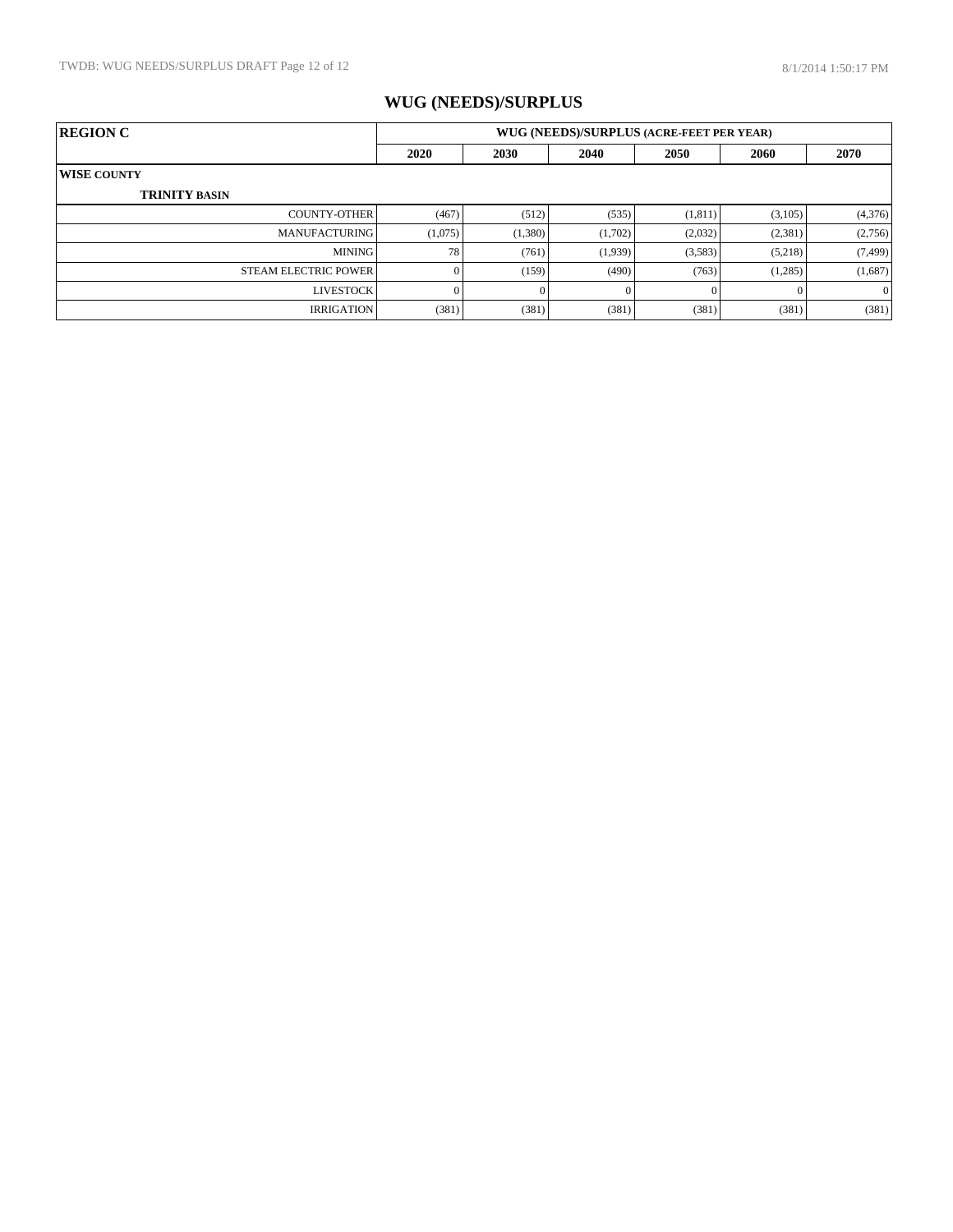# WUG (NEEDS)/SURPLUS

| REGION C | WUG (NEEDS)/SURPLUS (ACRE-FEET PER YEAR) | | | | | |
|---|---|---|---|---|---|---|
| | 2020 | 2030 | 2040 | 2050 | 2060 | 2070 |
| **WISE COUNTY** | | | | | | |
| **TRINITY BASIN** | | | | | | |
| COUNTY-OTHER | (467) | (512) | (535) | (1,811) | (3,105) | (4,376) |
| MANUFACTURING | (1,075) | (1,380) | (1,702) | (2,032) | (2,381) | (2,756) |
| MINING | 78 | (761) | (1,939) | (3,583) | (5,218) | (7,499) |
| STEAM ELECTRIC POWER | 0 | (159) | (490) | (763) | (1,285) | (1,687) |
| LIVESTOCK | 0 | 0 | 0 | 0 | 0 | 0 |
| IRRIGATION | (381) | (381) | (381) | (381) | (381) | (381) |